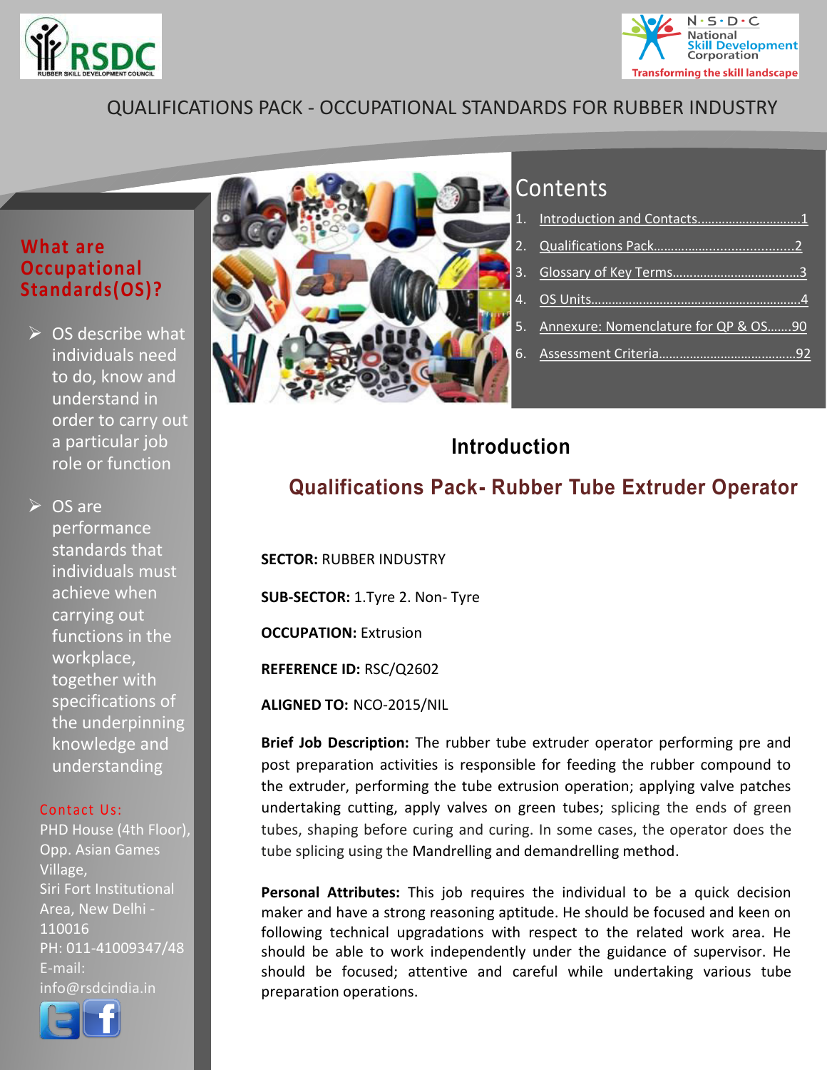# QUALIFICATIONS PACK - OCCUPATIONAL STANDARDS FOR RUBBER INDUSTRY

## What are Occupational Standards(OS)?

- OS describe what individuals need to do, know and understand in order to carry out a particular job role or function
- OS are performance standards that individuals must achieve when carrying out functions in the workplace, together with specifications of the underpinning knowledge and understanding

**Contact Us:**

PHD House (4th Floor), Opp. Asian Games Village,
Siri Fort Institutional Area, New Delhi - 110016
PH: 011-41009347/48
E-mail: info@rsdcindia.in

## Contents

1. Introduction and Contacts.............................1
2. Qualifications Pack.......................................2
3. Glossary of Key Terms....................................3
4. OS Units..........................................................4
5. Annexure: Nomenclature for QP & OS.......90
6. Assessment Criteria.......................................92

## Introduction

## Qualifications Pack- Rubber Tube Extruder Operator

**SECTOR:** RUBBER INDUSTRY

**SUB-SECTOR:** 1.Tyre 2. Non- Tyre

**OCCUPATION:** Extrusion

**REFERENCE ID:** RSC/Q2602

**ALIGNED TO:** NCO-2015/NIL

**Brief Job Description:** The rubber tube extruder operator performing pre and post preparation activities is responsible for feeding the rubber compound to the extruder, performing the tube extrusion operation; applying valve patches undertaking cutting, apply valves on green tubes; splicing the ends of green tubes, shaping before curing and curing. In some cases, the operator does the tube splicing using the Mandrelling and demandrelling method.

**Personal Attributes:** This job requires the individual to be a quick decision maker and have a strong reasoning aptitude. He should be focused and keen on following technical upgradations with respect to the related work area. He should be able to work independently under the guidance of supervisor. He should be focused; attentive and careful while undertaking various tube preparation operations.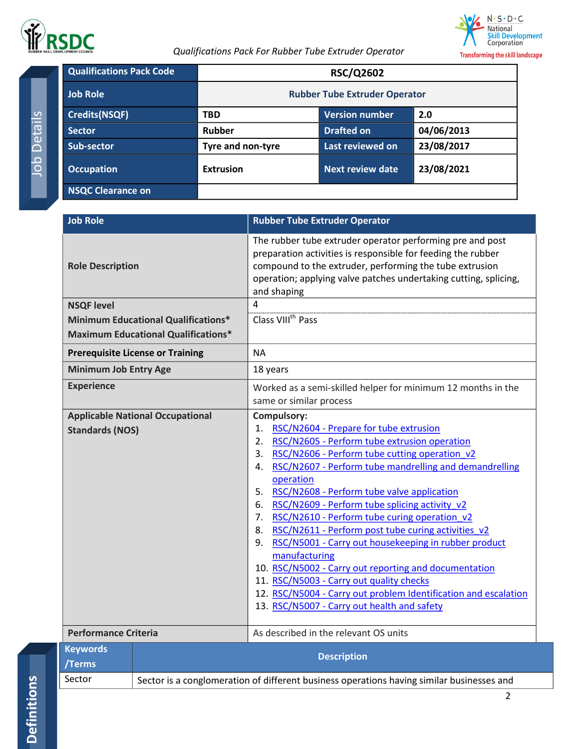Job Details

| Qualifications Pack Code | RSC/Q2602 | | |
|---|---|---|---|
| Job Role | Rubber Tube Extruder Operator | | |
| Credits(NSQF) | TBD | Version number | 2.0 |
| Sector | Rubber | Drafted on | 04/06/2013 |
| Sub-sector | Tyre and non-tyre | Last reviewed on | 23/08/2017 |
| Occupation | Extrusion | Next review date | 23/08/2021 |
| NSQC Clearance on | | | |

| Job Role | Rubber Tube Extruder Operator |
|---|---|
| Role Description | The rubber tube extruder operator performing pre and post preparation activities is responsible for feeding the rubber compound to the extruder, performing the tube extrusion operation; applying valve patches undertaking cutting, splicing, and shaping |
| NSQF level | 4 |
| Minimum Educational Qualifications* <br> Maximum Educational Qualifications* | Class VIII[th] Pass |
| Prerequisite License or Training | NA |
| Minimum Job Entry Age | 18 years |
| Experience | Worked as a semi-skilled helper for minimum 12 months in the same or similar process |
| Applicable National Occupational Standards (NOS) | **Compulsory:** <br> 1. RSC/N2604 - Prepare for tube extrusion <br> 2. RSC/N2605 - Perform tube extrusion operation <br> 3. RSC/N2606 - Perform tube cutting operation_v2 <br> 4. RSC/N2607 - Perform tube mandrelling and demandrelling operation <br> 5. RSC/N2608 - Perform tube valve application <br> 6. RSC/N2609 - Perform tube splicing activity_v2 <br> 7. RSC/N2610 - Perform tube curing operation_v2 <br> 8. RSC/N2611 - Perform post tube curing activities_v2 <br> 9. RSC/N5001 - Carry out housekeeping in rubber product manufacturing <br> 10. RSC/N5002 - Carry out reporting and documentation <br> 11. RSC/N5003 - Carry out quality checks <br> 12. RSC/N5004 - Carry out problem Identification and escalation <br> 13. RSC/N5007 - Carry out health and safety |
| Performance Criteria | As described in the relevant OS units |

Definitions

| Keywords /Terms | Description |
|---|---|
| Sector | Sector is a conglomeration of different business operations having similar businesses and |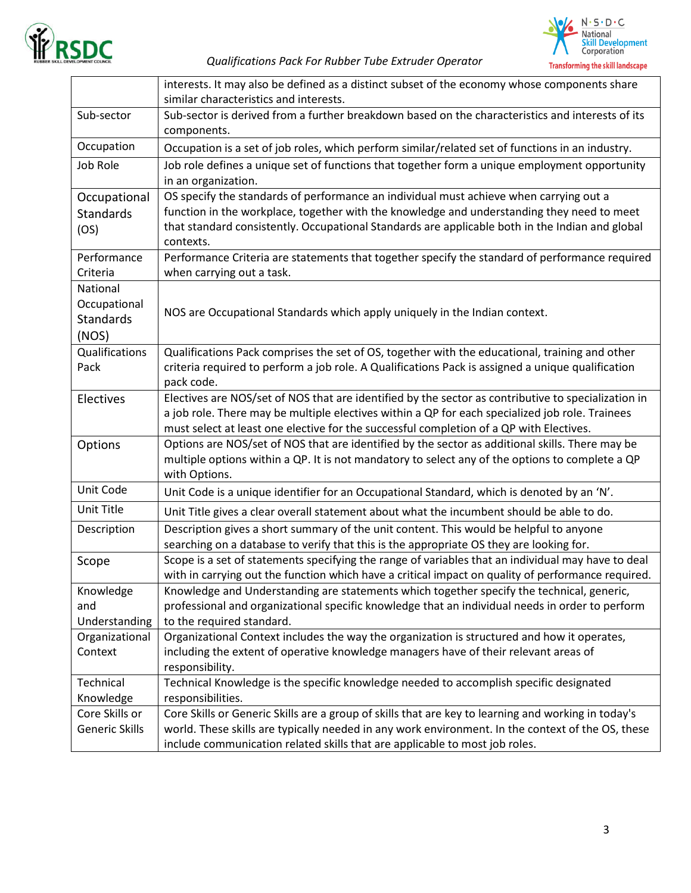| | |
|---|---|
| | interests. It may also be defined as a distinct subset of the economy whose components share similar characteristics and interests. |
| Sub-sector | Sub-sector is derived from a further breakdown based on the characteristics and interests of its components. |
| Occupation | Occupation is a set of job roles, which perform similar/related set of functions in an industry. |
| Job Role | Job role defines a unique set of functions that together form a unique employment opportunity in an organization. |
| Occupational Standards (OS) | OS specify the standards of performance an individual must achieve when carrying out a function in the workplace, together with the knowledge and understanding they need to meet that standard consistently. Occupational Standards are applicable both in the Indian and global contexts. |
| Performance Criteria | Performance Criteria are statements that together specify the standard of performance required when carrying out a task. |
| National Occupational Standards (NOS) | NOS are Occupational Standards which apply uniquely in the Indian context. |
| Qualifications Pack | Qualifications Pack comprises the set of OS, together with the educational, training and other criteria required to perform a job role. A Qualifications Pack is assigned a unique qualification pack code. |
| Electives | Electives are NOS/set of NOS that are identified by the sector as contributive to specialization in a job role. There may be multiple electives within a QP for each specialized job role. Trainees must select at least one elective for the successful completion of a QP with Electives. |
| Options | Options are NOS/set of NOS that are identified by the sector as additional skills. There may be multiple options within a QP. It is not mandatory to select any of the options to complete a QP with Options. |
| Unit Code | Unit Code is a unique identifier for an Occupational Standard, which is denoted by an 'N'. |
| Unit Title | Unit Title gives a clear overall statement about what the incumbent should be able to do. |
| Description | Description gives a short summary of the unit content. This would be helpful to anyone searching on a database to verify that this is the appropriate OS they are looking for. |
| Scope | Scope is a set of statements specifying the range of variables that an individual may have to deal with in carrying out the function which have a critical impact on quality of performance required. |
| Knowledge and Understanding | Knowledge and Understanding are statements which together specify the technical, generic, professional and organizational specific knowledge that an individual needs in order to perform to the required standard. |
| Organizational Context | Organizational Context includes the way the organization is structured and how it operates, including the extent of operative knowledge managers have of their relevant areas of responsibility. |
| Technical Knowledge | Technical Knowledge is the specific knowledge needed to accomplish specific designated responsibilities. |
| Core Skills or Generic Skills | Core Skills or Generic Skills are a group of skills that are key to learning and working in today's world. These skills are typically needed in any work environment. In the context of the OS, these include communication related skills that are applicable to most job roles. |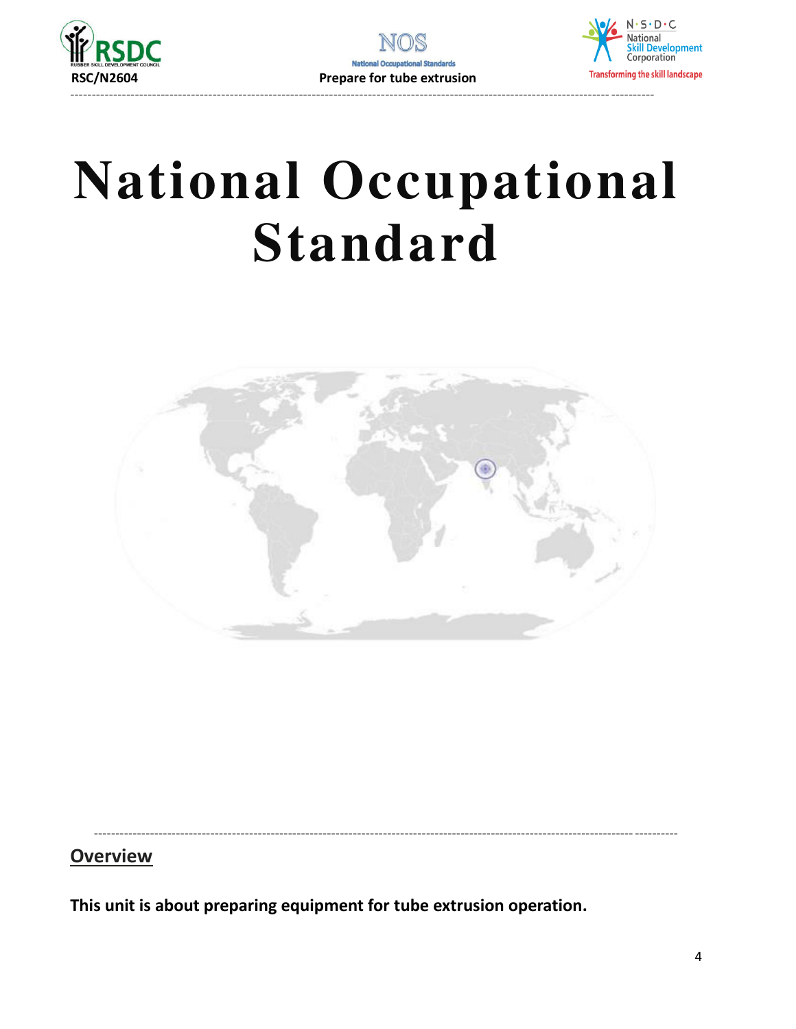# National Occupational Standard

## Overview

**This unit is about preparing equipment for tube extrusion operation.**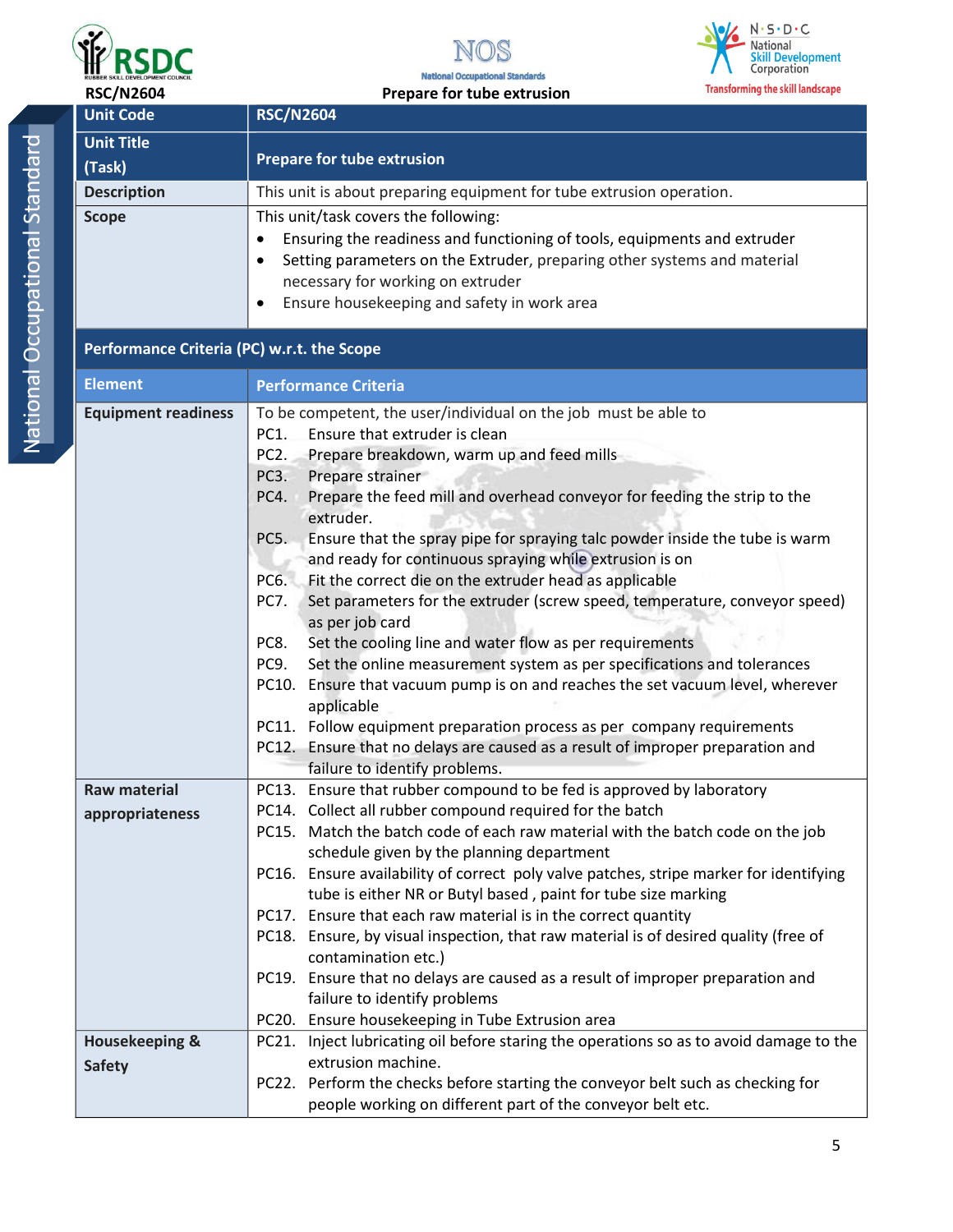RSC/N2604

**Prepare for tube extrusion**

| Unit Code | RSC/N2604 |
|---|---|
| Unit Title (Task) | Prepare for tube extrusion |
| Description | This unit is about preparing equipment for tube extrusion operation. |
| Scope | This unit/task covers the following:<br>• Ensuring the readiness and functioning of tools, equipments and extruder<br>• Setting parameters on the Extruder, preparing other systems and material necessary for working on extruder<br>• Ensure housekeeping and safety in work area |

**Performance Criteria (PC) w.r.t. the Scope**

| Element | Performance Criteria |
|---|---|
| Equipment readiness | To be competent, the user/individual on the job must be able to<br>PC1. Ensure that extruder is clean<br>PC2. Prepare breakdown, warm up and feed mills<br>PC3. Prepare strainer<br>PC4. Prepare the feed mill and overhead conveyor for feeding the strip to the extruder.<br>PC5. Ensure that the spray pipe for spraying talc powder inside the tube is warm and ready for continuous spraying while extrusion is on<br>PC6. Fit the correct die on the extruder head as applicable<br>PC7. Set parameters for the extruder (screw speed, temperature, conveyor speed) as per job card<br>PC8. Set the cooling line and water flow as per requirements<br>PC9. Set the online measurement system as per specifications and tolerances<br>PC10. Ensure that vacuum pump is on and reaches the set vacuum level, wherever applicable<br>PC11. Follow equipment preparation process as per company requirements<br>PC12. Ensure that no delays are caused as a result of improper preparation and failure to identify problems. |
| Raw material appropriateness | PC13. Ensure that rubber compound to be fed is approved by laboratory<br>PC14. Collect all rubber compound required for the batch<br>PC15. Match the batch code of each raw material with the batch code on the job schedule given by the planning department<br>PC16. Ensure availability of correct poly valve patches, stripe marker for identifying tube is either NR or Butyl based , paint for tube size marking<br>PC17. Ensure that each raw material is in the correct quantity<br>PC18. Ensure, by visual inspection, that raw material is of desired quality (free of contamination etc.)<br>PC19. Ensure that no delays are caused as a result of improper preparation and failure to identify problems<br>PC20. Ensure housekeeping in Tube Extrusion area |
| Housekeeping & Safety | PC21. Inject lubricating oil before staring the operations so as to avoid damage to the extrusion machine.<br>PC22. Perform the checks before starting the conveyor belt such as checking for people working on different part of the conveyor belt etc. |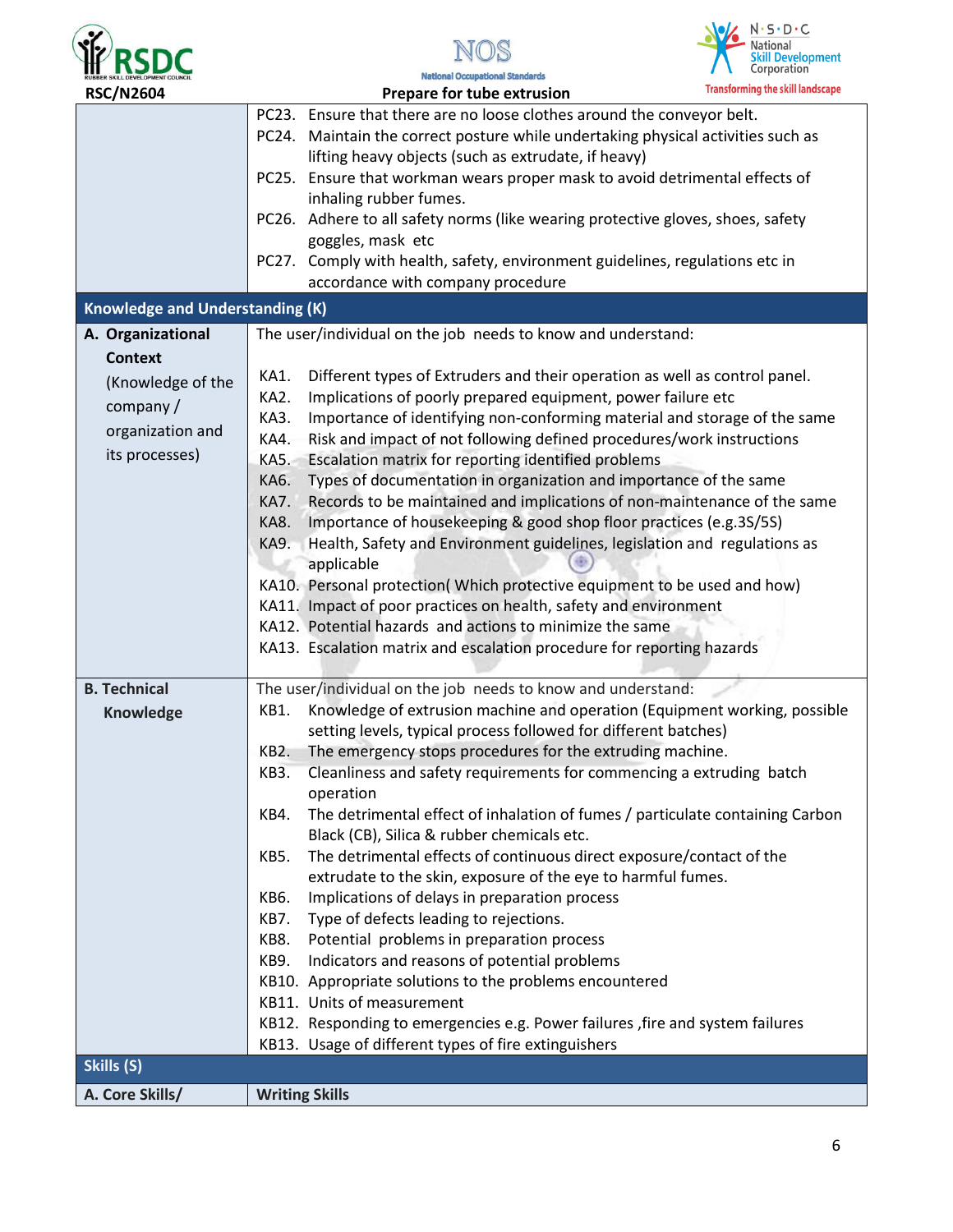| | |
|---|---|
| | PC23. Ensure that there are no loose clothes around the conveyor belt.<br>PC24. Maintain the correct posture while undertaking physical activities such as lifting heavy objects (such as extrudate, if heavy)<br>PC25. Ensure that workman wears proper mask to avoid detrimental effects of inhaling rubber fumes.<br>PC26. Adhere to all safety norms (like wearing protective gloves, shoes, safety goggles, mask etc<br>PC27. Comply with health, safety, environment guidelines, regulations etc in accordance with company procedure |
| **Knowledge and Understanding (K)** | |
| **A. Organizational Context**<br>(Knowledge of the company / organization and its processes) | The user/individual on the job needs to know and understand:<br><br>KA1. Different types of Extruders and their operation as well as control panel.<br>KA2. Implications of poorly prepared equipment, power failure etc<br>KA3. Importance of identifying non-conforming material and storage of the same<br>KA4. Risk and impact of not following defined procedures/work instructions<br>KA5. Escalation matrix for reporting identified problems<br>KA6. Types of documentation in organization and importance of the same<br>KA7. Records to be maintained and implications of non-maintenance of the same<br>KA8. Importance of housekeeping & good shop floor practices (e.g.3S/5S)<br>KA9. Health, Safety and Environment guidelines, legislation and regulations as applicable<br>KA10. Personal protection( Which protective equipment to be used and how)<br>KA11. Impact of poor practices on health, safety and environment<br>KA12. Potential hazards and actions to minimize the same<br>KA13. Escalation matrix and escalation procedure for reporting hazards |
| **B. Technical Knowledge** | The user/individual on the job needs to know and understand:<br>KB1. Knowledge of extrusion machine and operation (Equipment working, possible setting levels, typical process followed for different batches)<br>KB2. The emergency stops procedures for the extruding machine.<br>KB3. Cleanliness and safety requirements for commencing a extruding batch operation<br>KB4. The detrimental effect of inhalation of fumes / particulate containing Carbon Black (CB), Silica & rubber chemicals etc.<br>KB5. The detrimental effects of continuous direct exposure/contact of the extrudate to the skin, exposure of the eye to harmful fumes.<br>KB6. Implications of delays in preparation process<br>KB7. Type of defects leading to rejections.<br>KB8. Potential problems in preparation process<br>KB9. Indicators and reasons of potential problems<br>KB10. Appropriate solutions to the problems encountered<br>KB11. Units of measurement<br>KB12. Responding to emergencies e.g. Power failures ,fire and system failures<br>KB13. Usage of different types of fire extinguishers |
| **Skills (S)** | |
| **A. Core Skills/** | **Writing Skills** |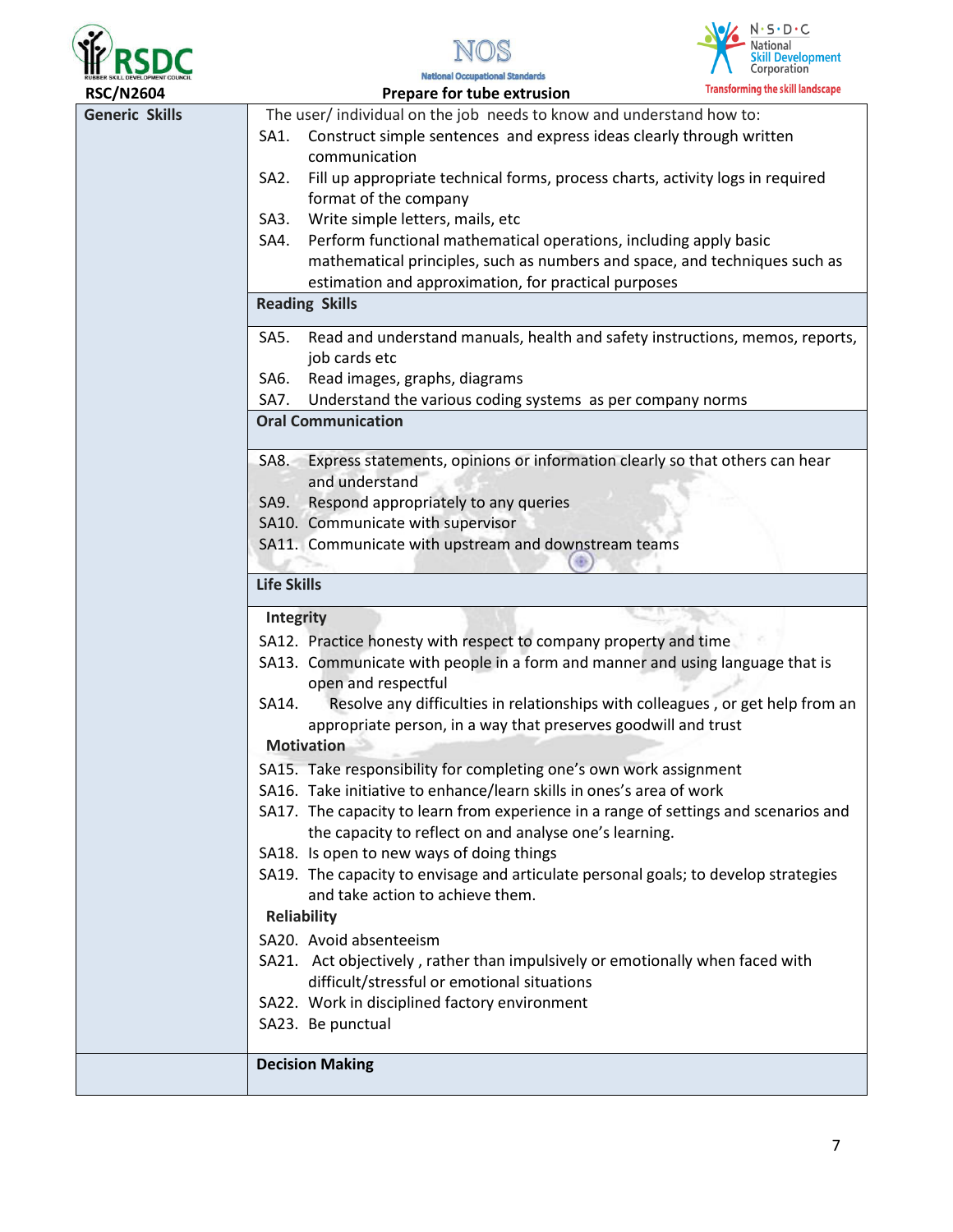| Generic Skills | The user/ individual on the job needs to know and understand how to: |
|---|---|
| | SA1. Construct simple sentences and express ideas clearly through written communication |
| | SA2. Fill up appropriate technical forms, process charts, activity logs in required format of the company |
| | SA3. Write simple letters, mails, etc |
| | SA4. Perform functional mathematical operations, including apply basic mathematical principles, such as numbers and space, and techniques such as estimation and approximation, for practical purposes |
| | **Reading Skills** |
| | SA5. Read and understand manuals, health and safety instructions, memos, reports, job cards etc |
| | SA6. Read images, graphs, diagrams |
| | SA7. Understand the various coding systems as per company norms |
| | **Oral Communication** |
| | SA8. Express statements, opinions or information clearly so that others can hear and understand |
| | SA9. Respond appropriately to any queries |
| | SA10. Communicate with supervisor |
| | SA11. Communicate with upstream and downstream teams |
| | **Life Skills** |
| | **Integrity** |
| | SA12. Practice honesty with respect to company property and time |
| | SA13. Communicate with people in a form and manner and using language that is open and respectful |
| | SA14. Resolve any difficulties in relationships with colleagues , or get help from an appropriate person, in a way that preserves goodwill and trust |
| | **Motivation** |
| | SA15. Take responsibility for completing one's own work assignment |
| | SA16. Take initiative to enhance/learn skills in ones's area of work |
| | SA17. The capacity to learn from experience in a range of settings and scenarios and the capacity to reflect on and analyse one's learning. |
| | SA18. Is open to new ways of doing things |
| | SA19. The capacity to envisage and articulate personal goals; to develop strategies and take action to achieve them. |
| | **Reliability** |
| | SA20. Avoid absenteeism |
| | SA21. Act objectively , rather than impulsively or emotionally when faced with difficult/stressful or emotional situations |
| | SA22. Work in disciplined factory environment |
| | SA23. Be punctual |
| | **Decision Making** |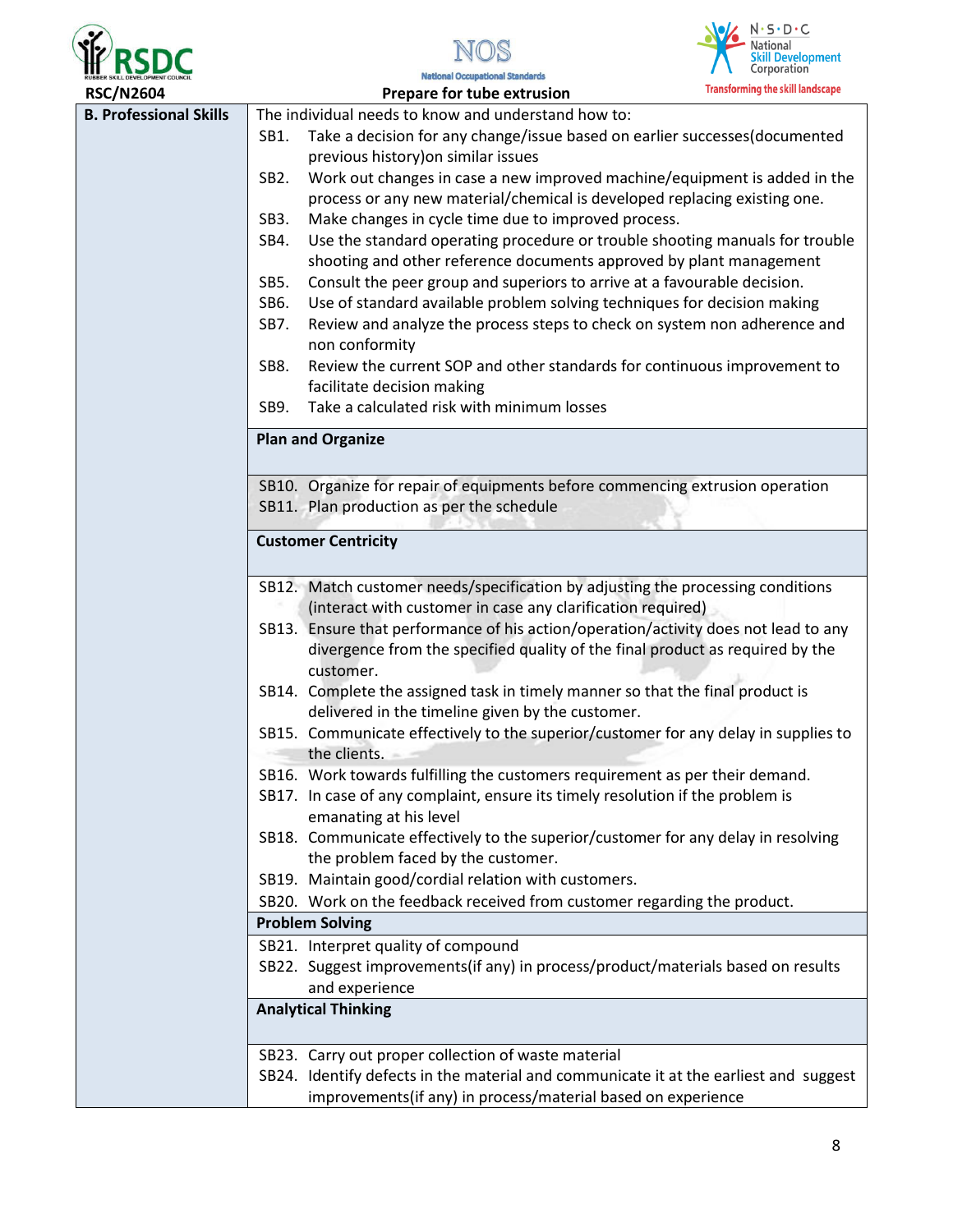| B. Professional Skills | The individual needs to know and understand how to:<br>SB1. Take a decision for any change/issue based on earlier successes(documented previous history)on similar issues<br>SB2. Work out changes in case a new improved machine/equipment is added in the process or any new material/chemical is developed replacing existing one.<br>SB3. Make changes in cycle time due to improved process.<br>SB4. Use the standard operating procedure or trouble shooting manuals for trouble shooting and other reference documents approved by plant management<br>SB5. Consult the peer group and superiors to arrive at a favourable decision.<br>SB6. Use of standard available problem solving techniques for decision making<br>SB7. Review and analyze the process steps to check on system non adherence and non conformity<br>SB8. Review the current SOP and other standards for continuous improvement to facilitate decision making<br>SB9. Take a calculated risk with minimum losses |
|---|---|
| | **Plan and Organize** |
| | SB10. Organize for repair of equipments before commencing extrusion operation<br>SB11. Plan production as per the schedule |
| | **Customer Centricity** |
| | SB12. Match customer needs/specification by adjusting the processing conditions (interact with customer in case any clarification required)<br>SB13. Ensure that performance of his action/operation/activity does not lead to any divergence from the specified quality of the final product as required by the customer.<br>SB14. Complete the assigned task in timely manner so that the final product is delivered in the timeline given by the customer.<br>SB15. Communicate effectively to the superior/customer for any delay in supplies to the clients.<br>SB16. Work towards fulfilling the customers requirement as per their demand.<br>SB17. In case of any complaint, ensure its timely resolution if the problem is emanating at his level<br>SB18. Communicate effectively to the superior/customer for any delay in resolving the problem faced by the customer.<br>SB19. Maintain good/cordial relation with customers.<br>SB20. Work on the feedback received from customer regarding the product. |
| | **Problem Solving** |
| | SB21. Interpret quality of compound<br>SB22. Suggest improvements(if any) in process/product/materials based on results and experience |
| | **Analytical Thinking** |
| | SB23. Carry out proper collection of waste material<br>SB24. Identify defects in the material and communicate it at the earliest and suggest improvements(if any) in process/material based on experience |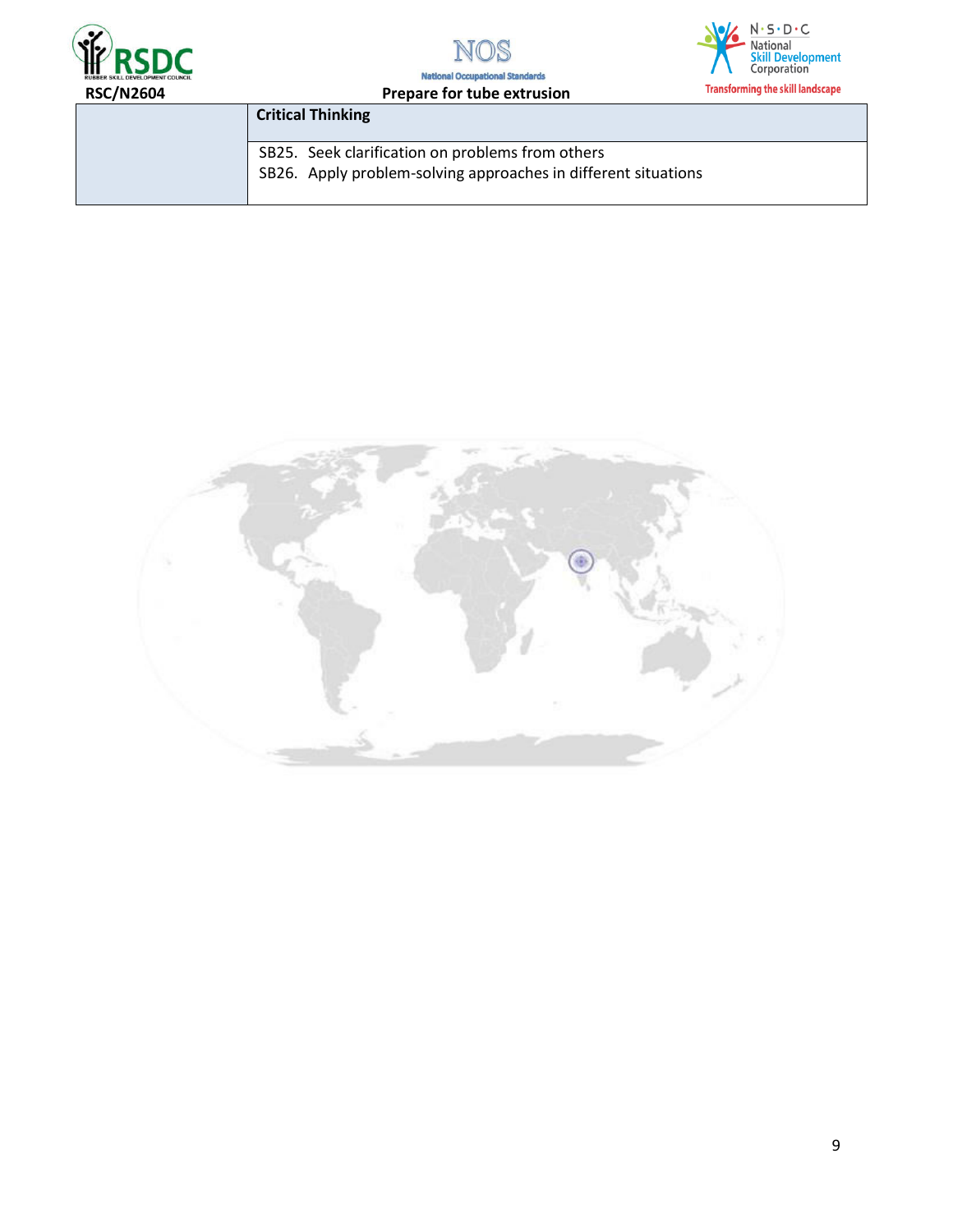| | Critical Thinking |
|---|---|
| | SB25. Seek clarification on problems from others<br>SB26. Apply problem-solving approaches in different situations |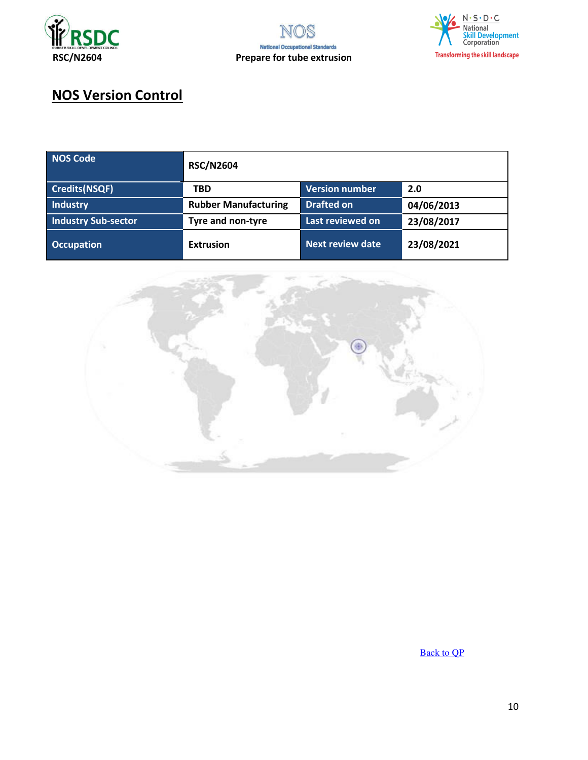## NOS Version Control

| NOS Code | RSC/N2604 | | |
|---|---|---|---|
| Credits(NSQF) | TBD | Version number | 2.0 |
| Industry | Rubber Manufacturing | Drafted on | 04/06/2013 |
| Industry Sub-sector | Tyre and non-tyre | Last reviewed on | 23/08/2017 |
| Occupation | Extrusion | Next review date | 23/08/2021 |

Back to QP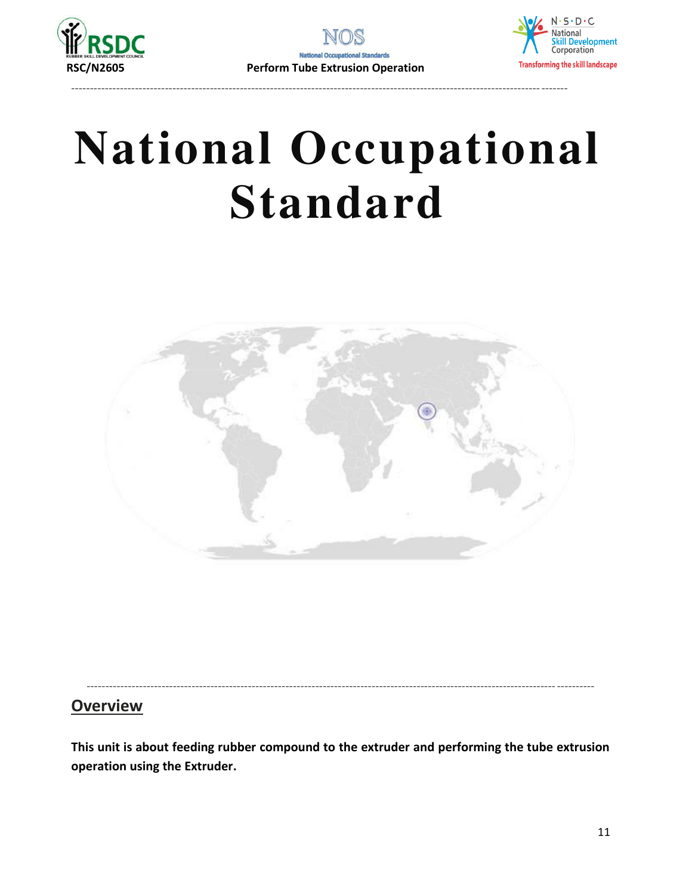# National Occupational Standard

## Overview

**This unit is about feeding rubber compound to the extruder and performing the tube extrusion operation using the Extruder.**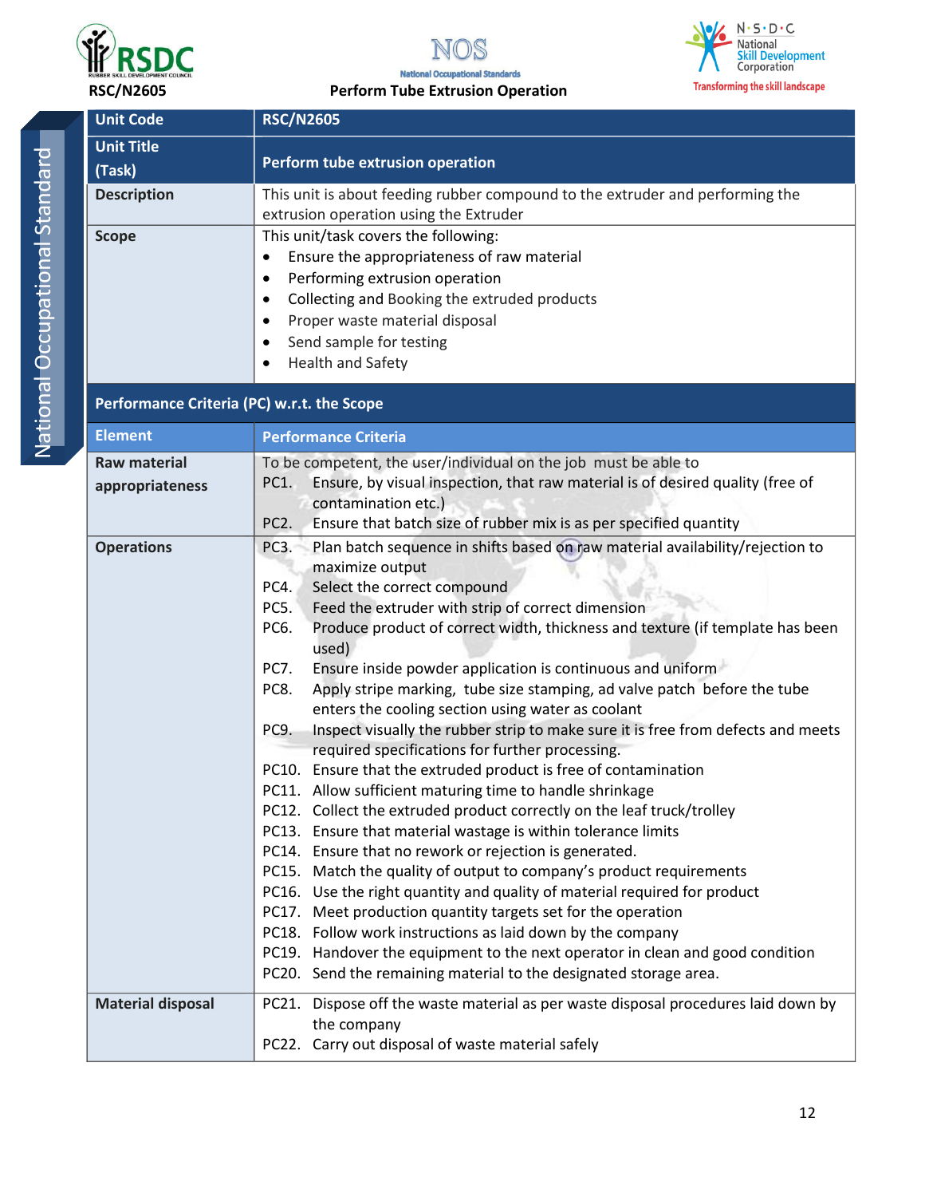| Unit Code | RSC/N2605 |
|---|---|
| **Unit Title (Task)** | **Perform tube extrusion operation** |
| **Description** | This unit is about feeding rubber compound to the extruder and performing the extrusion operation using the Extruder |
| **Scope** | This unit/task covers the following:<br>• Ensure the appropriateness of raw material<br>• Performing extrusion operation<br>• Collecting and Booking the extruded products<br>• Proper waste material disposal<br>• Send sample for testing<br>• Health and Safety |

**Performance Criteria (PC) w.r.t. the Scope**

| Element | Performance Criteria |
|---|---|
| **Raw material appropriateness** | To be competent, the user/individual on the job must be able to<br>PC1. Ensure, by visual inspection, that raw material is of desired quality (free of contamination etc.)<br>PC2. Ensure that batch size of rubber mix is as per specified quantity |
| **Operations** | PC3. Plan batch sequence in shifts based on raw material availability/rejection to maximize output<br>PC4. Select the correct compound<br>PC5. Feed the extruder with strip of correct dimension<br>PC6. Produce product of correct width, thickness and texture (if template has been used)<br>PC7. Ensure inside powder application is continuous and uniform<br>PC8. Apply stripe marking, tube size stamping, ad valve patch before the tube enters the cooling section using water as coolant<br>PC9. Inspect visually the rubber strip to make sure it is free from defects and meets required specifications for further processing.<br>PC10. Ensure that the extruded product is free of contamination<br>PC11. Allow sufficient maturing time to handle shrinkage<br>PC12. Collect the extruded product correctly on the leaf truck/trolley<br>PC13. Ensure that material wastage is within tolerance limits<br>PC14. Ensure that no rework or rejection is generated.<br>PC15. Match the quality of output to company's product requirements<br>PC16. Use the right quantity and quality of material required for product<br>PC17. Meet production quantity targets set for the operation<br>PC18. Follow work instructions as laid down by the company<br>PC19. Handover the equipment to the next operator in clean and good condition<br>PC20. Send the remaining material to the designated storage area. |
| **Material disposal** | PC21. Dispose off the waste material as per waste disposal procedures laid down by the company<br>PC22. Carry out disposal of waste material safely |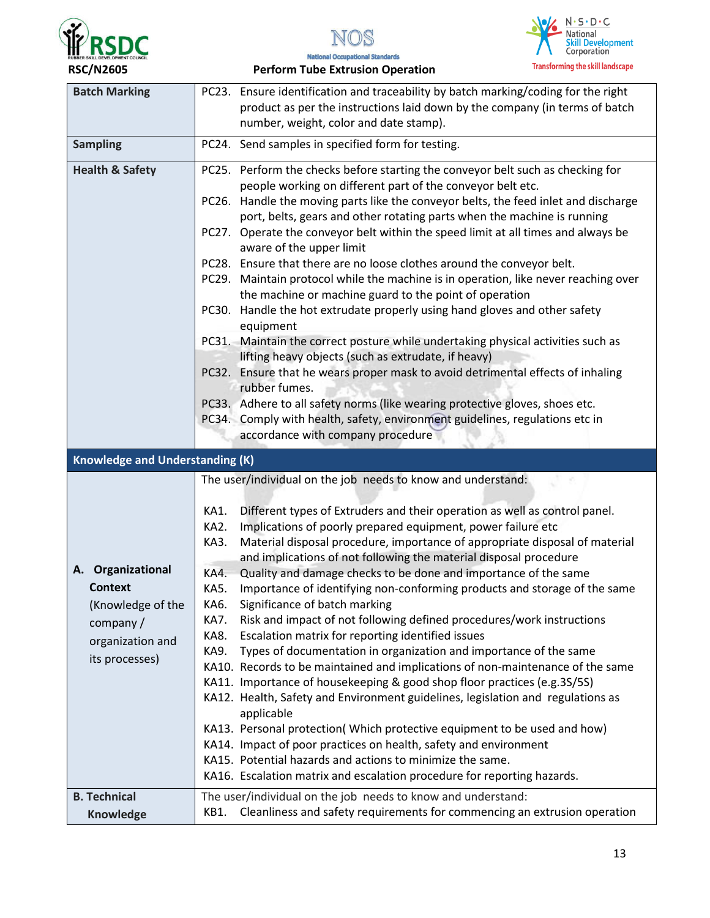| | |
|---|---|
| **Batch Marking** | PC23. Ensure identification and traceability by batch marking/coding for the right product as per the instructions laid down by the company (in terms of batch number, weight, color and date stamp). |
| **Sampling** | PC24. Send samples in specified form for testing. |
| **Health & Safety** | PC25. Perform the checks before starting the conveyor belt such as checking for people working on different part of the conveyor belt etc.<br>PC26. Handle the moving parts like the conveyor belts, the feed inlet and discharge port, belts, gears and other rotating parts when the machine is running<br>PC27. Operate the conveyor belt within the speed limit at all times and always be aware of the upper limit<br>PC28. Ensure that there are no loose clothes around the conveyor belt.<br>PC29. Maintain protocol while the machine is in operation, like never reaching over the machine or machine guard to the point of operation<br>PC30. Handle the hot extrudate properly using hand gloves and other safety equipment<br>PC31. Maintain the correct posture while undertaking physical activities such as lifting heavy objects (such as extrudate, if heavy)<br>PC32. Ensure that he wears proper mask to avoid detrimental effects of inhaling rubber fumes.<br>PC33. Adhere to all safety norms (like wearing protective gloves, shoes etc.<br>PC34. Comply with health, safety, environment guidelines, regulations etc in accordance with company procedure |
| **Knowledge and Understanding (K)** | |
| **A. Organizational Context** (Knowledge of the company / organization and its processes) | The user/individual on the job needs to know and understand:<br><br>KA1. Different types of Extruders and their operation as well as control panel.<br>KA2. Implications of poorly prepared equipment, power failure etc<br>KA3. Material disposal procedure, importance of appropriate disposal of material and implications of not following the material disposal procedure<br>KA4. Quality and damage checks to be done and importance of the same<br>KA5. Importance of identifying non-conforming products and storage of the same<br>KA6. Significance of batch marking<br>KA7. Risk and impact of not following defined procedures/work instructions<br>KA8. Escalation matrix for reporting identified issues<br>KA9. Types of documentation in organization and importance of the same<br>KA10. Records to be maintained and implications of non-maintenance of the same<br>KA11. Importance of housekeeping & good shop floor practices (e.g.3S/5S)<br>KA12. Health, Safety and Environment guidelines, legislation and regulations as applicable<br>KA13. Personal protection( Which protective equipment to be used and how)<br>KA14. Impact of poor practices on health, safety and environment<br>KA15. Potential hazards and actions to minimize the same.<br>KA16. Escalation matrix and escalation procedure for reporting hazards. |
| **B. Technical Knowledge** | The user/individual on the job needs to know and understand:<br>KB1. Cleanliness and safety requirements for commencing an extrusion operation |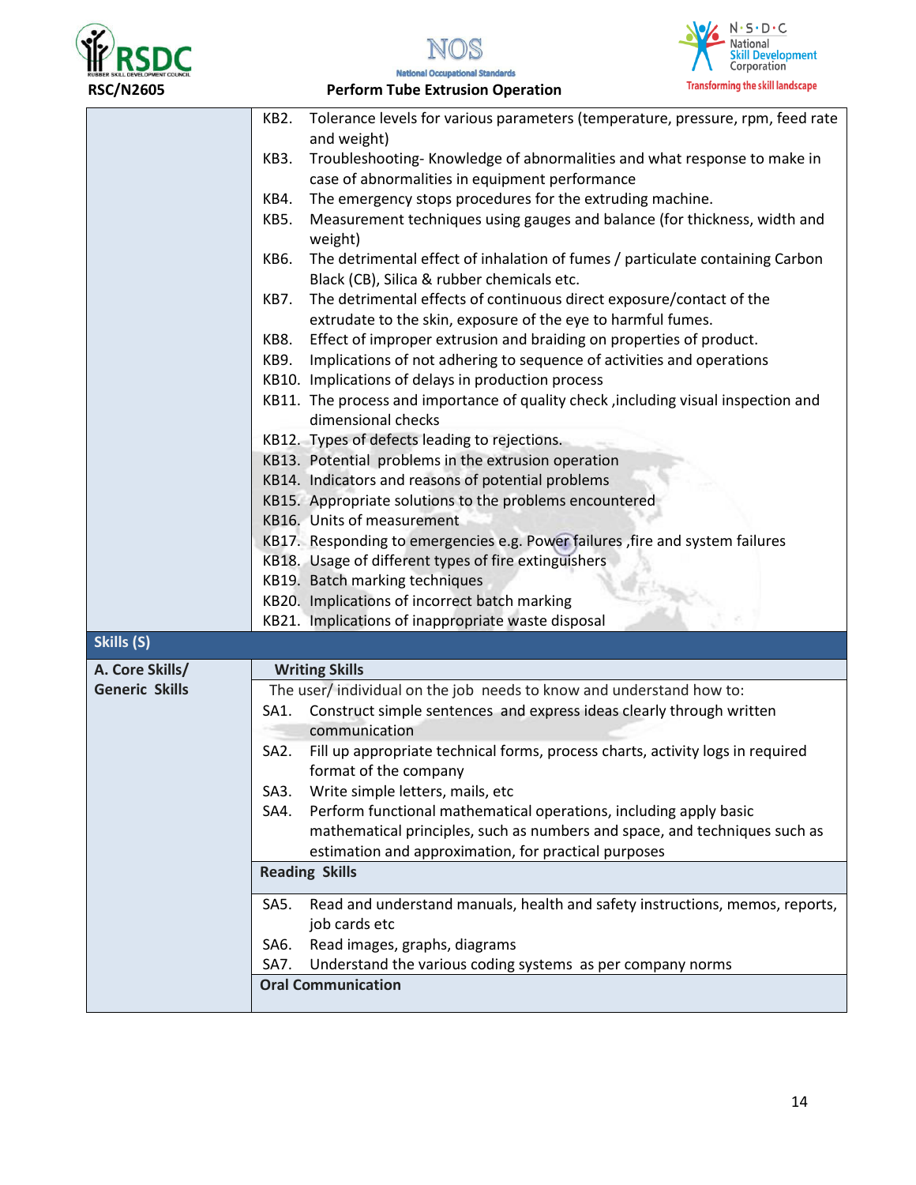| | |
|---|---|
| | KB2. Tolerance levels for various parameters (temperature, pressure, rpm, feed rate and weight)<br>KB3. Troubleshooting- Knowledge of abnormalities and what response to make in case of abnormalities in equipment performance<br>KB4. The emergency stops procedures for the extruding machine.<br>KB5. Measurement techniques using gauges and balance (for thickness, width and weight)<br>KB6. The detrimental effect of inhalation of fumes / particulate containing Carbon Black (CB), Silica & rubber chemicals etc.<br>KB7. The detrimental effects of continuous direct exposure/contact of the extrudate to the skin, exposure of the eye to harmful fumes.<br>KB8. Effect of improper extrusion and braiding on properties of product.<br>KB9. Implications of not adhering to sequence of activities and operations<br>KB10. Implications of delays in production process<br>KB11. The process and importance of quality check ,including visual inspection and dimensional checks<br>KB12. Types of defects leading to rejections.<br>KB13. Potential problems in the extrusion operation<br>KB14. Indicators and reasons of potential problems<br>KB15. Appropriate solutions to the problems encountered<br>KB16. Units of measurement<br>KB17. Responding to emergencies e.g. Power failures ,fire and system failures<br>KB18. Usage of different types of fire extinguishers<br>KB19. Batch marking techniques<br>KB20. Implications of incorrect batch marking<br>KB21. Implications of inappropriate waste disposal |
| **Skills (S)** | |
| **A. Core Skills/ Generic Skills** | **Writing Skills**<br>The user/ individual on the job needs to know and understand how to:<br>SA1. Construct simple sentences and express ideas clearly through written communication<br>SA2. Fill up appropriate technical forms, process charts, activity logs in required format of the company<br>SA3. Write simple letters, mails, etc<br>SA4. Perform functional mathematical operations, including apply basic mathematical principles, such as numbers and space, and techniques such as estimation and approximation, for practical purposes |
| | **Reading Skills**<br>SA5. Read and understand manuals, health and safety instructions, memos, reports, job cards etc<br>SA6. Read images, graphs, diagrams<br>SA7. Understand the various coding systems as per company norms |
| | **Oral Communication** |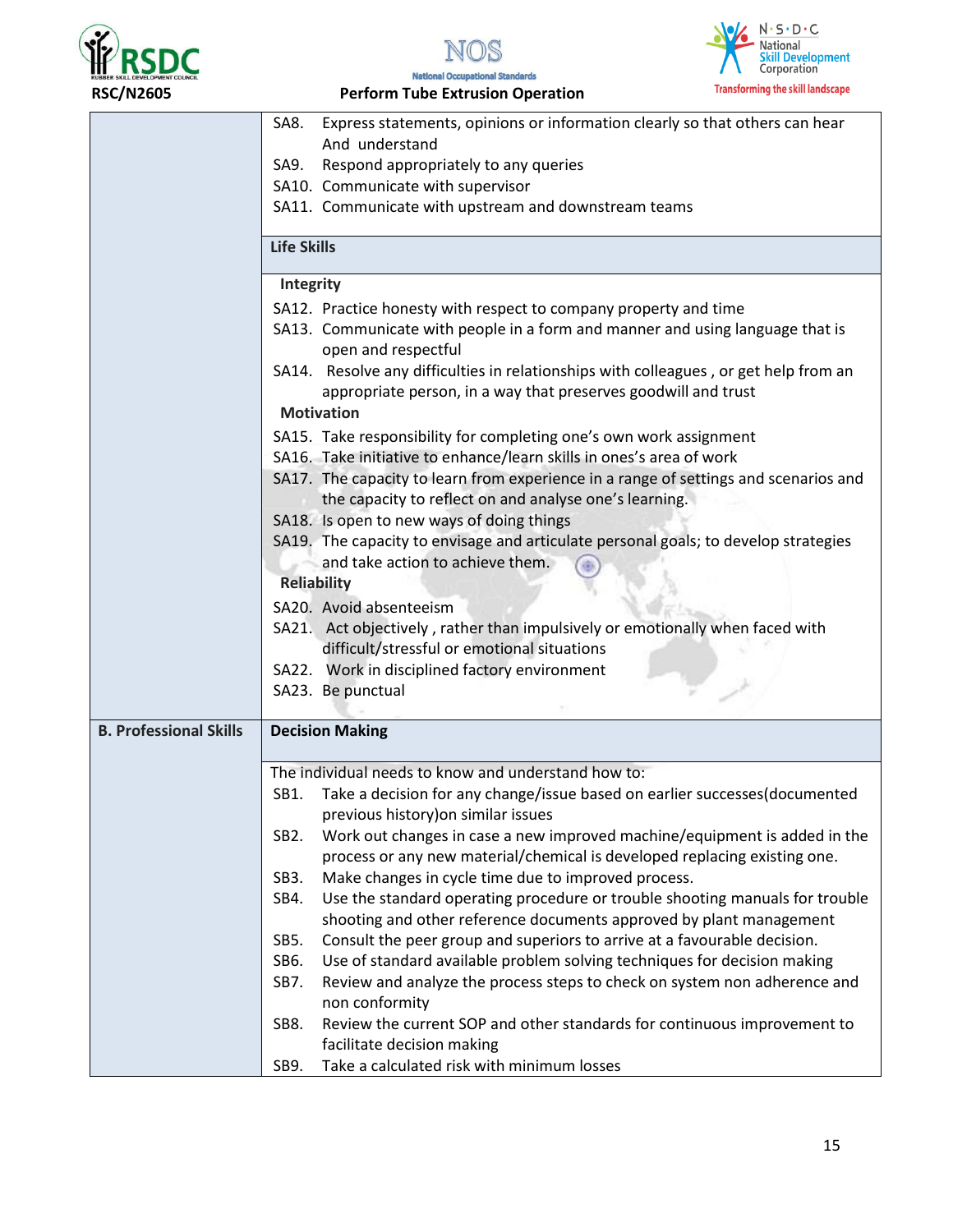| | |
|---|---|
| | SA8. Express statements, opinions or information clearly so that others can hear And understand<br>SA9. Respond appropriately to any queries<br>SA10. Communicate with supervisor<br>SA11. Communicate with upstream and downstream teams |
| | **Life Skills** |
| | **Integrity**<br>SA12. Practice honesty with respect to company property and time<br>SA13. Communicate with people in a form and manner and using language that is open and respectful<br>SA14. Resolve any difficulties in relationships with colleagues , or get help from an appropriate person, in a way that preserves goodwill and trust<br>**Motivation**<br>SA15. Take responsibility for completing one's own work assignment<br>SA16. Take initiative to enhance/learn skills in ones's area of work<br>SA17. The capacity to learn from experience in a range of settings and scenarios and the capacity to reflect on and analyse one's learning.<br>SA18. Is open to new ways of doing things<br>SA19. The capacity to envisage and articulate personal goals; to develop strategies and take action to achieve them.<br>**Reliability**<br>SA20. Avoid absenteeism<br>SA21. Act objectively , rather than impulsively or emotionally when faced with difficult/stressful or emotional situations<br>SA22. Work in disciplined factory environment<br>SA23. Be punctual |
| **B. Professional Skills** | **Decision Making** |
| | The individual needs to know and understand how to:<br>SB1. Take a decision for any change/issue based on earlier successes(documented previous history)on similar issues<br>SB2. Work out changes in case a new improved machine/equipment is added in the process or any new material/chemical is developed replacing existing one.<br>SB3. Make changes in cycle time due to improved process.<br>SB4. Use the standard operating procedure or trouble shooting manuals for trouble shooting and other reference documents approved by plant management<br>SB5. Consult the peer group and superiors to arrive at a favourable decision.<br>SB6. Use of standard available problem solving techniques for decision making<br>SB7. Review and analyze the process steps to check on system non adherence and non conformity<br>SB8. Review the current SOP and other standards for continuous improvement to facilitate decision making<br>SB9. Take a calculated risk with minimum losses |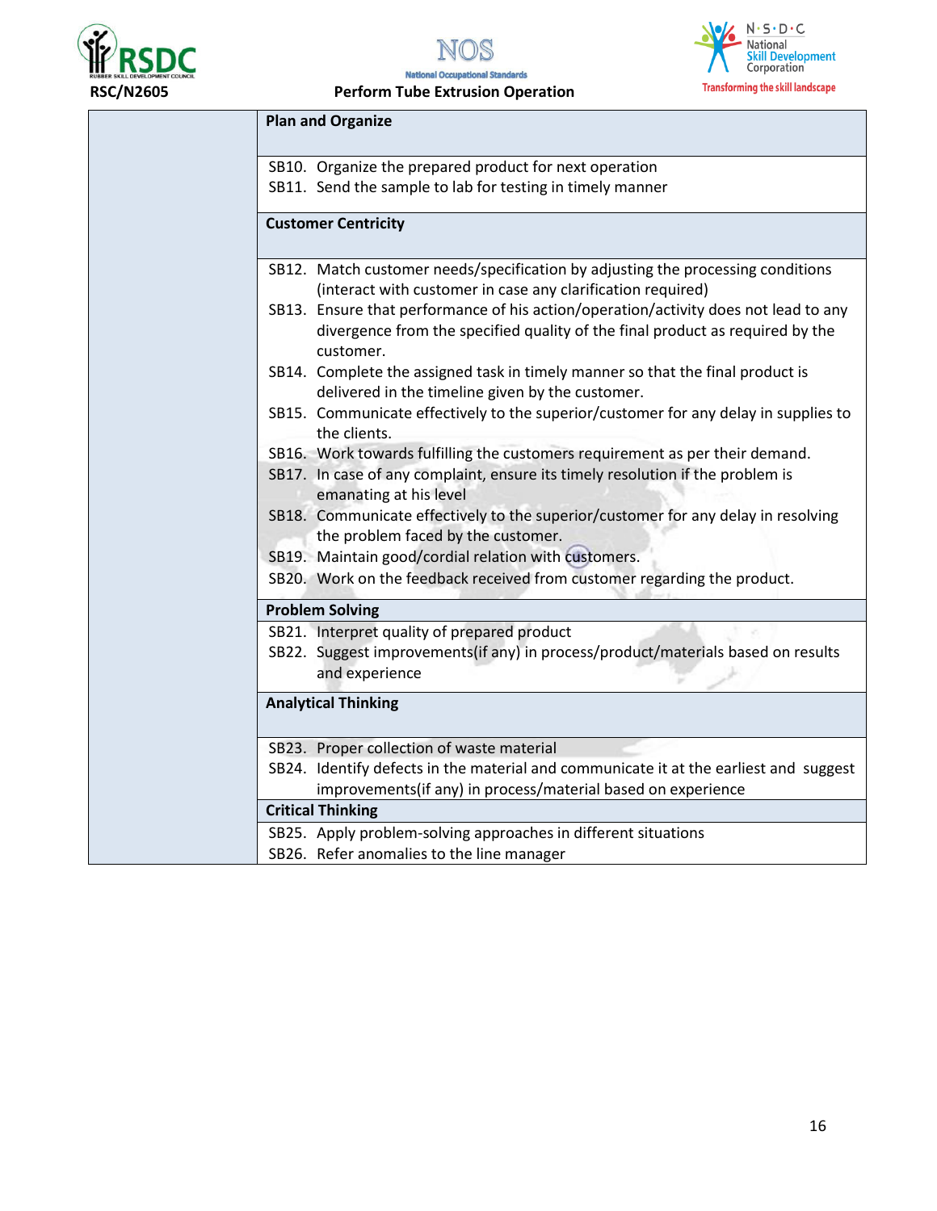| | |
|---|---|
| | **Plan and Organize** |
| | SB10. Organize the prepared product for next operation<br>SB11. Send the sample to lab for testing in timely manner |
| | **Customer Centricity** |
| | SB12. Match customer needs/specification by adjusting the processing conditions (interact with customer in case any clarification required)<br>SB13. Ensure that performance of his action/operation/activity does not lead to any divergence from the specified quality of the final product as required by the customer.<br>SB14. Complete the assigned task in timely manner so that the final product is delivered in the timeline given by the customer.<br>SB15. Communicate effectively to the superior/customer for any delay in supplies to the clients.<br>SB16. Work towards fulfilling the customers requirement as per their demand.<br>SB17. In case of any complaint, ensure its timely resolution if the problem is emanating at his level<br>SB18. Communicate effectively to the superior/customer for any delay in resolving the problem faced by the customer.<br>SB19. Maintain good/cordial relation with customers.<br>SB20. Work on the feedback received from customer regarding the product. |
| | **Problem Solving** |
| | SB21. Interpret quality of prepared product<br>SB22. Suggest improvements(if any) in process/product/materials based on results and experience |
| | **Analytical Thinking** |
| | SB23. Proper collection of waste material<br>SB24. Identify defects in the material and communicate it at the earliest and suggest improvements(if any) in process/material based on experience |
| | **Critical Thinking** |
| | SB25. Apply problem-solving approaches in different situations<br>SB26. Refer anomalies to the line manager |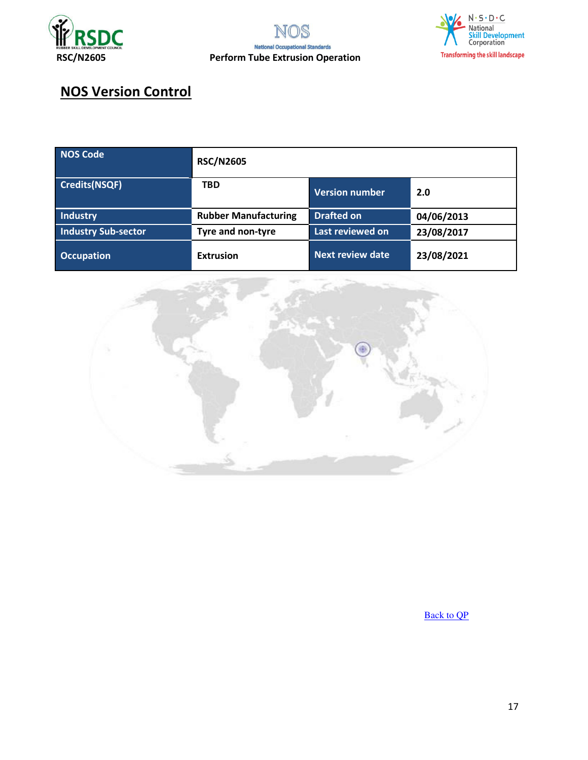## NOS Version Control

| NOS Code | RSC/N2605 | | |
|---|---|---|---|
| Credits(NSQF) | TBD | Version number | 2.0 |
| Industry | Rubber Manufacturing | Drafted on | 04/06/2013 |
| Industry Sub-sector | Tyre and non-tyre | Last reviewed on | 23/08/2017 |
| Occupation | Extrusion | Next review date | 23/08/2021 |

Back to QP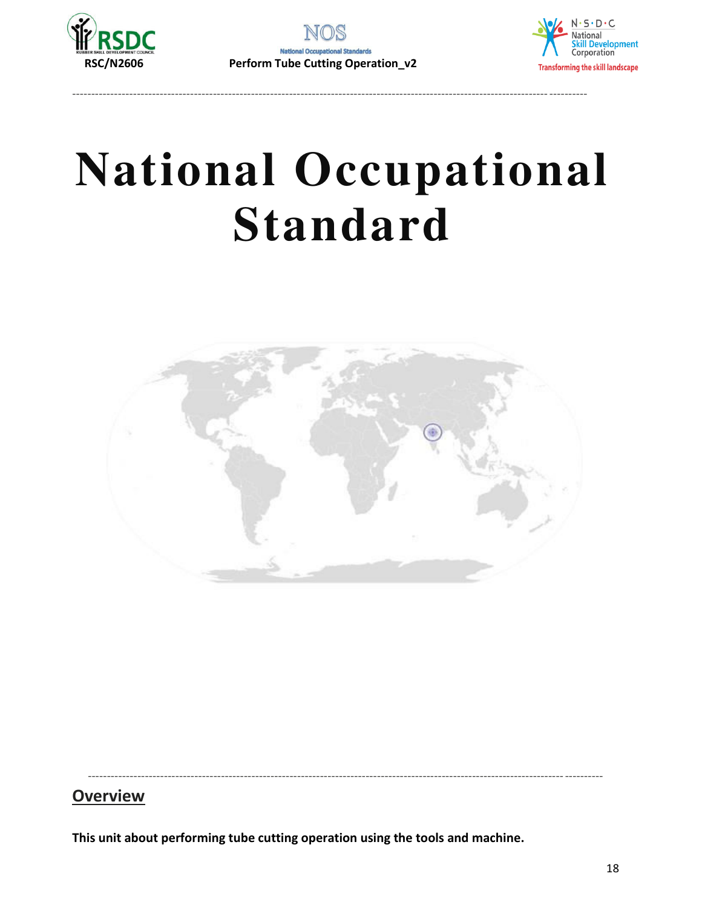# National Occupational Standard

## Overview

**This unit about performing tube cutting operation using the tools and machine.**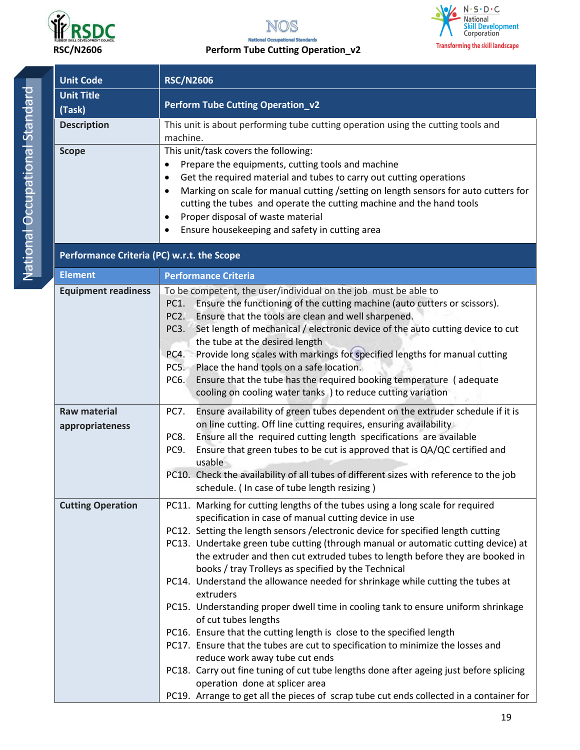| Unit Code | RSC/N2606 |
|---|---|
| **Unit Title (Task)** | **Perform Tube Cutting Operation_v2** |
| **Description** | This unit is about performing tube cutting operation using the cutting tools and machine. |
| **Scope** | This unit/task covers the following:<br>• Prepare the equipments, cutting tools and machine<br>• Get the required material and tubes to carry out cutting operations<br>• Marking on scale for manual cutting /setting on length sensors for auto cutters for cutting the tubes and operate the cutting machine and the hand tools<br>• Proper disposal of waste material<br>• Ensure housekeeping and safety in cutting area |
| **Performance Criteria (PC) w.r.t. the Scope** | |
| **Element** | **Performance Criteria** |
| **Equipment readiness** | To be competent, the user/individual on the job must be able to<br>PC1. Ensure the functioning of the cutting machine (auto cutters or scissors).<br>PC2. Ensure that the tools are clean and well sharpened.<br>PC3. Set length of mechanical / electronic device of the auto cutting device to cut the tube at the desired length<br>PC4. Provide long scales with markings for specified lengths for manual cutting<br>PC5. Place the hand tools on a safe location.<br>PC6. Ensure that the tube has the required booking temperature ( adequate cooling on cooling water tanks ) to reduce cutting variation |
| **Raw material appropriateness** | PC7. Ensure availability of green tubes dependent on the extruder schedule if it is on line cutting. Off line cutting requires, ensuring availability<br>PC8. Ensure all the required cutting length specifications are available<br>PC9. Ensure that green tubes to be cut is approved that is QA/QC certified and usable<br>PC10. Check the availability of all tubes of different sizes with reference to the job schedule. ( In case of tube length resizing ) |
| **Cutting Operation** | PC11. Marking for cutting lengths of the tubes using a long scale for required specification in case of manual cutting device in use<br>PC12. Setting the length sensors /electronic device for specified length cutting<br>PC13. Undertake green tube cutting (through manual or automatic cutting device) at the extruder and then cut extruded tubes to length before they are booked in books / tray Trolleys as specified by the Technical<br>PC14. Understand the allowance needed for shrinkage while cutting the tubes at extruders<br>PC15. Understanding proper dwell time in cooling tank to ensure uniform shrinkage of cut tubes lengths<br>PC16. Ensure that the cutting length is close to the specified length<br>PC17. Ensure that the tubes are cut to specification to minimize the losses and reduce work away tube cut ends<br>PC18. Carry out fine tuning of cut tube lengths done after ageing just before splicing operation done at splicer area<br>PC19. Arrange to get all the pieces of scrap tube cut ends collected in a container for |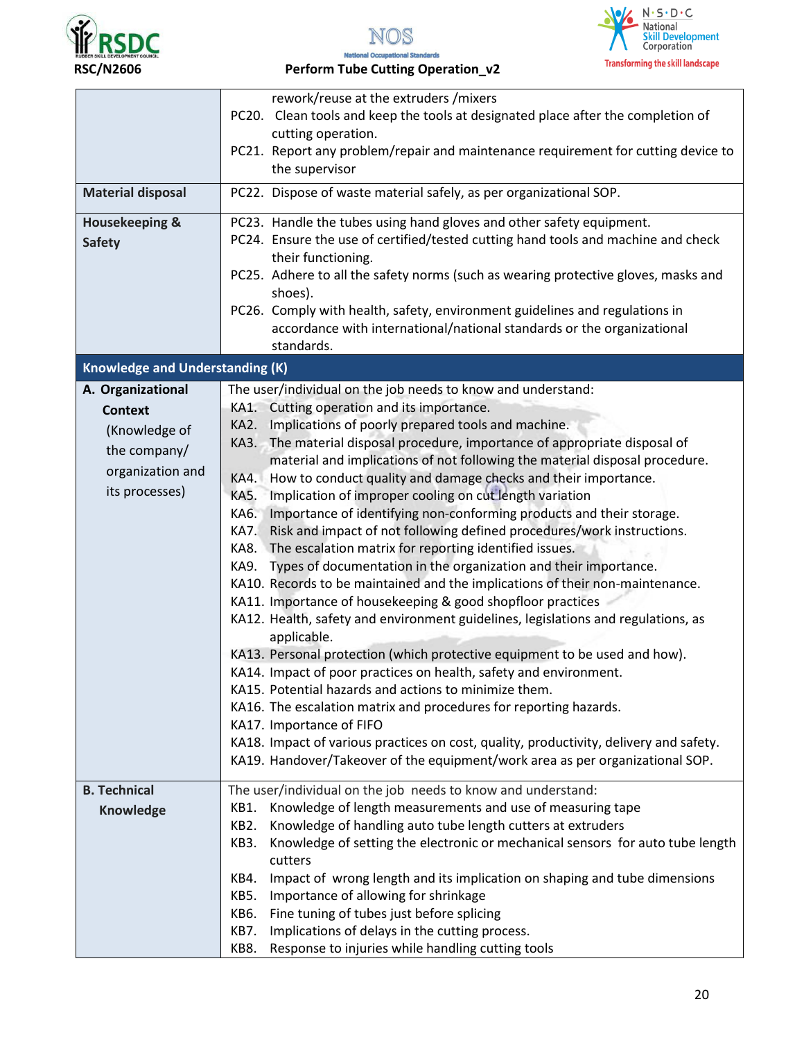| | |
|---|---|
| | rework/reuse at the extruders /mixers<br>PC20. Clean tools and keep the tools at designated place after the completion of cutting operation.<br>PC21. Report any problem/repair and maintenance requirement for cutting device to the supervisor |
| **Material disposal** | PC22. Dispose of waste material safely, as per organizational SOP. |
| **Housekeeping & Safety** | PC23. Handle the tubes using hand gloves and other safety equipment.<br>PC24. Ensure the use of certified/tested cutting hand tools and machine and check their functioning.<br>PC25. Adhere to all the safety norms (such as wearing protective gloves, masks and shoes).<br>PC26. Comply with health, safety, environment guidelines and regulations in accordance with international/national standards or the organizational standards. |
| **Knowledge and Understanding (K)** | |
| **A. Organizational Context** (Knowledge of the company/ organization and its processes) | The user/individual on the job needs to know and understand:<br>KA1. Cutting operation and its importance.<br>KA2. Implications of poorly prepared tools and machine.<br>KA3. The material disposal procedure, importance of appropriate disposal of material and implications of not following the material disposal procedure.<br>KA4. How to conduct quality and damage checks and their importance.<br>KA5. Implication of improper cooling on cut length variation<br>KA6. Importance of identifying non-conforming products and their storage.<br>KA7. Risk and impact of not following defined procedures/work instructions.<br>KA8. The escalation matrix for reporting identified issues.<br>KA9. Types of documentation in the organization and their importance.<br>KA10. Records to be maintained and the implications of their non-maintenance.<br>KA11. Importance of housekeeping & good shopfloor practices<br>KA12. Health, safety and environment guidelines, legislations and regulations, as applicable.<br>KA13. Personal protection (which protective equipment to be used and how).<br>KA14. Impact of poor practices on health, safety and environment.<br>KA15. Potential hazards and actions to minimize them.<br>KA16. The escalation matrix and procedures for reporting hazards.<br>KA17. Importance of FIFO<br>KA18. Impact of various practices on cost, quality, productivity, delivery and safety.<br>KA19. Handover/Takeover of the equipment/work area as per organizational SOP. |
| **B. Technical Knowledge** | The user/individual on the job needs to know and understand:<br>KB1. Knowledge of length measurements and use of measuring tape<br>KB2. Knowledge of handling auto tube length cutters at extruders<br>KB3. Knowledge of setting the electronic or mechanical sensors for auto tube length cutters<br>KB4. Impact of wrong length and its implication on shaping and tube dimensions<br>KB5. Importance of allowing for shrinkage<br>KB6. Fine tuning of tubes just before splicing<br>KB7. Implications of delays in the cutting process.<br>KB8. Response to injuries while handling cutting tools |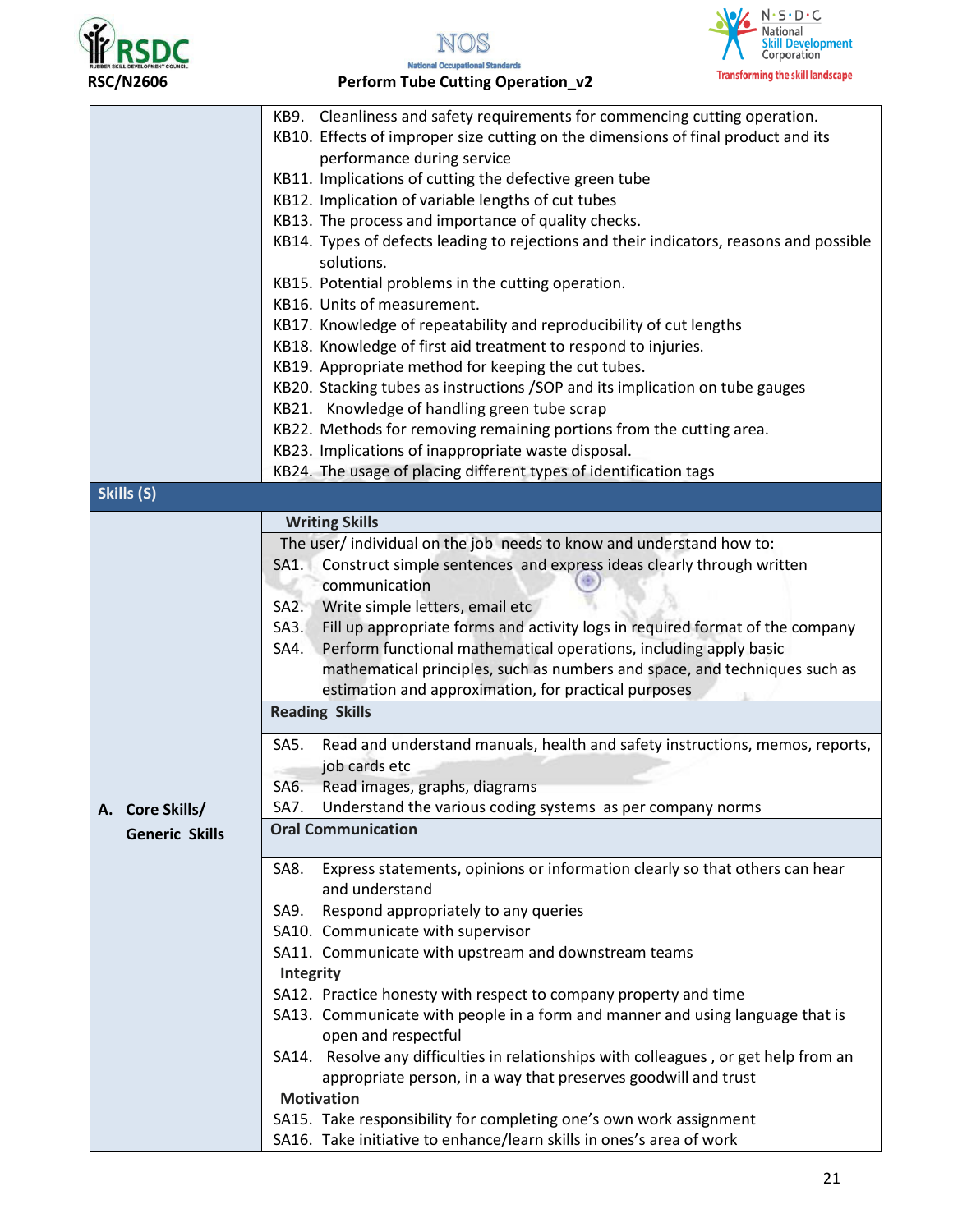| | |
|---|---|
| | KB9. Cleanliness and safety requirements for commencing cutting operation.<br>KB10. Effects of improper size cutting on the dimensions of final product and its performance during service<br>KB11. Implications of cutting the defective green tube<br>KB12. Implication of variable lengths of cut tubes<br>KB13. The process and importance of quality checks.<br>KB14. Types of defects leading to rejections and their indicators, reasons and possible solutions.<br>KB15. Potential problems in the cutting operation.<br>KB16. Units of measurement.<br>KB17. Knowledge of repeatability and reproducibility of cut lengths<br>KB18. Knowledge of first aid treatment to respond to injuries.<br>KB19. Appropriate method for keeping the cut tubes.<br>KB20. Stacking tubes as instructions /SOP and its implication on tube gauges<br>KB21. Knowledge of handling green tube scrap<br>KB22. Methods for removing remaining portions from the cutting area.<br>KB23. Implications of inappropriate waste disposal.<br>KB24. The usage of placing different types of identification tags |
| **Skills (S)** | |
| **A. Core Skills/ Generic Skills** | **Writing Skills**<br>The user/ individual on the job needs to know and understand how to:<br>SA1. Construct simple sentences and express ideas clearly through written communication<br>SA2. Write simple letters, email etc<br>SA3. Fill up appropriate forms and activity logs in required format of the company<br>SA4. Perform functional mathematical operations, including apply basic mathematical principles, such as numbers and space, and techniques such as estimation and approximation, for practical purposes<br>**Reading Skills**<br>SA5. Read and understand manuals, health and safety instructions, memos, reports, job cards etc<br>SA6. Read images, graphs, diagrams<br>SA7. Understand the various coding systems as per company norms<br>**Oral Communication**<br>SA8. Express statements, opinions or information clearly so that others can hear and understand<br>SA9. Respond appropriately to any queries<br>SA10. Communicate with supervisor<br>SA11. Communicate with upstream and downstream teams<br>**Integrity**<br>SA12. Practice honesty with respect to company property and time<br>SA13. Communicate with people in a form and manner and using language that is open and respectful<br>SA14. Resolve any difficulties in relationships with colleagues , or get help from an appropriate person, in a way that preserves goodwill and trust<br>**Motivation**<br>SA15. Take responsibility for completing one's own work assignment<br>SA16. Take initiative to enhance/learn skills in ones's area of work |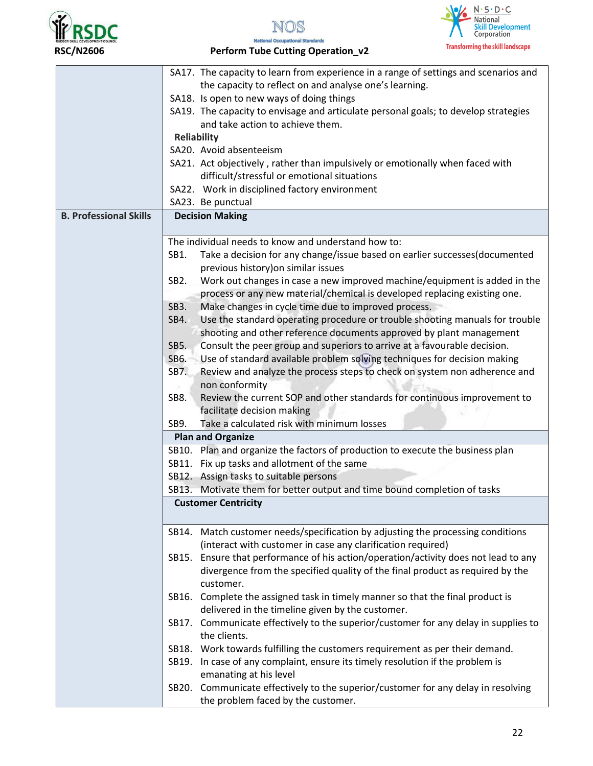| | |
|---|---|
| | SA17. The capacity to learn from experience in a range of settings and scenarios and the capacity to reflect on and analyse one's learning.<br>SA18. Is open to new ways of doing things<br>SA19. The capacity to envisage and articulate personal goals; to develop strategies and take action to achieve them.<br>**Reliability**<br>SA20. Avoid absenteeism<br>SA21. Act objectively , rather than impulsively or emotionally when faced with difficult/stressful or emotional situations<br>SA22. Work in disciplined factory environment<br>SA23. Be punctual |
| **B. Professional Skills** | **Decision Making** |
| | The individual needs to know and understand how to:<br>SB1. Take a decision for any change/issue based on earlier successes(documented previous history)on similar issues<br>SB2. Work out changes in case a new improved machine/equipment is added in the process or any new material/chemical is developed replacing existing one.<br>SB3. Make changes in cycle time due to improved process.<br>SB4. Use the standard operating procedure or trouble shooting manuals for trouble shooting and other reference documents approved by plant management<br>SB5. Consult the peer group and superiors to arrive at a favourable decision.<br>SB6. Use of standard available problem solving techniques for decision making<br>SB7. Review and analyze the process steps to check on system non adherence and non conformity<br>SB8. Review the current SOP and other standards for continuous improvement to facilitate decision making<br>SB9. Take a calculated risk with minimum losses |
| | **Plan and Organize** |
| | SB10. Plan and organize the factors of production to execute the business plan<br>SB11. Fix up tasks and allotment of the same<br>SB12. Assign tasks to suitable persons<br>SB13. Motivate them for better output and time bound completion of tasks |
| | **Customer Centricity** |
| | SB14. Match customer needs/specification by adjusting the processing conditions (interact with customer in case any clarification required)<br>SB15. Ensure that performance of his action/operation/activity does not lead to any divergence from the specified quality of the final product as required by the customer.<br>SB16. Complete the assigned task in timely manner so that the final product is delivered in the timeline given by the customer.<br>SB17. Communicate effectively to the superior/customer for any delay in supplies to the clients.<br>SB18. Work towards fulfilling the customers requirement as per their demand.<br>SB19. In case of any complaint, ensure its timely resolution if the problem is emanating at his level<br>SB20. Communicate effectively to the superior/customer for any delay in resolving the problem faced by the customer. |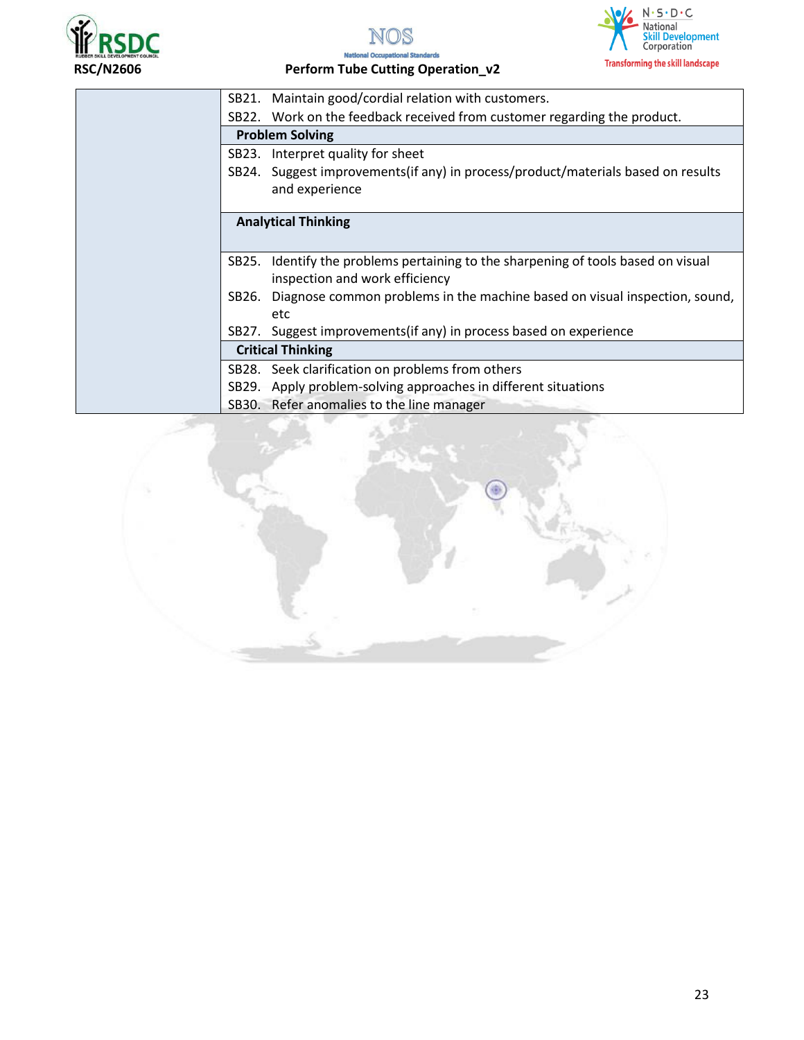| | |
|---|---|
| | SB21. Maintain good/cordial relation with customers.<br>SB22. Work on the feedback received from customer regarding the product. |
| | **Problem Solving** |
| | SB23. Interpret quality for sheet<br>SB24. Suggest improvements(if any) in process/product/materials based on results and experience |
| | **Analytical Thinking** |
| | SB25. Identify the problems pertaining to the sharpening of tools based on visual inspection and work efficiency<br>SB26. Diagnose common problems in the machine based on visual inspection, sound, etc<br>SB27. Suggest improvements(if any) in process based on experience |
| | **Critical Thinking** |
| | SB28. Seek clarification on problems from others<br>SB29. Apply problem-solving approaches in different situations<br>SB30. Refer anomalies to the line manager |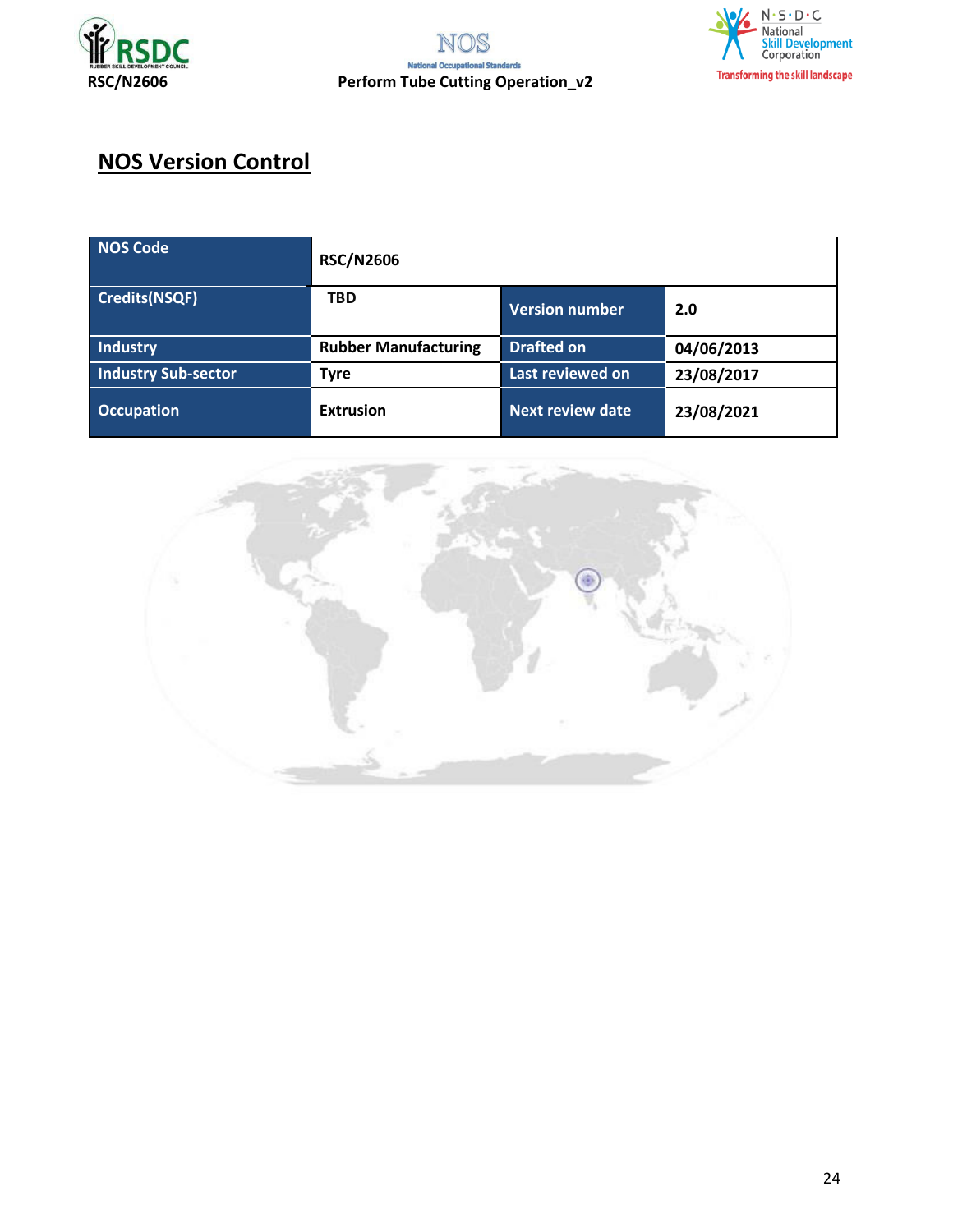## NOS Version Control

| NOS Code | RSC/N2606 | | |
|---|---|---|---|
| Credits(NSQF) | TBD | Version number | 2.0 |
| Industry | Rubber Manufacturing | Drafted on | 04/06/2013 |
| Industry Sub-sector | Tyre | Last reviewed on | 23/08/2017 |
| Occupation | Extrusion | Next review date | 23/08/2021 |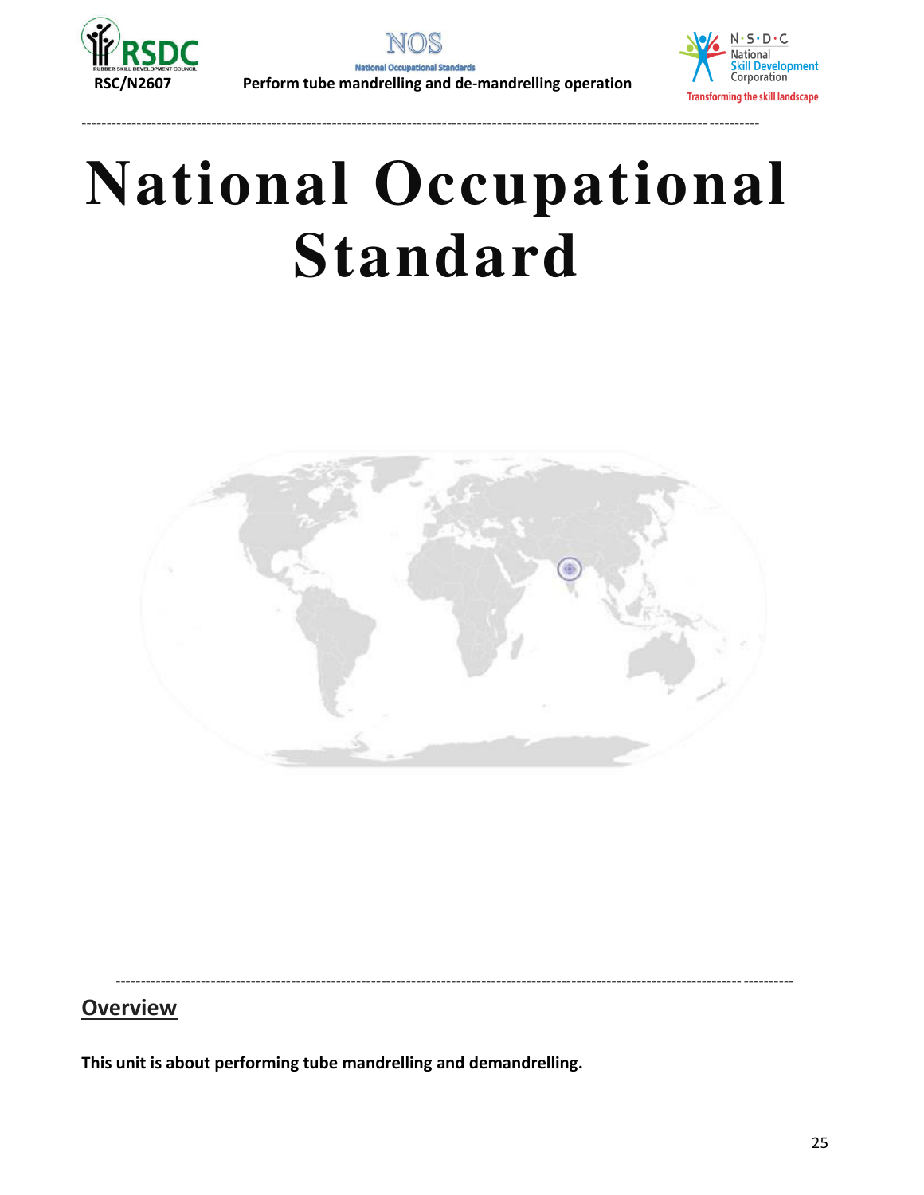# National Occupational Standard

## Overview

**This unit is about performing tube mandrelling and demandrelling.**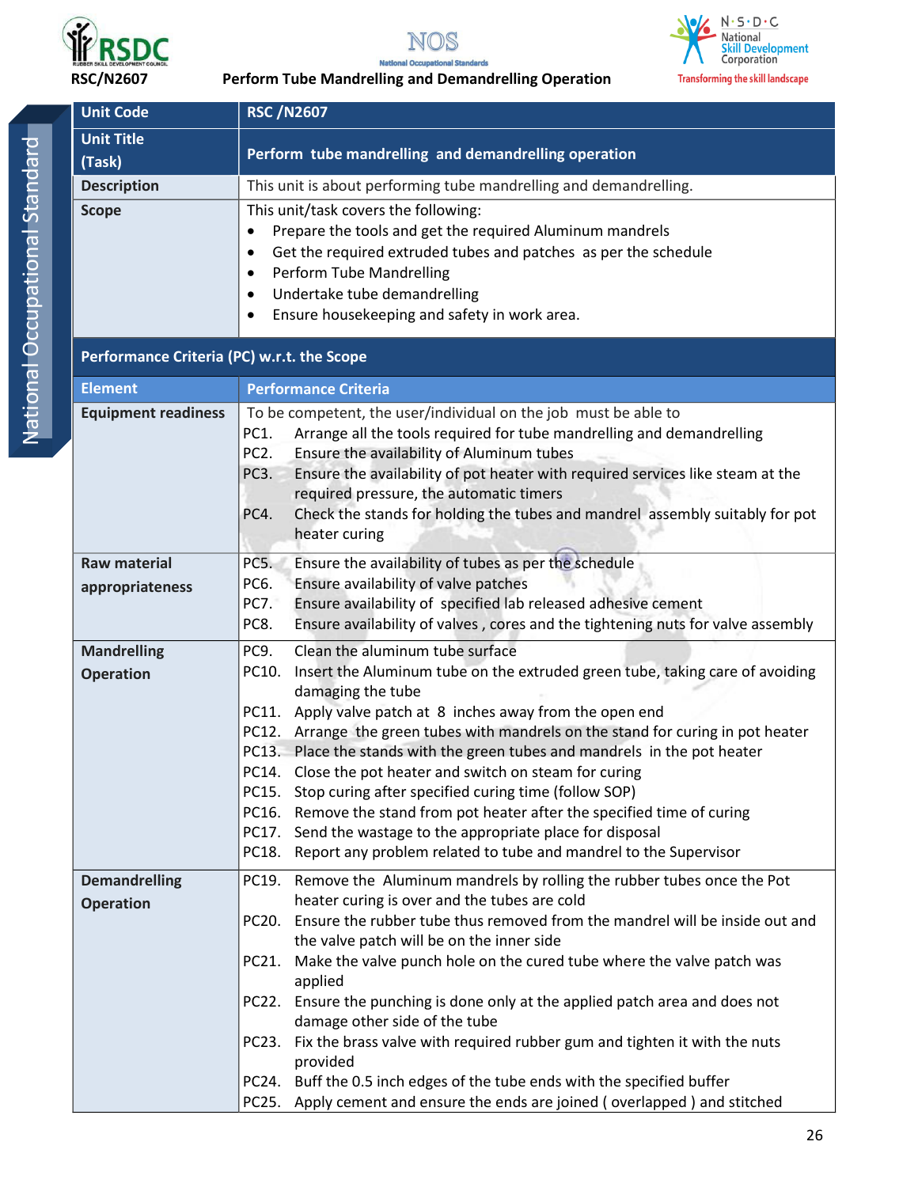| Unit Code | RSC /N2607 |
|---|---|
| Unit Title (Task) | Perform tube mandrelling and demandrelling operation |
| Description | This unit is about performing tube mandrelling and demandrelling. |
| Scope | This unit/task covers the following:<br>• Prepare the tools and get the required Aluminum mandrels<br>• Get the required extruded tubes and patches as per the schedule<br>• Perform Tube Mandrelling<br>• Undertake tube demandrelling<br>• Ensure housekeeping and safety in work area. |
| **Performance Criteria (PC) w.r.t. the Scope** | |
| **Element** | **Performance Criteria** |
| Equipment readiness | To be competent, the user/individual on the job must be able to<br>PC1. Arrange all the tools required for tube mandrelling and demandrelling<br>PC2. Ensure the availability of Aluminum tubes<br>PC3. Ensure the availability of pot heater with required services like steam at the required pressure, the automatic timers<br>PC4. Check the stands for holding the tubes and mandrel assembly suitably for pot heater curing |
| Raw material appropriateness | PC5. Ensure the availability of tubes as per the schedule<br>PC6. Ensure availability of valve patches<br>PC7. Ensure availability of specified lab released adhesive cement<br>PC8. Ensure availability of valves , cores and the tightening nuts for valve assembly |
| Mandrelling Operation | PC9. Clean the aluminum tube surface<br>PC10. Insert the Aluminum tube on the extruded green tube, taking care of avoiding damaging the tube<br>PC11. Apply valve patch at 8 inches away from the open end<br>PC12. Arrange the green tubes with mandrels on the stand for curing in pot heater<br>PC13. Place the stands with the green tubes and mandrels in the pot heater<br>PC14. Close the pot heater and switch on steam for curing<br>PC15. Stop curing after specified curing time (follow SOP)<br>PC16. Remove the stand from pot heater after the specified time of curing<br>PC17. Send the wastage to the appropriate place for disposal<br>PC18. Report any problem related to tube and mandrel to the Supervisor |
| Demandrelling Operation | PC19. Remove the Aluminum mandrels by rolling the rubber tubes once the Pot heater curing is over and the tubes are cold<br>PC20. Ensure the rubber tube thus removed from the mandrel will be inside out and the valve patch will be on the inner side<br>PC21. Make the valve punch hole on the cured tube where the valve patch was applied<br>PC22. Ensure the punching is done only at the applied patch area and does not damage other side of the tube<br>PC23. Fix the brass valve with required rubber gum and tighten it with the nuts provided<br>PC24. Buff the 0.5 inch edges of the tube ends with the specified buffer<br>PC25. Apply cement and ensure the ends are joined ( overlapped ) and stitched |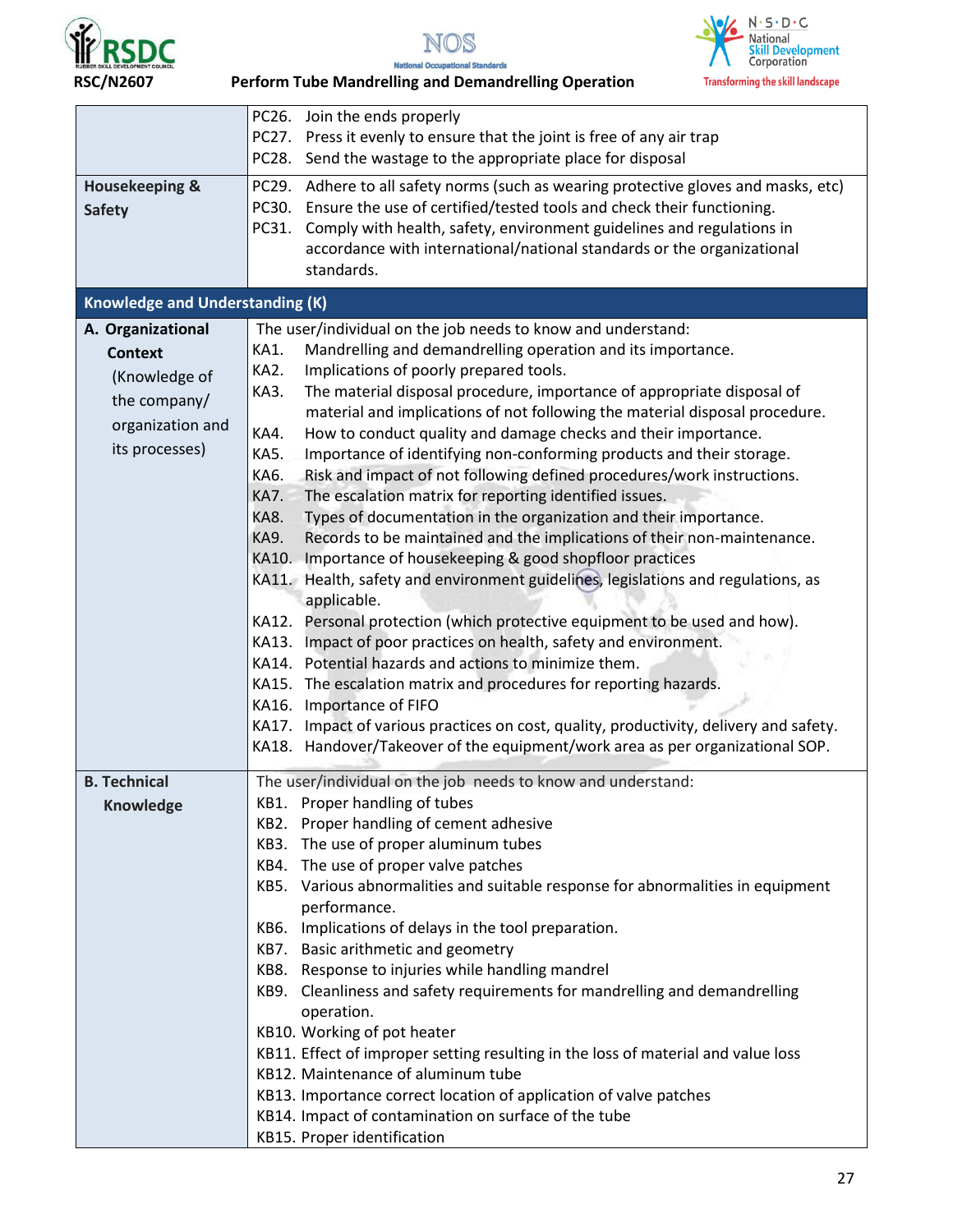| | |
|---|---|
| | PC26. Join the ends properly<br>PC27. Press it evenly to ensure that the joint is free of any air trap<br>PC28. Send the wastage to the appropriate place for disposal |
| **Housekeeping & Safety** | PC29. Adhere to all safety norms (such as wearing protective gloves and masks, etc)<br>PC30. Ensure the use of certified/tested tools and check their functioning.<br>PC31. Comply with health, safety, environment guidelines and regulations in accordance with international/national standards or the organizational standards. |
| **Knowledge and Understanding (K)** | |
| **A. Organizational Context** (Knowledge of the company/ organization and its processes) | The user/individual on the job needs to know and understand:<br>KA1. Mandrelling and demandrelling operation and its importance.<br>KA2. Implications of poorly prepared tools.<br>KA3. The material disposal procedure, importance of appropriate disposal of material and implications of not following the material disposal procedure.<br>KA4. How to conduct quality and damage checks and their importance.<br>KA5. Importance of identifying non-conforming products and their storage.<br>KA6. Risk and impact of not following defined procedures/work instructions.<br>KA7. The escalation matrix for reporting identified issues.<br>KA8. Types of documentation in the organization and their importance.<br>KA9. Records to be maintained and the implications of their non-maintenance.<br>KA10. Importance of housekeeping & good shopfloor practices<br>KA11. Health, safety and environment guidelines, legislations and regulations, as applicable.<br>KA12. Personal protection (which protective equipment to be used and how).<br>KA13. Impact of poor practices on health, safety and environment.<br>KA14. Potential hazards and actions to minimize them.<br>KA15. The escalation matrix and procedures for reporting hazards.<br>KA16. Importance of FIFO<br>KA17. Impact of various practices on cost, quality, productivity, delivery and safety.<br>KA18. Handover/Takeover of the equipment/work area as per organizational SOP. |
| **B. Technical Knowledge** | The user/individual on the job needs to know and understand:<br>KB1. Proper handling of tubes<br>KB2. Proper handling of cement adhesive<br>KB3. The use of proper aluminum tubes<br>KB4. The use of proper valve patches<br>KB5. Various abnormalities and suitable response for abnormalities in equipment performance.<br>KB6. Implications of delays in the tool preparation.<br>KB7. Basic arithmetic and geometry<br>KB8. Response to injuries while handling mandrel<br>KB9. Cleanliness and safety requirements for mandrelling and demandrelling operation.<br>KB10. Working of pot heater<br>KB11. Effect of improper setting resulting in the loss of material and value loss<br>KB12. Maintenance of aluminum tube<br>KB13. Importance correct location of application of valve patches<br>KB14. Impact of contamination on surface of the tube<br>KB15. Proper identification |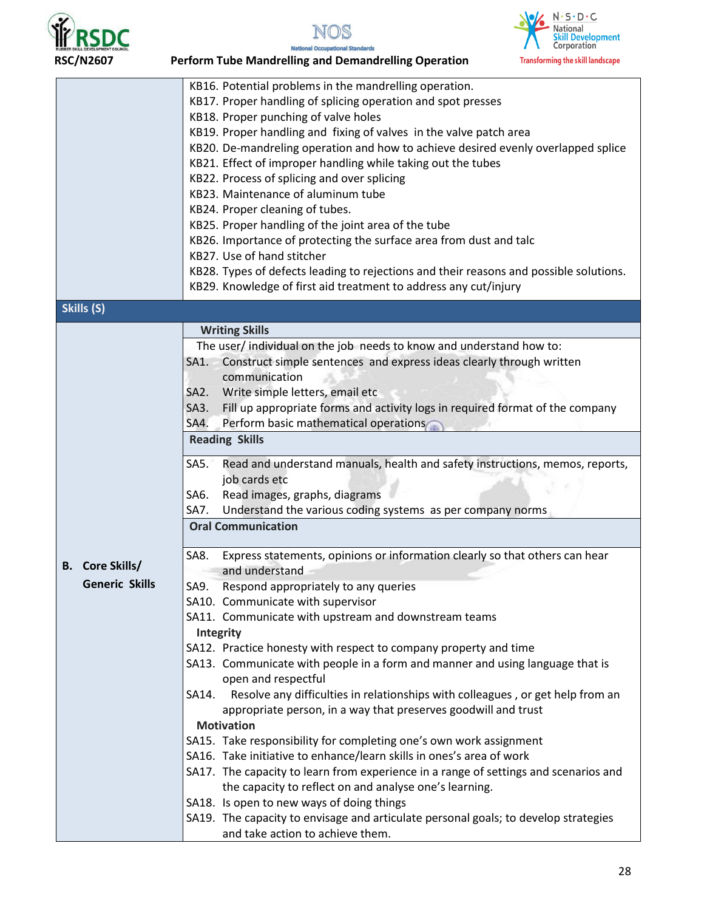| | |
|---|---|
| | KB16. Potential problems in the mandrelling operation.<br>KB17. Proper handling of splicing operation and spot presses<br>KB18. Proper punching of valve holes<br>KB19. Proper handling and fixing of valves in the valve patch area<br>KB20. De-mandreling operation and how to achieve desired evenly overlapped splice<br>KB21. Effect of improper handling while taking out the tubes<br>KB22. Process of splicing and over splicing<br>KB23. Maintenance of aluminum tube<br>KB24. Proper cleaning of tubes.<br>KB25. Proper handling of the joint area of the tube<br>KB26. Importance of protecting the surface area from dust and talc<br>KB27. Use of hand stitcher<br>KB28. Types of defects leading to rejections and their reasons and possible solutions.<br>KB29. Knowledge of first aid treatment to address any cut/injury |
| **Skills (S)** | |
| **B. Core Skills/ Generic Skills** | **Writing Skills**<br>The user/ individual on the job needs to know and understand how to:<br>SA1. Construct simple sentences and express ideas clearly through written communication<br>SA2. Write simple letters, email etc<br>SA3. Fill up appropriate forms and activity logs in required format of the company<br>SA4. Perform basic mathematical operations<br>**Reading Skills**<br>SA5. Read and understand manuals, health and safety instructions, memos, reports, job cards etc<br>SA6. Read images, graphs, diagrams<br>SA7. Understand the various coding systems as per company norms<br>**Oral Communication**<br>SA8. Express statements, opinions or information clearly so that others can hear and understand<br>SA9. Respond appropriately to any queries<br>SA10. Communicate with supervisor<br>SA11. Communicate with upstream and downstream teams<br>**Integrity**<br>SA12. Practice honesty with respect to company property and time<br>SA13. Communicate with people in a form and manner and using language that is open and respectful<br>SA14. Resolve any difficulties in relationships with colleagues , or get help from an appropriate person, in a way that preserves goodwill and trust<br>**Motivation**<br>SA15. Take responsibility for completing one's own work assignment<br>SA16. Take initiative to enhance/learn skills in ones's area of work<br>SA17. The capacity to learn from experience in a range of settings and scenarios and the capacity to reflect on and analyse one's learning.<br>SA18. Is open to new ways of doing things<br>SA19. The capacity to envisage and articulate personal goals; to develop strategies and take action to achieve them. |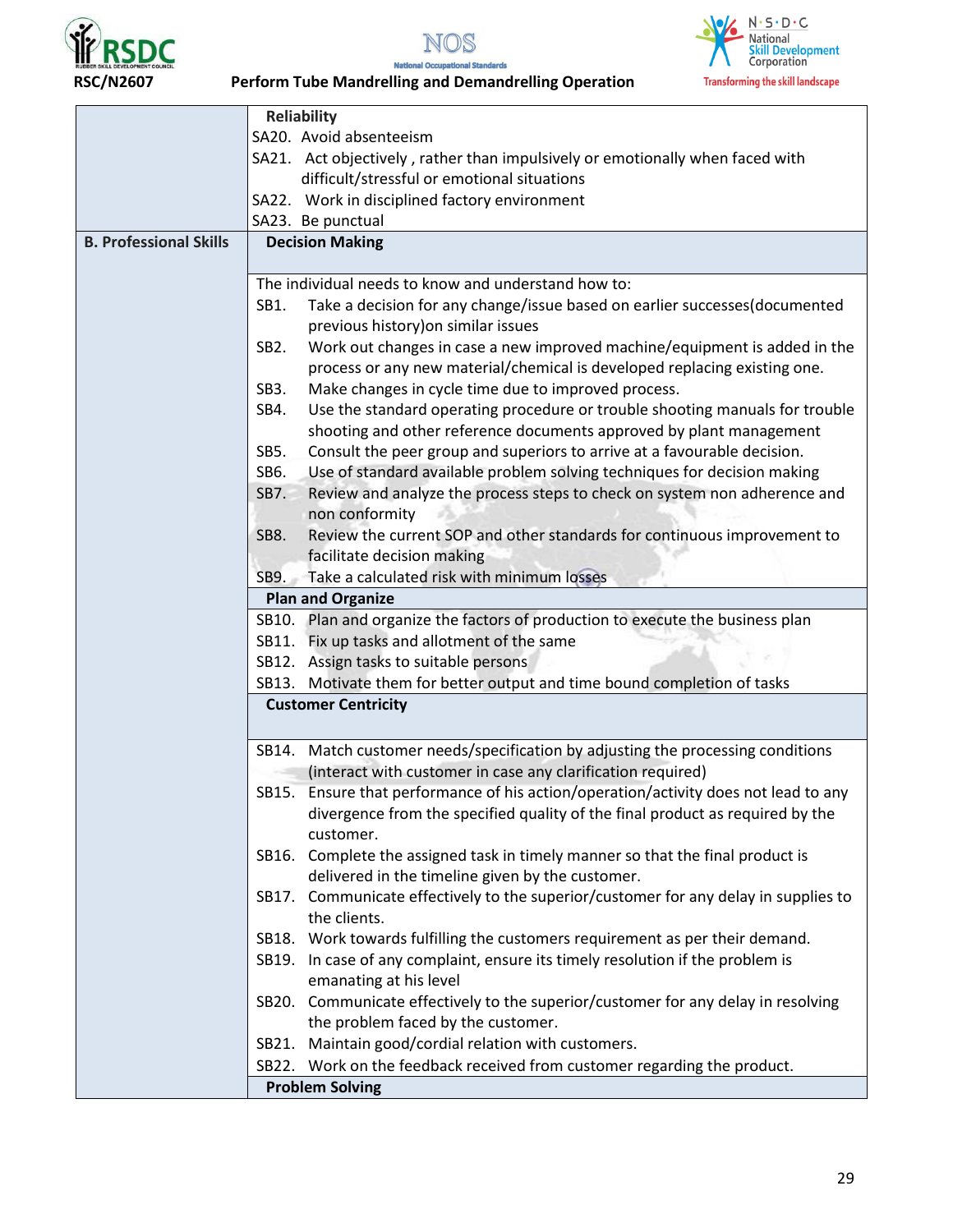| | |
|---|---|
| | **Reliability**<br>SA20. Avoid absenteeism<br>SA21. Act objectively , rather than impulsively or emotionally when faced with difficult/stressful or emotional situations<br>SA22. Work in disciplined factory environment<br>SA23. Be punctual |
| **B. Professional Skills** | **Decision Making** |
| | The individual needs to know and understand how to:<br>SB1. Take a decision for any change/issue based on earlier successes(documented previous history)on similar issues<br>SB2. Work out changes in case a new improved machine/equipment is added in the process or any new material/chemical is developed replacing existing one.<br>SB3. Make changes in cycle time due to improved process.<br>SB4. Use the standard operating procedure or trouble shooting manuals for trouble shooting and other reference documents approved by plant management<br>SB5. Consult the peer group and superiors to arrive at a favourable decision.<br>SB6. Use of standard available problem solving techniques for decision making<br>SB7. Review and analyze the process steps to check on system non adherence and non conformity<br>SB8. Review the current SOP and other standards for continuous improvement to facilitate decision making<br>SB9. Take a calculated risk with minimum losses |
| | **Plan and Organize** |
| | SB10. Plan and organize the factors of production to execute the business plan<br>SB11. Fix up tasks and allotment of the same<br>SB12. Assign tasks to suitable persons<br>SB13. Motivate them for better output and time bound completion of tasks |
| | **Customer Centricity** |
| | SB14. Match customer needs/specification by adjusting the processing conditions (interact with customer in case any clarification required)<br>SB15. Ensure that performance of his action/operation/activity does not lead to any divergence from the specified quality of the final product as required by the customer.<br>SB16. Complete the assigned task in timely manner so that the final product is delivered in the timeline given by the customer.<br>SB17. Communicate effectively to the superior/customer for any delay in supplies to the clients.<br>SB18. Work towards fulfilling the customers requirement as per their demand.<br>SB19. In case of any complaint, ensure its timely resolution if the problem is emanating at his level<br>SB20. Communicate effectively to the superior/customer for any delay in resolving the problem faced by the customer.<br>SB21. Maintain good/cordial relation with customers.<br>SB22. Work on the feedback received from customer regarding the product. |
| | **Problem Solving** |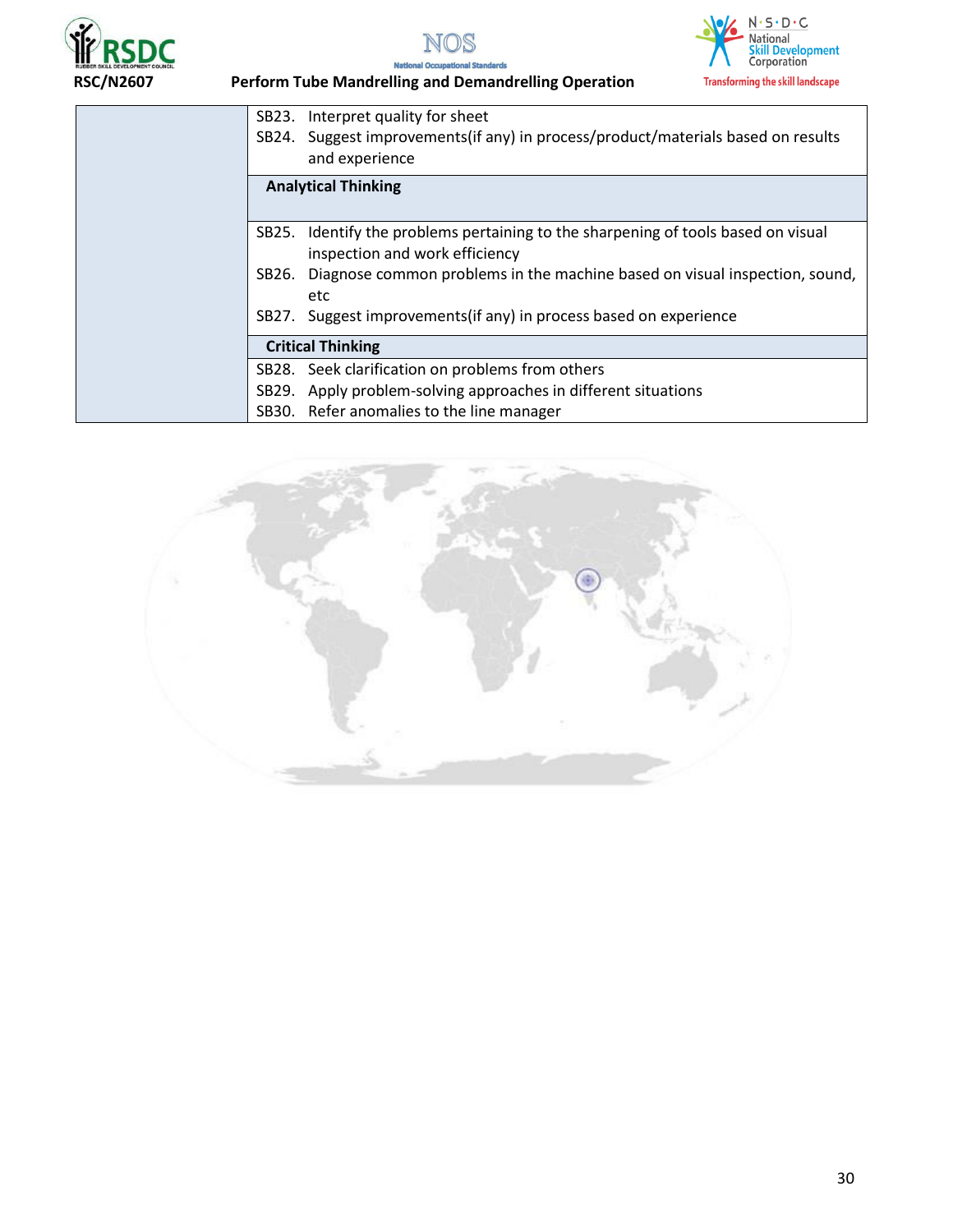| | |
|---|---|
| | SB23. Interpret quality for sheet<br>SB24. Suggest improvements(if any) in process/product/materials based on results and experience |
| | **Analytical Thinking** |
| | SB25. Identify the problems pertaining to the sharpening of tools based on visual inspection and work efficiency<br>SB26. Diagnose common problems in the machine based on visual inspection, sound, etc<br>SB27. Suggest improvements(if any) in process based on experience |
| | **Critical Thinking** |
| | SB28. Seek clarification on problems from others<br>SB29. Apply problem-solving approaches in different situations<br>SB30. Refer anomalies to the line manager |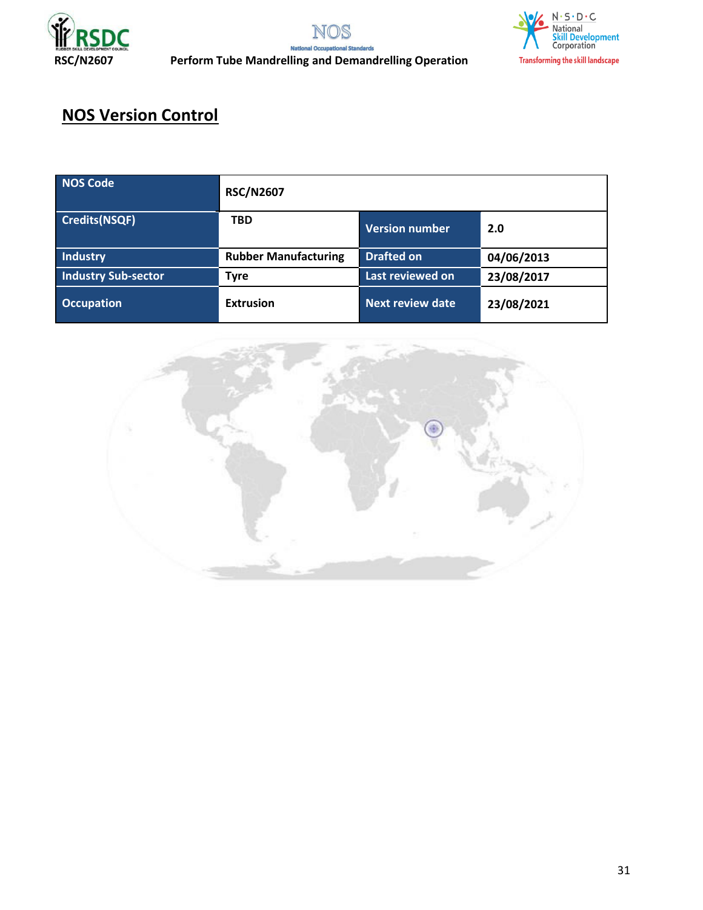## NOS Version Control

| NOS Code | RSC/N2607 | | |
|---|---|---|---|
| Credits(NSQF) | TBD | Version number | 2.0 |
| Industry | Rubber Manufacturing | Drafted on | 04/06/2013 |
| Industry Sub-sector | Tyre | Last reviewed on | 23/08/2017 |
| Occupation | Extrusion | Next review date | 23/08/2021 |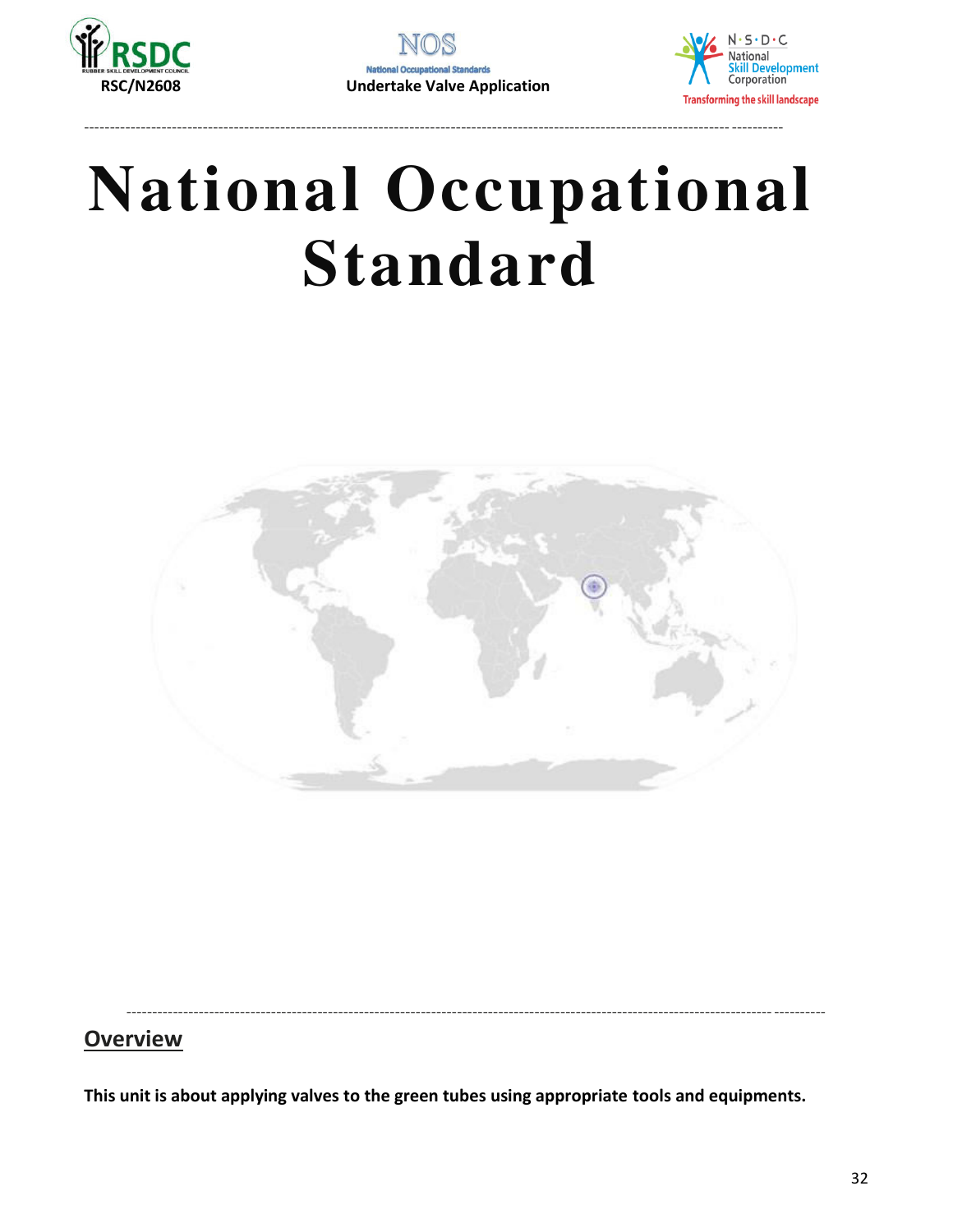# National Occupational Standard

## Overview

**This unit is about applying valves to the green tubes using appropriate tools and equipments.**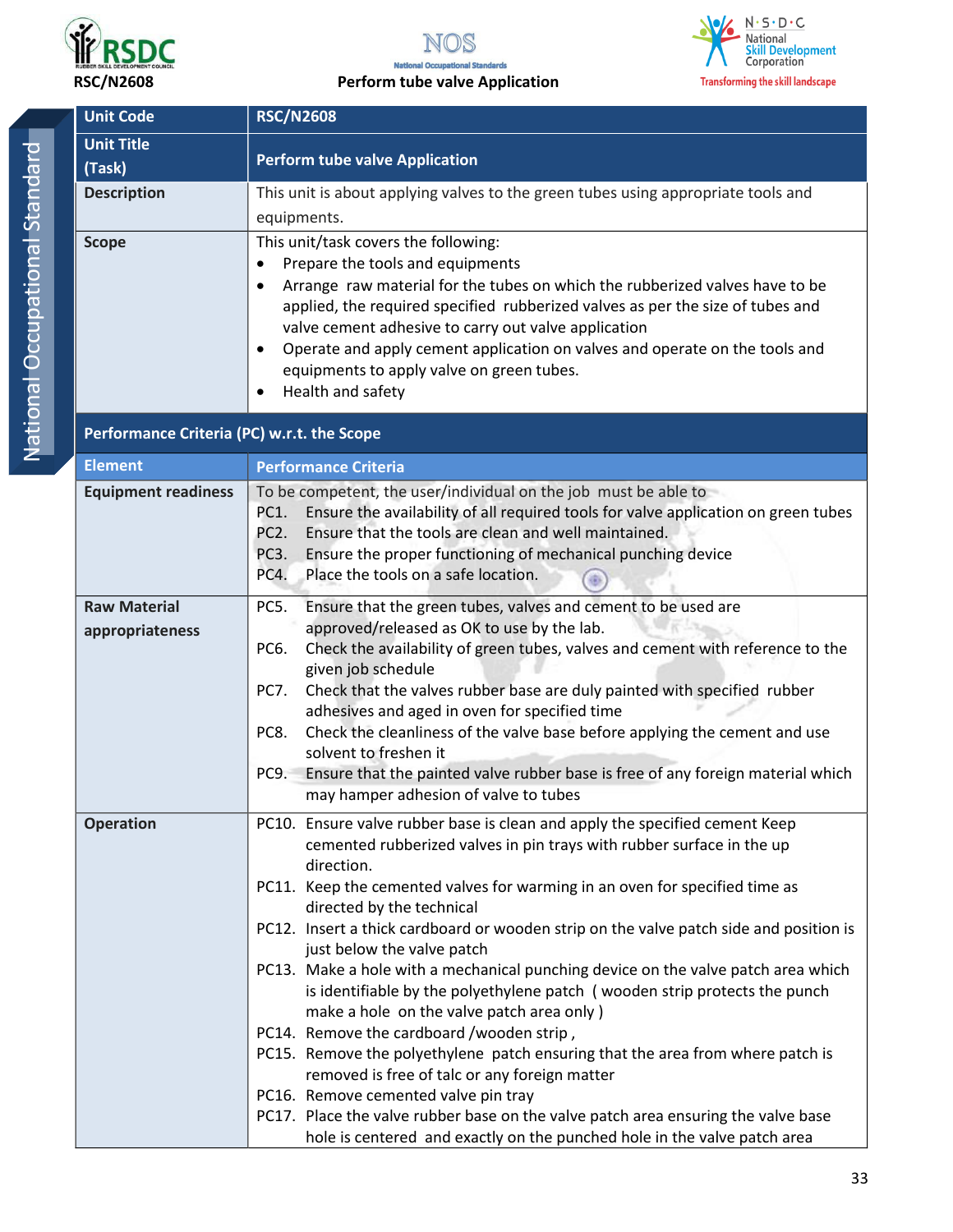RSC/N2608

Perform tube valve Application

| Unit Code | RSC/N2608 |
|---|---|
| Unit Title (Task) | Perform tube valve Application |
| Description | This unit is about applying valves to the green tubes using appropriate tools and equipments. |
| Scope | This unit/task covers the following:<br>• Prepare the tools and equipments<br>• Arrange raw material for the tubes on which the rubberized valves have to be applied, the required specified rubberized valves as per the size of tubes and valve cement adhesive to carry out valve application<br>• Operate and apply cement application on valves and operate on the tools and equipments to apply valve on green tubes.<br>• Health and safety |
| **Performance Criteria (PC) w.r.t. the Scope** | |
| **Element** | **Performance Criteria** |
| **Equipment readiness** | To be competent, the user/individual on the job must be able to<br>PC1. Ensure the availability of all required tools for valve application on green tubes<br>PC2. Ensure that the tools are clean and well maintained.<br>PC3. Ensure the proper functioning of mechanical punching device<br>PC4. Place the tools on a safe location. |
| **Raw Material appropriateness** | PC5. Ensure that the green tubes, valves and cement to be used are approved/released as OK to use by the lab.<br>PC6. Check the availability of green tubes, valves and cement with reference to the given job schedule<br>PC7. Check that the valves rubber base are duly painted with specified rubber adhesives and aged in oven for specified time<br>PC8. Check the cleanliness of the valve base before applying the cement and use solvent to freshen it<br>PC9. Ensure that the painted valve rubber base is free of any foreign material which may hamper adhesion of valve to tubes |
| **Operation** | PC10. Ensure valve rubber base is clean and apply the specified cement Keep cemented rubberized valves in pin trays with rubber surface in the up direction.<br>PC11. Keep the cemented valves for warming in an oven for specified time as directed by the technical<br>PC12. Insert a thick cardboard or wooden strip on the valve patch side and position is just below the valve patch<br>PC13. Make a hole with a mechanical punching device on the valve patch area which is identifiable by the polyethylene patch ( wooden strip protects the punch make a hole on the valve patch area only )<br>PC14. Remove the cardboard /wooden strip ,<br>PC15. Remove the polyethylene patch ensuring that the area from where patch is removed is free of talc or any foreign matter<br>PC16. Remove cemented valve pin tray<br>PC17. Place the valve rubber base on the valve patch area ensuring the valve base hole is centered and exactly on the punched hole in the valve patch area |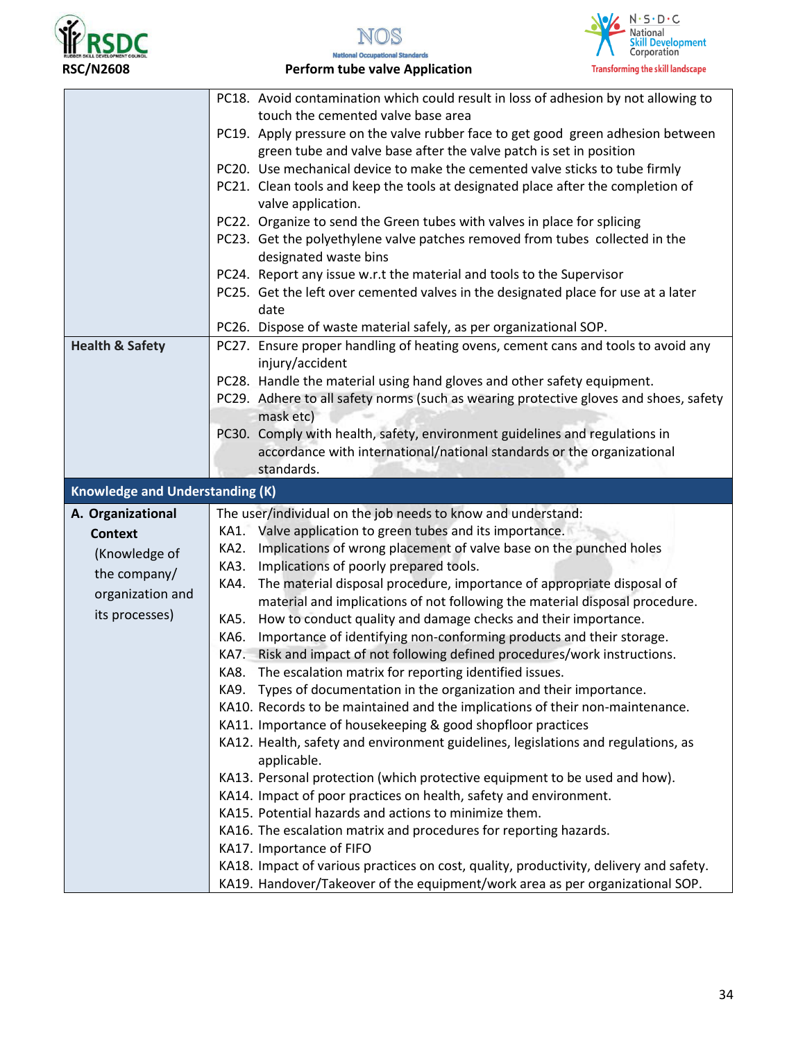| | |
|---|---|
| | PC18. Avoid contamination which could result in loss of adhesion by not allowing to touch the cemented valve base area<br>PC19. Apply pressure on the valve rubber face to get good green adhesion between green tube and valve base after the valve patch is set in position<br>PC20. Use mechanical device to make the cemented valve sticks to tube firmly<br>PC21. Clean tools and keep the tools at designated place after the completion of valve application.<br>PC22. Organize to send the Green tubes with valves in place for splicing<br>PC23. Get the polyethylene valve patches removed from tubes collected in the designated waste bins<br>PC24. Report any issue w.r.t the material and tools to the Supervisor<br>PC25. Get the left over cemented valves in the designated place for use at a later date<br>PC26. Dispose of waste material safely, as per organizational SOP. |
| **Health & Safety** | PC27. Ensure proper handling of heating ovens, cement cans and tools to avoid any injury/accident<br>PC28. Handle the material using hand gloves and other safety equipment.<br>PC29. Adhere to all safety norms (such as wearing protective gloves and shoes, safety mask etc)<br>PC30. Comply with health, safety, environment guidelines and regulations in accordance with international/national standards or the organizational standards. |
| **Knowledge and Understanding (K)** | |
| **A. Organizational Context** (Knowledge of the company/ organization and its processes) | The user/individual on the job needs to know and understand:<br>KA1. Valve application to green tubes and its importance.<br>KA2. Implications of wrong placement of valve base on the punched holes<br>KA3. Implications of poorly prepared tools.<br>KA4. The material disposal procedure, importance of appropriate disposal of material and implications of not following the material disposal procedure.<br>KA5. How to conduct quality and damage checks and their importance.<br>KA6. Importance of identifying non-conforming products and their storage.<br>KA7. Risk and impact of not following defined procedures/work instructions.<br>KA8. The escalation matrix for reporting identified issues.<br>KA9. Types of documentation in the organization and their importance.<br>KA10. Records to be maintained and the implications of their non-maintenance.<br>KA11. Importance of housekeeping & good shopfloor practices<br>KA12. Health, safety and environment guidelines, legislations and regulations, as applicable.<br>KA13. Personal protection (which protective equipment to be used and how).<br>KA14. Impact of poor practices on health, safety and environment.<br>KA15. Potential hazards and actions to minimize them.<br>KA16. The escalation matrix and procedures for reporting hazards.<br>KA17. Importance of FIFO<br>KA18. Impact of various practices on cost, quality, productivity, delivery and safety.<br>KA19. Handover/Takeover of the equipment/work area as per organizational SOP. |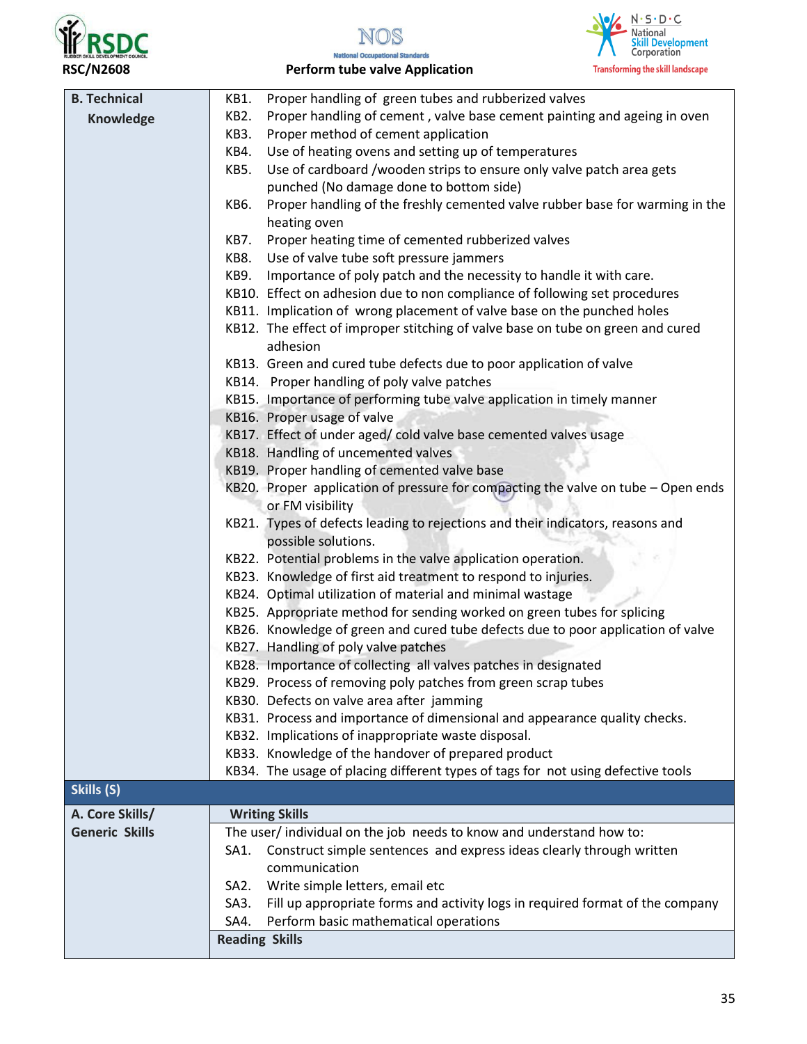| B. Technical Knowledge | KB1. Proper handling of green tubes and rubberized valves<br>KB2. Proper handling of cement , valve base cement painting and ageing in oven<br>KB3. Proper method of cement application<br>KB4. Use of heating ovens and setting up of temperatures<br>KB5. Use of cardboard /wooden strips to ensure only valve patch area gets punched (No damage done to bottom side)<br>KB6. Proper handling of the freshly cemented valve rubber base for warming in the heating oven<br>KB7. Proper heating time of cemented rubberized valves<br>KB8. Use of valve tube soft pressure jammers<br>KB9. Importance of poly patch and the necessity to handle it with care.<br>KB10. Effect on adhesion due to non compliance of following set procedures<br>KB11. Implication of wrong placement of valve base on the punched holes<br>KB12. The effect of improper stitching of valve base on tube on green and cured adhesion<br>KB13. Green and cured tube defects due to poor application of valve<br>KB14. Proper handling of poly valve patches<br>KB15. Importance of performing tube valve application in timely manner<br>KB16. Proper usage of valve<br>KB17. Effect of under aged/ cold valve base cemented valves usage<br>KB18. Handling of uncemented valves<br>KB19. Proper handling of cemented valve base<br>KB20. Proper application of pressure for compacting the valve on tube – Open ends or FM visibility<br>KB21. Types of defects leading to rejections and their indicators, reasons and possible solutions.<br>KB22. Potential problems in the valve application operation.<br>KB23. Knowledge of first aid treatment to respond to injuries.<br>KB24. Optimal utilization of material and minimal wastage<br>KB25. Appropriate method for sending worked on green tubes for splicing<br>KB26. Knowledge of green and cured tube defects due to poor application of valve<br>KB27. Handling of poly valve patches<br>KB28. Importance of collecting all valves patches in designated<br>KB29. Process of removing poly patches from green scrap tubes<br>KB30. Defects on valve area after jamming<br>KB31. Process and importance of dimensional and appearance quality checks.<br>KB32. Implications of inappropriate waste disposal.<br>KB33. Knowledge of the handover of prepared product<br>KB34. The usage of placing different types of tags for not using defective tools |
|---|---|
| **Skills (S)** | |
| **A. Core Skills/ Generic Skills** | **Writing Skills**<br>The user/ individual on the job needs to know and understand how to:<br>SA1. Construct simple sentences and express ideas clearly through written communication<br>SA2. Write simple letters, email etc<br>SA3. Fill up appropriate forms and activity logs in required format of the company<br>SA4. Perform basic mathematical operations |
| | **Reading Skills** |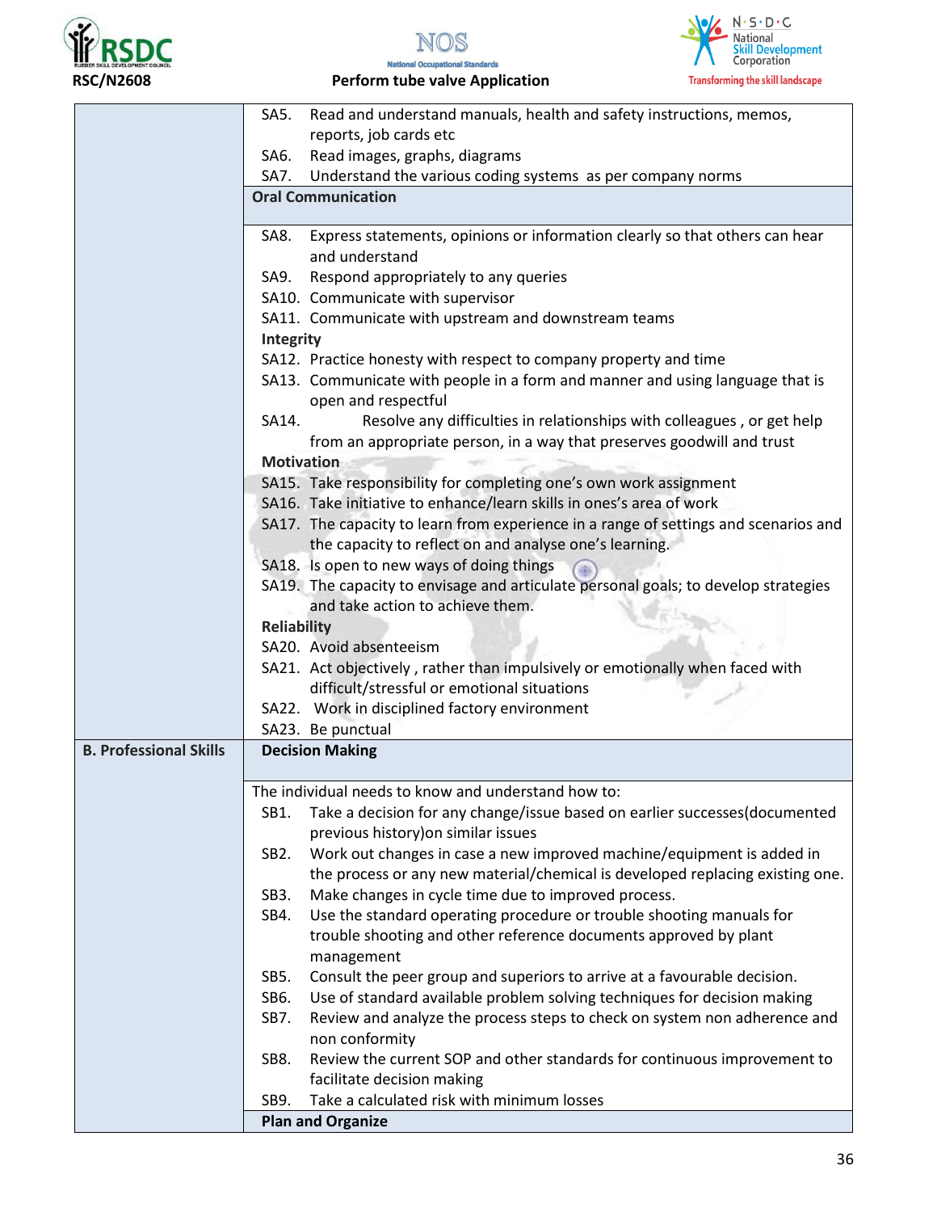| | |
|---|---|
| | SA5. Read and understand manuals, health and safety instructions, memos, reports, job cards etc<br>SA6. Read images, graphs, diagrams<br>SA7. Understand the various coding systems as per company norms |
| | **Oral Communication** |
| | SA8. Express statements, opinions or information clearly so that others can hear and understand<br>SA9. Respond appropriately to any queries<br>SA10. Communicate with supervisor<br>SA11. Communicate with upstream and downstream teams<br>**Integrity**<br>SA12. Practice honesty with respect to company property and time<br>SA13. Communicate with people in a form and manner and using language that is open and respectful<br>SA14. Resolve any difficulties in relationships with colleagues , or get help from an appropriate person, in a way that preserves goodwill and trust<br>**Motivation**<br>SA15. Take responsibility for completing one's own work assignment<br>SA16. Take initiative to enhance/learn skills in ones's area of work<br>SA17. The capacity to learn from experience in a range of settings and scenarios and the capacity to reflect on and analyse one's learning.<br>SA18. Is open to new ways of doing things<br>SA19. The capacity to envisage and articulate personal goals; to develop strategies and take action to achieve them.<br>**Reliability**<br>SA20. Avoid absenteeism<br>SA21. Act objectively , rather than impulsively or emotionally when faced with difficult/stressful or emotional situations<br>SA22. Work in disciplined factory environment<br>SA23. Be punctual |
| **B. Professional Skills** | **Decision Making** |
| | The individual needs to know and understand how to:<br>SB1. Take a decision for any change/issue based on earlier successes(documented previous history)on similar issues<br>SB2. Work out changes in case a new improved machine/equipment is added in the process or any new material/chemical is developed replacing existing one.<br>SB3. Make changes in cycle time due to improved process.<br>SB4. Use the standard operating procedure or trouble shooting manuals for trouble shooting and other reference documents approved by plant management<br>SB5. Consult the peer group and superiors to arrive at a favourable decision.<br>SB6. Use of standard available problem solving techniques for decision making<br>SB7. Review and analyze the process steps to check on system non adherence and non conformity<br>SB8. Review the current SOP and other standards for continuous improvement to facilitate decision making<br>SB9. Take a calculated risk with minimum losses |
| | **Plan and Organize** |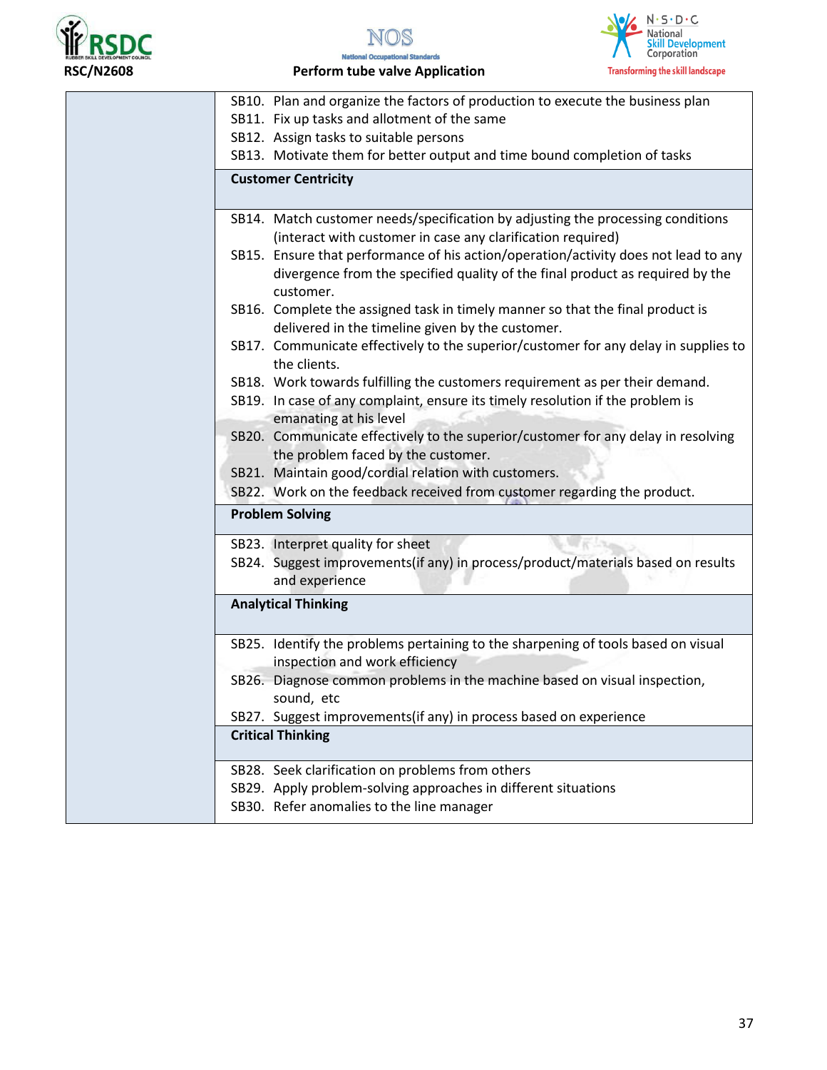| | |
|---|---|
| | SB10. Plan and organize the factors of production to execute the business plan<br>SB11. Fix up tasks and allotment of the same<br>SB12. Assign tasks to suitable persons<br>SB13. Motivate them for better output and time bound completion of tasks |
| | **Customer Centricity** |
| | SB14. Match customer needs/specification by adjusting the processing conditions (interact with customer in case any clarification required)<br>SB15. Ensure that performance of his action/operation/activity does not lead to any divergence from the specified quality of the final product as required by the customer.<br>SB16. Complete the assigned task in timely manner so that the final product is delivered in the timeline given by the customer.<br>SB17. Communicate effectively to the superior/customer for any delay in supplies to the clients.<br>SB18. Work towards fulfilling the customers requirement as per their demand.<br>SB19. In case of any complaint, ensure its timely resolution if the problem is emanating at his level<br>SB20. Communicate effectively to the superior/customer for any delay in resolving the problem faced by the customer.<br>SB21. Maintain good/cordial relation with customers.<br>SB22. Work on the feedback received from customer regarding the product. |
| | **Problem Solving** |
| | SB23. Interpret quality for sheet<br>SB24. Suggest improvements(if any) in process/product/materials based on results and experience |
| | **Analytical Thinking** |
| | SB25. Identify the problems pertaining to the sharpening of tools based on visual inspection and work efficiency<br>SB26. Diagnose common problems in the machine based on visual inspection, sound, etc<br>SB27. Suggest improvements(if any) in process based on experience |
| | **Critical Thinking** |
| | SB28. Seek clarification on problems from others<br>SB29. Apply problem-solving approaches in different situations<br>SB30. Refer anomalies to the line manager |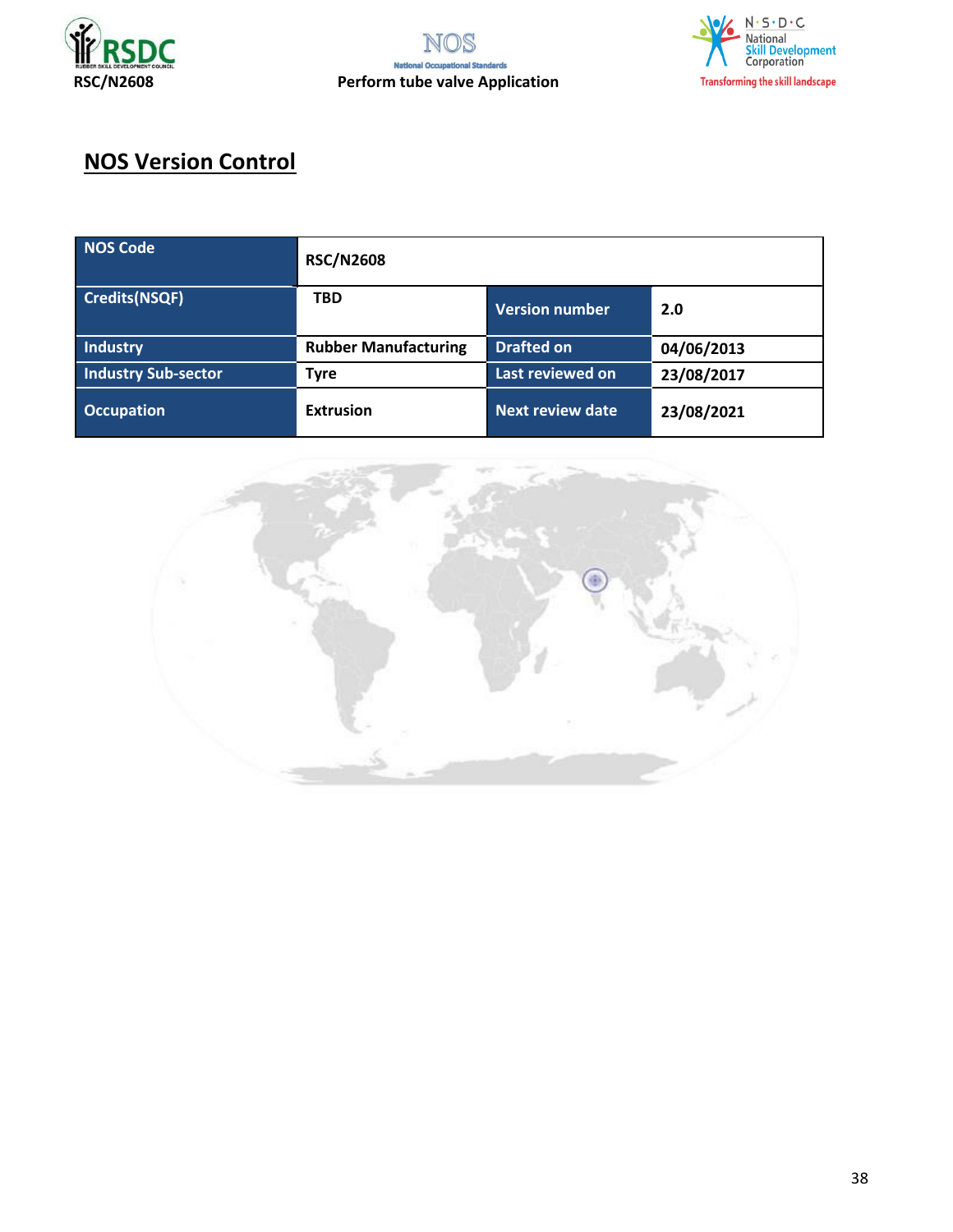## NOS Version Control

| NOS Code | RSC/N2608 | | |
|---|---|---|---|
| Credits(NSQF) | TBD | Version number | 2.0 |
| Industry | Rubber Manufacturing | Drafted on | 04/06/2013 |
| Industry Sub-sector | Tyre | Last reviewed on | 23/08/2017 |
| Occupation | Extrusion | Next review date | 23/08/2021 |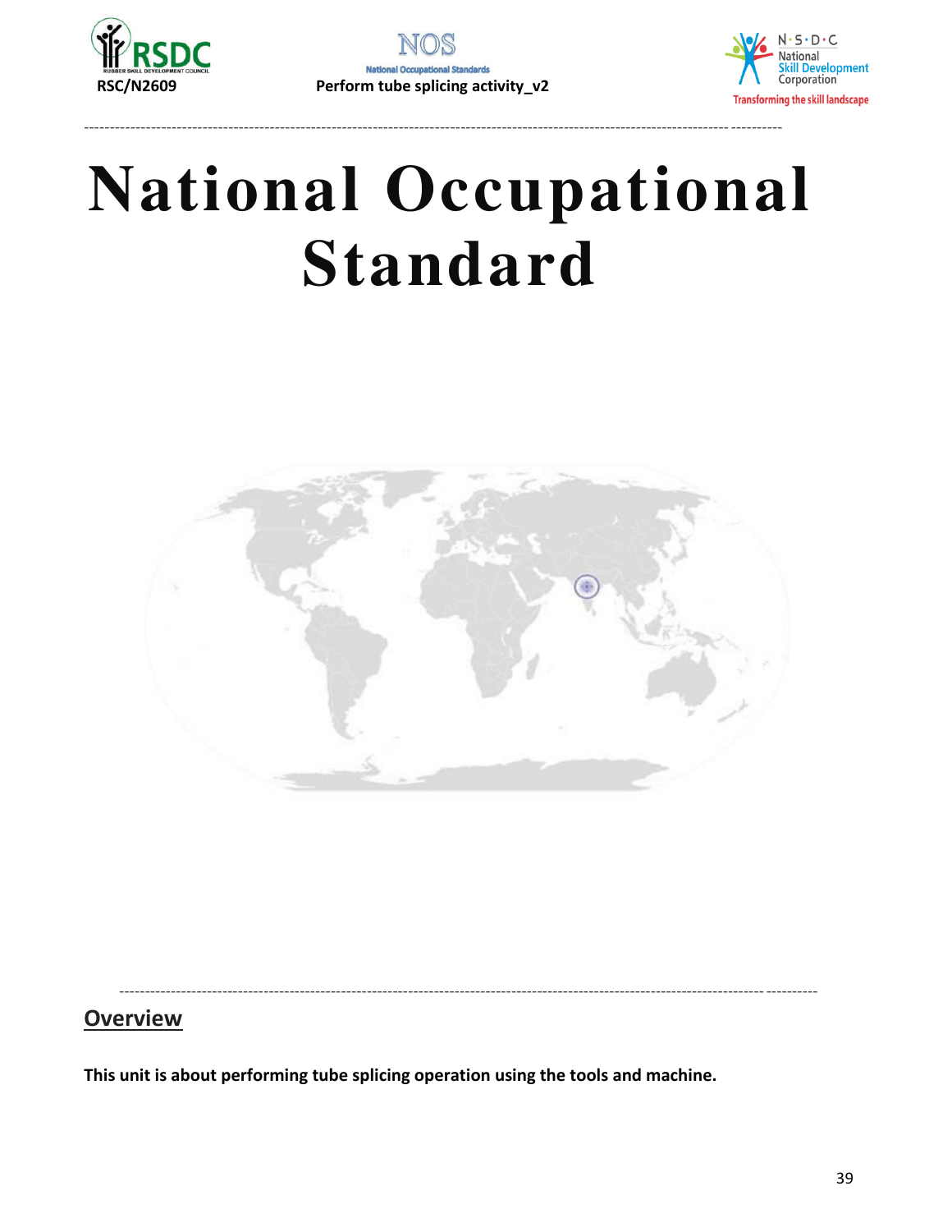# National Occupational Standard

## Overview

**This unit is about performing tube splicing operation using the tools and machine.**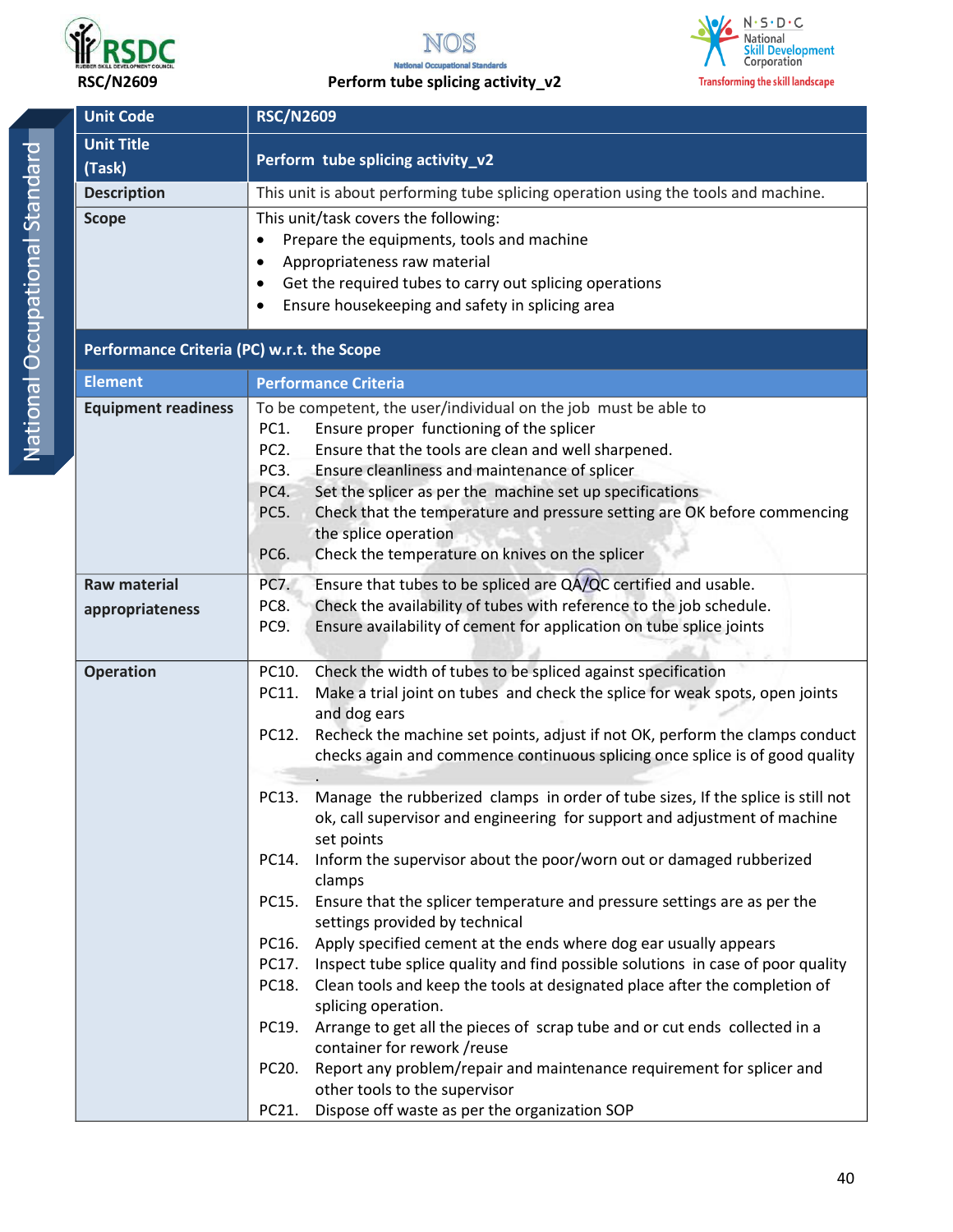| Unit Code | RSC/N2609 |
|---|---|
| Unit Title (Task) | Perform tube splicing activity_v2 |
| Description | This unit is about performing tube splicing operation using the tools and machine. |
| Scope | This unit/task covers the following:<br>• Prepare the equipments, tools and machine<br>• Appropriateness raw material<br>• Get the required tubes to carry out splicing operations<br>• Ensure housekeeping and safety in splicing area |

**Performance Criteria (PC) w.r.t. the Scope**

| Element | Performance Criteria |
|---|---|
| Equipment readiness | To be competent, the user/individual on the job must be able to<br>PC1. Ensure proper functioning of the splicer<br>PC2. Ensure that the tools are clean and well sharpened.<br>PC3. Ensure cleanliness and maintenance of splicer<br>PC4. Set the splicer as per the machine set up specifications<br>PC5. Check that the temperature and pressure setting are OK before commencing the splice operation<br>PC6. Check the temperature on knives on the splicer |
| Raw material appropriateness | PC7. Ensure that tubes to be spliced are QA/QC certified and usable.<br>PC8. Check the availability of tubes with reference to the job schedule.<br>PC9. Ensure availability of cement for application on tube splice joints |
| Operation | PC10. Check the width of tubes to be spliced against specification<br>PC11. Make a trial joint on tubes and check the splice for weak spots, open joints and dog ears<br>PC12. Recheck the machine set points, adjust if not OK, perform the clamps conduct checks again and commence continuous splicing once splice is of good quality .<br>PC13. Manage the rubberized clamps in order of tube sizes, If the splice is still not ok, call supervisor and engineering for support and adjustment of machine set points<br>PC14. Inform the supervisor about the poor/worn out or damaged rubberized clamps<br>PC15. Ensure that the splicer temperature and pressure settings are as per the settings provided by technical<br>PC16. Apply specified cement at the ends where dog ear usually appears<br>PC17. Inspect tube splice quality and find possible solutions in case of poor quality<br>PC18. Clean tools and keep the tools at designated place after the completion of splicing operation.<br>PC19. Arrange to get all the pieces of scrap tube and or cut ends collected in a container for rework /reuse<br>PC20. Report any problem/repair and maintenance requirement for splicer and other tools to the supervisor<br>PC21. Dispose off waste as per the organization SOP |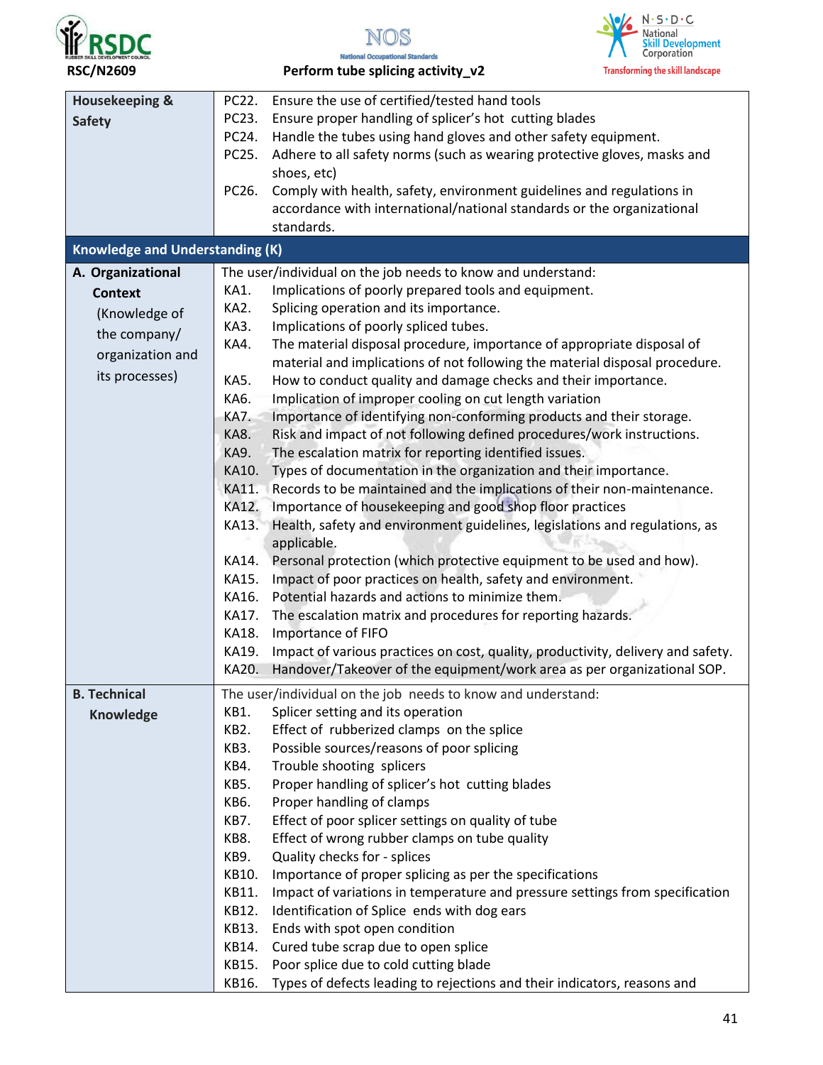| | |
|---|---|
| **Housekeeping & Safety** | PC22. Ensure the use of certified/tested hand tools<br>PC23. Ensure proper handling of splicer's hot cutting blades<br>PC24. Handle the tubes using hand gloves and other safety equipment.<br>PC25. Adhere to all safety norms (such as wearing protective gloves, masks and shoes, etc)<br>PC26. Comply with health, safety, environment guidelines and regulations in accordance with international/national standards or the organizational standards. |
| **Knowledge and Understanding (K)** | |
| **A. Organizational Context** (Knowledge of the company/ organization and its processes) | The user/individual on the job needs to know and understand:<br>KA1. Implications of poorly prepared tools and equipment.<br>KA2. Splicing operation and its importance.<br>KA3. Implications of poorly spliced tubes.<br>KA4. The material disposal procedure, importance of appropriate disposal of material and implications of not following the material disposal procedure.<br>KA5. How to conduct quality and damage checks and their importance.<br>KA6. Implication of improper cooling on cut length variation<br>KA7. Importance of identifying non-conforming products and their storage.<br>KA8. Risk and impact of not following defined procedures/work instructions.<br>KA9. The escalation matrix for reporting identified issues.<br>KA10. Types of documentation in the organization and their importance.<br>KA11. Records to be maintained and the implications of their non-maintenance.<br>KA12. Importance of housekeeping and good shop floor practices<br>KA13. Health, safety and environment guidelines, legislations and regulations, as applicable.<br>KA14. Personal protection (which protective equipment to be used and how).<br>KA15. Impact of poor practices on health, safety and environment.<br>KA16. Potential hazards and actions to minimize them.<br>KA17. The escalation matrix and procedures for reporting hazards.<br>KA18. Importance of FIFO<br>KA19. Impact of various practices on cost, quality, productivity, delivery and safety.<br>KA20. Handover/Takeover of the equipment/work area as per organizational SOP. |
| **B. Technical Knowledge** | The user/individual on the job needs to know and understand:<br>KB1. Splicer setting and its operation<br>KB2. Effect of rubberized clamps on the splice<br>KB3. Possible sources/reasons of poor splicing<br>KB4. Trouble shooting splicers<br>KB5. Proper handling of splicer's hot cutting blades<br>KB6. Proper handling of clamps<br>KB7. Effect of poor splicer settings on quality of tube<br>KB8. Effect of wrong rubber clamps on tube quality<br>KB9. Quality checks for - splices<br>KB10. Importance of proper splicing as per the specifications<br>KB11. Impact of variations in temperature and pressure settings from specification<br>KB12. Identification of Splice ends with dog ears<br>KB13. Ends with spot open condition<br>KB14. Cured tube scrap due to open splice<br>KB15. Poor splice due to cold cutting blade<br>KB16. Types of defects leading to rejections and their indicators, reasons and |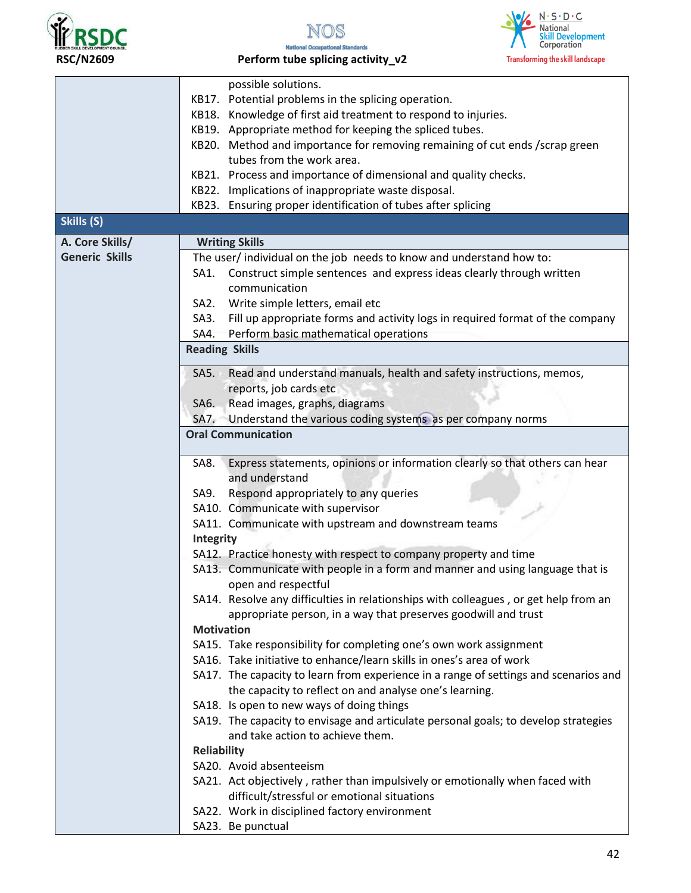| | |
|---|---|
| | possible solutions.<br>KB17. Potential problems in the splicing operation.<br>KB18. Knowledge of first aid treatment to respond to injuries.<br>KB19. Appropriate method for keeping the spliced tubes.<br>KB20. Method and importance for removing remaining of cut ends /scrap green tubes from the work area.<br>KB21. Process and importance of dimensional and quality checks.<br>KB22. Implications of inappropriate waste disposal.<br>KB23. Ensuring proper identification of tubes after splicing |
| **Skills (S)** | |
| **A. Core Skills/ Generic Skills** | **Writing Skills** |
| | The user/ individual on the job needs to know and understand how to:<br>SA1. Construct simple sentences and express ideas clearly through written communication<br>SA2. Write simple letters, email etc<br>SA3. Fill up appropriate forms and activity logs in required format of the company<br>SA4. Perform basic mathematical operations |
| | **Reading Skills** |
| | SA5. Read and understand manuals, health and safety instructions, memos, reports, job cards etc<br>SA6. Read images, graphs, diagrams<br>SA7. Understand the various coding systems as per company norms |
| | **Oral Communication** |
| | SA8. Express statements, opinions or information clearly so that others can hear and understand<br>SA9. Respond appropriately to any queries<br>SA10. Communicate with supervisor<br>SA11. Communicate with upstream and downstream teams<br>**Integrity**<br>SA12. Practice honesty with respect to company property and time<br>SA13. Communicate with people in a form and manner and using language that is open and respectful<br>SA14. Resolve any difficulties in relationships with colleagues , or get help from an appropriate person, in a way that preserves goodwill and trust<br>**Motivation**<br>SA15. Take responsibility for completing one's own work assignment<br>SA16. Take initiative to enhance/learn skills in ones's area of work<br>SA17. The capacity to learn from experience in a range of settings and scenarios and the capacity to reflect on and analyse one's learning.<br>SA18. Is open to new ways of doing things<br>SA19. The capacity to envisage and articulate personal goals; to develop strategies and take action to achieve them.<br>**Reliability**<br>SA20. Avoid absenteeism<br>SA21. Act objectively , rather than impulsively or emotionally when faced with difficult/stressful or emotional situations<br>SA22. Work in disciplined factory environment<br>SA23. Be punctual |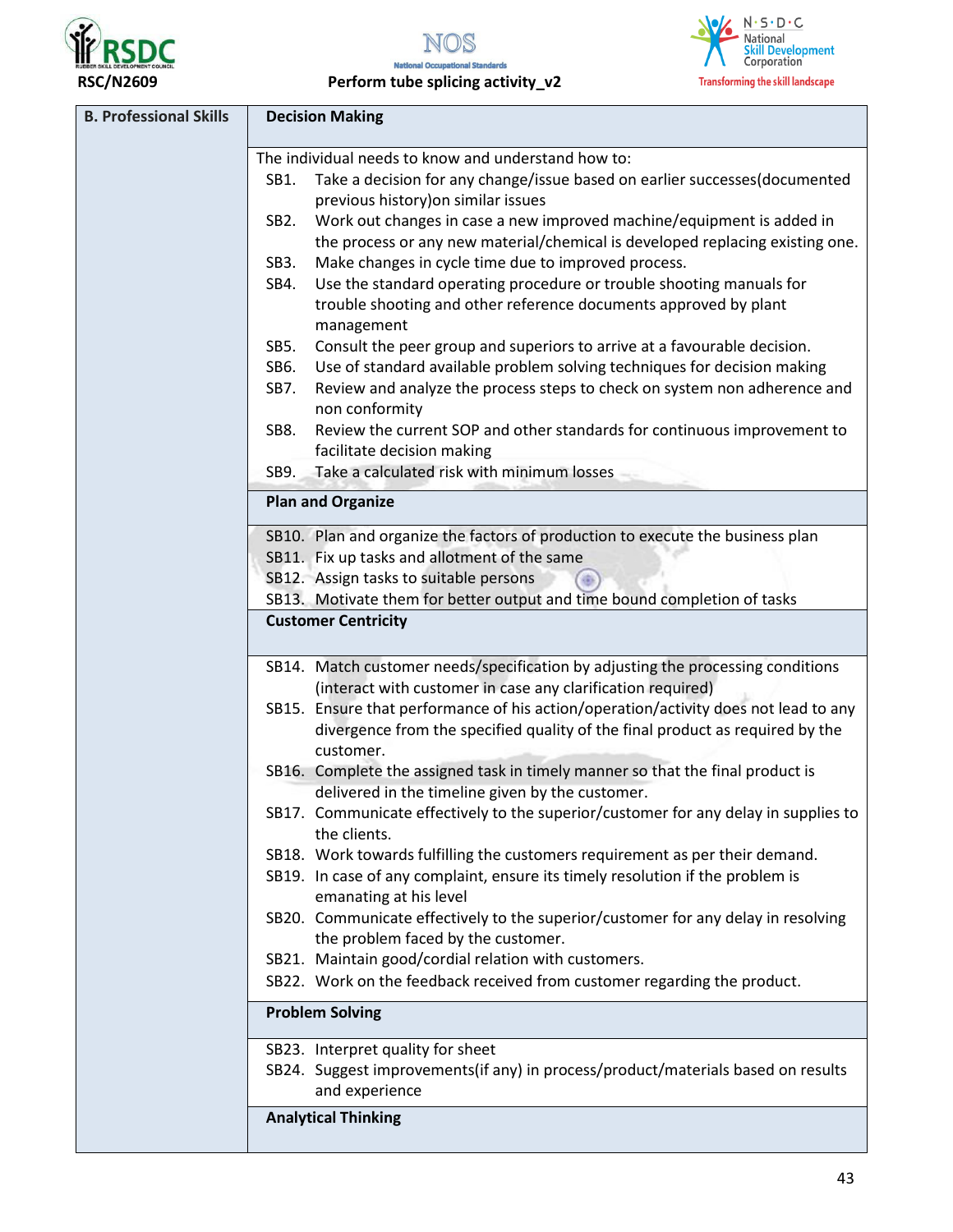| B. Professional Skills | **Decision Making** |
|---|---|
| | The individual needs to know and understand how to:<br>SB1. Take a decision for any change/issue based on earlier successes(documented previous history)on similar issues<br>SB2. Work out changes in case a new improved machine/equipment is added in the process or any new material/chemical is developed replacing existing one.<br>SB3. Make changes in cycle time due to improved process.<br>SB4. Use the standard operating procedure or trouble shooting manuals for trouble shooting and other reference documents approved by plant management<br>SB5. Consult the peer group and superiors to arrive at a favourable decision.<br>SB6. Use of standard available problem solving techniques for decision making<br>SB7. Review and analyze the process steps to check on system non adherence and non conformity<br>SB8. Review the current SOP and other standards for continuous improvement to facilitate decision making<br>SB9. Take a calculated risk with minimum losses |
| | **Plan and Organize** |
| | SB10. Plan and organize the factors of production to execute the business plan<br>SB11. Fix up tasks and allotment of the same<br>SB12. Assign tasks to suitable persons<br>SB13. Motivate them for better output and time bound completion of tasks |
| | **Customer Centricity** |
| | SB14. Match customer needs/specification by adjusting the processing conditions (interact with customer in case any clarification required)<br>SB15. Ensure that performance of his action/operation/activity does not lead to any divergence from the specified quality of the final product as required by the customer.<br>SB16. Complete the assigned task in timely manner so that the final product is delivered in the timeline given by the customer.<br>SB17. Communicate effectively to the superior/customer for any delay in supplies to the clients.<br>SB18. Work towards fulfilling the customers requirement as per their demand.<br>SB19. In case of any complaint, ensure its timely resolution if the problem is emanating at his level<br>SB20. Communicate effectively to the superior/customer for any delay in resolving the problem faced by the customer.<br>SB21. Maintain good/cordial relation with customers.<br>SB22. Work on the feedback received from customer regarding the product. |
| | **Problem Solving** |
| | SB23. Interpret quality for sheet<br>SB24. Suggest improvements(if any) in process/product/materials based on results and experience |
| | **Analytical Thinking** |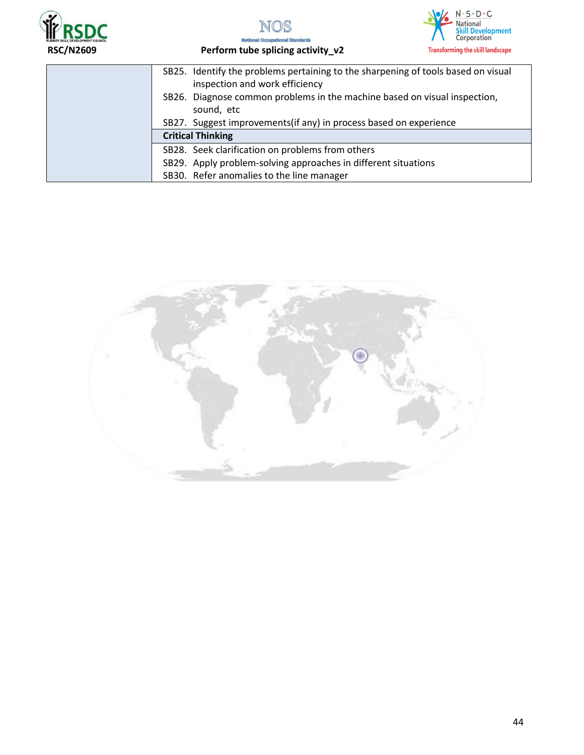| | |
|---|---|
| | SB25. Identify the problems pertaining to the sharpening of tools based on visual inspection and work efficiency<br>SB26. Diagnose common problems in the machine based on visual inspection, sound, etc<br>SB27. Suggest improvements(if any) in process based on experience |
| | **Critical Thinking** |
| | SB28. Seek clarification on problems from others<br>SB29. Apply problem-solving approaches in different situations<br>SB30. Refer anomalies to the line manager |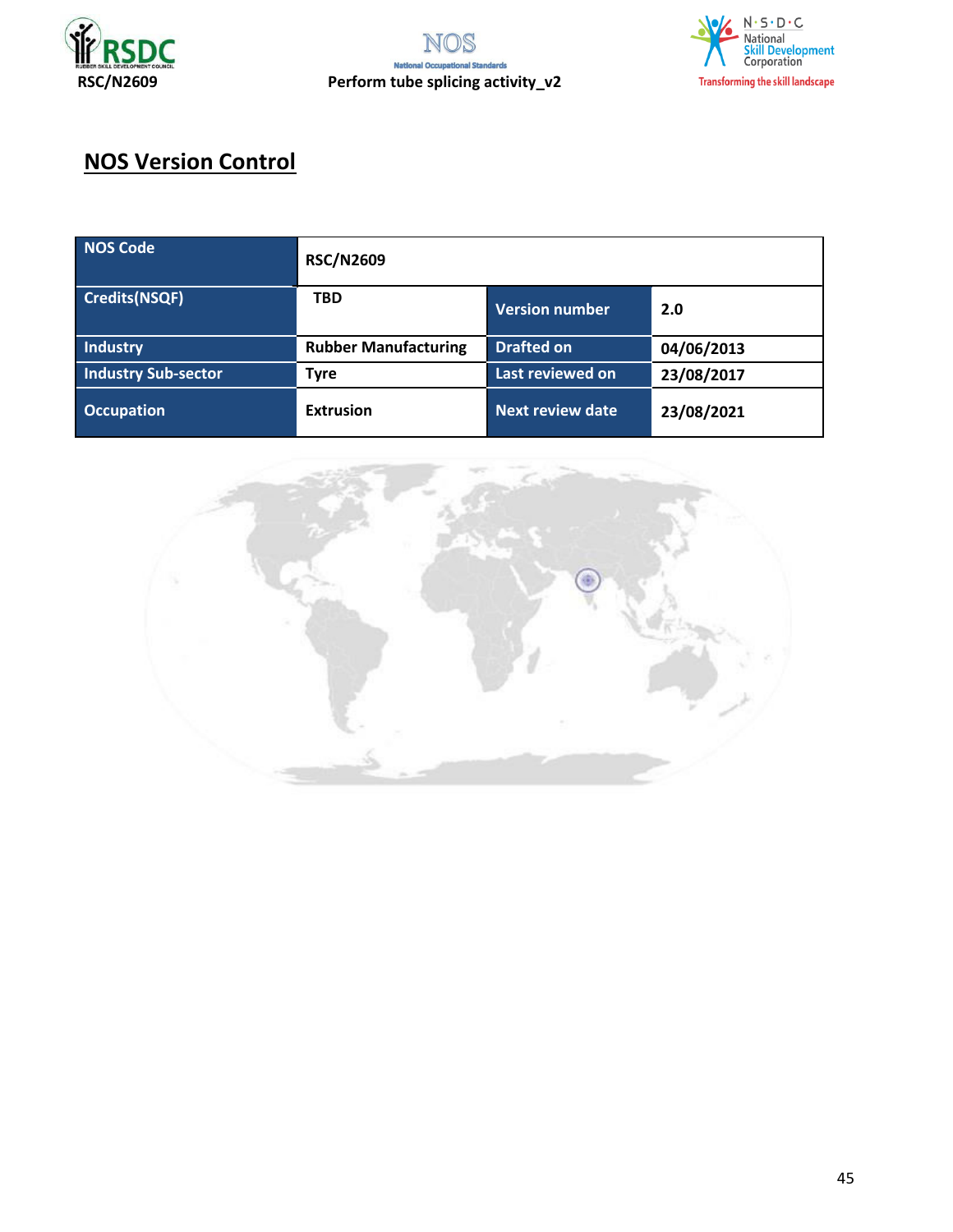## NOS Version Control

| NOS Code | RSC/N2609 | | |
|---|---|---|---|
| Credits(NSQF) | TBD | Version number | 2.0 |
| Industry | Rubber Manufacturing | Drafted on | 04/06/2013 |
| Industry Sub-sector | Tyre | Last reviewed on | 23/08/2017 |
| Occupation | Extrusion | Next review date | 23/08/2021 |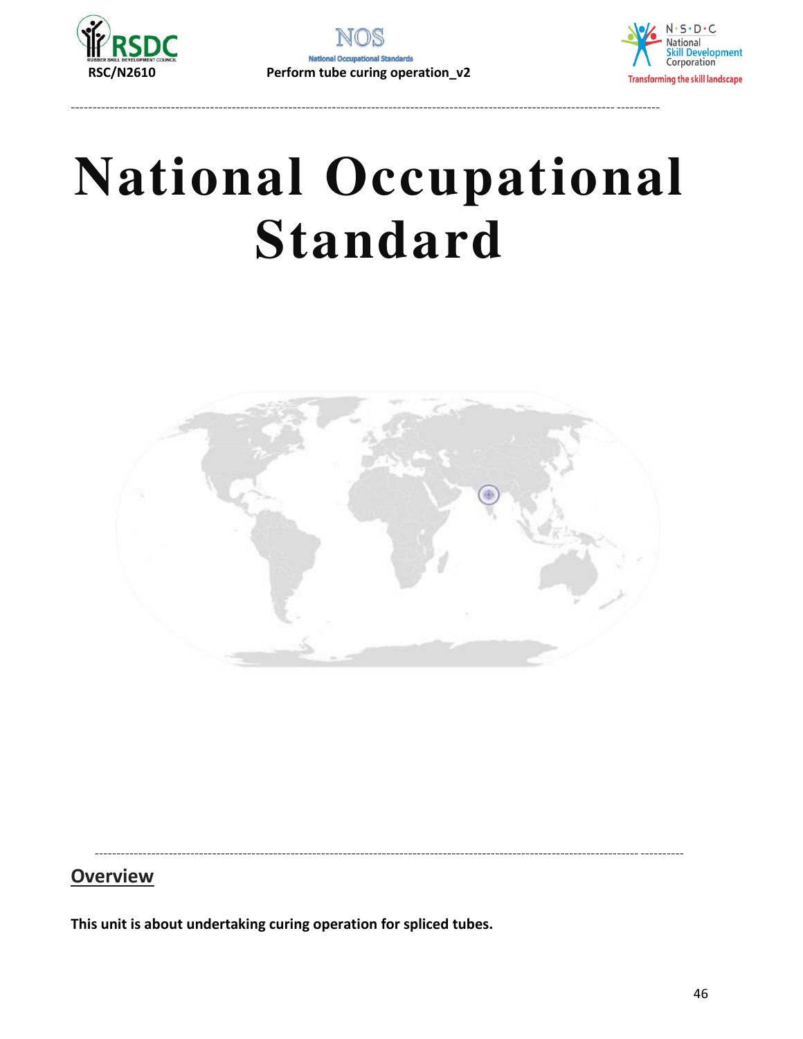# National Occupational Standard

## Overview

**This unit is about undertaking curing operation for spliced tubes.**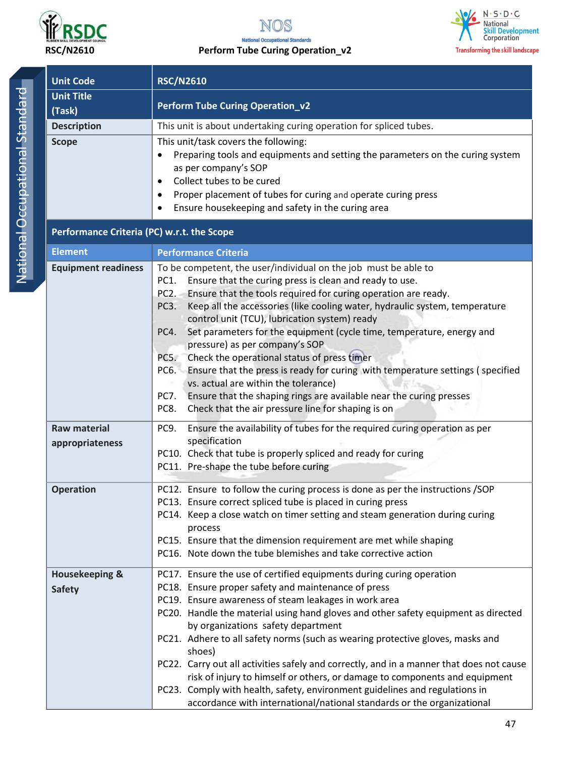| Unit Code | RSC/N2610 |
| --- | --- |
| Unit Title (Task) | Perform Tube Curing Operation_v2 |
| Description | This unit is about undertaking curing operation for spliced tubes. |
| Scope | This unit/task covers the following:<br>• Preparing tools and equipments and setting the parameters on the curing system as per company's SOP<br>• Collect tubes to be cured<br>• Proper placement of tubes for curing and operate curing press<br>• Ensure housekeeping and safety in the curing area |
| **Performance Criteria (PC) w.r.t. the Scope** | |
| **Element** | **Performance Criteria** |
| Equipment readiness | To be competent, the user/individual on the job must be able to<br>PC1. Ensure that the curing press is clean and ready to use.<br>PC2. Ensure that the tools required for curing operation are ready.<br>PC3. Keep all the accessories (like cooling water, hydraulic system, temperature control unit (TCU), lubrication system) ready<br>PC4. Set parameters for the equipment (cycle time, temperature, energy and pressure) as per company's SOP<br>PC5. Check the operational status of press timer<br>PC6. Ensure that the press is ready for curing with temperature settings ( specified vs. actual are within the tolerance)<br>PC7. Ensure that the shaping rings are available near the curing presses<br>PC8. Check that the air pressure line for shaping is on |
| Raw material appropriateness | PC9. Ensure the availability of tubes for the required curing operation as per specification<br>PC10. Check that tube is properly spliced and ready for curing<br>PC11. Pre-shape the tube before curing |
| Operation | PC12. Ensure to follow the curing process is done as per the instructions /SOP<br>PC13. Ensure correct spliced tube is placed in curing press<br>PC14. Keep a close watch on timer setting and steam generation during curing process<br>PC15. Ensure that the dimension requirement are met while shaping<br>PC16. Note down the tube blemishes and take corrective action |
| Housekeeping & Safety | PC17. Ensure the use of certified equipments during curing operation<br>PC18. Ensure proper safety and maintenance of press<br>PC19. Ensure awareness of steam leakages in work area<br>PC20. Handle the material using hand gloves and other safety equipment as directed by organizations safety department<br>PC21. Adhere to all safety norms (such as wearing protective gloves, masks and shoes)<br>PC22. Carry out all activities safely and correctly, and in a manner that does not cause risk of injury to himself or others, or damage to components and equipment<br>PC23. Comply with health, safety, environment guidelines and regulations in accordance with international/national standards or the organizational |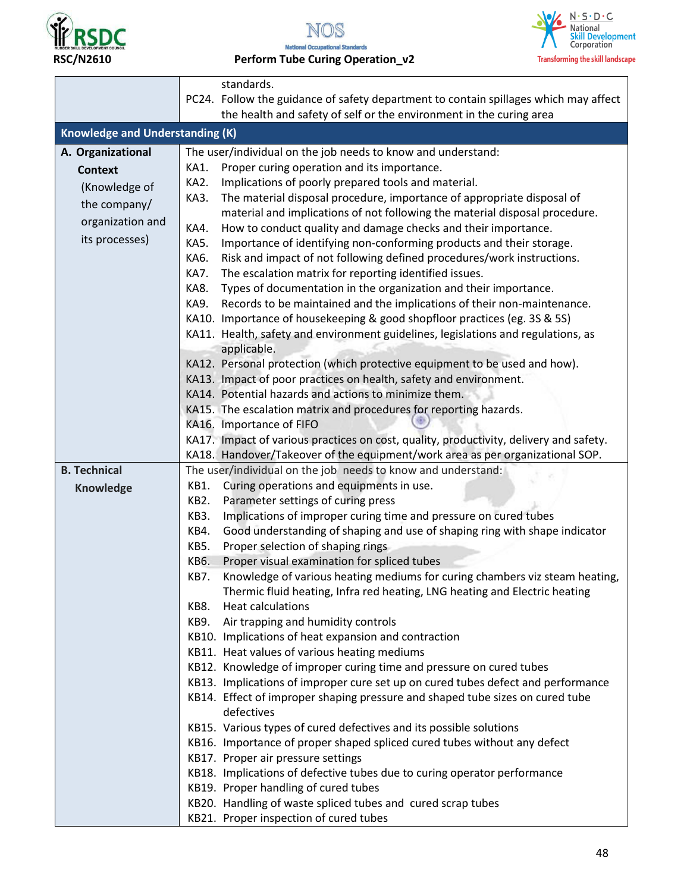| | |
|---|---|
| | standards.<br>PC24. Follow the guidance of safety department to contain spillages which may affect the health and safety of self or the environment in the curing area |
| **Knowledge and Understanding (K)** | |
| **A. Organizational Context** (Knowledge of the company/ organization and its processes) | The user/individual on the job needs to know and understand:<br>KA1. Proper curing operation and its importance.<br>KA2. Implications of poorly prepared tools and material.<br>KA3. The material disposal procedure, importance of appropriate disposal of material and implications of not following the material disposal procedure.<br>KA4. How to conduct quality and damage checks and their importance.<br>KA5. Importance of identifying non-conforming products and their storage.<br>KA6. Risk and impact of not following defined procedures/work instructions.<br>KA7. The escalation matrix for reporting identified issues.<br>KA8. Types of documentation in the organization and their importance.<br>KA9. Records to be maintained and the implications of their non-maintenance.<br>KA10. Importance of housekeeping & good shopfloor practices (eg. 3S & 5S)<br>KA11. Health, safety and environment guidelines, legislations and regulations, as applicable.<br>KA12. Personal protection (which protective equipment to be used and how).<br>KA13. Impact of poor practices on health, safety and environment.<br>KA14. Potential hazards and actions to minimize them.<br>KA15. The escalation matrix and procedures for reporting hazards.<br>KA16. Importance of FIFO<br>KA17. Impact of various practices on cost, quality, productivity, delivery and safety.<br>KA18. Handover/Takeover of the equipment/work area as per organizational SOP. |
| **B. Technical Knowledge** | The user/individual on the job needs to know and understand:<br>KB1. Curing operations and equipments in use.<br>KB2. Parameter settings of curing press<br>KB3. Implications of improper curing time and pressure on cured tubes<br>KB4. Good understanding of shaping and use of shaping ring with shape indicator<br>KB5. Proper selection of shaping rings<br>KB6. Proper visual examination for spliced tubes<br>KB7. Knowledge of various heating mediums for curing chambers viz steam heating, Thermic fluid heating, Infra red heating, LNG heating and Electric heating<br>KB8. Heat calculations<br>KB9. Air trapping and humidity controls<br>KB10. Implications of heat expansion and contraction<br>KB11. Heat values of various heating mediums<br>KB12. Knowledge of improper curing time and pressure on cured tubes<br>KB13. Implications of improper cure set up on cured tubes defect and performance<br>KB14. Effect of improper shaping pressure and shaped tube sizes on cured tube defectives<br>KB15. Various types of cured defectives and its possible solutions<br>KB16. Importance of proper shaped spliced cured tubes without any defect<br>KB17. Proper air pressure settings<br>KB18. Implications of defective tubes due to curing operator performance<br>KB19. Proper handling of cured tubes<br>KB20. Handling of waste spliced tubes and cured scrap tubes<br>KB21. Proper inspection of cured tubes |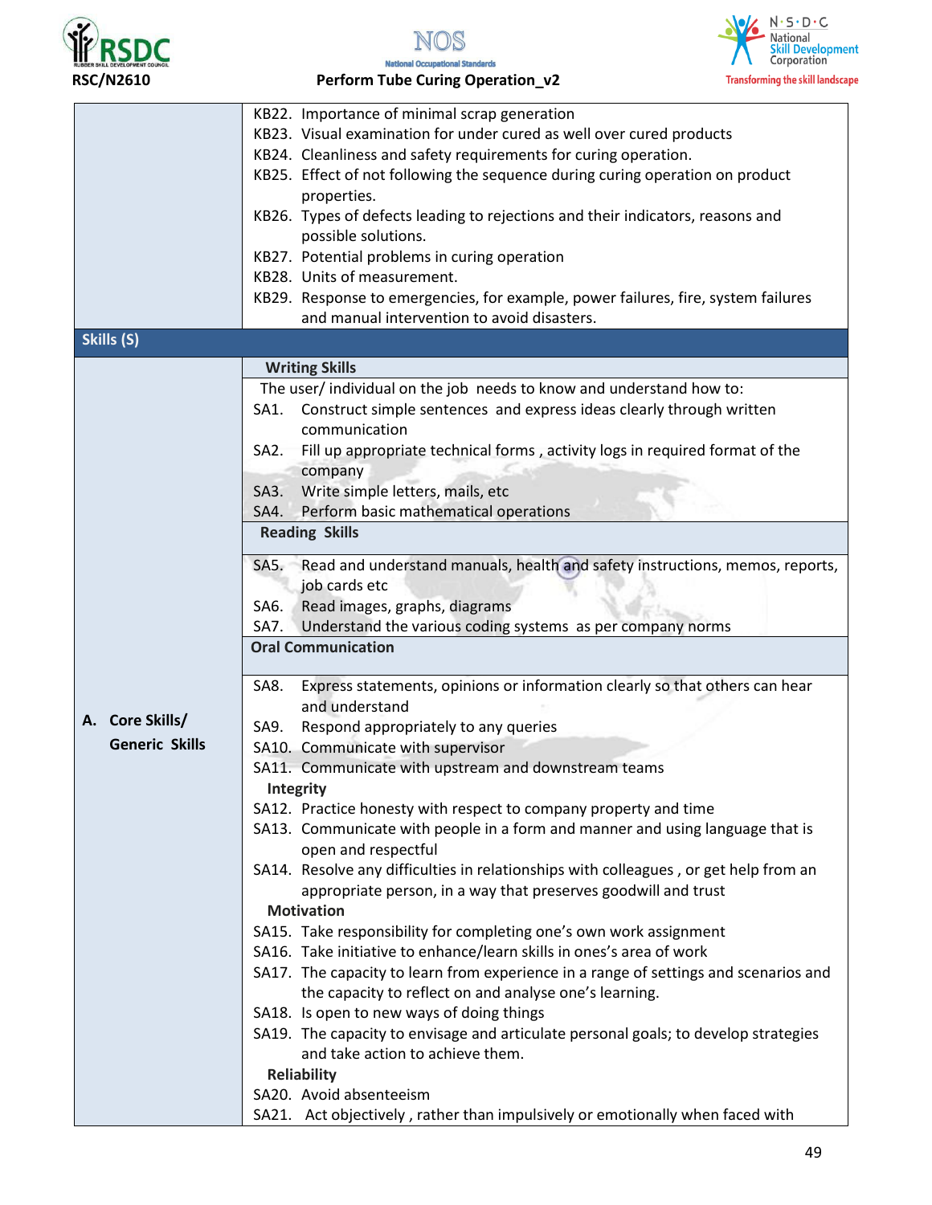| | |
|---|---|
| | KB22. Importance of minimal scrap generation<br>KB23. Visual examination for under cured as well over cured products<br>KB24. Cleanliness and safety requirements for curing operation.<br>KB25. Effect of not following the sequence during curing operation on product properties.<br>KB26. Types of defects leading to rejections and their indicators, reasons and possible solutions.<br>KB27. Potential problems in curing operation<br>KB28. Units of measurement.<br>KB29. Response to emergencies, for example, power failures, fire, system failures and manual intervention to avoid disasters. |
| **Skills (S)** | |
| **A. Core Skills/ Generic Skills** | **Writing Skills**<br>The user/ individual on the job needs to know and understand how to:<br>SA1. Construct simple sentences and express ideas clearly through written communication<br>SA2. Fill up appropriate technical forms , activity logs in required format of the company<br>SA3. Write simple letters, mails, etc<br>SA4. Perform basic mathematical operations<br>**Reading Skills**<br>SA5. Read and understand manuals, health and safety instructions, memos, reports, job cards etc<br>SA6. Read images, graphs, diagrams<br>SA7. Understand the various coding systems as per company norms<br>**Oral Communication**<br>SA8. Express statements, opinions or information clearly so that others can hear and understand<br>SA9. Respond appropriately to any queries<br>SA10. Communicate with supervisor<br>SA11. Communicate with upstream and downstream teams<br>**Integrity**<br>SA12. Practice honesty with respect to company property and time<br>SA13. Communicate with people in a form and manner and using language that is open and respectful<br>SA14. Resolve any difficulties in relationships with colleagues , or get help from an appropriate person, in a way that preserves goodwill and trust<br>**Motivation**<br>SA15. Take responsibility for completing one's own work assignment<br>SA16. Take initiative to enhance/learn skills in ones's area of work<br>SA17. The capacity to learn from experience in a range of settings and scenarios and the capacity to reflect on and analyse one's learning.<br>SA18. Is open to new ways of doing things<br>SA19. The capacity to envisage and articulate personal goals; to develop strategies and take action to achieve them.<br>**Reliability**<br>SA20. Avoid absenteeism<br>SA21. Act objectively , rather than impulsively or emotionally when faced with |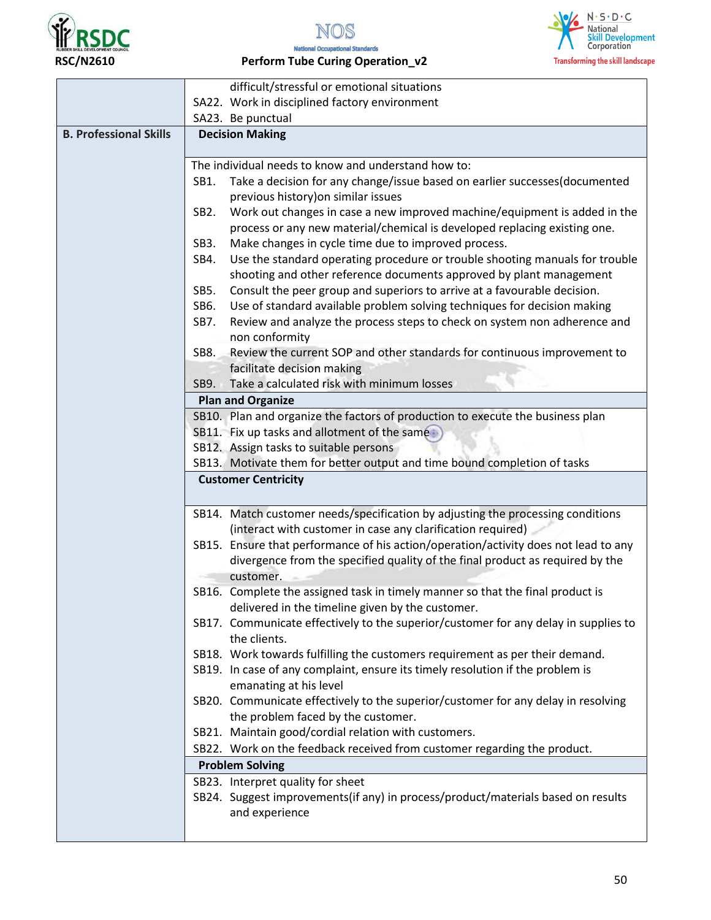| | |
|---|---|
| | difficult/stressful or emotional situations<br>SA22. Work in disciplined factory environment<br>SA23. Be punctual |
| **B. Professional Skills** | **Decision Making** |
| | The individual needs to know and understand how to:<br>SB1. Take a decision for any change/issue based on earlier successes(documented previous history)on similar issues<br>SB2. Work out changes in case a new improved machine/equipment is added in the process or any new material/chemical is developed replacing existing one.<br>SB3. Make changes in cycle time due to improved process.<br>SB4. Use the standard operating procedure or trouble shooting manuals for trouble shooting and other reference documents approved by plant management<br>SB5. Consult the peer group and superiors to arrive at a favourable decision.<br>SB6. Use of standard available problem solving techniques for decision making<br>SB7. Review and analyze the process steps to check on system non adherence and non conformity<br>SB8. Review the current SOP and other standards for continuous improvement to facilitate decision making<br>SB9. Take a calculated risk with minimum losses |
| | **Plan and Organize** |
| | SB10. Plan and organize the factors of production to execute the business plan<br>SB11. Fix up tasks and allotment of the same<br>SB12. Assign tasks to suitable persons<br>SB13. Motivate them for better output and time bound completion of tasks |
| | **Customer Centricity** |
| | SB14. Match customer needs/specification by adjusting the processing conditions (interact with customer in case any clarification required)<br>SB15. Ensure that performance of his action/operation/activity does not lead to any divergence from the specified quality of the final product as required by the customer.<br>SB16. Complete the assigned task in timely manner so that the final product is delivered in the timeline given by the customer.<br>SB17. Communicate effectively to the superior/customer for any delay in supplies to the clients.<br>SB18. Work towards fulfilling the customers requirement as per their demand.<br>SB19. In case of any complaint, ensure its timely resolution if the problem is emanating at his level<br>SB20. Communicate effectively to the superior/customer for any delay in resolving the problem faced by the customer.<br>SB21. Maintain good/cordial relation with customers.<br>SB22. Work on the feedback received from customer regarding the product. |
| | **Problem Solving** |
| | SB23. Interpret quality for sheet<br>SB24. Suggest improvements(if any) in process/product/materials based on results and experience |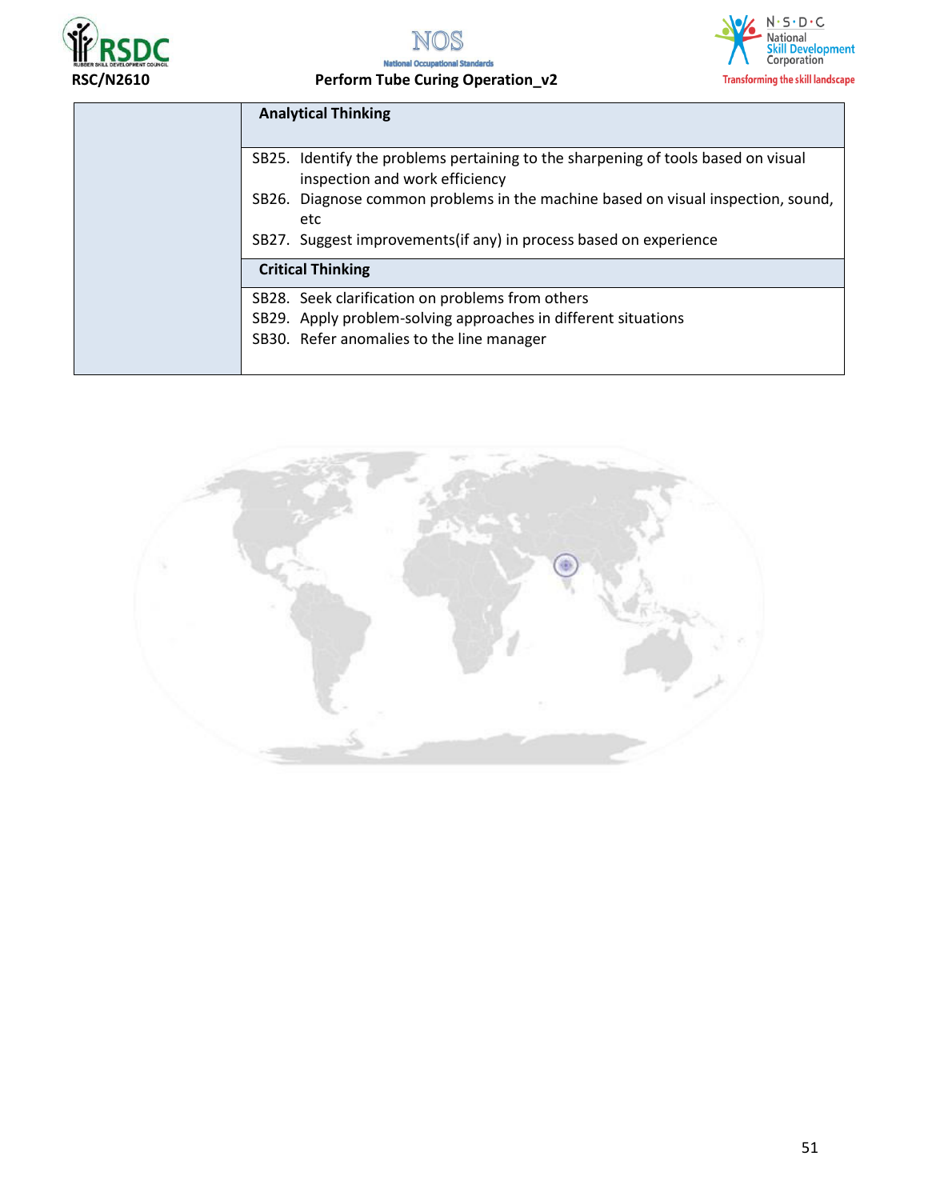| | Analytical Thinking |
|---|---|
| | SB25. Identify the problems pertaining to the sharpening of tools based on visual inspection and work efficiency<br>SB26. Diagnose common problems in the machine based on visual inspection, sound, etc<br>SB27. Suggest improvements(if any) in process based on experience |
| | **Critical Thinking** |
| | SB28. Seek clarification on problems from others<br>SB29. Apply problem-solving approaches in different situations<br>SB30. Refer anomalies to the line manager |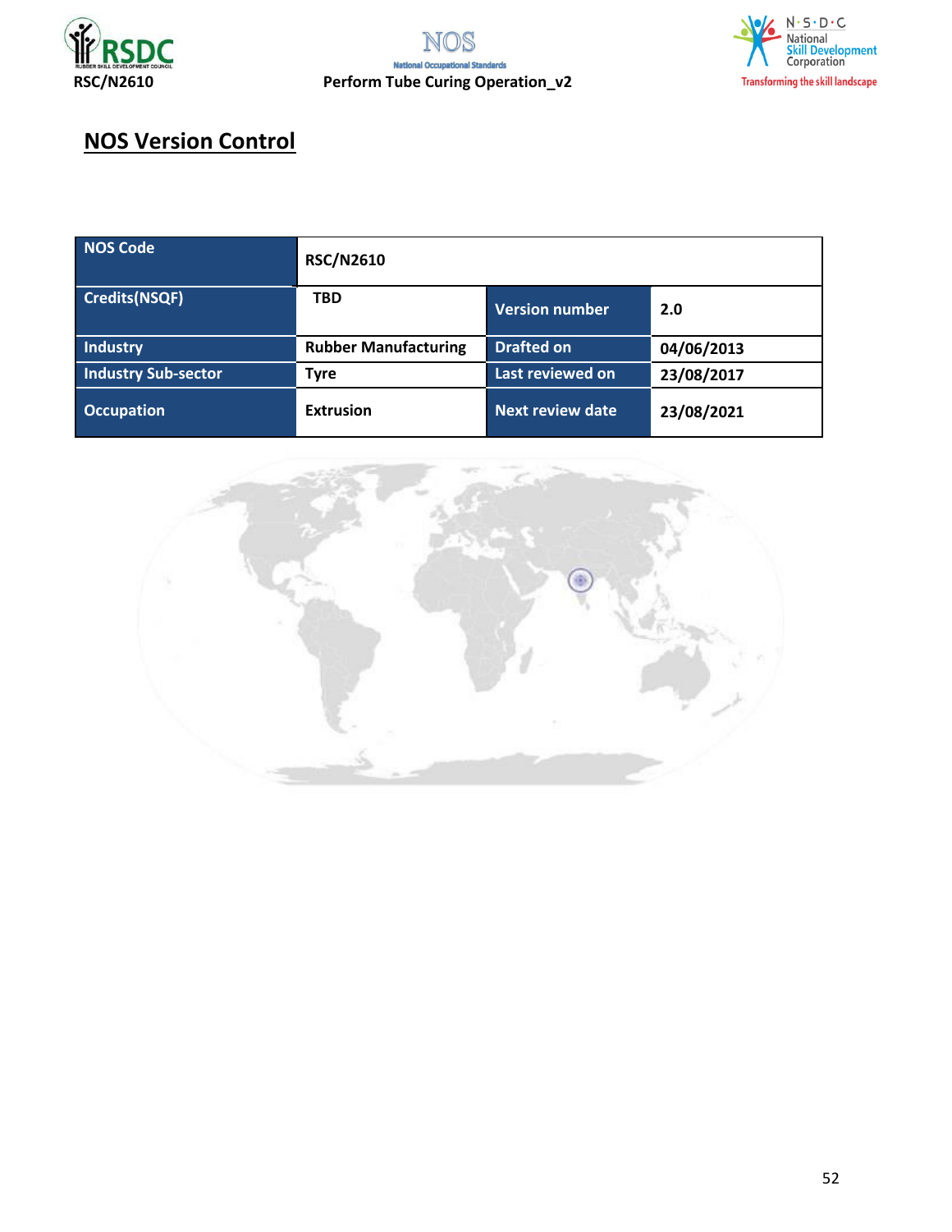## NOS Version Control

| NOS Code | RSC/N2610 | | |
|---|---|---|---|
| Credits(NSQF) | TBD | Version number | 2.0 |
| Industry | Rubber Manufacturing | Drafted on | 04/06/2013 |
| Industry Sub-sector | Tyre | Last reviewed on | 23/08/2017 |
| Occupation | Extrusion | Next review date | 23/08/2021 |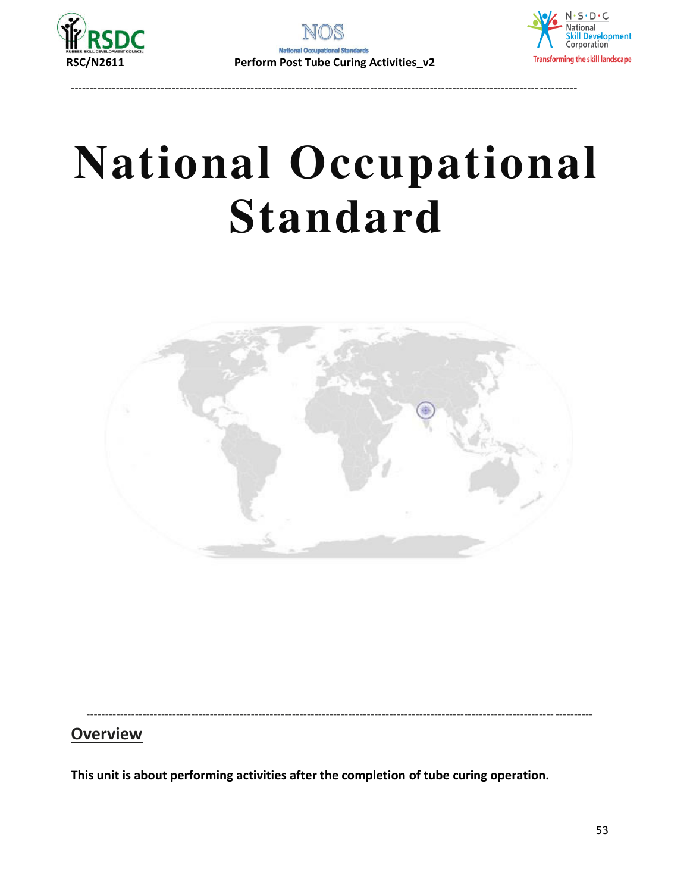# National Occupational Standard

## Overview

**This unit is about performing activities after the completion of tube curing operation.**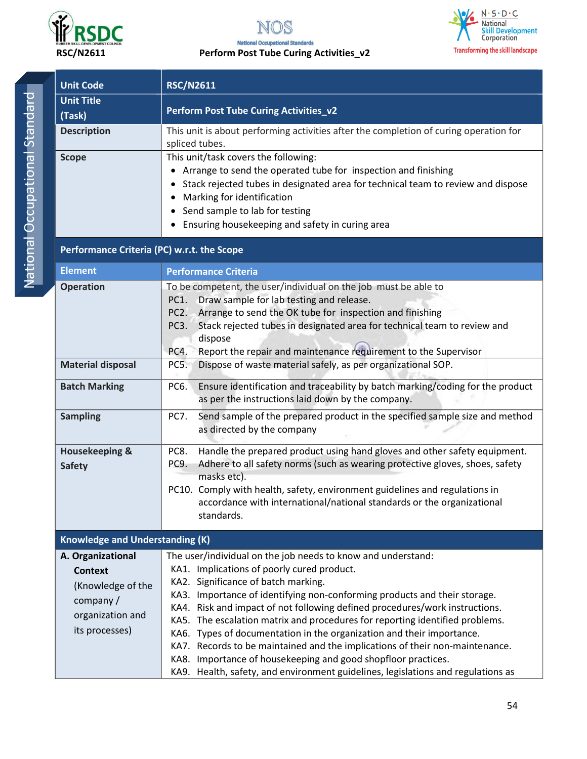| Unit Code | RSC/N2611 |
|---|---|
| Unit Title (Task) | Perform Post Tube Curing Activities_v2 |
| Description | This unit is about performing activities after the completion of curing operation for spliced tubes. |
| Scope | This unit/task covers the following:<br>• Arrange to send the operated tube for inspection and finishing<br>• Stack rejected tubes in designated area for technical team to review and dispose<br>• Marking for identification<br>• Send sample to lab for testing<br>• Ensuring housekeeping and safety in curing area |
| **Performance Criteria (PC) w.r.t. the Scope** | |
| **Element** | **Performance Criteria** |
| Operation | To be competent, the user/individual on the job must be able to<br>PC1. Draw sample for lab testing and release.<br>PC2. Arrange to send the OK tube for inspection and finishing<br>PC3. Stack rejected tubes in designated area for technical team to review and dispose<br>PC4. Report the repair and maintenance requirement to the Supervisor |
| Material disposal | PC5. Dispose of waste material safely, as per organizational SOP. |
| Batch Marking | PC6. Ensure identification and traceability by batch marking/coding for the product as per the instructions laid down by the company. |
| Sampling | PC7. Send sample of the prepared product in the specified sample size and method as directed by the company |
| Housekeeping & Safety | PC8. Handle the prepared product using hand gloves and other safety equipment.<br>PC9. Adhere to all safety norms (such as wearing protective gloves, shoes, safety masks etc).<br>PC10. Comply with health, safety, environment guidelines and regulations in accordance with international/national standards or the organizational standards. |
| **Knowledge and Understanding (K)** | |
| A. Organizational Context (Knowledge of the company / organization and its processes) | The user/individual on the job needs to know and understand:<br>KA1. Implications of poorly cured product.<br>KA2. Significance of batch marking.<br>KA3. Importance of identifying non-conforming products and their storage.<br>KA4. Risk and impact of not following defined procedures/work instructions.<br>KA5. The escalation matrix and procedures for reporting identified problems.<br>KA6. Types of documentation in the organization and their importance.<br>KA7. Records to be maintained and the implications of their non-maintenance.<br>KA8. Importance of housekeeping and good shopfloor practices.<br>KA9. Health, safety, and environment guidelines, legislations and regulations as |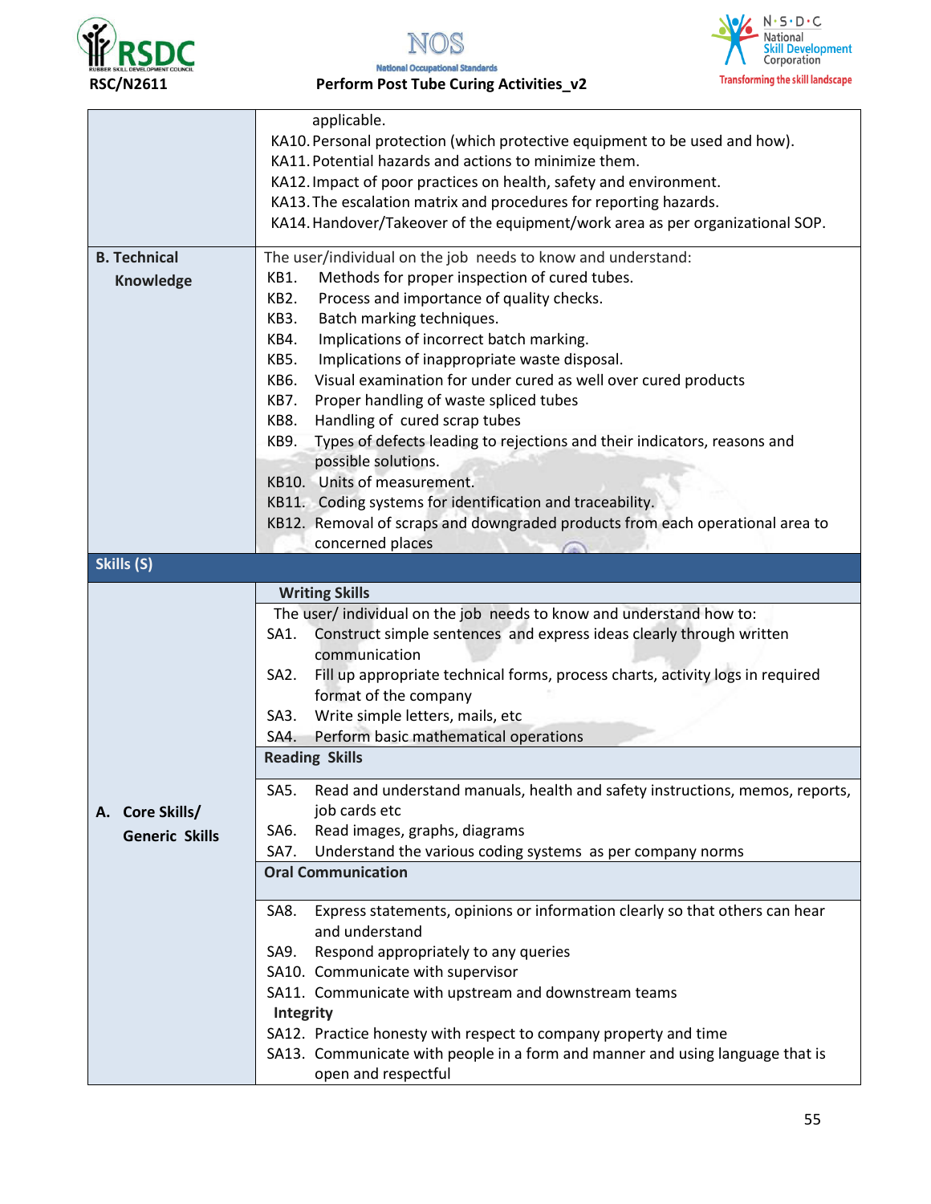| | |
|---|---|
| | applicable.<br>KA10. Personal protection (which protective equipment to be used and how).<br>KA11. Potential hazards and actions to minimize them.<br>KA12. Impact of poor practices on health, safety and environment.<br>KA13. The escalation matrix and procedures for reporting hazards.<br>KA14. Handover/Takeover of the equipment/work area as per organizational SOP. |
| **B. Technical Knowledge** | The user/individual on the job needs to know and understand:<br>KB1. Methods for proper inspection of cured tubes.<br>KB2. Process and importance of quality checks.<br>KB3. Batch marking techniques.<br>KB4. Implications of incorrect batch marking.<br>KB5. Implications of inappropriate waste disposal.<br>KB6. Visual examination for under cured as well over cured products<br>KB7. Proper handling of waste spliced tubes<br>KB8. Handling of cured scrap tubes<br>KB9. Types of defects leading to rejections and their indicators, reasons and possible solutions.<br>KB10. Units of measurement.<br>KB11. Coding systems for identification and traceability.<br>KB12. Removal of scraps and downgraded products from each operational area to concerned places |
| **Skills (S)** | |
| **A. Core Skills/ Generic Skills** | **Writing Skills**<br>The user/ individual on the job needs to know and understand how to:<br>SA1. Construct simple sentences and express ideas clearly through written communication<br>SA2. Fill up appropriate technical forms, process charts, activity logs in required format of the company<br>SA3. Write simple letters, mails, etc<br>SA4. Perform basic mathematical operations<br>**Reading Skills**<br>SA5. Read and understand manuals, health and safety instructions, memos, reports, job cards etc<br>SA6. Read images, graphs, diagrams<br>SA7. Understand the various coding systems as per company norms<br>**Oral Communication**<br>SA8. Express statements, opinions or information clearly so that others can hear and understand<br>SA9. Respond appropriately to any queries<br>SA10. Communicate with supervisor<br>SA11. Communicate with upstream and downstream teams<br>**Integrity**<br>SA12. Practice honesty with respect to company property and time<br>SA13. Communicate with people in a form and manner and using language that is open and respectful |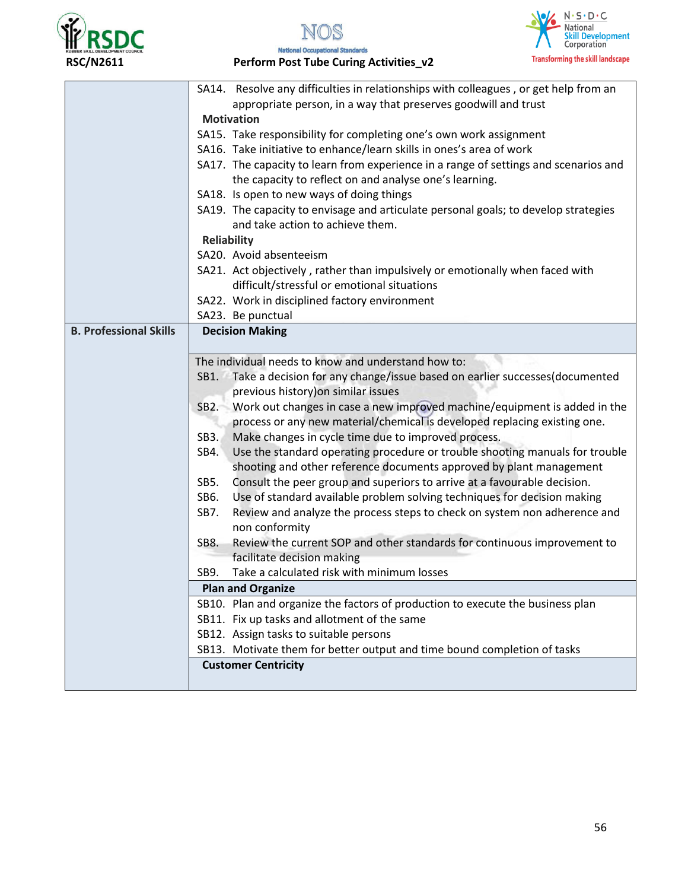| | |
|---|---|
| | SA14. Resolve any difficulties in relationships with colleagues , or get help from an appropriate person, in a way that preserves goodwill and trust<br>**Motivation**<br>SA15. Take responsibility for completing one's own work assignment<br>SA16. Take initiative to enhance/learn skills in ones's area of work<br>SA17. The capacity to learn from experience in a range of settings and scenarios and the capacity to reflect on and analyse one's learning.<br>SA18. Is open to new ways of doing things<br>SA19. The capacity to envisage and articulate personal goals; to develop strategies and take action to achieve them.<br>**Reliability**<br>SA20. Avoid absenteeism<br>SA21. Act objectively , rather than impulsively or emotionally when faced with difficult/stressful or emotional situations<br>SA22. Work in disciplined factory environment<br>SA23. Be punctual |
| **B. Professional Skills** | **Decision Making** |
| | The individual needs to know and understand how to:<br>SB1. Take a decision for any change/issue based on earlier successes(documented previous history)on similar issues<br>SB2. Work out changes in case a new improved machine/equipment is added in the process or any new material/chemical is developed replacing existing one.<br>SB3. Make changes in cycle time due to improved process.<br>SB4. Use the standard operating procedure or trouble shooting manuals for trouble shooting and other reference documents approved by plant management<br>SB5. Consult the peer group and superiors to arrive at a favourable decision.<br>SB6. Use of standard available problem solving techniques for decision making<br>SB7. Review and analyze the process steps to check on system non adherence and non conformity<br>SB8. Review the current SOP and other standards for continuous improvement to facilitate decision making<br>SB9. Take a calculated risk with minimum losses |
| | **Plan and Organize** |
| | SB10. Plan and organize the factors of production to execute the business plan<br>SB11. Fix up tasks and allotment of the same<br>SB12. Assign tasks to suitable persons<br>SB13. Motivate them for better output and time bound completion of tasks |
| | **Customer Centricity** |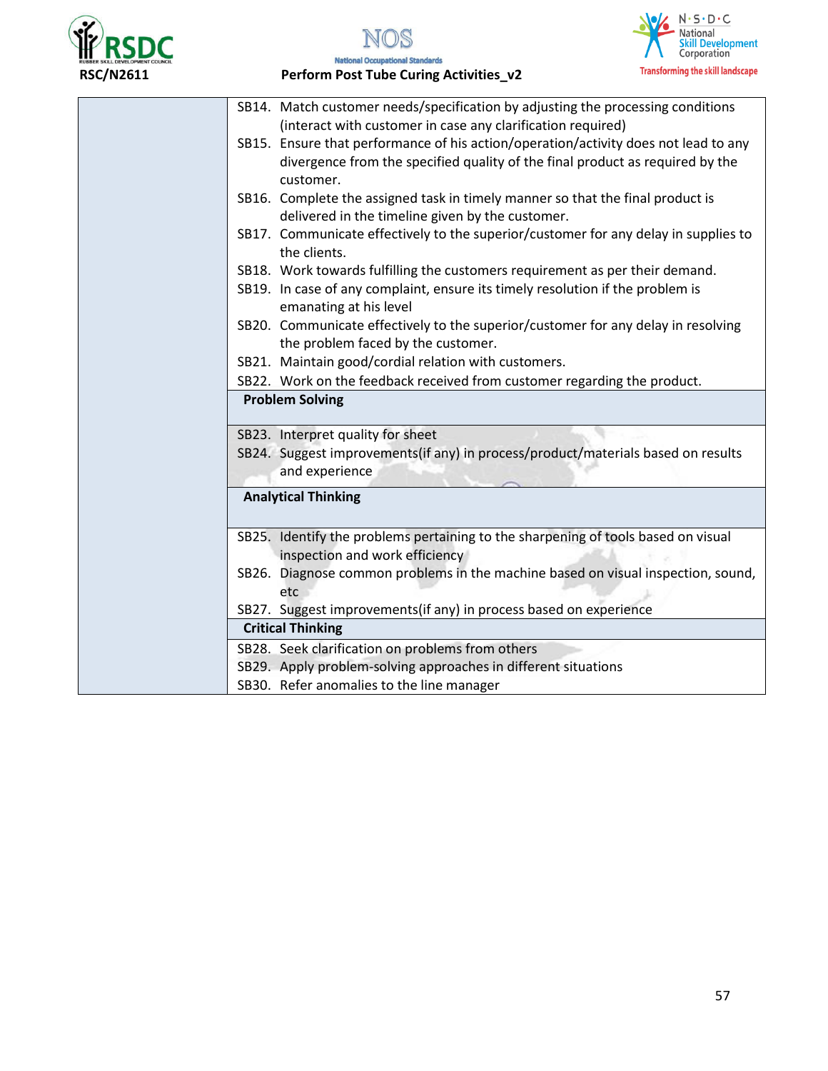| | |
|---|---|
| | SB14. Match customer needs/specification by adjusting the processing conditions (interact with customer in case any clarification required)<br>SB15. Ensure that performance of his action/operation/activity does not lead to any divergence from the specified quality of the final product as required by the customer.<br>SB16. Complete the assigned task in timely manner so that the final product is delivered in the timeline given by the customer.<br>SB17. Communicate effectively to the superior/customer for any delay in supplies to the clients.<br>SB18. Work towards fulfilling the customers requirement as per their demand.<br>SB19. In case of any complaint, ensure its timely resolution if the problem is emanating at his level<br>SB20. Communicate effectively to the superior/customer for any delay in resolving the problem faced by the customer.<br>SB21. Maintain good/cordial relation with customers.<br>SB22. Work on the feedback received from customer regarding the product. |
| | **Problem Solving** |
| | SB23. Interpret quality for sheet<br>SB24. Suggest improvements(if any) in process/product/materials based on results and experience |
| | **Analytical Thinking** |
| | SB25. Identify the problems pertaining to the sharpening of tools based on visual inspection and work efficiency<br>SB26. Diagnose common problems in the machine based on visual inspection, sound, etc<br>SB27. Suggest improvements(if any) in process based on experience |
| | **Critical Thinking** |
| | SB28. Seek clarification on problems from others<br>SB29. Apply problem-solving approaches in different situations<br>SB30. Refer anomalies to the line manager |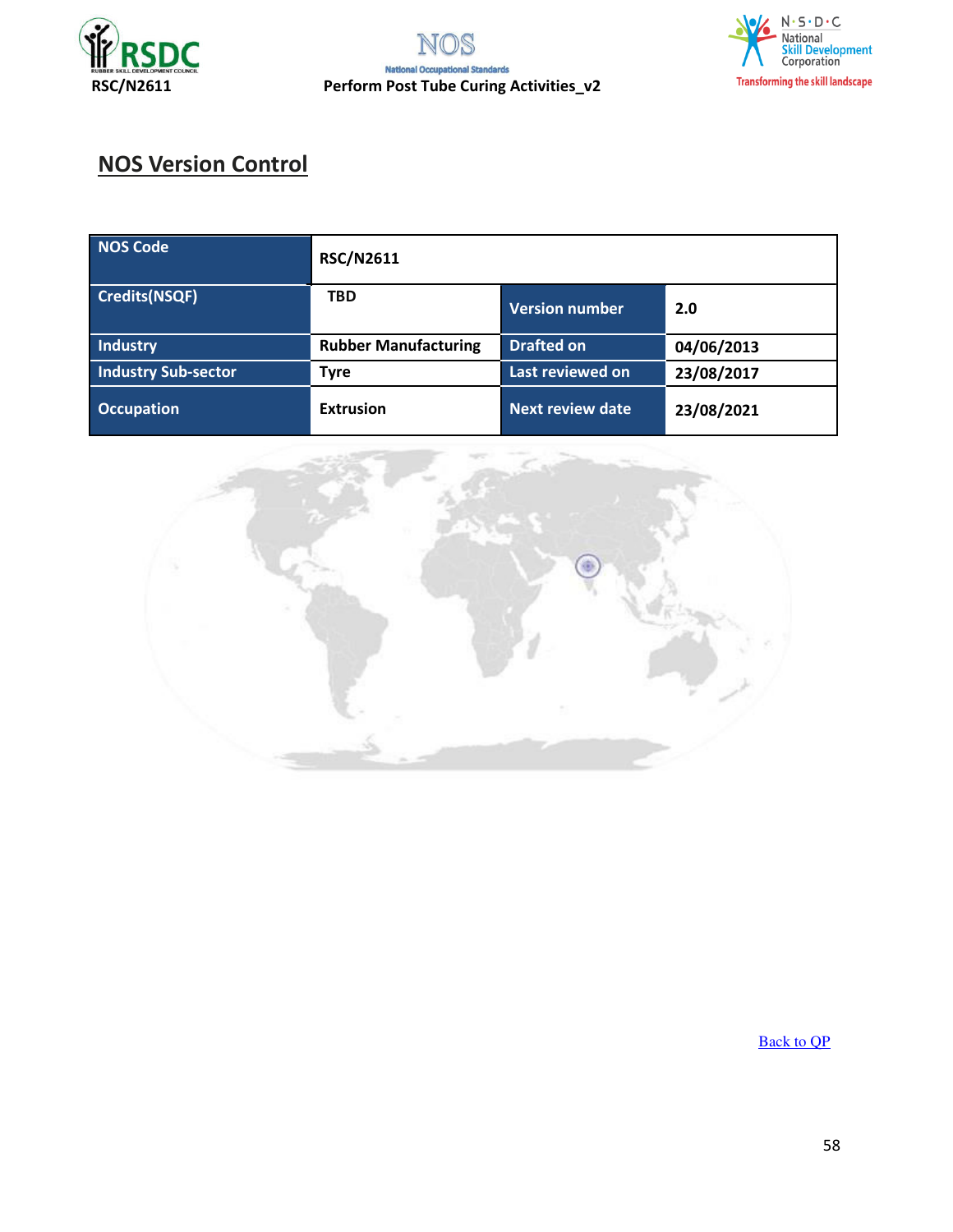## NOS Version Control

| NOS Code | RSC/N2611 | | |
|---|---|---|---|
| Credits(NSQF) | TBD | Version number | 2.0 |
| Industry | Rubber Manufacturing | Drafted on | 04/06/2013 |
| Industry Sub-sector | Tyre | Last reviewed on | 23/08/2017 |
| Occupation | Extrusion | Next review date | 23/08/2021 |

Back to QP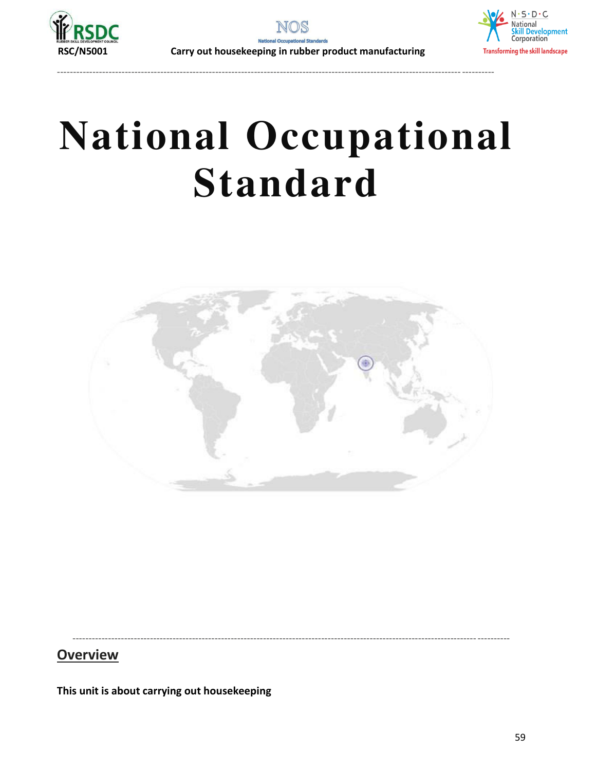# National Occupational Standard

## Overview

**This unit is about carrying out housekeeping**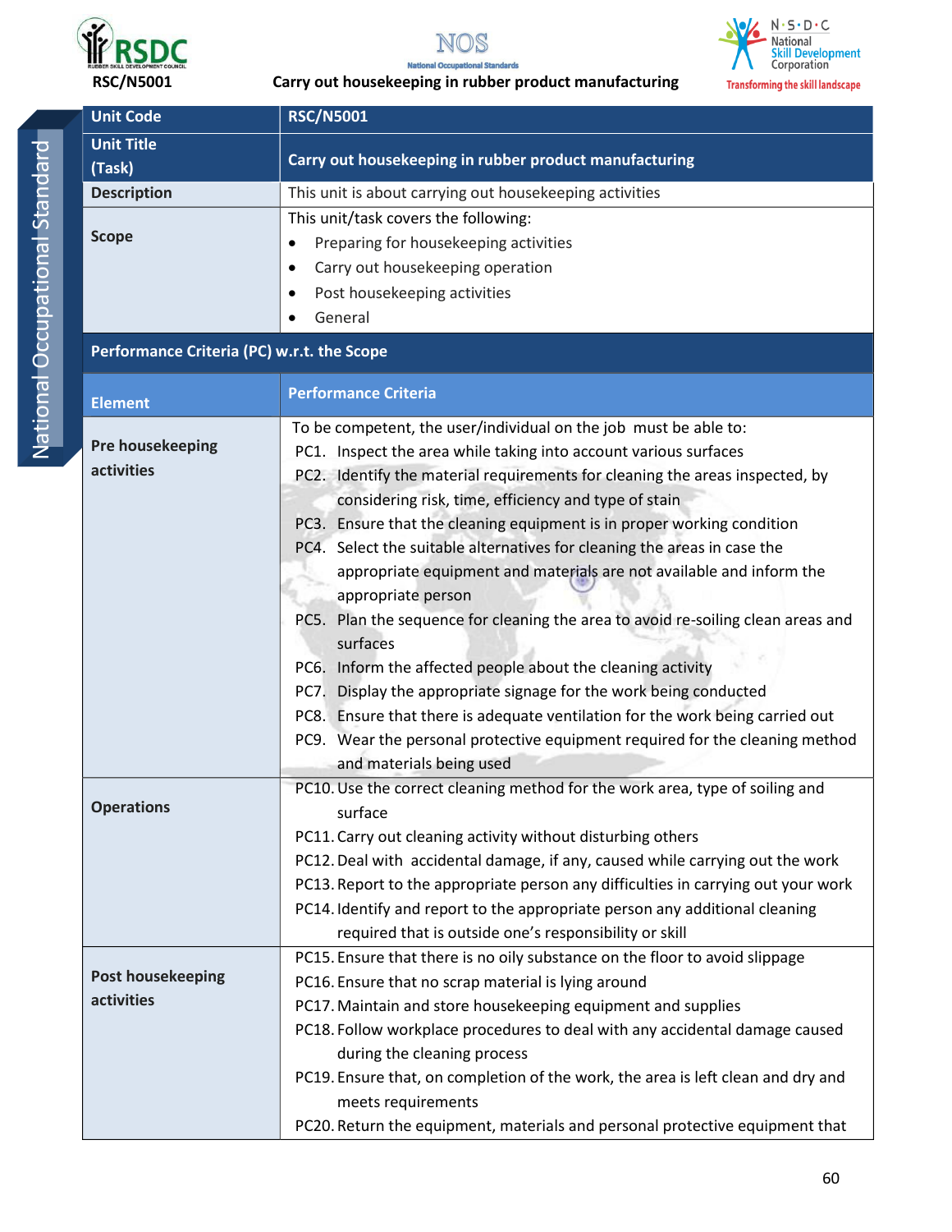| Unit Code | RSC/N5001 |
|---|---|
| Unit Title (Task) | Carry out housekeeping in rubber product manufacturing |
| Description | This unit is about carrying out housekeeping activities |
| Scope | This unit/task covers the following:<br>• Preparing for housekeeping activities<br>• Carry out housekeeping operation<br>• Post housekeeping activities<br>• General |
| **Performance Criteria (PC) w.r.t. the Scope** | |
| **Element** | **Performance Criteria** |
| **Pre housekeeping activities** | To be competent, the user/individual on the job must be able to:<br>PC1. Inspect the area while taking into account various surfaces<br>PC2. Identify the material requirements for cleaning the areas inspected, by considering risk, time, efficiency and type of stain<br>PC3. Ensure that the cleaning equipment is in proper working condition<br>PC4. Select the suitable alternatives for cleaning the areas in case the appropriate equipment and materials are not available and inform the appropriate person<br>PC5. Plan the sequence for cleaning the area to avoid re-soiling clean areas and surfaces<br>PC6. Inform the affected people about the cleaning activity<br>PC7. Display the appropriate signage for the work being conducted<br>PC8. Ensure that there is adequate ventilation for the work being carried out<br>PC9. Wear the personal protective equipment required for the cleaning method and materials being used |
| **Operations** | PC10. Use the correct cleaning method for the work area, type of soiling and surface<br>PC11. Carry out cleaning activity without disturbing others<br>PC12. Deal with accidental damage, if any, caused while carrying out the work<br>PC13. Report to the appropriate person any difficulties in carrying out your work<br>PC14. Identify and report to the appropriate person any additional cleaning required that is outside one's responsibility or skill |
| **Post housekeeping activities** | PC15. Ensure that there is no oily substance on the floor to avoid slippage<br>PC16. Ensure that no scrap material is lying around<br>PC17. Maintain and store housekeeping equipment and supplies<br>PC18. Follow workplace procedures to deal with any accidental damage caused during the cleaning process<br>PC19. Ensure that, on completion of the work, the area is left clean and dry and meets requirements<br>PC20. Return the equipment, materials and personal protective equipment that |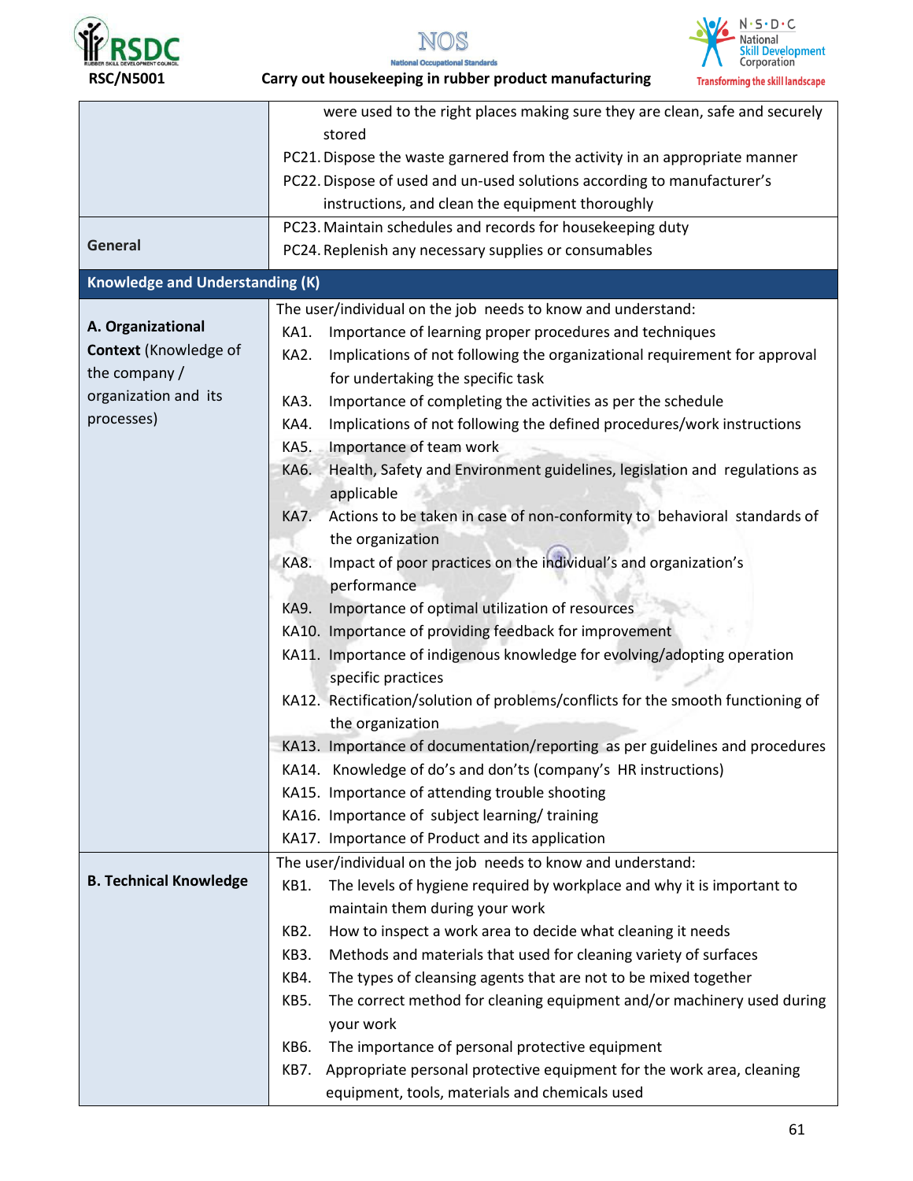| | |
|---|---|
| | were used to the right places making sure they are clean, safe and securely stored<br>PC21. Dispose the waste garnered from the activity in an appropriate manner<br>PC22. Dispose of used and un-used solutions according to manufacturer's instructions, and clean the equipment thoroughly |
| **General** | PC23. Maintain schedules and records for housekeeping duty<br>PC24. Replenish any necessary supplies or consumables |
| **Knowledge and Understanding (K)** | |
| **A. Organizational Context** (Knowledge of the company / organization and its processes) | The user/individual on the job needs to know and understand:<br>KA1. Importance of learning proper procedures and techniques<br>KA2. Implications of not following the organizational requirement for approval for undertaking the specific task<br>KA3. Importance of completing the activities as per the schedule<br>KA4. Implications of not following the defined procedures/work instructions<br>KA5. Importance of team work<br>KA6. Health, Safety and Environment guidelines, legislation and regulations as applicable<br>KA7. Actions to be taken in case of non-conformity to behavioral standards of the organization<br>KA8. Impact of poor practices on the individual's and organization's performance<br>KA9. Importance of optimal utilization of resources<br>KA10. Importance of providing feedback for improvement<br>KA11. Importance of indigenous knowledge for evolving/adopting operation specific practices<br>KA12. Rectification/solution of problems/conflicts for the smooth functioning of the organization<br>KA13. Importance of documentation/reporting as per guidelines and procedures<br>KA14. Knowledge of do's and don'ts (company's HR instructions)<br>KA15. Importance of attending trouble shooting<br>KA16. Importance of subject learning/ training<br>KA17. Importance of Product and its application |
| **B. Technical Knowledge** | The user/individual on the job needs to know and understand:<br>KB1. The levels of hygiene required by workplace and why it is important to maintain them during your work<br>KB2. How to inspect a work area to decide what cleaning it needs<br>KB3. Methods and materials that used for cleaning variety of surfaces<br>KB4. The types of cleansing agents that are not to be mixed together<br>KB5. The correct method for cleaning equipment and/or machinery used during your work<br>KB6. The importance of personal protective equipment<br>KB7. Appropriate personal protective equipment for the work area, cleaning equipment, tools, materials and chemicals used |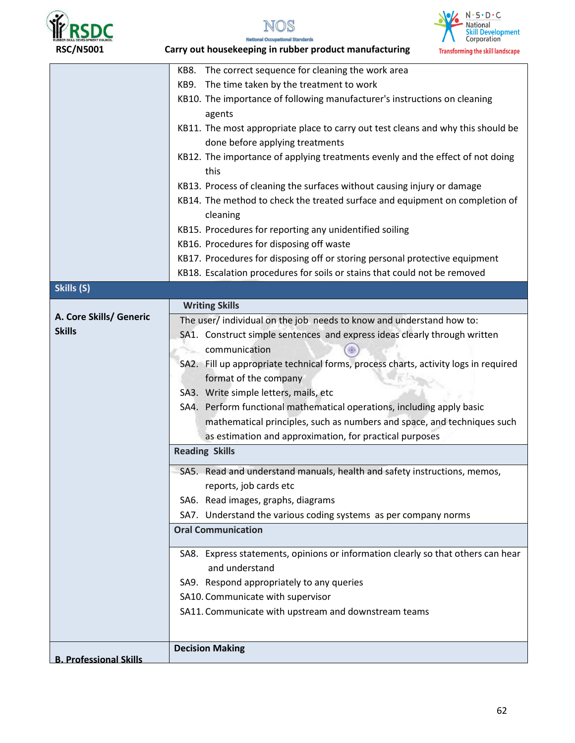| | |
|---|---|
| | KB8. The correct sequence for cleaning the work area<br>KB9. The time taken by the treatment to work<br>KB10. The importance of following manufacturer's instructions on cleaning agents<br>KB11. The most appropriate place to carry out test cleans and why this should be done before applying treatments<br>KB12. The importance of applying treatments evenly and the effect of not doing this<br>KB13. Process of cleaning the surfaces without causing injury or damage<br>KB14. The method to check the treated surface and equipment on completion of cleaning<br>KB15. Procedures for reporting any unidentified soiling<br>KB16. Procedures for disposing off waste<br>KB17. Procedures for disposing off or storing personal protective equipment<br>KB18. Escalation procedures for soils or stains that could not be removed |
| **Skills (S)** | |
| **A. Core Skills/ Generic Skills** | **Writing Skills** |
| | The user/ individual on the job needs to know and understand how to:<br>SA1. Construct simple sentences and express ideas clearly through written communication<br>SA2. Fill up appropriate technical forms, process charts, activity logs in required format of the company<br>SA3. Write simple letters, mails, etc<br>SA4. Perform functional mathematical operations, including apply basic mathematical principles, such as numbers and space, and techniques such as estimation and approximation, for practical purposes |
| | **Reading Skills** |
| | SA5. Read and understand manuals, health and safety instructions, memos, reports, job cards etc<br>SA6. Read images, graphs, diagrams<br>SA7. Understand the various coding systems as per company norms |
| | **Oral Communication** |
| | SA8. Express statements, opinions or information clearly so that others can hear and understand<br>SA9. Respond appropriately to any queries<br>SA10. Communicate with supervisor<br>SA11. Communicate with upstream and downstream teams |
| **B. Professional Skills** | **Decision Making** |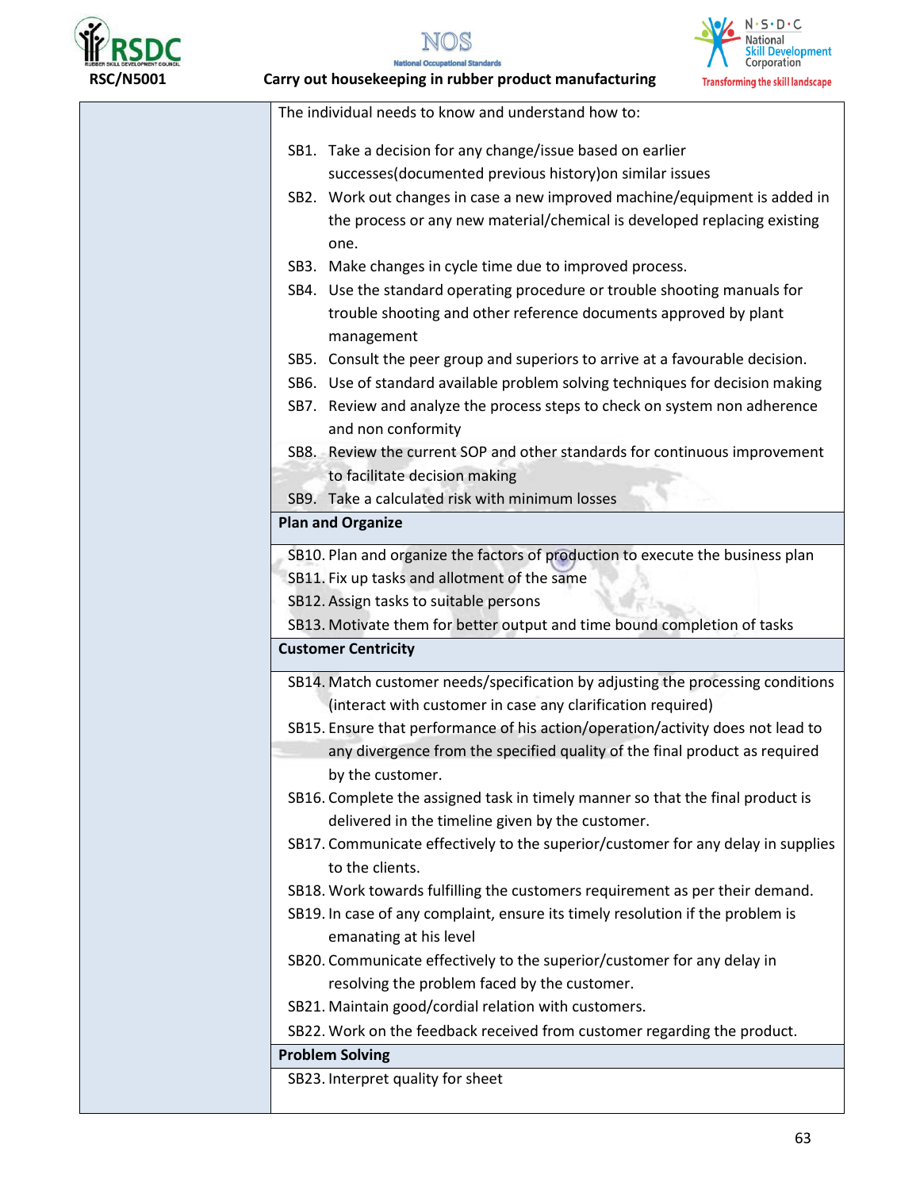The individual needs to know and understand how to:

SB1. Take a decision for any change/issue based on earlier successes(documented previous history)on similar issues

SB2. Work out changes in case a new improved machine/equipment is added in the process or any new material/chemical is developed replacing existing one.

SB3. Make changes in cycle time due to improved process.

SB4. Use the standard operating procedure or trouble shooting manuals for trouble shooting and other reference documents approved by plant management

SB5. Consult the peer group and superiors to arrive at a favourable decision.

SB6. Use of standard available problem solving techniques for decision making

SB7. Review and analyze the process steps to check on system non adherence and non conformity

SB8. Review the current SOP and other standards for continuous improvement to facilitate decision making

SB9. Take a calculated risk with minimum losses

**Plan and Organize**

SB10. Plan and organize the factors of production to execute the business plan

SB11. Fix up tasks and allotment of the same

SB12. Assign tasks to suitable persons

SB13. Motivate them for better output and time bound completion of tasks

**Customer Centricity**

SB14. Match customer needs/specification by adjusting the processing conditions (interact with customer in case any clarification required)

SB15. Ensure that performance of his action/operation/activity does not lead to any divergence from the specified quality of the final product as required by the customer.

SB16. Complete the assigned task in timely manner so that the final product is delivered in the timeline given by the customer.

SB17. Communicate effectively to the superior/customer for any delay in supplies to the clients.

SB18. Work towards fulfilling the customers requirement as per their demand.

SB19. In case of any complaint, ensure its timely resolution if the problem is emanating at his level

SB20. Communicate effectively to the superior/customer for any delay in resolving the problem faced by the customer.

SB21. Maintain good/cordial relation with customers.

SB22. Work on the feedback received from customer regarding the product.

**Problem Solving**

SB23. Interpret quality for sheet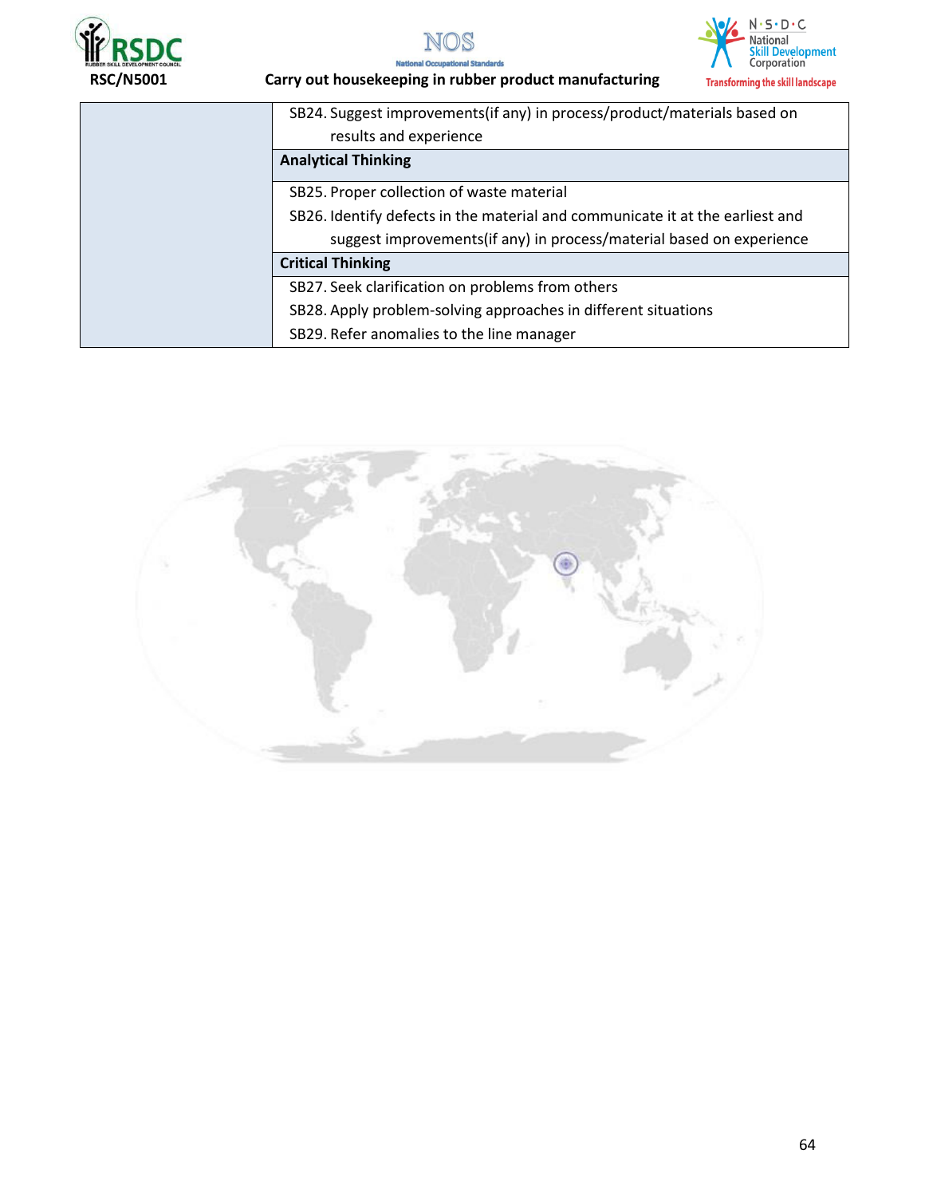| | |
|---|---|
| | SB24. Suggest improvements(if any) in process/product/materials based on results and experience |
| | **Analytical Thinking** |
| | SB25. Proper collection of waste material<br>SB26. Identify defects in the material and communicate it at the earliest and suggest improvements(if any) in process/material based on experience |
| | **Critical Thinking** |
| | SB27. Seek clarification on problems from others<br>SB28. Apply problem-solving approaches in different situations<br>SB29. Refer anomalies to the line manager |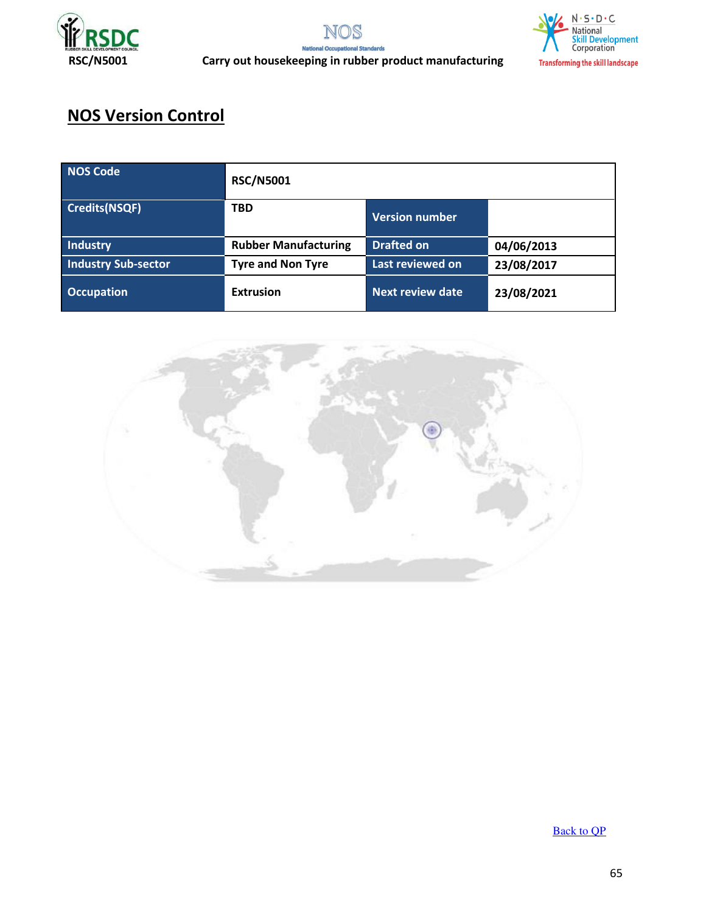## NOS Version Control

| NOS Code | RSC/N5001 | | |
|---|---|---|---|
| Credits(NSQF) | TBD | Version number | |
| Industry | Rubber Manufacturing | Drafted on | 04/06/2013 |
| Industry Sub-sector | Tyre and Non Tyre | Last reviewed on | 23/08/2017 |
| Occupation | Extrusion | Next review date | 23/08/2021 |

Back to QP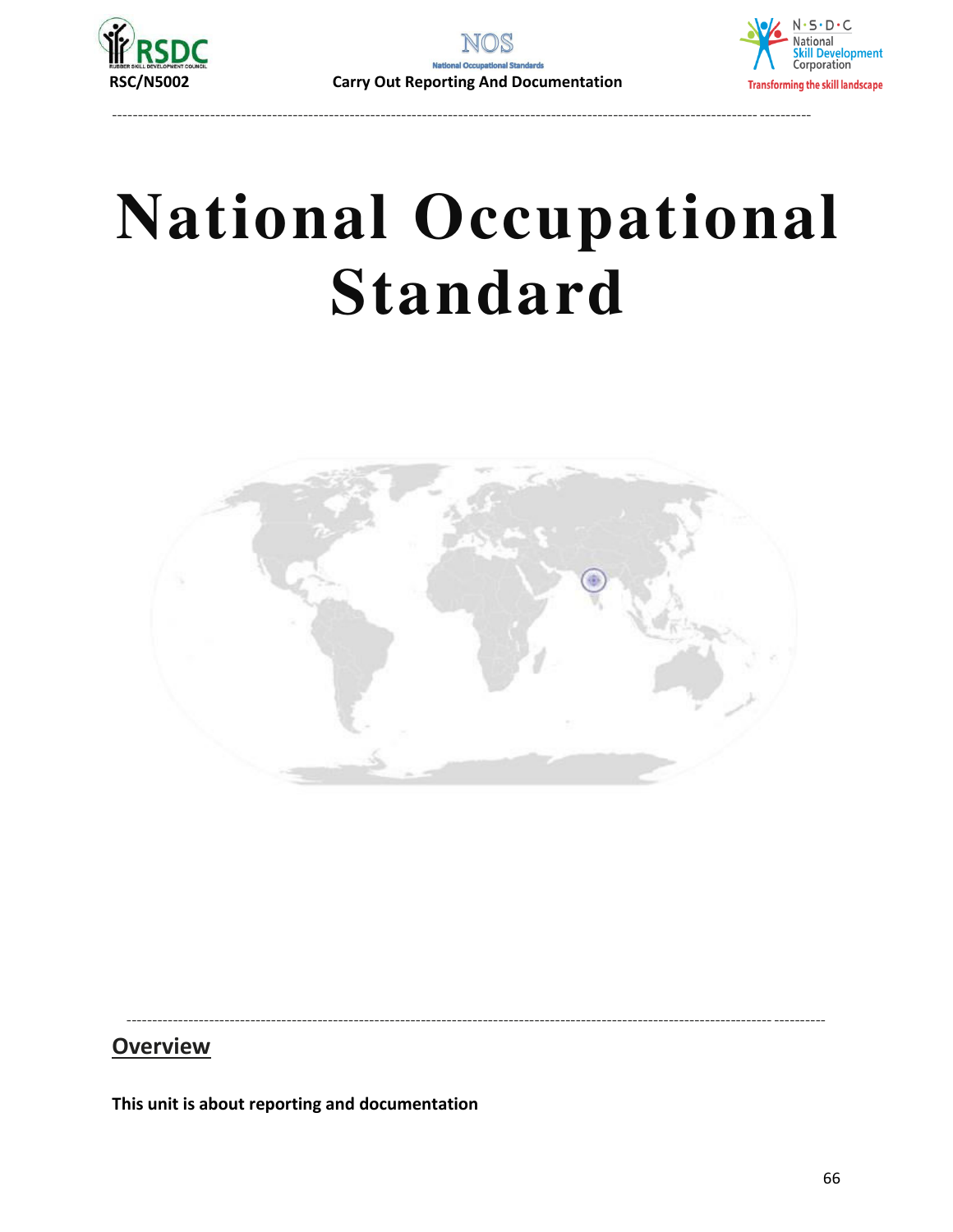# National Occupational Standard

## Overview

**This unit is about reporting and documentation**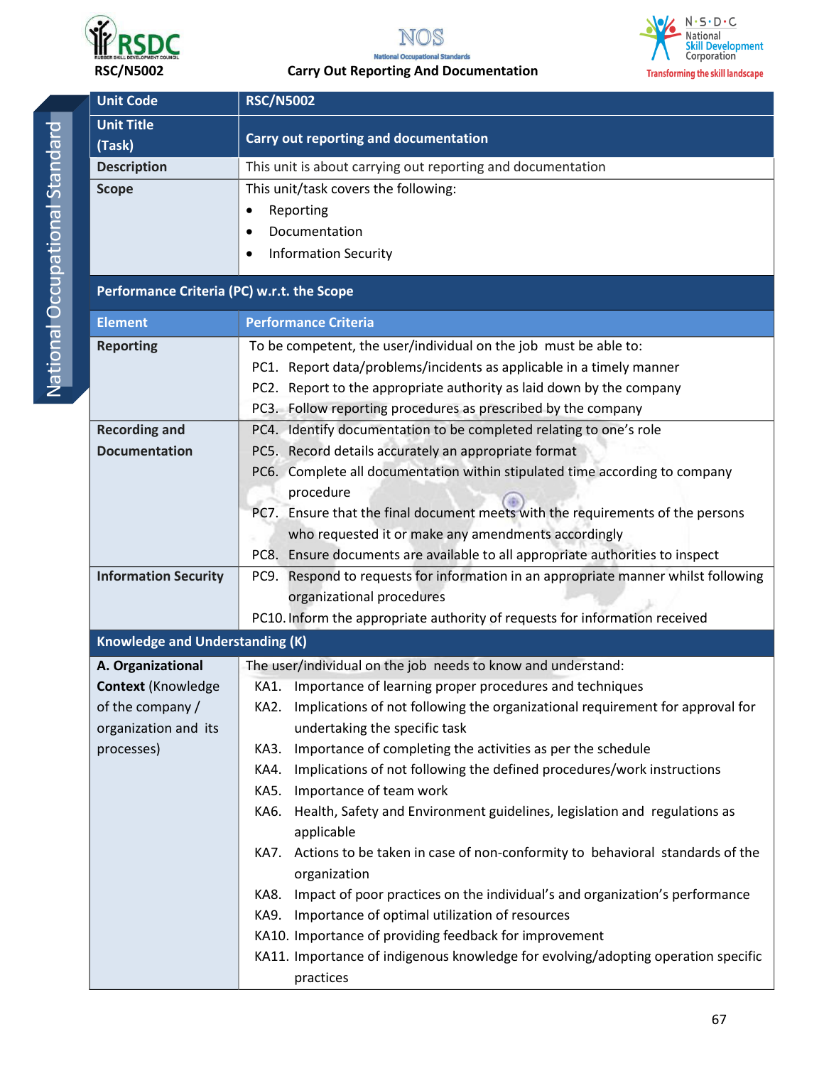| Unit Code | RSC/N5002 |
|---|---|
| Unit Title (Task) | Carry out reporting and documentation |
| Description | This unit is about carrying out reporting and documentation |
| Scope | This unit/task covers the following:<br>• Reporting<br>• Documentation<br>• Information Security |
| **Performance Criteria (PC) w.r.t. the Scope** | |
| **Element** | **Performance Criteria** |
| **Reporting** | To be competent, the user/individual on the job must be able to:<br>PC1. Report data/problems/incidents as applicable in a timely manner<br>PC2. Report to the appropriate authority as laid down by the company<br>PC3. Follow reporting procedures as prescribed by the company |
| **Recording and Documentation** | PC4. Identify documentation to be completed relating to one's role<br>PC5. Record details accurately an appropriate format<br>PC6. Complete all documentation within stipulated time according to company procedure<br>PC7. Ensure that the final document meets with the requirements of the persons who requested it or make any amendments accordingly<br>PC8. Ensure documents are available to all appropriate authorities to inspect |
| **Information Security** | PC9. Respond to requests for information in an appropriate manner whilst following organizational procedures<br>PC10. Inform the appropriate authority of requests for information received |
| **Knowledge and Understanding (K)** | |
| **A. Organizational Context** (Knowledge of the company / organization and its processes) | The user/individual on the job needs to know and understand:<br>KA1. Importance of learning proper procedures and techniques<br>KA2. Implications of not following the organizational requirement for approval for undertaking the specific task<br>KA3. Importance of completing the activities as per the schedule<br>KA4. Implications of not following the defined procedures/work instructions<br>KA5. Importance of team work<br>KA6. Health, Safety and Environment guidelines, legislation and regulations as applicable<br>KA7. Actions to be taken in case of non-conformity to behavioral standards of the organization<br>KA8. Impact of poor practices on the individual's and organization's performance<br>KA9. Importance of optimal utilization of resources<br>KA10. Importance of providing feedback for improvement<br>KA11. Importance of indigenous knowledge for evolving/adopting operation specific practices |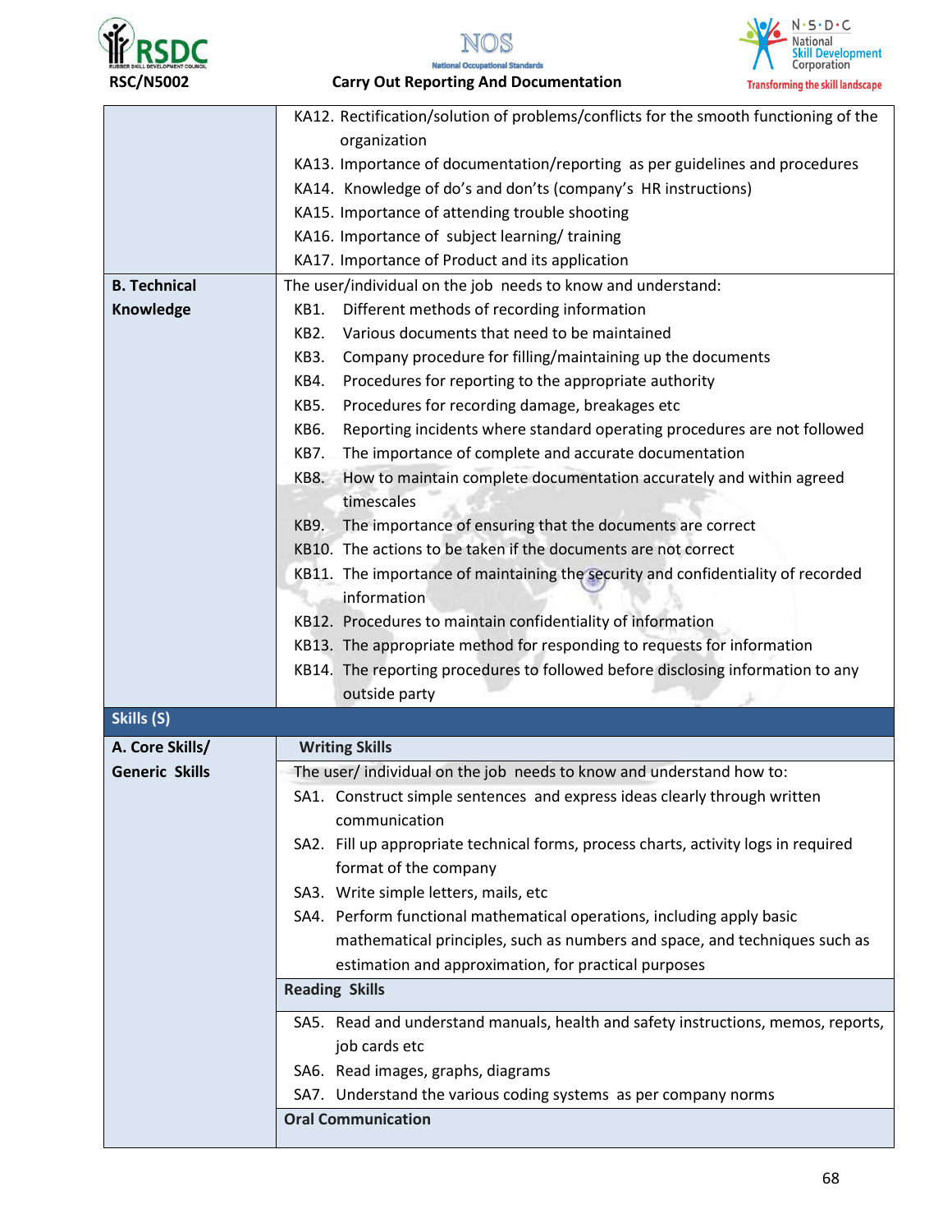| | |
|---|---|
| | KA12. Rectification/solution of problems/conflicts for the smooth functioning of the organization<br>KA13. Importance of documentation/reporting as per guidelines and procedures<br>KA14. Knowledge of do's and don'ts (company's HR instructions)<br>KA15. Importance of attending trouble shooting<br>KA16. Importance of subject learning/ training<br>KA17. Importance of Product and its application |
| **B. Technical Knowledge** | The user/individual on the job needs to know and understand:<br>KB1. Different methods of recording information<br>KB2. Various documents that need to be maintained<br>KB3. Company procedure for filling/maintaining up the documents<br>KB4. Procedures for reporting to the appropriate authority<br>KB5. Procedures for recording damage, breakages etc<br>KB6. Reporting incidents where standard operating procedures are not followed<br>KB7. The importance of complete and accurate documentation<br>KB8. How to maintain complete documentation accurately and within agreed timescales<br>KB9. The importance of ensuring that the documents are correct<br>KB10. The actions to be taken if the documents are not correct<br>KB11. The importance of maintaining the security and confidentiality of recorded information<br>KB12. Procedures to maintain confidentiality of information<br>KB13. The appropriate method for responding to requests for information<br>KB14. The reporting procedures to followed before disclosing information to any outside party |
| **Skills (S)** | |
| **A. Core Skills/ Generic Skills** | **Writing Skills** |
| | The user/ individual on the job needs to know and understand how to:<br>SA1. Construct simple sentences and express ideas clearly through written communication<br>SA2. Fill up appropriate technical forms, process charts, activity logs in required format of the company<br>SA3. Write simple letters, mails, etc<br>SA4. Perform functional mathematical operations, including apply basic mathematical principles, such as numbers and space, and techniques such as estimation and approximation, for practical purposes |
| | **Reading Skills** |
| | SA5. Read and understand manuals, health and safety instructions, memos, reports, job cards etc<br>SA6. Read images, graphs, diagrams<br>SA7. Understand the various coding systems as per company norms |
| | **Oral Communication** |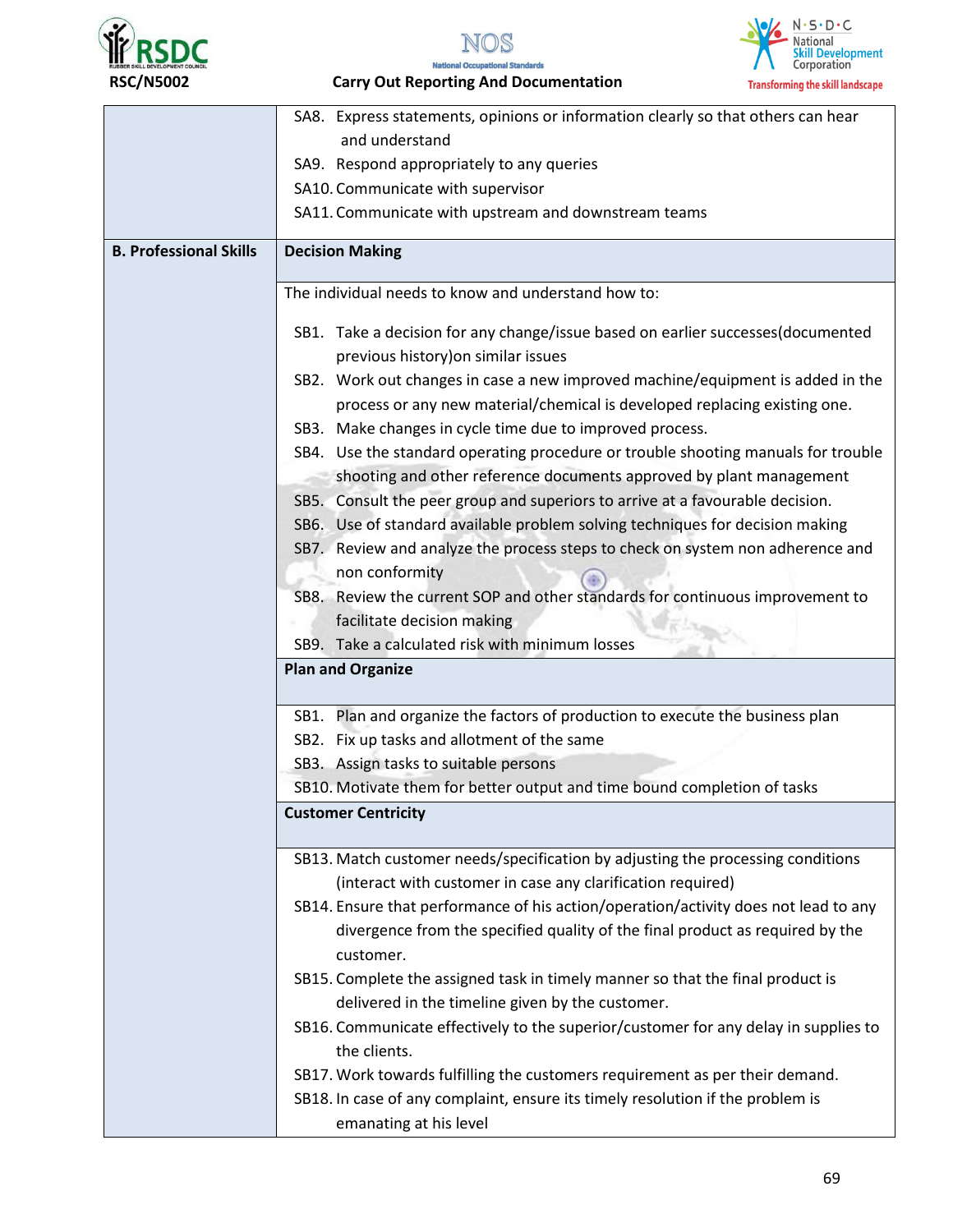| | |
|---|---|
| | SA8. Express statements, opinions or information clearly so that others can hear and understand<br>SA9. Respond appropriately to any queries<br>SA10. Communicate with supervisor<br>SA11. Communicate with upstream and downstream teams |
| **B. Professional Skills** | **Decision Making** |
| | The individual needs to know and understand how to:<br><br>SB1. Take a decision for any change/issue based on earlier successes(documented previous history)on similar issues<br>SB2. Work out changes in case a new improved machine/equipment is added in the process or any new material/chemical is developed replacing existing one.<br>SB3. Make changes in cycle time due to improved process.<br>SB4. Use the standard operating procedure or trouble shooting manuals for trouble shooting and other reference documents approved by plant management<br>SB5. Consult the peer group and superiors to arrive at a favourable decision.<br>SB6. Use of standard available problem solving techniques for decision making<br>SB7. Review and analyze the process steps to check on system non adherence and non conformity<br>SB8. Review the current SOP and other standards for continuous improvement to facilitate decision making<br>SB9. Take a calculated risk with minimum losses |
| | **Plan and Organize** |
| | SB1. Plan and organize the factors of production to execute the business plan<br>SB2. Fix up tasks and allotment of the same<br>SB3. Assign tasks to suitable persons<br>SB10. Motivate them for better output and time bound completion of tasks |
| | **Customer Centricity** |
| | SB13. Match customer needs/specification by adjusting the processing conditions (interact with customer in case any clarification required)<br>SB14. Ensure that performance of his action/operation/activity does not lead to any divergence from the specified quality of the final product as required by the customer.<br>SB15. Complete the assigned task in timely manner so that the final product is delivered in the timeline given by the customer.<br>SB16. Communicate effectively to the superior/customer for any delay in supplies to the clients.<br>SB17. Work towards fulfilling the customers requirement as per their demand.<br>SB18. In case of any complaint, ensure its timely resolution if the problem is emanating at his level |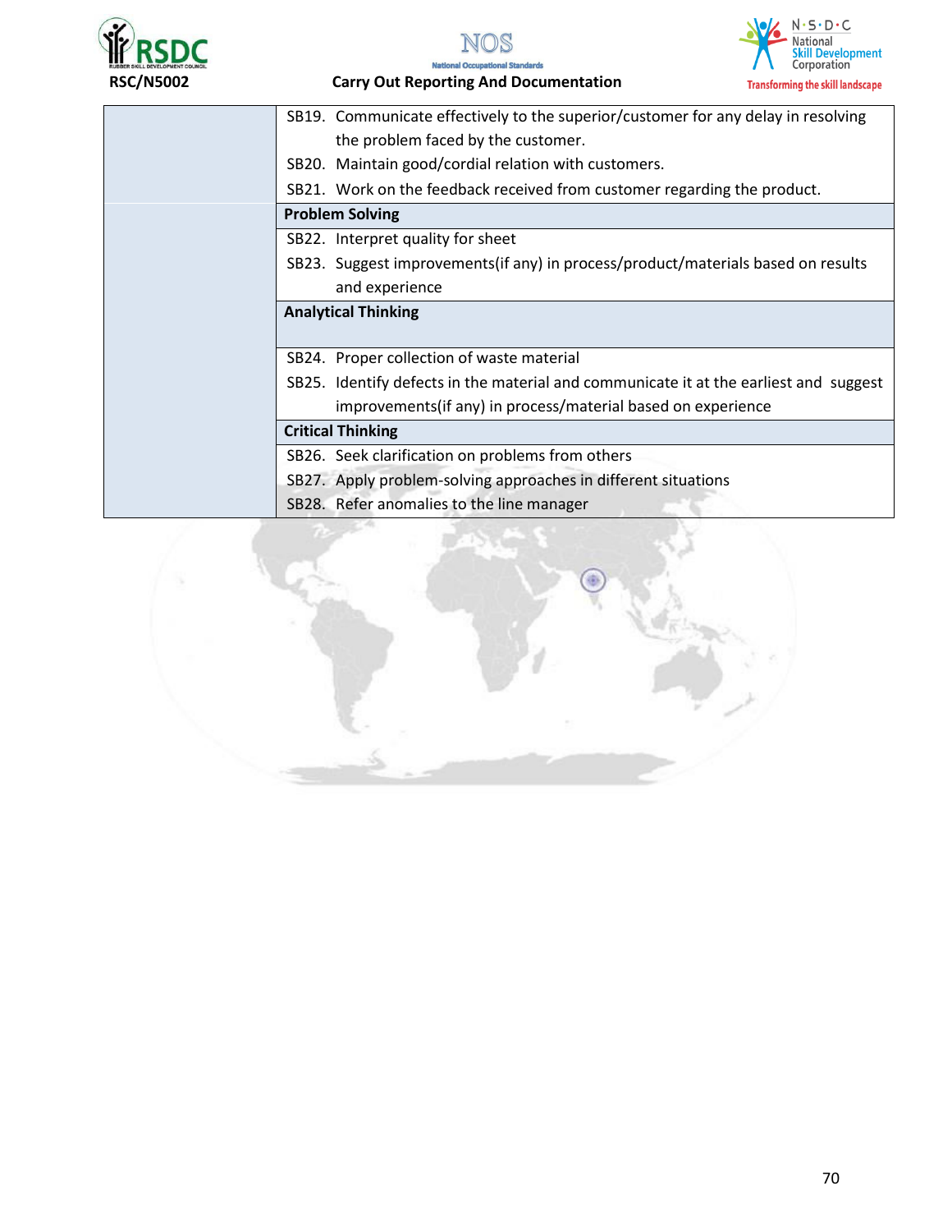| | |
|---|---|
| | SB19. Communicate effectively to the superior/customer for any delay in resolving the problem faced by the customer.<br>SB20. Maintain good/cordial relation with customers.<br>SB21. Work on the feedback received from customer regarding the product. |
| | **Problem Solving** |
| | SB22. Interpret quality for sheet<br>SB23. Suggest improvements(if any) in process/product/materials based on results and experience |
| | **Analytical Thinking** |
| | SB24. Proper collection of waste material<br>SB25. Identify defects in the material and communicate it at the earliest and suggest improvements(if any) in process/material based on experience |
| | **Critical Thinking** |
| | SB26. Seek clarification on problems from others<br>SB27. Apply problem-solving approaches in different situations<br>SB28. Refer anomalies to the line manager |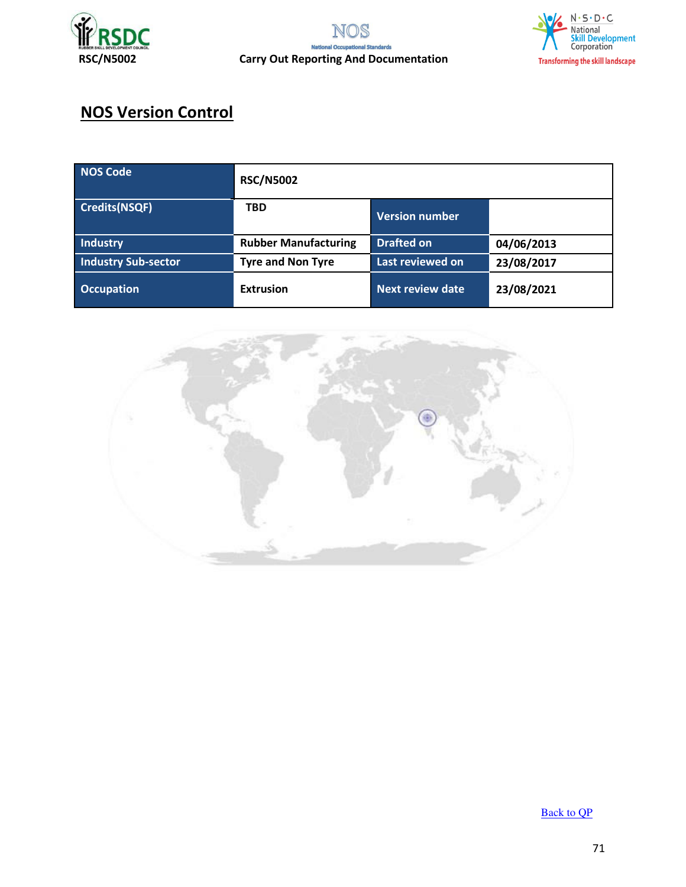## NOS Version Control

| NOS Code | RSC/N5002 | | |
|---|---|---|---|
| Credits(NSQF) | TBD | Version number | |
| Industry | Rubber Manufacturing | Drafted on | 04/06/2013 |
| Industry Sub-sector | Tyre and Non Tyre | Last reviewed on | 23/08/2017 |
| Occupation | Extrusion | Next review date | 23/08/2021 |

Back to QP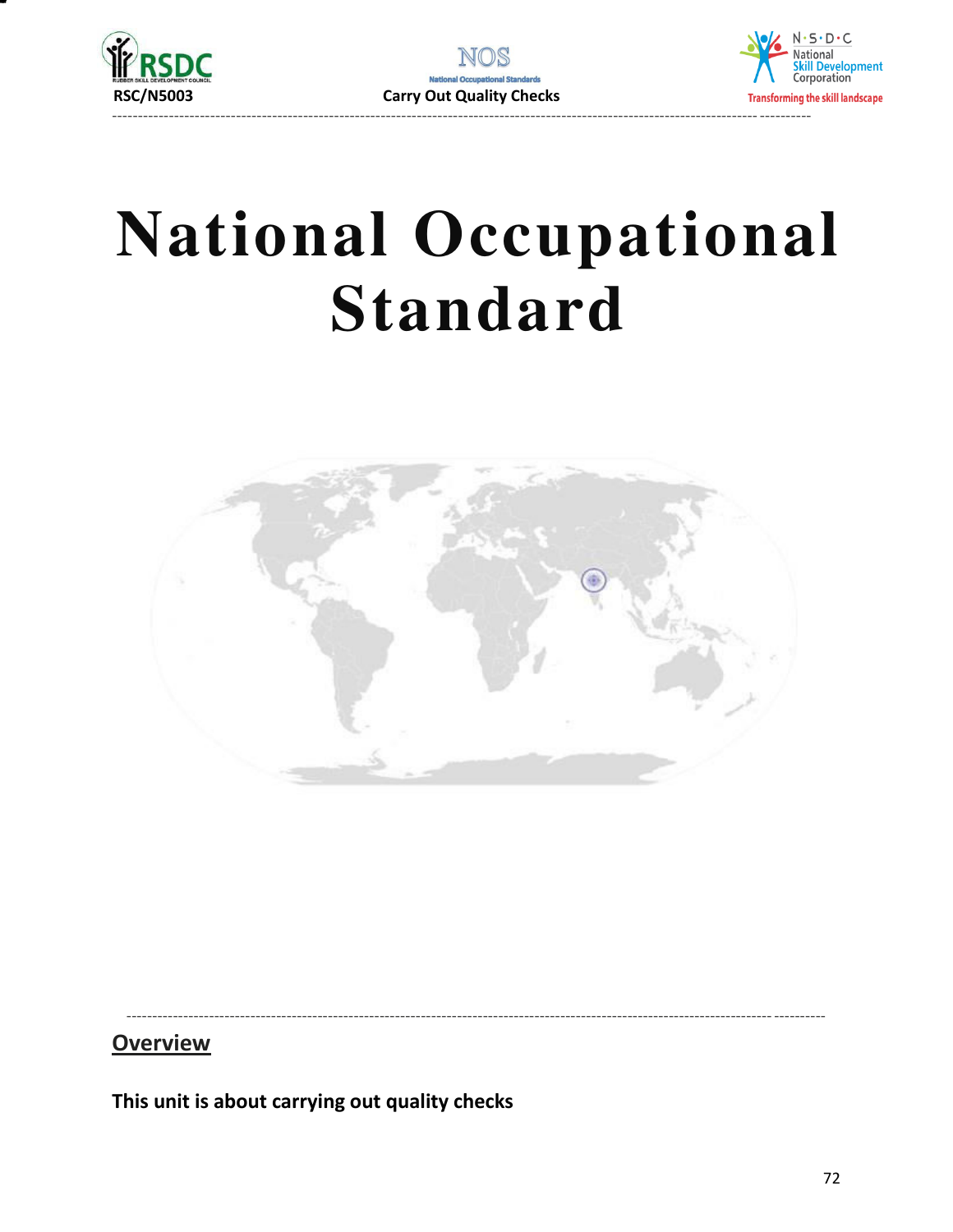# National Occupational Standard

## Overview

**This unit is about carrying out quality checks**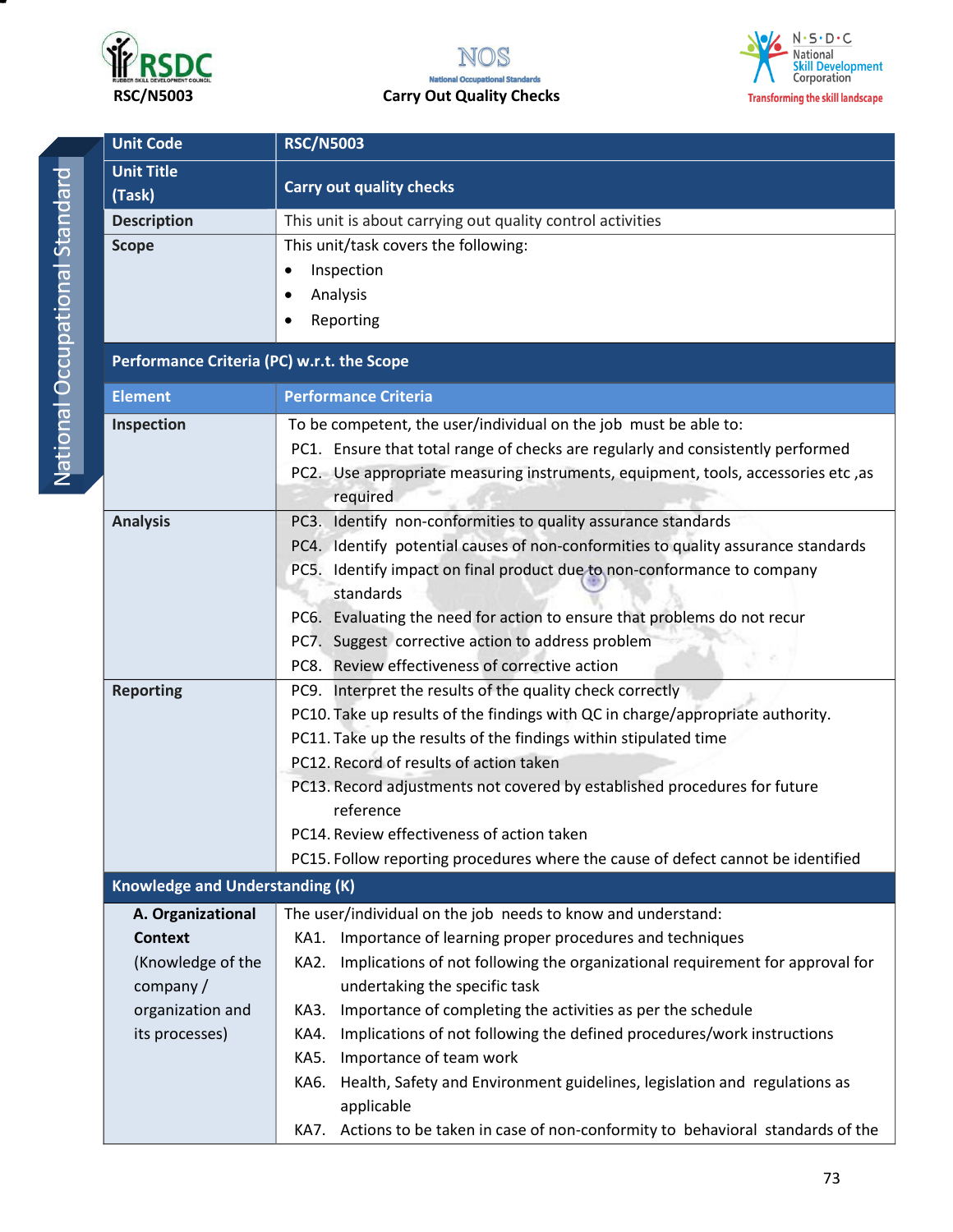| Unit Code | RSC/N5003 |
|---|---|
| Unit Title (Task) | Carry out quality checks |
| Description | This unit is about carrying out quality control activities |
| Scope | This unit/task covers the following:<br>• Inspection<br>• Analysis<br>• Reporting |
| **Performance Criteria (PC) w.r.t. the Scope** | |
| **Element** | **Performance Criteria** |
| **Inspection** | To be competent, the user/individual on the job must be able to:<br>PC1. Ensure that total range of checks are regularly and consistently performed<br>PC2. Use appropriate measuring instruments, equipment, tools, accessories etc ,as required |
| **Analysis** | PC3. Identify non-conformities to quality assurance standards<br>PC4. Identify potential causes of non-conformities to quality assurance standards<br>PC5. Identify impact on final product due to non-conformance to company standards<br>PC6. Evaluating the need for action to ensure that problems do not recur<br>PC7. Suggest corrective action to address problem<br>PC8. Review effectiveness of corrective action |
| **Reporting** | PC9. Interpret the results of the quality check correctly<br>PC10. Take up results of the findings with QC in charge/appropriate authority.<br>PC11. Take up the results of the findings within stipulated time<br>PC12. Record of results of action taken<br>PC13. Record adjustments not covered by established procedures for future reference<br>PC14. Review effectiveness of action taken<br>PC15. Follow reporting procedures where the cause of defect cannot be identified |
| **Knowledge and Understanding (K)** | |
| **A. Organizational Context**<br>(Knowledge of the company / organization and its processes) | The user/individual on the job needs to know and understand:<br>KA1. Importance of learning proper procedures and techniques<br>KA2. Implications of not following the organizational requirement for approval for undertaking the specific task<br>KA3. Importance of completing the activities as per the schedule<br>KA4. Implications of not following the defined procedures/work instructions<br>KA5. Importance of team work<br>KA6. Health, Safety and Environment guidelines, legislation and regulations as applicable<br>KA7. Actions to be taken in case of non-conformity to behavioral standards of the |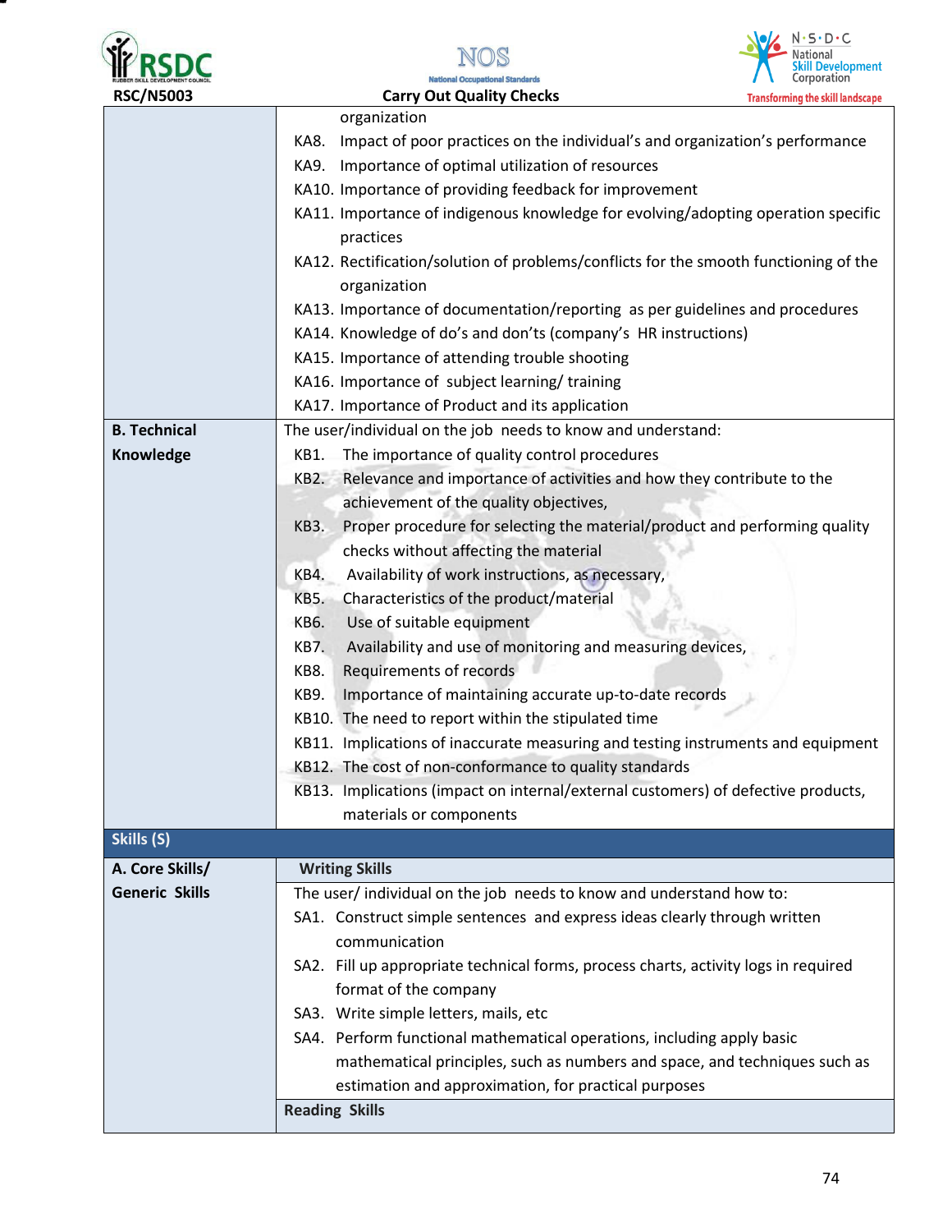| | |
|---|---|
| | organization<br>KA8. Impact of poor practices on the individual's and organization's performance<br>KA9. Importance of optimal utilization of resources<br>KA10. Importance of providing feedback for improvement<br>KA11. Importance of indigenous knowledge for evolving/adopting operation specific practices<br>KA12. Rectification/solution of problems/conflicts for the smooth functioning of the organization<br>KA13. Importance of documentation/reporting as per guidelines and procedures<br>KA14. Knowledge of do's and don'ts (company's HR instructions)<br>KA15. Importance of attending trouble shooting<br>KA16. Importance of subject learning/ training<br>KA17. Importance of Product and its application |
| **B. Technical Knowledge** | The user/individual on the job needs to know and understand:<br>KB1. The importance of quality control procedures<br>KB2. Relevance and importance of activities and how they contribute to the achievement of the quality objectives,<br>KB3. Proper procedure for selecting the material/product and performing quality checks without affecting the material<br>KB4. Availability of work instructions, as necessary,<br>KB5. Characteristics of the product/material<br>KB6. Use of suitable equipment<br>KB7. Availability and use of monitoring and measuring devices,<br>KB8. Requirements of records<br>KB9. Importance of maintaining accurate up-to-date records<br>KB10. The need to report within the stipulated time<br>KB11. Implications of inaccurate measuring and testing instruments and equipment<br>KB12. The cost of non-conformance to quality standards<br>KB13. Implications (impact on internal/external customers) of defective products, materials or components |
| **Skills (S)** | |
| **A. Core Skills/ Generic Skills** | **Writing Skills** |
| | The user/ individual on the job needs to know and understand how to:<br>SA1. Construct simple sentences and express ideas clearly through written communication<br>SA2. Fill up appropriate technical forms, process charts, activity logs in required format of the company<br>SA3. Write simple letters, mails, etc<br>SA4. Perform functional mathematical operations, including apply basic mathematical principles, such as numbers and space, and techniques such as estimation and approximation, for practical purposes |
| | **Reading Skills** |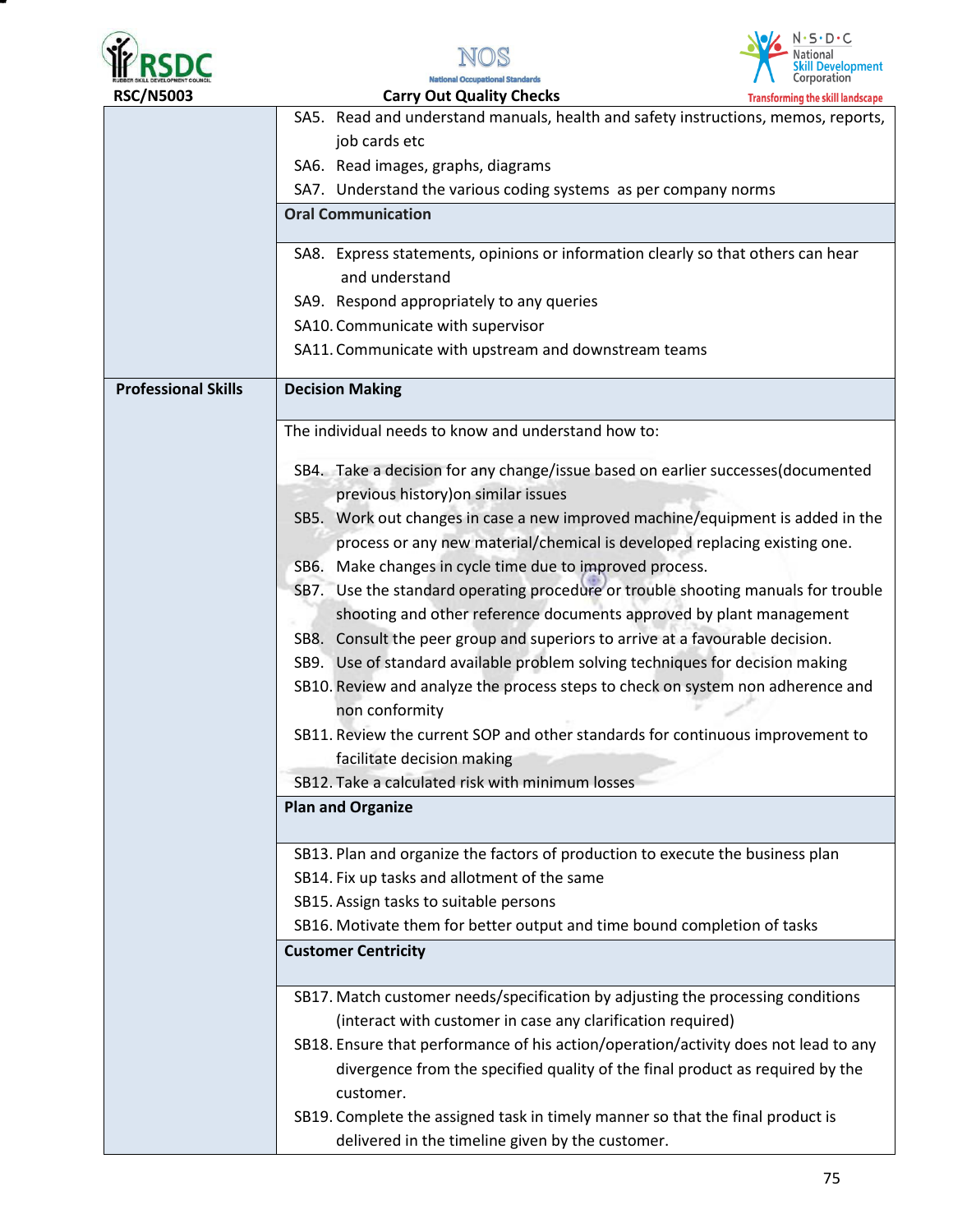| | |
|---|---|
| | SA5. Read and understand manuals, health and safety instructions, memos, reports, job cards etc<br>SA6. Read images, graphs, diagrams<br>SA7. Understand the various coding systems as per company norms |
| | **Oral Communication** |
| | SA8. Express statements, opinions or information clearly so that others can hear and understand<br>SA9. Respond appropriately to any queries<br>SA10. Communicate with supervisor<br>SA11. Communicate with upstream and downstream teams |
| **Professional Skills** | **Decision Making** |
| | The individual needs to know and understand how to:<br><br>SB4. Take a decision for any change/issue based on earlier successes(documented previous history)on similar issues<br>SB5. Work out changes in case a new improved machine/equipment is added in the process or any new material/chemical is developed replacing existing one.<br>SB6. Make changes in cycle time due to improved process.<br>SB7. Use the standard operating procedure or trouble shooting manuals for trouble shooting and other reference documents approved by plant management<br>SB8. Consult the peer group and superiors to arrive at a favourable decision.<br>SB9. Use of standard available problem solving techniques for decision making<br>SB10. Review and analyze the process steps to check on system non adherence and non conformity<br>SB11. Review the current SOP and other standards for continuous improvement to facilitate decision making<br>SB12. Take a calculated risk with minimum losses |
| | **Plan and Organize** |
| | SB13. Plan and organize the factors of production to execute the business plan<br>SB14. Fix up tasks and allotment of the same<br>SB15. Assign tasks to suitable persons<br>SB16. Motivate them for better output and time bound completion of tasks |
| | **Customer Centricity** |
| | SB17. Match customer needs/specification by adjusting the processing conditions (interact with customer in case any clarification required)<br>SB18. Ensure that performance of his action/operation/activity does not lead to any divergence from the specified quality of the final product as required by the customer.<br>SB19. Complete the assigned task in timely manner so that the final product is delivered in the timeline given by the customer. |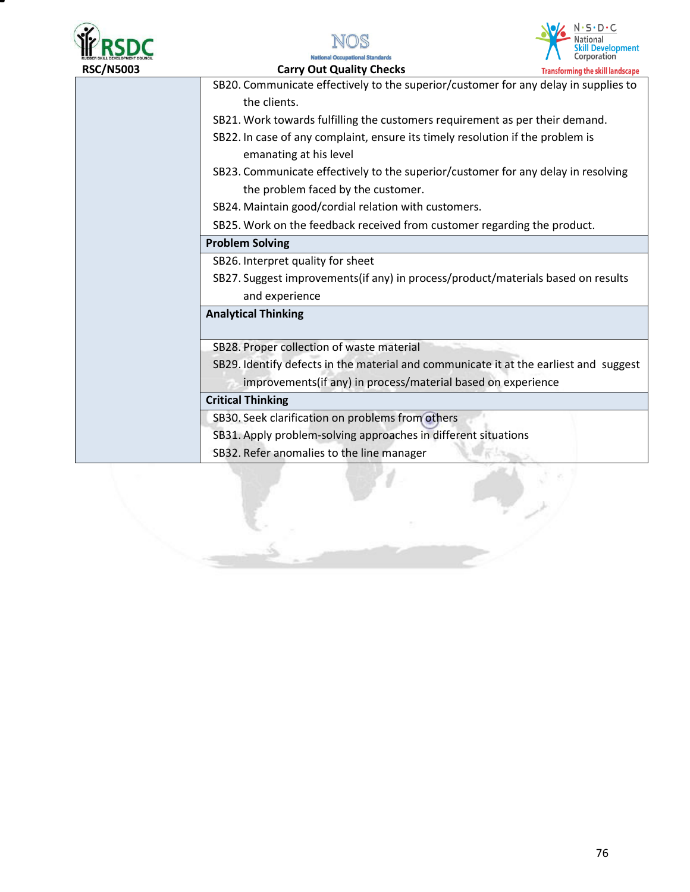| | |
|---|---|
| | SB20. Communicate effectively to the superior/customer for any delay in supplies to the clients.<br>SB21. Work towards fulfilling the customers requirement as per their demand.<br>SB22. In case of any complaint, ensure its timely resolution if the problem is emanating at his level<br>SB23. Communicate effectively to the superior/customer for any delay in resolving the problem faced by the customer.<br>SB24. Maintain good/cordial relation with customers.<br>SB25. Work on the feedback received from customer regarding the product. |
| | **Problem Solving** |
| | SB26. Interpret quality for sheet<br>SB27. Suggest improvements(if any) in process/product/materials based on results and experience |
| | **Analytical Thinking** |
| | SB28. Proper collection of waste material<br>SB29. Identify defects in the material and communicate it at the earliest and suggest improvements(if any) in process/material based on experience |
| | **Critical Thinking** |
| | SB30. Seek clarification on problems from others<br>SB31. Apply problem-solving approaches in different situations<br>SB32. Refer anomalies to the line manager |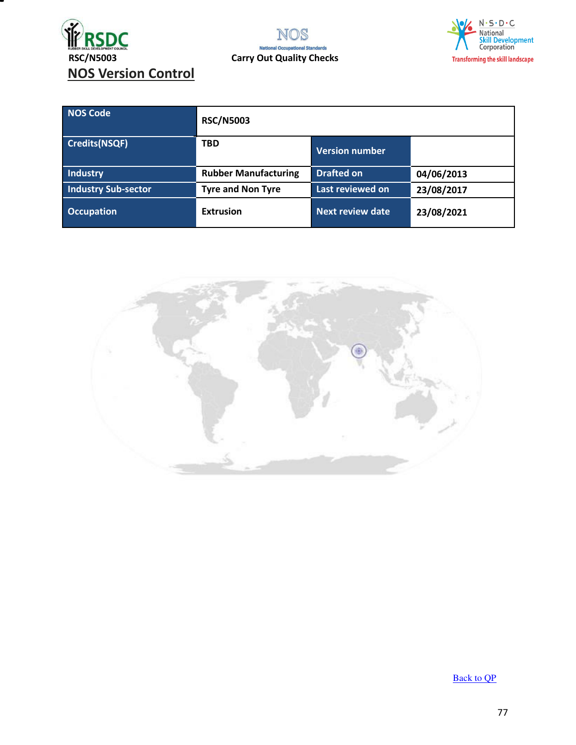## NOS Version Control

| NOS Code | RSC/N5003 | | |
|---|---|---|---|
| Credits(NSQF) | TBD | Version number | |
| Industry | Rubber Manufacturing | Drafted on | 04/06/2013 |
| Industry Sub-sector | Tyre and Non Tyre | Last reviewed on | 23/08/2017 |
| Occupation | Extrusion | Next review date | 23/08/2021 |

[Back to QP]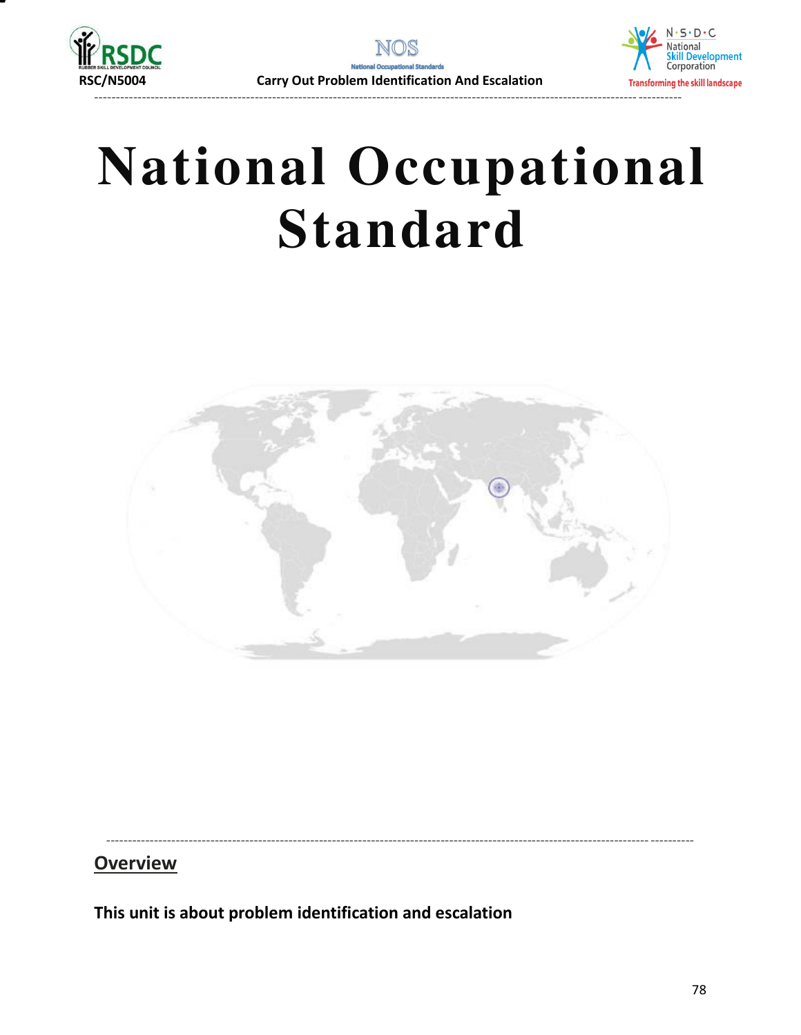# National Occupational Standard

## Overview

**This unit is about problem identification and escalation**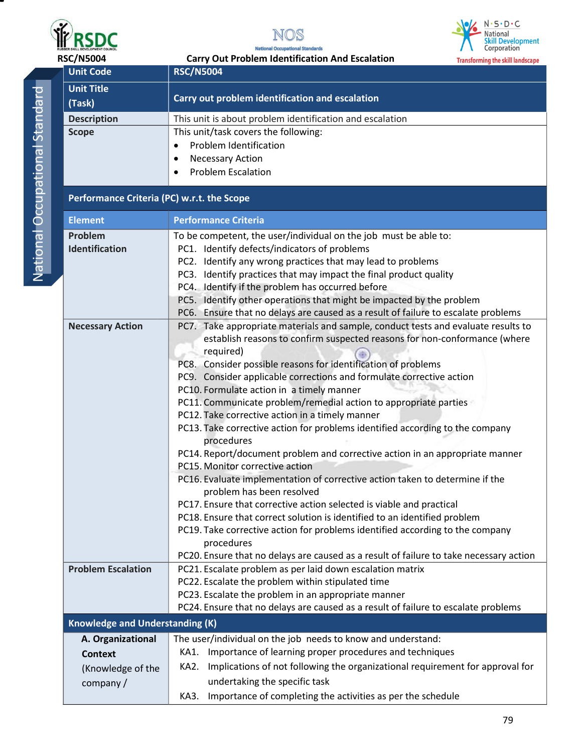RSC/N5004 | Carry Out Problem Identification And Escalation

| Unit Code | RSC/N5004 |
|---|---|
| Unit Title (Task) | Carry out problem identification and escalation |
| Description | This unit is about problem identification and escalation |
| Scope | This unit/task covers the following:<br>• Problem Identification<br>• Necessary Action<br>• Problem Escalation |

**Performance Criteria (PC) w.r.t. the Scope**

| Element | Performance Criteria |
|---|---|
| **Problem Identification** | To be competent, the user/individual on the job must be able to:<br>PC1. Identify defects/indicators of problems<br>PC2. Identify any wrong practices that may lead to problems<br>PC3. Identify practices that may impact the final product quality<br>PC4. Identify if the problem has occurred before<br>PC5. Identify other operations that might be impacted by the problem<br>PC6. Ensure that no delays are caused as a result of failure to escalate problems |
| **Necessary Action** | PC7. Take appropriate materials and sample, conduct tests and evaluate results to establish reasons to confirm suspected reasons for non-conformance (where required)<br>PC8. Consider possible reasons for identification of problems<br>PC9. Consider applicable corrections and formulate corrective action<br>PC10. Formulate action in a timely manner<br>PC11. Communicate problem/remedial action to appropriate parties<br>PC12. Take corrective action in a timely manner<br>PC13. Take corrective action for problems identified according to the company procedures<br>PC14. Report/document problem and corrective action in an appropriate manner<br>PC15. Monitor corrective action<br>PC16. Evaluate implementation of corrective action taken to determine if the problem has been resolved<br>PC17. Ensure that corrective action selected is viable and practical<br>PC18. Ensure that correct solution is identified to an identified problem<br>PC19. Take corrective action for problems identified according to the company procedures<br>PC20. Ensure that no delays are caused as a result of failure to take necessary action |
| **Problem Escalation** | PC21. Escalate problem as per laid down escalation matrix<br>PC22. Escalate the problem within stipulated time<br>PC23. Escalate the problem in an appropriate manner<br>PC24. Ensure that no delays are caused as a result of failure to escalate problems |

**Knowledge and Understanding (K)**

| | |
|---|---|
| **A. Organizational Context** (Knowledge of the company / | The user/individual on the job needs to know and understand:<br>KA1. Importance of learning proper procedures and techniques<br>KA2. Implications of not following the organizational requirement for approval for undertaking the specific task<br>KA3. Importance of completing the activities as per the schedule |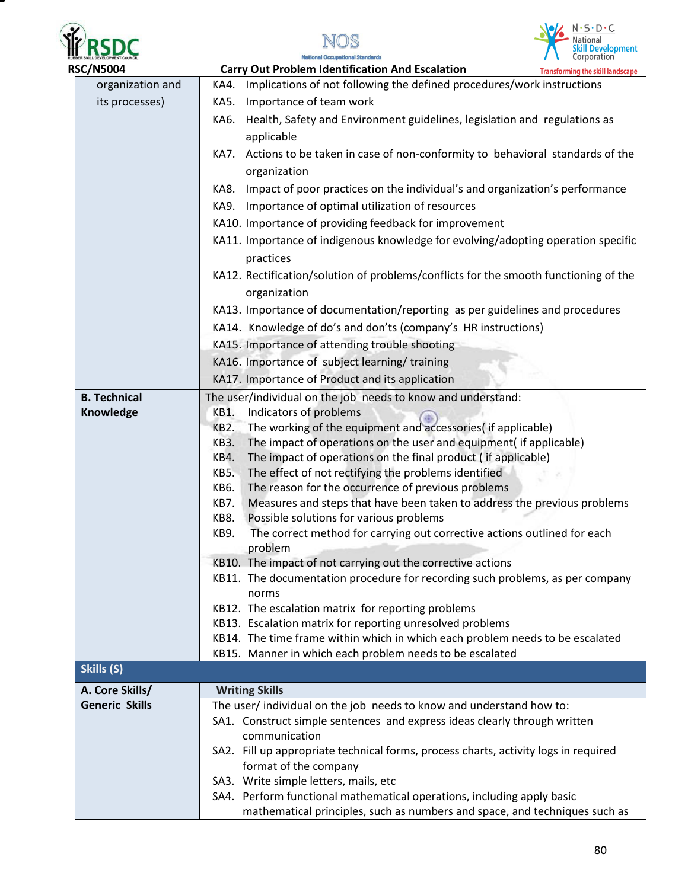RSC/N5004 **Carry Out Problem Identification And Escalation**

| | |
|---|---|
| organization and its processes) | KA4. Implications of not following the defined procedures/work instructions<br>KA5. Importance of team work<br>KA6. Health, Safety and Environment guidelines, legislation and regulations as applicable<br>KA7. Actions to be taken in case of non-conformity to behavioral standards of the organization<br>KA8. Impact of poor practices on the individual's and organization's performance<br>KA9. Importance of optimal utilization of resources<br>KA10. Importance of providing feedback for improvement<br>KA11. Importance of indigenous knowledge for evolving/adopting operation specific practices<br>KA12. Rectification/solution of problems/conflicts for the smooth functioning of the organization<br>KA13. Importance of documentation/reporting as per guidelines and procedures<br>KA14. Knowledge of do's and don'ts (company's HR instructions)<br>KA15. Importance of attending trouble shooting<br>KA16. Importance of subject learning/ training<br>KA17. Importance of Product and its application |
| **B. Technical Knowledge** | The user/individual on the job needs to know and understand:<br>KB1. Indicators of problems<br>KB2. The working of the equipment and accessories( if applicable)<br>KB3. The impact of operations on the user and equipment( if applicable)<br>KB4. The impact of operations on the final product ( if applicable)<br>KB5. The effect of not rectifying the problems identified<br>KB6. The reason for the occurrence of previous problems<br>KB7. Measures and steps that have been taken to address the previous problems<br>KB8. Possible solutions for various problems<br>KB9. The correct method for carrying out corrective actions outlined for each problem<br>KB10. The impact of not carrying out the corrective actions<br>KB11. The documentation procedure for recording such problems, as per company norms<br>KB12. The escalation matrix for reporting problems<br>KB13. Escalation matrix for reporting unresolved problems<br>KB14. The time frame within which in which each problem needs to be escalated<br>KB15. Manner in which each problem needs to be escalated |
| **Skills (S)** | |
| **A. Core Skills/ Generic Skills** | **Writing Skills** |
| | The user/ individual on the job needs to know and understand how to:<br>SA1. Construct simple sentences and express ideas clearly through written communication<br>SA2. Fill up appropriate technical forms, process charts, activity logs in required format of the company<br>SA3. Write simple letters, mails, etc<br>SA4. Perform functional mathematical operations, including apply basic mathematical principles, such as numbers and space, and techniques such as |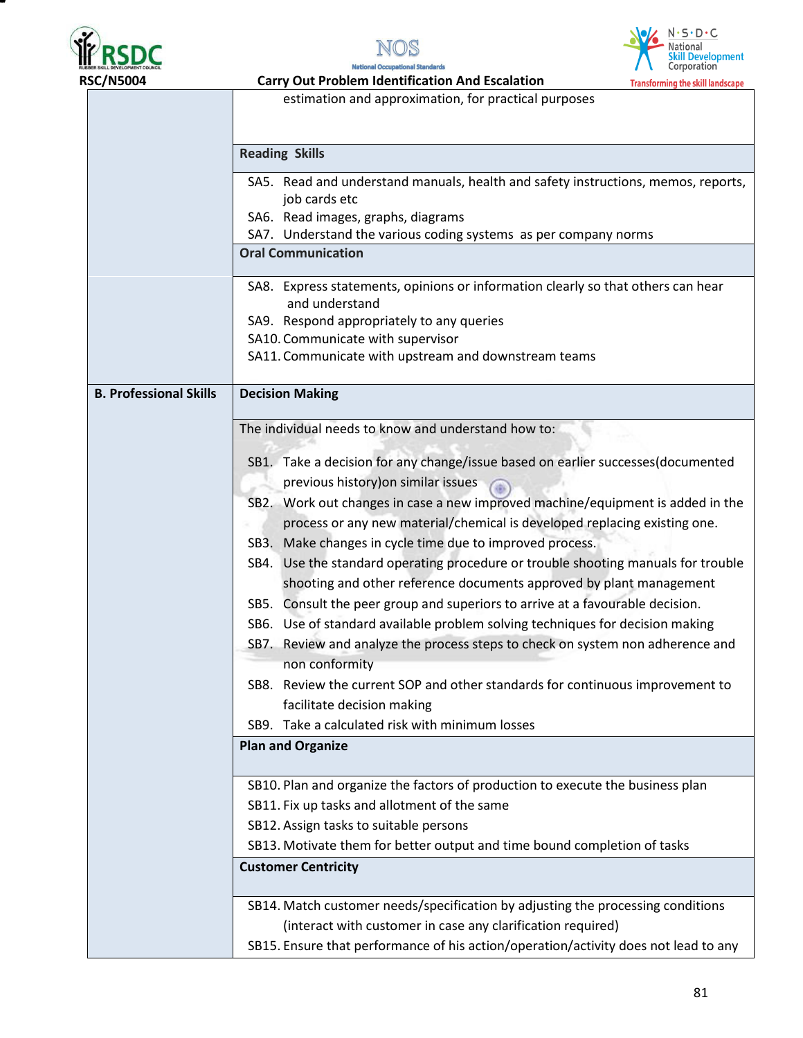| | |
|---|---|
| | estimation and approximation, for practical purposes |
| | **Reading Skills** |
| | SA5. Read and understand manuals, health and safety instructions, memos, reports, job cards etc<br>SA6. Read images, graphs, diagrams<br>SA7. Understand the various coding systems as per company norms |
| | **Oral Communication** |
| | SA8. Express statements, opinions or information clearly so that others can hear and understand<br>SA9. Respond appropriately to any queries<br>SA10. Communicate with supervisor<br>SA11. Communicate with upstream and downstream teams |
| **B. Professional Skills** | **Decision Making** |
| | The individual needs to know and understand how to:<br>SB1. Take a decision for any change/issue based on earlier successes(documented previous history)on similar issues<br>SB2. Work out changes in case a new improved machine/equipment is added in the process or any new material/chemical is developed replacing existing one.<br>SB3. Make changes in cycle time due to improved process.<br>SB4. Use the standard operating procedure or trouble shooting manuals for trouble shooting and other reference documents approved by plant management<br>SB5. Consult the peer group and superiors to arrive at a favourable decision.<br>SB6. Use of standard available problem solving techniques for decision making<br>SB7. Review and analyze the process steps to check on system non adherence and non conformity<br>SB8. Review the current SOP and other standards for continuous improvement to facilitate decision making<br>SB9. Take a calculated risk with minimum losses |
| | **Plan and Organize** |
| | SB10. Plan and organize the factors of production to execute the business plan<br>SB11. Fix up tasks and allotment of the same<br>SB12. Assign tasks to suitable persons<br>SB13. Motivate them for better output and time bound completion of tasks |
| | **Customer Centricity** |
| | SB14. Match customer needs/specification by adjusting the processing conditions (interact with customer in case any clarification required)<br>SB15. Ensure that performance of his action/operation/activity does not lead to any |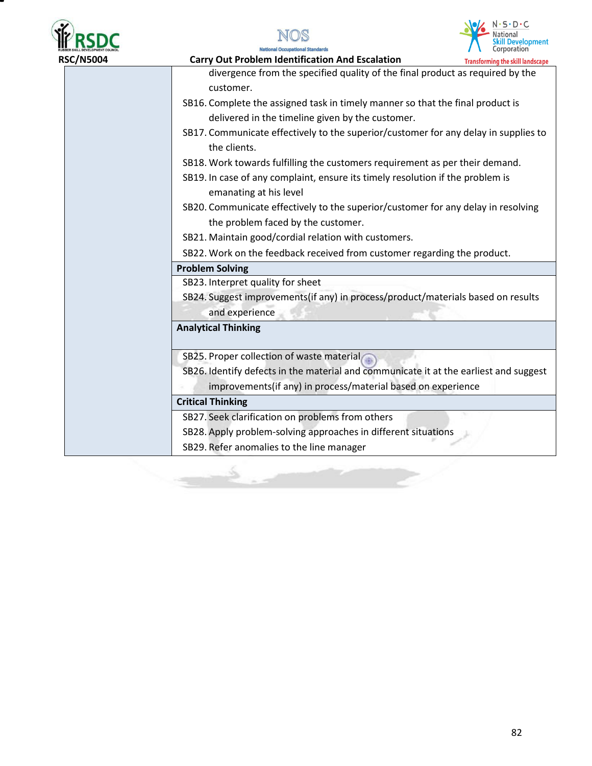| | |
|---|---|
| | divergence from the specified quality of the final product as required by the customer.<br>SB16. Complete the assigned task in timely manner so that the final product is delivered in the timeline given by the customer.<br>SB17. Communicate effectively to the superior/customer for any delay in supplies to the clients.<br>SB18. Work towards fulfilling the customers requirement as per their demand.<br>SB19. In case of any complaint, ensure its timely resolution if the problem is emanating at his level<br>SB20. Communicate effectively to the superior/customer for any delay in resolving the problem faced by the customer.<br>SB21. Maintain good/cordial relation with customers.<br>SB22. Work on the feedback received from customer regarding the product. |
| | **Problem Solving** |
| | SB23. Interpret quality for sheet<br>SB24. Suggest improvements(if any) in process/product/materials based on results and experience |
| | **Analytical Thinking** |
| | SB25. Proper collection of waste material<br>SB26. Identify defects in the material and communicate it at the earliest and suggest improvements(if any) in process/material based on experience |
| | **Critical Thinking** |
| | SB27. Seek clarification on problems from others<br>SB28. Apply problem-solving approaches in different situations<br>SB29. Refer anomalies to the line manager |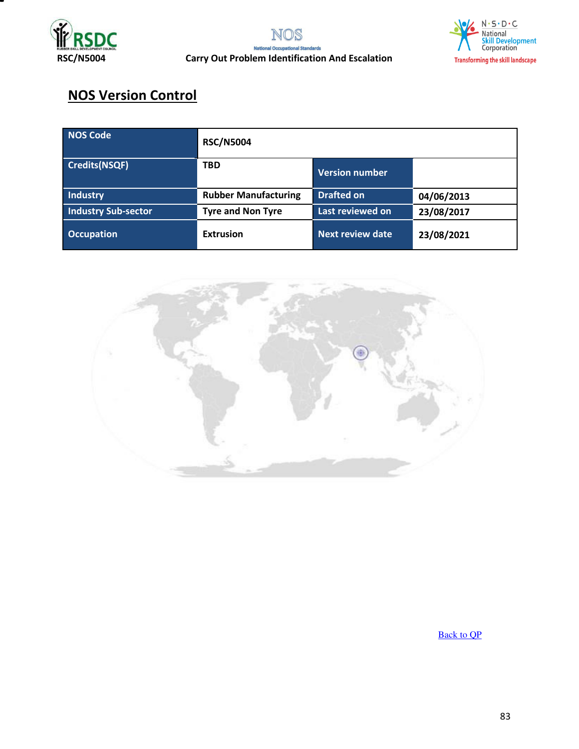## NOS Version Control

| NOS Code | RSC/N5004 | | |
|---|---|---|---|
| Credits(NSQF) | TBD | Version number | |
| Industry | Rubber Manufacturing | Drafted on | 04/06/2013 |
| Industry Sub-sector | Tyre and Non Tyre | Last reviewed on | 23/08/2017 |
| Occupation | Extrusion | Next review date | 23/08/2021 |

Back to QP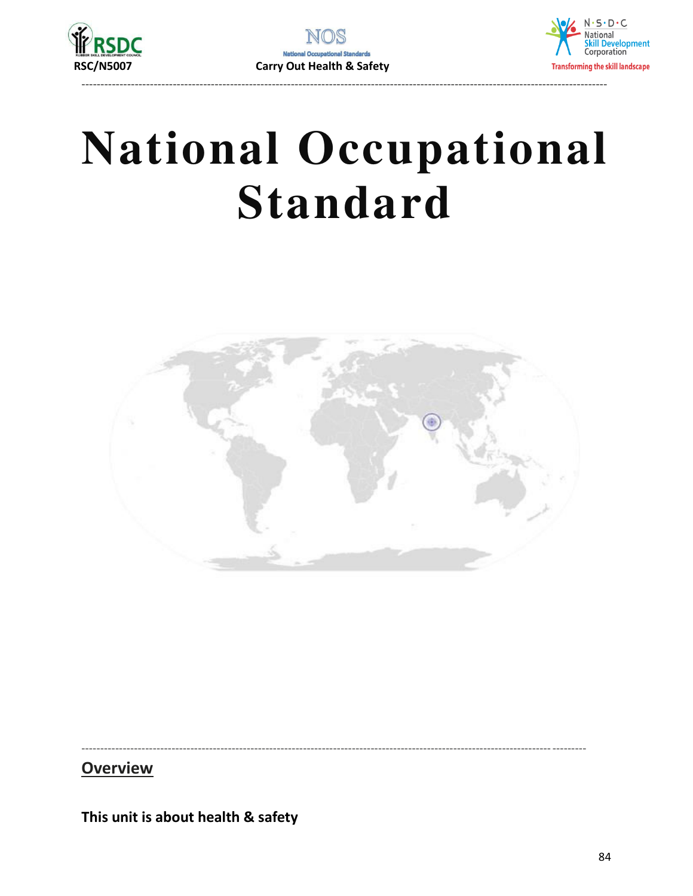# National Occupational Standard

## Overview

**This unit is about health & safety**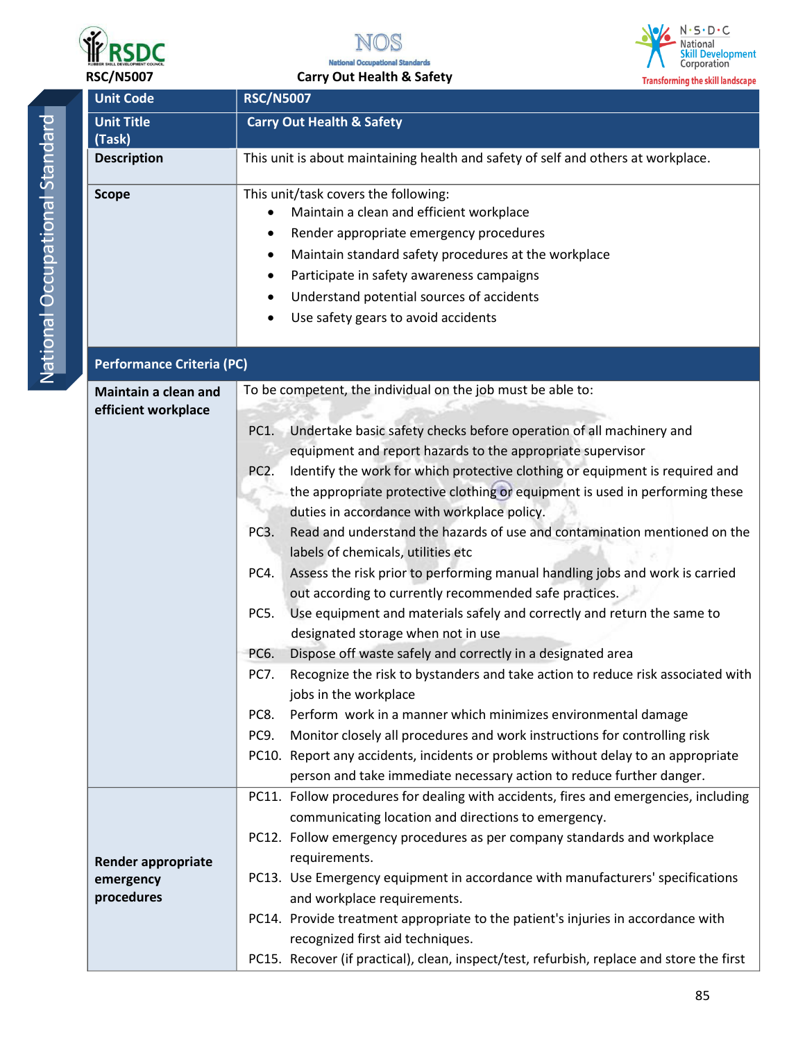| Unit Code | RSC/N5007 |
|---|---|
| Unit Title (Task) | Carry Out Health & Safety |
| Description | This unit is about maintaining health and safety of self and others at workplace. |
| Scope | This unit/task covers the following:<br>• Maintain a clean and efficient workplace<br>• Render appropriate emergency procedures<br>• Maintain standard safety procedures at the workplace<br>• Participate in safety awareness campaigns<br>• Understand potential sources of accidents<br>• Use safety gears to avoid accidents |
| **Performance Criteria (PC)** | |
| Maintain a clean and efficient workplace | To be competent, the individual on the job must be able to:<br><br>PC1. Undertake basic safety checks before operation of all machinery and equipment and report hazards to the appropriate supervisor<br>PC2. Identify the work for which protective clothing or equipment is required and the appropriate protective clothing or equipment is used in performing these duties in accordance with workplace policy.<br>PC3. Read and understand the hazards of use and contamination mentioned on the labels of chemicals, utilities etc<br>PC4. Assess the risk prior to performing manual handling jobs and work is carried out according to currently recommended safe practices.<br>PC5. Use equipment and materials safely and correctly and return the same to designated storage when not in use<br>PC6. Dispose off waste safely and correctly in a designated area<br>PC7. Recognize the risk to bystanders and take action to reduce risk associated with jobs in the workplace<br>PC8. Perform work in a manner which minimizes environmental damage<br>PC9. Monitor closely all procedures and work instructions for controlling risk<br>PC10. Report any accidents, incidents or problems without delay to an appropriate person and take immediate necessary action to reduce further danger. |
| Render appropriate emergency procedures | PC11. Follow procedures for dealing with accidents, fires and emergencies, including communicating location and directions to emergency.<br>PC12. Follow emergency procedures as per company standards and workplace requirements.<br>PC13. Use Emergency equipment in accordance with manufacturers' specifications and workplace requirements.<br>PC14. Provide treatment appropriate to the patient's injuries in accordance with recognized first aid techniques.<br>PC15. Recover (if practical), clean, inspect/test, refurbish, replace and store the first |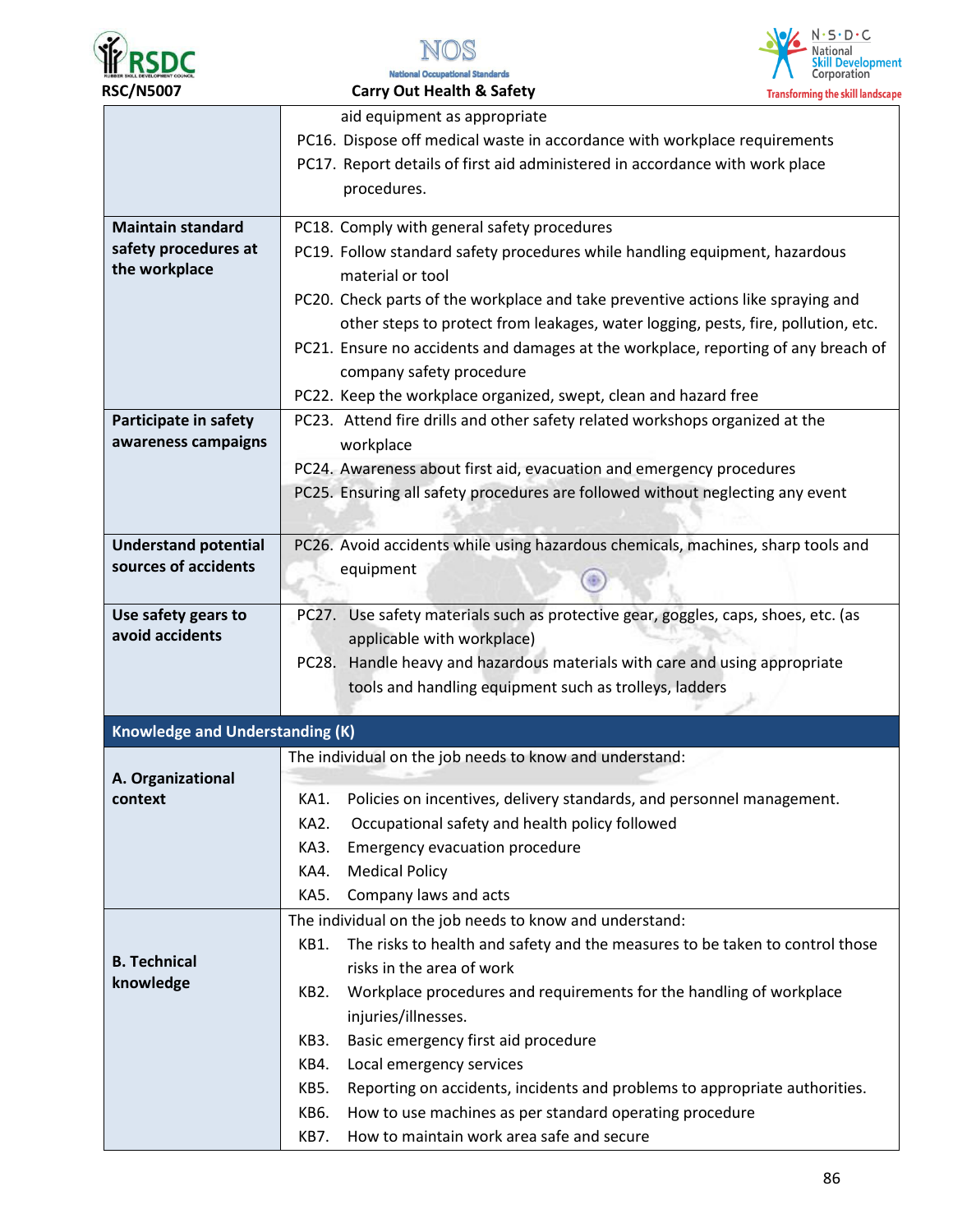| | |
|---|---|
| | aid equipment as appropriate<br>PC16. Dispose off medical waste in accordance with workplace requirements<br>PC17. Report details of first aid administered in accordance with work place procedures. |
| **Maintain standard safety procedures at the workplace** | PC18. Comply with general safety procedures<br>PC19. Follow standard safety procedures while handling equipment, hazardous material or tool<br>PC20. Check parts of the workplace and take preventive actions like spraying and other steps to protect from leakages, water logging, pests, fire, pollution, etc.<br>PC21. Ensure no accidents and damages at the workplace, reporting of any breach of company safety procedure<br>PC22. Keep the workplace organized, swept, clean and hazard free |
| **Participate in safety awareness campaigns** | PC23. Attend fire drills and other safety related workshops organized at the workplace<br>PC24. Awareness about first aid, evacuation and emergency procedures<br>PC25. Ensuring all safety procedures are followed without neglecting any event |
| **Understand potential sources of accidents** | PC26. Avoid accidents while using hazardous chemicals, machines, sharp tools and equipment |
| **Use safety gears to avoid accidents** | PC27. Use safety materials such as protective gear, goggles, caps, shoes, etc. (as applicable with workplace)<br>PC28. Handle heavy and hazardous materials with care and using appropriate tools and handling equipment such as trolleys, ladders |
| **Knowledge and Understanding (K)** | |
| **A. Organizational context** | The individual on the job needs to know and understand:<br>KA1. Policies on incentives, delivery standards, and personnel management.<br>KA2. Occupational safety and health policy followed<br>KA3. Emergency evacuation procedure<br>KA4. Medical Policy<br>KA5. Company laws and acts |
| **B. Technical knowledge** | The individual on the job needs to know and understand:<br>KB1. The risks to health and safety and the measures to be taken to control those risks in the area of work<br>KB2. Workplace procedures and requirements for the handling of workplace injuries/illnesses.<br>KB3. Basic emergency first aid procedure<br>KB4. Local emergency services<br>KB5. Reporting on accidents, incidents and problems to appropriate authorities.<br>KB6. How to use machines as per standard operating procedure<br>KB7. How to maintain work area safe and secure |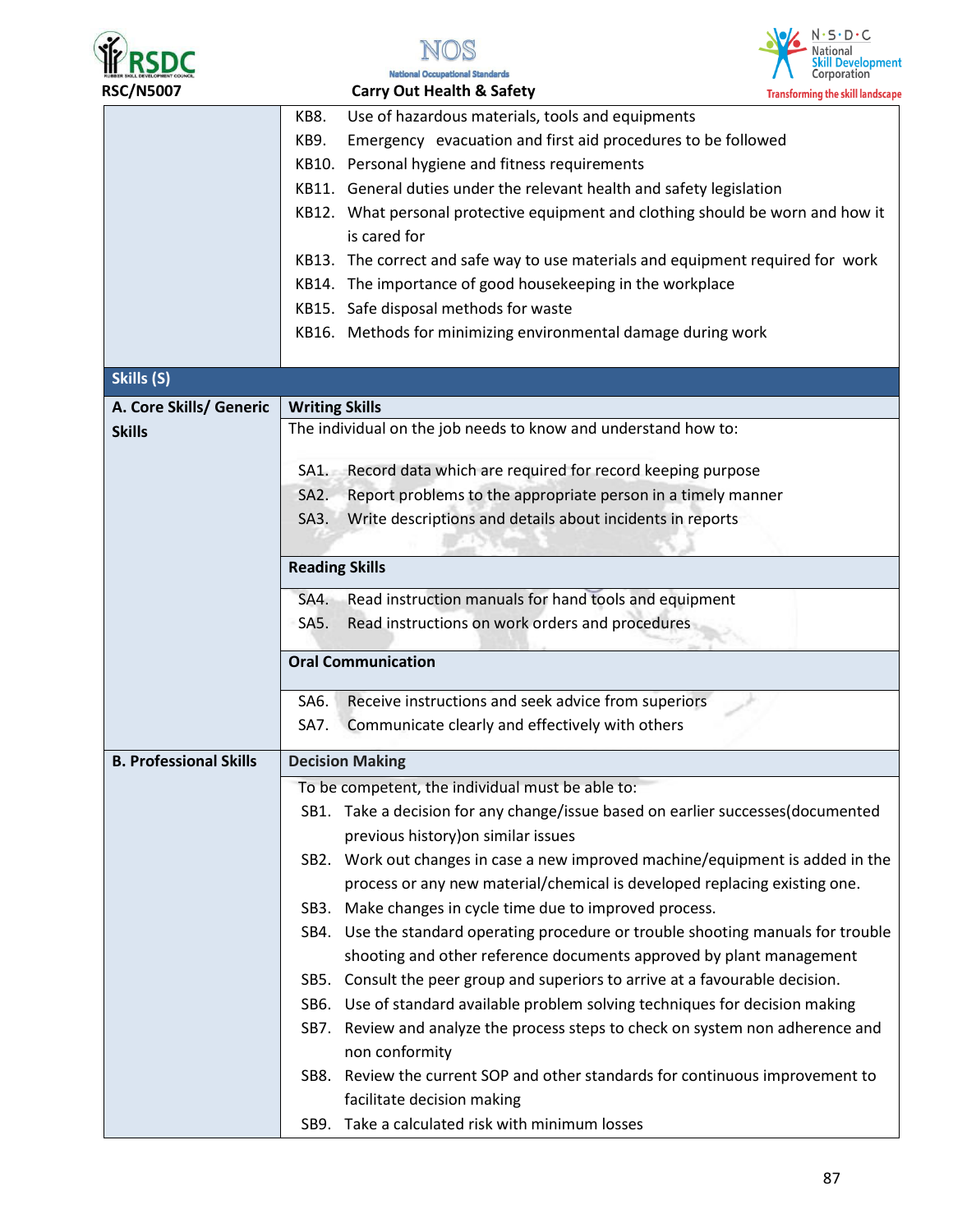| | |
|---|---|
| | KB8. Use of hazardous materials, tools and equipments<br>KB9. Emergency evacuation and first aid procedures to be followed<br>KB10. Personal hygiene and fitness requirements<br>KB11. General duties under the relevant health and safety legislation<br>KB12. What personal protective equipment and clothing should be worn and how it is cared for<br>KB13. The correct and safe way to use materials and equipment required for work<br>KB14. The importance of good housekeeping in the workplace<br>KB15. Safe disposal methods for waste<br>KB16. Methods for minimizing environmental damage during work |
| **Skills (S)** | |
| **A. Core Skills/ Generic Skills** | **Writing Skills** |
| | The individual on the job needs to know and understand how to:<br><br>SA1. Record data which are required for record keeping purpose<br>SA2. Report problems to the appropriate person in a timely manner<br>SA3. Write descriptions and details about incidents in reports |
| | **Reading Skills** |
| | SA4. Read instruction manuals for hand tools and equipment<br>SA5. Read instructions on work orders and procedures |
| | **Oral Communication** |
| | SA6. Receive instructions and seek advice from superiors<br>SA7. Communicate clearly and effectively with others |
| **B. Professional Skills** | **Decision Making** |
| | To be competent, the individual must be able to:<br>SB1. Take a decision for any change/issue based on earlier successes(documented previous history)on similar issues<br>SB2. Work out changes in case a new improved machine/equipment is added in the process or any new material/chemical is developed replacing existing one.<br>SB3. Make changes in cycle time due to improved process.<br>SB4. Use the standard operating procedure or trouble shooting manuals for trouble shooting and other reference documents approved by plant management<br>SB5. Consult the peer group and superiors to arrive at a favourable decision.<br>SB6. Use of standard available problem solving techniques for decision making<br>SB7. Review and analyze the process steps to check on system non adherence and non conformity<br>SB8. Review the current SOP and other standards for continuous improvement to facilitate decision making<br>SB9. Take a calculated risk with minimum losses |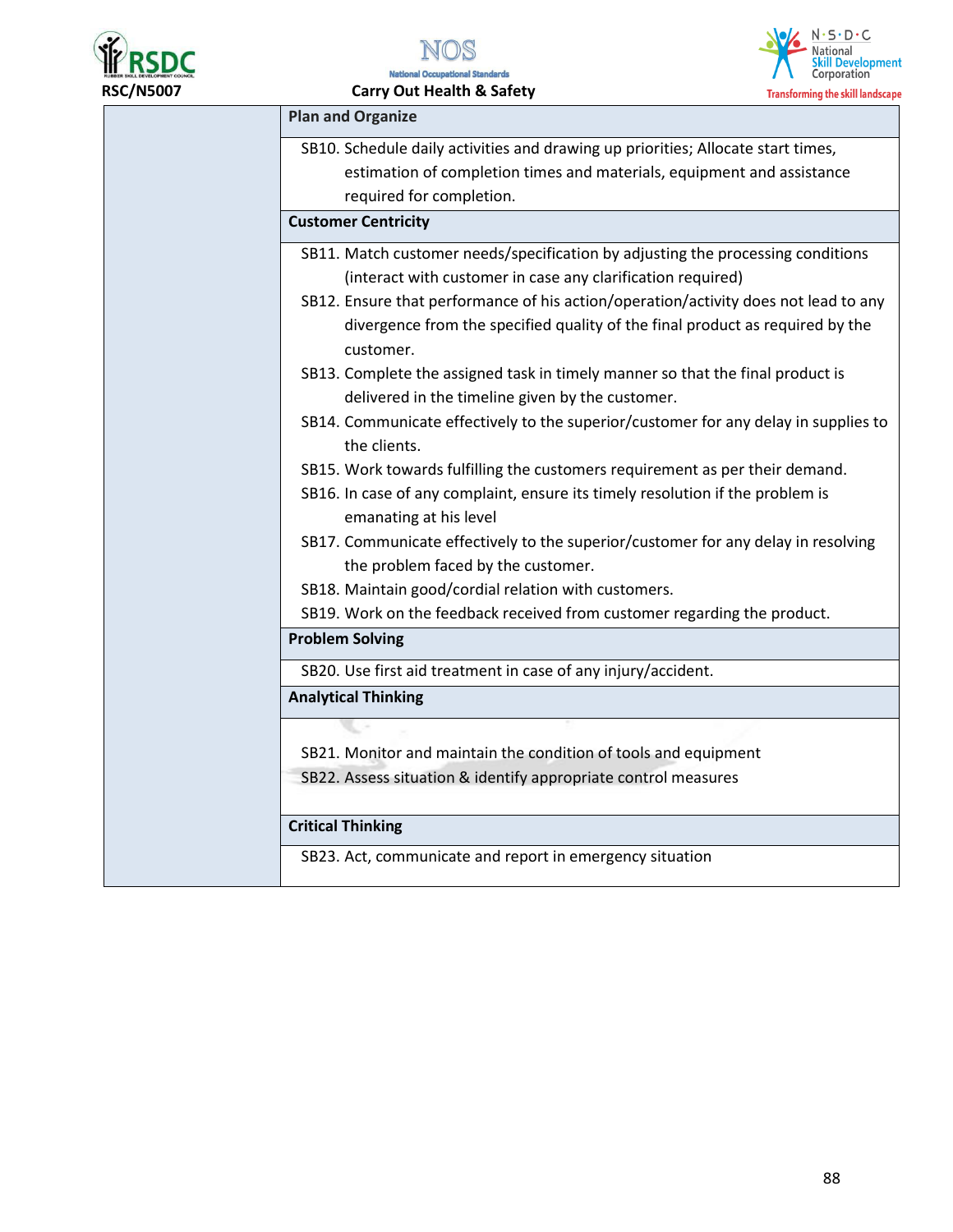| | |
|---|---|
| | **Plan and Organize** |
| | SB10. Schedule daily activities and drawing up priorities; Allocate start times, estimation of completion times and materials, equipment and assistance required for completion. |
| | **Customer Centricity** |
| | SB11. Match customer needs/specification by adjusting the processing conditions (interact with customer in case any clarification required)<br>SB12. Ensure that performance of his action/operation/activity does not lead to any divergence from the specified quality of the final product as required by the customer.<br>SB13. Complete the assigned task in timely manner so that the final product is delivered in the timeline given by the customer.<br>SB14. Communicate effectively to the superior/customer for any delay in supplies to the clients.<br>SB15. Work towards fulfilling the customers requirement as per their demand.<br>SB16. In case of any complaint, ensure its timely resolution if the problem is emanating at his level<br>SB17. Communicate effectively to the superior/customer for any delay in resolving the problem faced by the customer.<br>SB18. Maintain good/cordial relation with customers.<br>SB19. Work on the feedback received from customer regarding the product. |
| | **Problem Solving** |
| | SB20. Use first aid treatment in case of any injury/accident. |
| | **Analytical Thinking** |
| | SB21. Monitor and maintain the condition of tools and equipment<br>SB22. Assess situation & identify appropriate control measures |
| | **Critical Thinking** |
| | SB23. Act, communicate and report in emergency situation |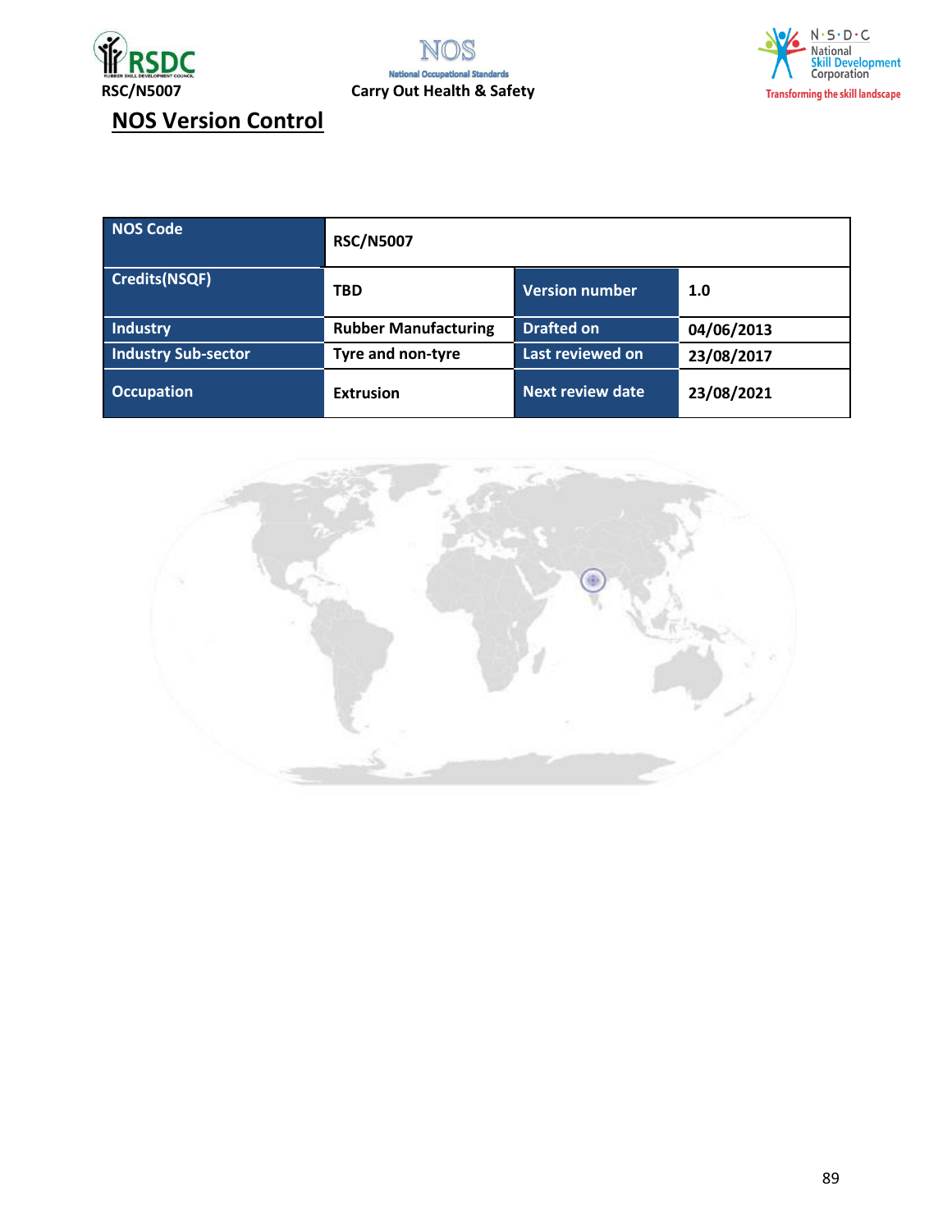## NOS Version Control

| NOS Code | RSC/N5007 | | |
|---|---|---|---|
| Credits(NSQF) | TBD | Version number | 1.0 |
| Industry | Rubber Manufacturing | Drafted on | 04/06/2013 |
| Industry Sub-sector | Tyre and non-tyre | Last reviewed on | 23/08/2017 |
| Occupation | Extrusion | Next review date | 23/08/2021 |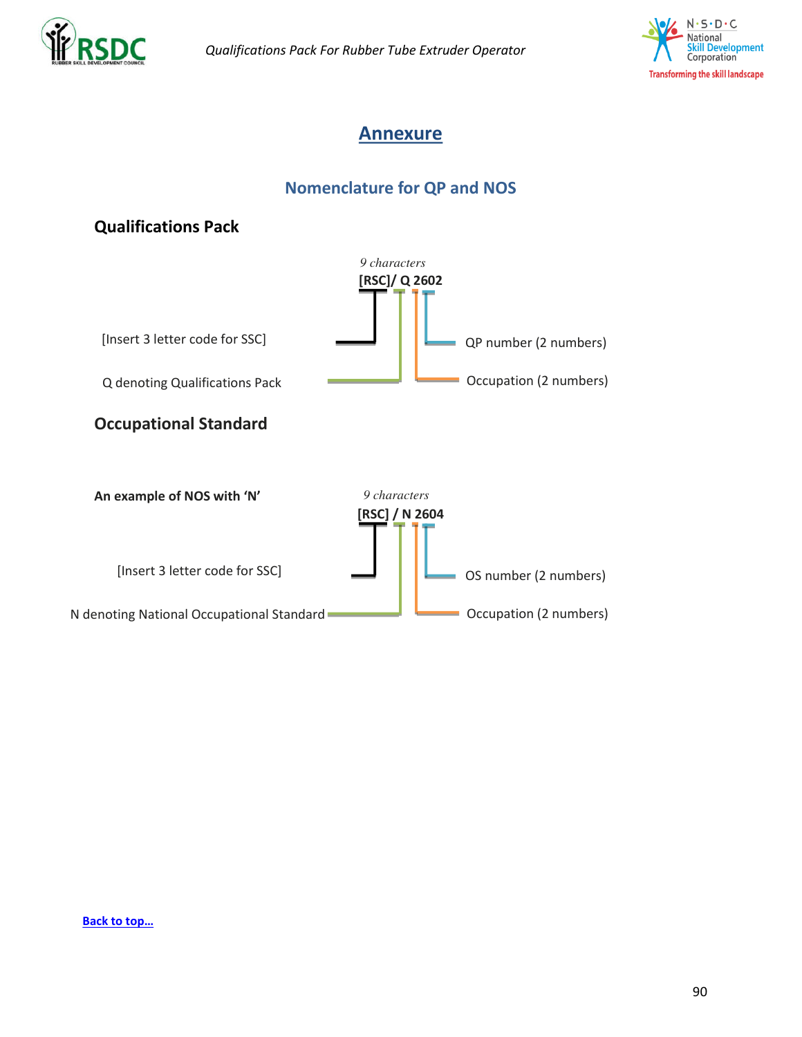## Annexure

### Nomenclature for QP and NOS

### Qualifications Pack

*9 characters*

**[RSC]/ Q 2602**

[Insert 3 letter code for SSC]

Q denoting Qualifications Pack

QP number (2 numbers)

Occupation (2 numbers)

### Occupational Standard

**An example of NOS with 'N'**

*9 characters*

**[RSC] / N 2604**

[Insert 3 letter code for SSC]

N denoting National Occupational Standard

OS number (2 numbers)

Occupation (2 numbers)

Back to top…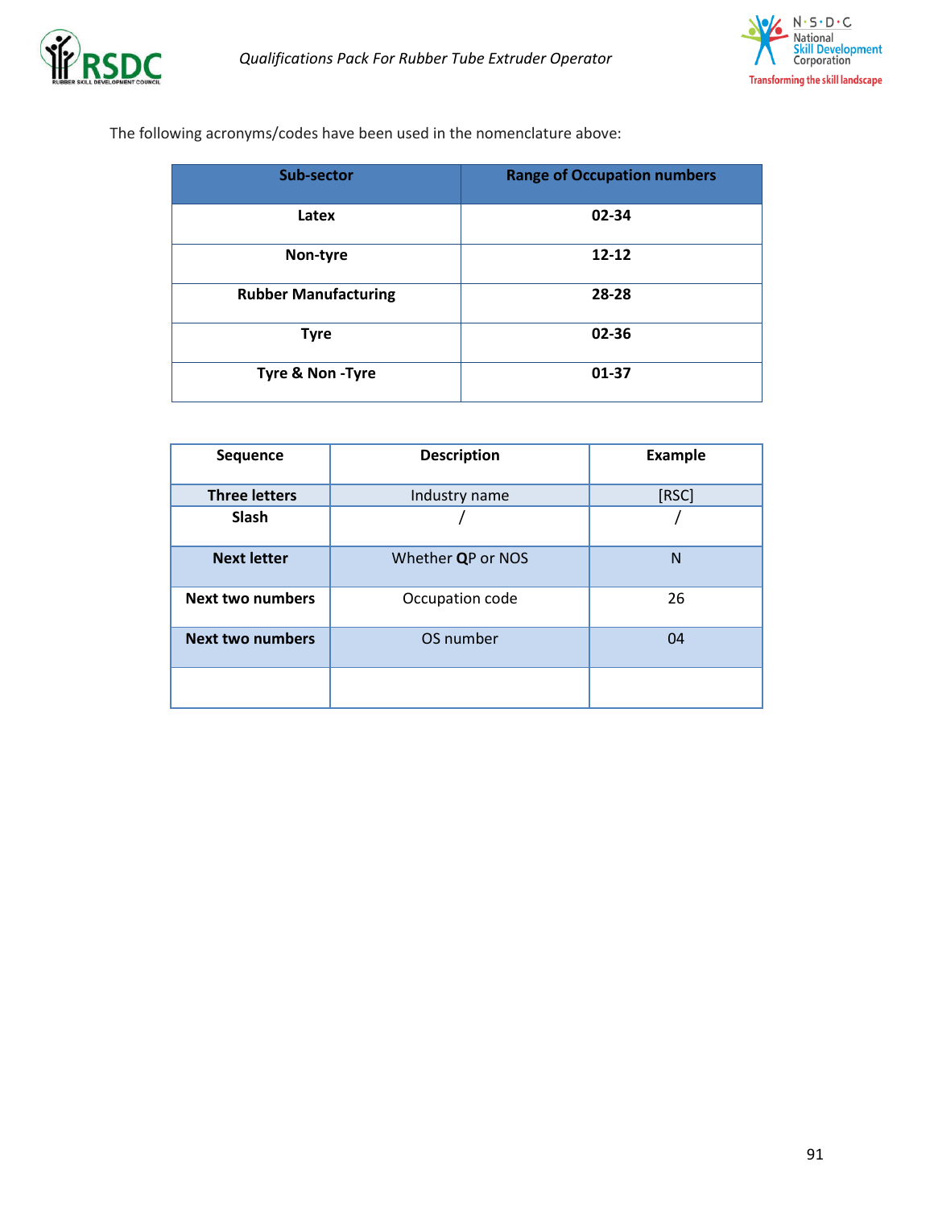The following acronyms/codes have been used in the nomenclature above:

| Sub-sector | Range of Occupation numbers |
|---|---|
| **Latex** | **02-34** |
| **Non-tyre** | **12-12** |
| **Rubber Manufacturing** | **28-28** |
| **Tyre** | **02-36** |
| **Tyre & Non -Tyre** | **01-37** |

| Sequence | Description | Example |
|---|---|---|
| **Three letters** | Industry name | [RSC] |
| **Slash** | / | / |
| **Next letter** | Whether **Q**P or NOS | N |
| **Next two numbers** | Occupation code | 26 |
| **Next two numbers** | OS number | 04 |
| | | |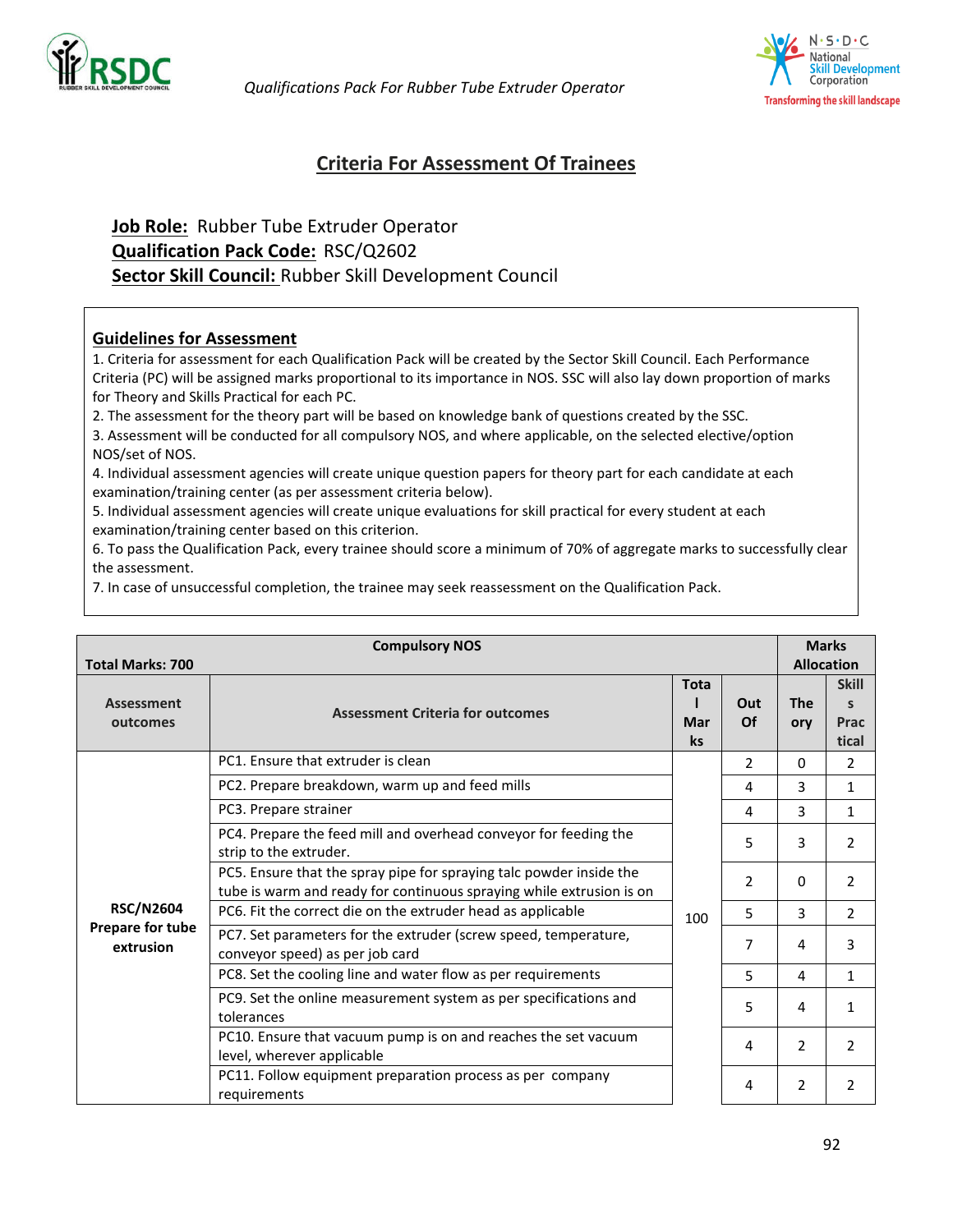## Criteria For Assessment Of Trainees

**Job Role:** Rubber Tube Extruder Operator
**Qualification Pack Code:** RSC/Q2602
**Sector Skill Council:** Rubber Skill Development Council

### Guidelines for Assessment

1. Criteria for assessment for each Qualification Pack will be created by the Sector Skill Council. Each Performance Criteria (PC) will be assigned marks proportional to its importance in NOS. SSC will also lay down proportion of marks for Theory and Skills Practical for each PC.
2. The assessment for the theory part will be based on knowledge bank of questions created by the SSC.
3. Assessment will be conducted for all compulsory NOS, and where applicable, on the selected elective/option NOS/set of NOS.
4. Individual assessment agencies will create unique question papers for theory part for each candidate at each examination/training center (as per assessment criteria below).
5. Individual assessment agencies will create unique evaluations for skill practical for every student at each examination/training center based on this criterion.
6. To pass the Qualification Pack, every trainee should score a minimum of 70% of aggregate marks to successfully clear the assessment.
7. In case of unsuccessful completion, the trainee may seek reassessment on the Qualification Pack.

| Total Marks: 700 | Compulsory NOS | | | Marks Allocation | |
|---|---|---|---|---|---|
| Assessment outcomes | Assessment Criteria for outcomes | Total Marks | Out Of | Theory | Skills Practical |
| **RSC/N2604 Prepare for tube extrusion** | PC1. Ensure that extruder is clean | 100 | 2 | 0 | 2 |
| | PC2. Prepare breakdown, warm up and feed mills | | 4 | 3 | 1 |
| | PC3. Prepare strainer | | 4 | 3 | 1 |
| | PC4. Prepare the feed mill and overhead conveyor for feeding the strip to the extruder. | | 5 | 3 | 2 |
| | PC5. Ensure that the spray pipe for spraying talc powder inside the tube is warm and ready for continuous spraying while extrusion is on | | 2 | 0 | 2 |
| | PC6. Fit the correct die on the extruder head as applicable | | 5 | 3 | 2 |
| | PC7. Set parameters for the extruder (screw speed, temperature, conveyor speed) as per job card | | 7 | 4 | 3 |
| | PC8. Set the cooling line and water flow as per requirements | | 5 | 4 | 1 |
| | PC9. Set the online measurement system as per specifications and tolerances | | 5 | 4 | 1 |
| | PC10. Ensure that vacuum pump is on and reaches the set vacuum level, wherever applicable | | 4 | 2 | 2 |
| | PC11. Follow equipment preparation process as per company requirements | | 4 | 2 | 2 |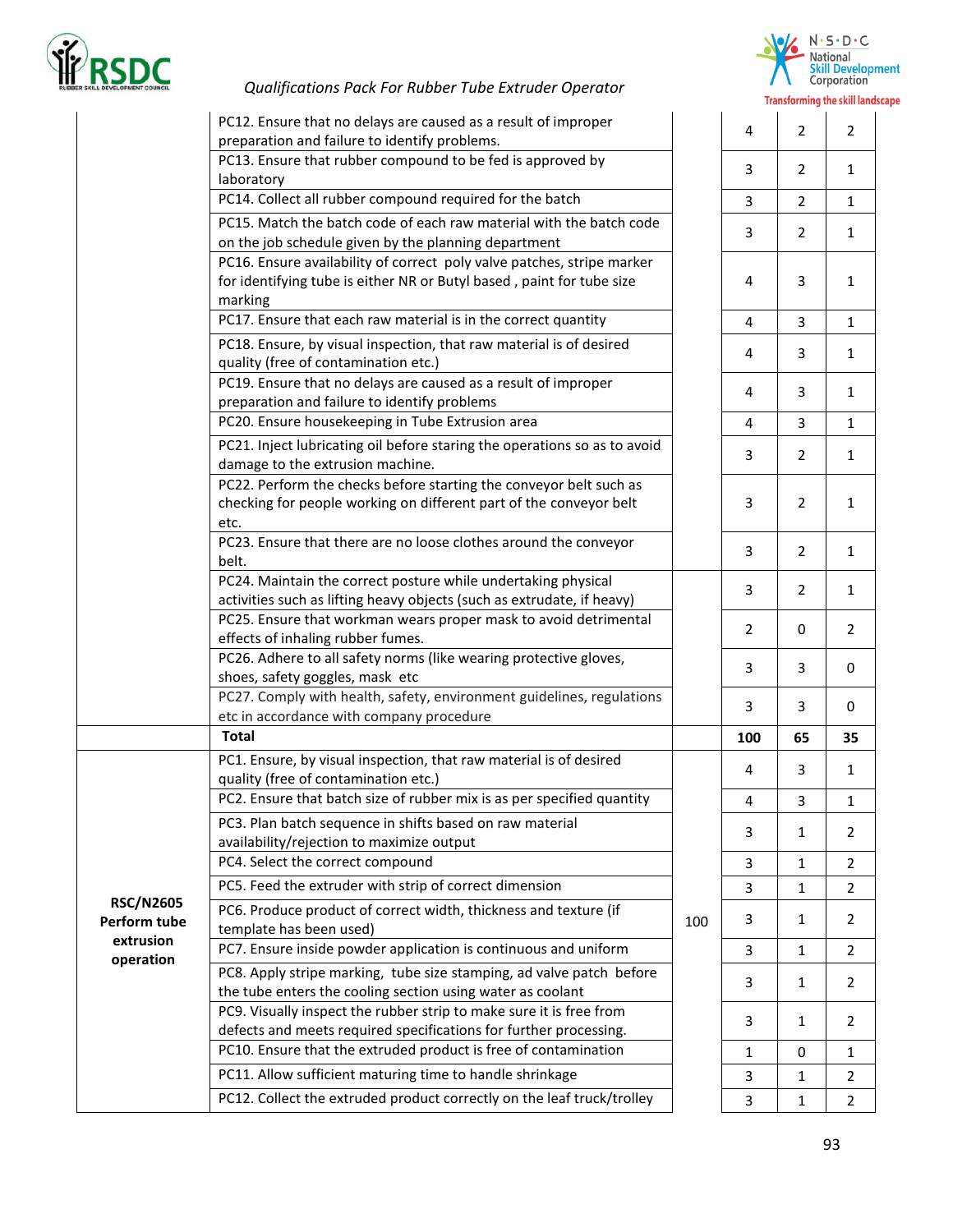| | | | | | |
|---|---|---|---|---|---|
| | PC12. Ensure that no delays are caused as a result of improper preparation and failure to identify problems. | | 4 | 2 | 2 |
| | PC13. Ensure that rubber compound to be fed is approved by laboratory | | 3 | 2 | 1 |
| | PC14. Collect all rubber compound required for the batch | | 3 | 2 | 1 |
| | PC15. Match the batch code of each raw material with the batch code on the job schedule given by the planning department | | 3 | 2 | 1 |
| | PC16. Ensure availability of correct poly valve patches, stripe marker for identifying tube is either NR or Butyl based , paint for tube size marking | | 4 | 3 | 1 |
| | PC17. Ensure that each raw material is in the correct quantity | | 4 | 3 | 1 |
| | PC18. Ensure, by visual inspection, that raw material is of desired quality (free of contamination etc.) | | 4 | 3 | 1 |
| | PC19. Ensure that no delays are caused as a result of improper preparation and failure to identify problems | | 4 | 3 | 1 |
| | PC20. Ensure housekeeping in Tube Extrusion area | | 4 | 3 | 1 |
| | PC21. Inject lubricating oil before staring the operations so as to avoid damage to the extrusion machine. | | 3 | 2 | 1 |
| | PC22. Perform the checks before starting the conveyor belt such as checking for people working on different part of the conveyor belt etc. | | 3 | 2 | 1 |
| | PC23. Ensure that there are no loose clothes around the conveyor belt. | | 3 | 2 | 1 |
| | PC24. Maintain the correct posture while undertaking physical activities such as lifting heavy objects (such as extrudate, if heavy) | | 3 | 2 | 1 |
| | PC25. Ensure that workman wears proper mask to avoid detrimental effects of inhaling rubber fumes. | | 2 | 0 | 2 |
| | PC26. Adhere to all safety norms (like wearing protective gloves, shoes, safety goggles, mask etc | | 3 | 3 | 0 |
| | PC27. Comply with health, safety, environment guidelines, regulations etc in accordance with company procedure | | 3 | 3 | 0 |
| | **Total** | | **100** | **65** | **35** |
| **RSC/N2605 Perform tube extrusion operation** | PC1. Ensure, by visual inspection, that raw material is of desired quality (free of contamination etc.) | 100 | 4 | 3 | 1 |
| | PC2. Ensure that batch size of rubber mix is as per specified quantity | | 4 | 3 | 1 |
| | PC3. Plan batch sequence in shifts based on raw material availability/rejection to maximize output | | 3 | 1 | 2 |
| | PC4. Select the correct compound | | 3 | 1 | 2 |
| | PC5. Feed the extruder with strip of correct dimension | | 3 | 1 | 2 |
| | PC6. Produce product of correct width, thickness and texture (if template has been used) | | 3 | 1 | 2 |
| | PC7. Ensure inside powder application is continuous and uniform | | 3 | 1 | 2 |
| | PC8. Apply stripe marking, tube size stamping, ad valve patch before the tube enters the cooling section using water as coolant | | 3 | 1 | 2 |
| | PC9. Visually inspect the rubber strip to make sure it is free from defects and meets required specifications for further processing. | | 3 | 1 | 2 |
| | PC10. Ensure that the extruded product is free of contamination | | 1 | 0 | 1 |
| | PC11. Allow sufficient maturing time to handle shrinkage | | 3 | 1 | 2 |
| | PC12. Collect the extruded product correctly on the leaf truck/trolley | | 3 | 1 | 2 |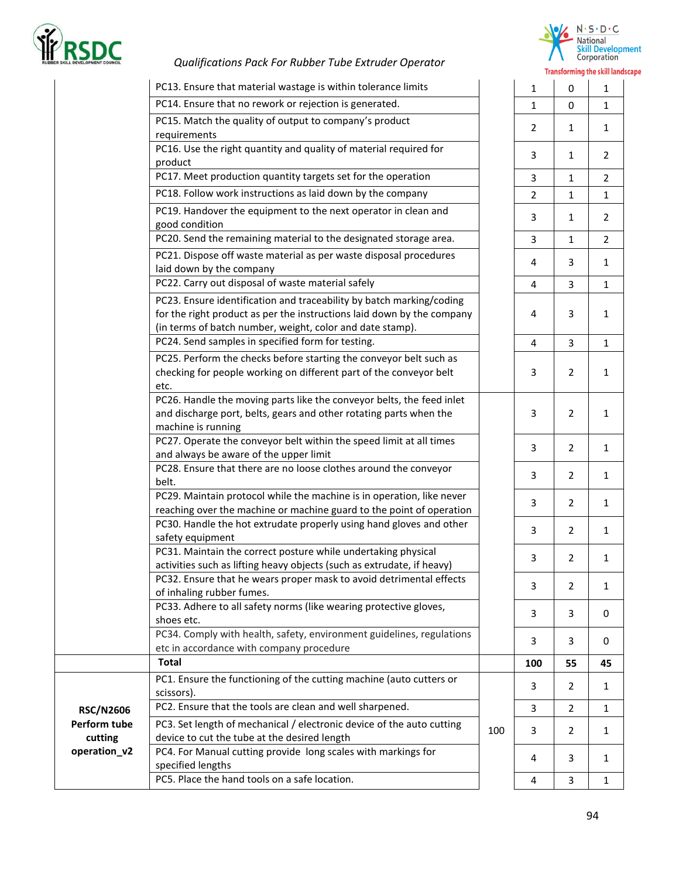| | | | | | |
|---|---|---|---|---|---|
| | PC13. Ensure that material wastage is within tolerance limits | | 1 | 0 | 1 |
| | PC14. Ensure that no rework or rejection is generated. | | 1 | 0 | 1 |
| | PC15. Match the quality of output to company's product requirements | | 2 | 1 | 1 |
| | PC16. Use the right quantity and quality of material required for product | | 3 | 1 | 2 |
| | PC17. Meet production quantity targets set for the operation | | 3 | 1 | 2 |
| | PC18. Follow work instructions as laid down by the company | | 2 | 1 | 1 |
| | PC19. Handover the equipment to the next operator in clean and good condition | | 3 | 1 | 2 |
| | PC20. Send the remaining material to the designated storage area. | | 3 | 1 | 2 |
| | PC21. Dispose off waste material as per waste disposal procedures laid down by the company | | 4 | 3 | 1 |
| | PC22. Carry out disposal of waste material safely | | 4 | 3 | 1 |
| | PC23. Ensure identification and traceability by batch marking/coding for the right product as per the instructions laid down by the company (in terms of batch number, weight, color and date stamp). | | 4 | 3 | 1 |
| | PC24. Send samples in specified form for testing. | | 4 | 3 | 1 |
| | PC25. Perform the checks before starting the conveyor belt such as checking for people working on different part of the conveyor belt etc. | | 3 | 2 | 1 |
| | PC26. Handle the moving parts like the conveyor belts, the feed inlet and discharge port, belts, gears and other rotating parts when the machine is running | | 3 | 2 | 1 |
| | PC27. Operate the conveyor belt within the speed limit at all times and always be aware of the upper limit | | 3 | 2 | 1 |
| | PC28. Ensure that there are no loose clothes around the conveyor belt. | | 3 | 2 | 1 |
| | PC29. Maintain protocol while the machine is in operation, like never reaching over the machine or machine guard to the point of operation | | 3 | 2 | 1 |
| | PC30. Handle the hot extrudate properly using hand gloves and other safety equipment | | 3 | 2 | 1 |
| | PC31. Maintain the correct posture while undertaking physical activities such as lifting heavy objects (such as extrudate, if heavy) | | 3 | 2 | 1 |
| | PC32. Ensure that he wears proper mask to avoid detrimental effects of inhaling rubber fumes. | | 3 | 2 | 1 |
| | PC33. Adhere to all safety norms (like wearing protective gloves, shoes etc. | | 3 | 3 | 0 |
| | PC34. Comply with health, safety, environment guidelines, regulations etc in accordance with company procedure | | 3 | 3 | 0 |
| | **Total** | | **100** | **55** | **45** |
| **RSC/N2606 Perform tube cutting operation_v2** | PC1. Ensure the functioning of the cutting machine (auto cutters or scissors). | 100 | 3 | 2 | 1 |
| | PC2. Ensure that the tools are clean and well sharpened. | | 3 | 2 | 1 |
| | PC3. Set length of mechanical / electronic device of the auto cutting device to cut the tube at the desired length | | 3 | 2 | 1 |
| | PC4. For Manual cutting provide long scales with markings for specified lengths | | 4 | 3 | 1 |
| | PC5. Place the hand tools on a safe location. | | 4 | 3 | 1 |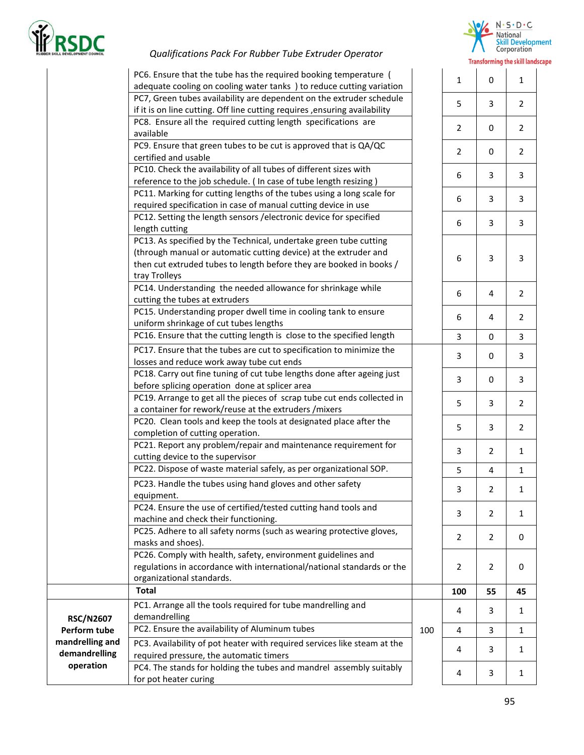| | | | | | |
|---|---|---|---|---|---|
| | PC6. Ensure that the tube has the required booking temperature ( adequate cooling on cooling water tanks ) to reduce cutting variation | | 1 | 0 | 1 |
| | PC7, Green tubes availability are dependent on the extruder schedule if it is on line cutting. Off line cutting requires ,ensuring availability | | 5 | 3 | 2 |
| | PC8. Ensure all the required cutting length specifications are available | | 2 | 0 | 2 |
| | PC9. Ensure that green tubes to be cut is approved that is QA/QC certified and usable | | 2 | 0 | 2 |
| | PC10. Check the availability of all tubes of different sizes with reference to the job schedule. ( In case of tube length resizing ) | | 6 | 3 | 3 |
| | PC11. Marking for cutting lengths of the tubes using a long scale for required specification in case of manual cutting device in use | | 6 | 3 | 3 |
| | PC12. Setting the length sensors /electronic device for specified length cutting | | 6 | 3 | 3 |
| | PC13. As specified by the Technical, undertake green tube cutting (through manual or automatic cutting device) at the extruder and then cut extruded tubes to length before they are booked in books / tray Trolleys | | 6 | 3 | 3 |
| | PC14. Understanding the needed allowance for shrinkage while cutting the tubes at extruders | | 6 | 4 | 2 |
| | PC15. Understanding proper dwell time in cooling tank to ensure uniform shrinkage of cut tubes lengths | | 6 | 4 | 2 |
| | PC16. Ensure that the cutting length is close to the specified length | | 3 | 0 | 3 |
| | PC17. Ensure that the tubes are cut to specification to minimize the losses and reduce work away tube cut ends | | 3 | 0 | 3 |
| | PC18. Carry out fine tuning of cut tube lengths done after ageing just before splicing operation done at splicer area | | 3 | 0 | 3 |
| | PC19. Arrange to get all the pieces of scrap tube cut ends collected in a container for rework/reuse at the extruders /mixers | | 5 | 3 | 2 |
| | PC20. Clean tools and keep the tools at designated place after the completion of cutting operation. | | 5 | 3 | 2 |
| | PC21. Report any problem/repair and maintenance requirement for cutting device to the supervisor | | 3 | 2 | 1 |
| | PC22. Dispose of waste material safely, as per organizational SOP. | | 5 | 4 | 1 |
| | PC23. Handle the tubes using hand gloves and other safety equipment. | | 3 | 2 | 1 |
| | PC24. Ensure the use of certified/tested cutting hand tools and machine and check their functioning. | | 3 | 2 | 1 |
| | PC25. Adhere to all safety norms (such as wearing protective gloves, masks and shoes). | | 2 | 2 | 0 |
| | PC26. Comply with health, safety, environment guidelines and regulations in accordance with international/national standards or the organizational standards. | | 2 | 2 | 0 |
| | **Total** | | **100** | **55** | **45** |
| **RSC/N2607 Perform tube mandrelling and demandrelling operation** | PC1. Arrange all the tools required for tube mandrelling and demandrelling | 100 | 4 | 3 | 1 |
| | PC2. Ensure the availability of Aluminum tubes | | 4 | 3 | 1 |
| | PC3. Availability of pot heater with required services like steam at the required pressure, the automatic timers | | 4 | 3 | 1 |
| | PC4. The stands for holding the tubes and mandrel assembly suitably for pot heater curing | | 4 | 3 | 1 |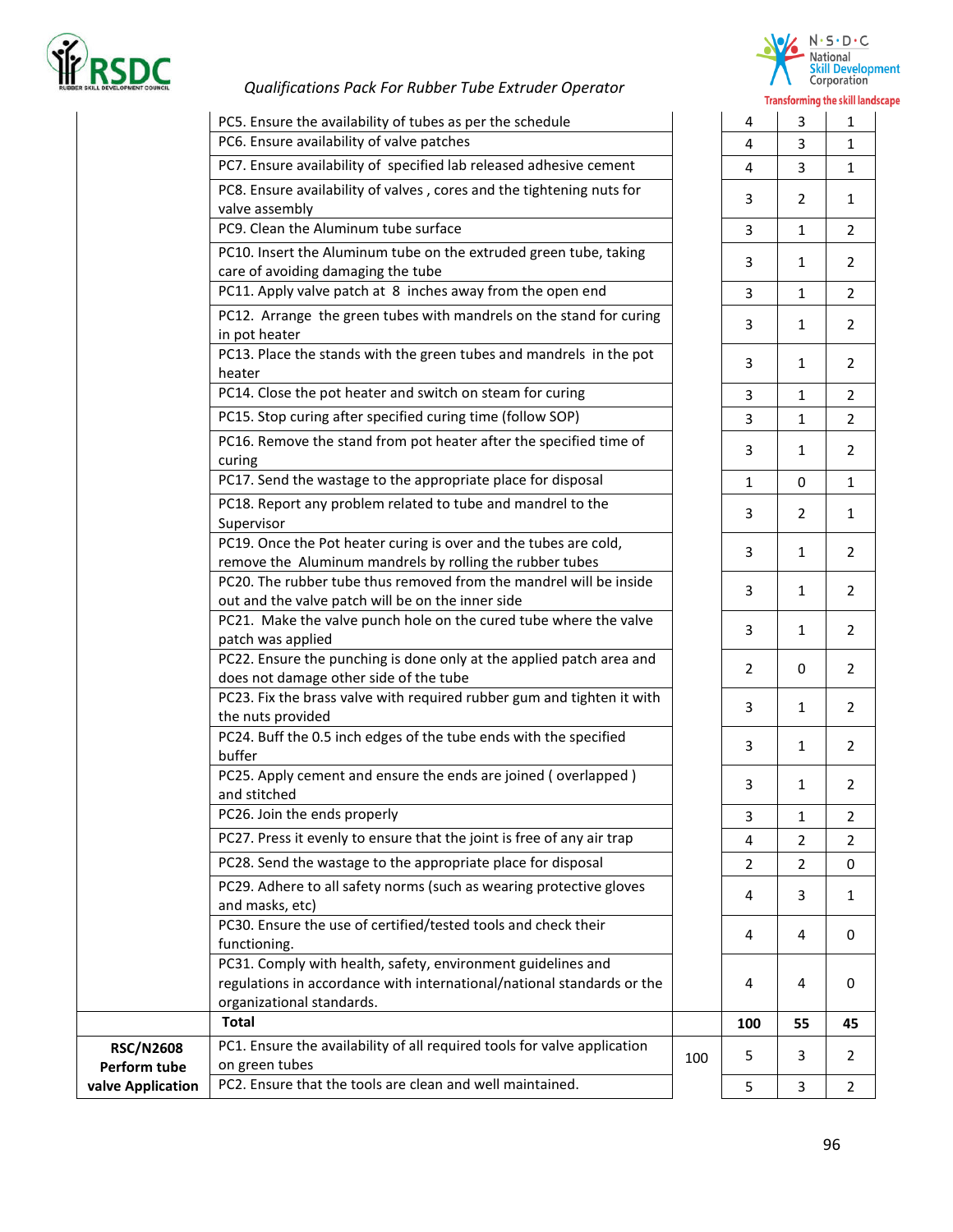| | | | | | |
|---|---|---|---|---|---|
| | PC5. Ensure the availability of tubes as per the schedule | | 4 | 3 | 1 |
| | PC6. Ensure availability of valve patches | | 4 | 3 | 1 |
| | PC7. Ensure availability of specified lab released adhesive cement | | 4 | 3 | 1 |
| | PC8. Ensure availability of valves , cores and the tightening nuts for valve assembly | | 3 | 2 | 1 |
| | PC9. Clean the Aluminum tube surface | | 3 | 1 | 2 |
| | PC10. Insert the Aluminum tube on the extruded green tube, taking care of avoiding damaging the tube | | 3 | 1 | 2 |
| | PC11. Apply valve patch at 8 inches away from the open end | | 3 | 1 | 2 |
| | PC12. Arrange the green tubes with mandrels on the stand for curing in pot heater | | 3 | 1 | 2 |
| | PC13. Place the stands with the green tubes and mandrels in the pot heater | | 3 | 1 | 2 |
| | PC14. Close the pot heater and switch on steam for curing | | 3 | 1 | 2 |
| | PC15. Stop curing after specified curing time (follow SOP) | | 3 | 1 | 2 |
| | PC16. Remove the stand from pot heater after the specified time of curing | | 3 | 1 | 2 |
| | PC17. Send the wastage to the appropriate place for disposal | | 1 | 0 | 1 |
| | PC18. Report any problem related to tube and mandrel to the Supervisor | | 3 | 2 | 1 |
| | PC19. Once the Pot heater curing is over and the tubes are cold, remove the Aluminum mandrels by rolling the rubber tubes | | 3 | 1 | 2 |
| | PC20. The rubber tube thus removed from the mandrel will be inside out and the valve patch will be on the inner side | | 3 | 1 | 2 |
| | PC21. Make the valve punch hole on the cured tube where the valve patch was applied | | 3 | 1 | 2 |
| | PC22. Ensure the punching is done only at the applied patch area and does not damage other side of the tube | | 2 | 0 | 2 |
| | PC23. Fix the brass valve with required rubber gum and tighten it with the nuts provided | | 3 | 1 | 2 |
| | PC24. Buff the 0.5 inch edges of the tube ends with the specified buffer | | 3 | 1 | 2 |
| | PC25. Apply cement and ensure the ends are joined ( overlapped ) and stitched | | 3 | 1 | 2 |
| | PC26. Join the ends properly | | 3 | 1 | 2 |
| | PC27. Press it evenly to ensure that the joint is free of any air trap | | 4 | 2 | 2 |
| | PC28. Send the wastage to the appropriate place for disposal | | 2 | 2 | 0 |
| | PC29. Adhere to all safety norms (such as wearing protective gloves and masks, etc) | | 4 | 3 | 1 |
| | PC30. Ensure the use of certified/tested tools and check their functioning. | | 4 | 4 | 0 |
| | PC31. Comply with health, safety, environment guidelines and regulations in accordance with international/national standards or the organizational standards. | | 4 | 4 | 0 |
| | **Total** | | **100** | **55** | **45** |
| **RSC/N2608 Perform tube valve Application** | PC1. Ensure the availability of all required tools for valve application on green tubes | 100 | 5 | 3 | 2 |
| | PC2. Ensure that the tools are clean and well maintained. | | 5 | 3 | 2 |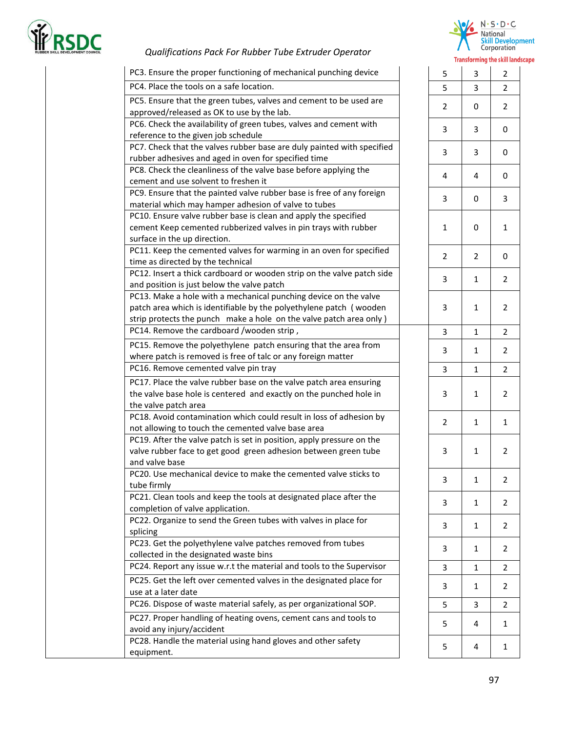| | | | | |
|---|---|---|---|---|
| | PC3. Ensure the proper functioning of mechanical punching device | 5 | 3 | 2 |
| | PC4. Place the tools on a safe location. | 5 | 3 | 2 |
| | PC5. Ensure that the green tubes, valves and cement to be used are approved/released as OK to use by the lab. | 2 | 0 | 2 |
| | PC6. Check the availability of green tubes, valves and cement with reference to the given job schedule | 3 | 3 | 0 |
| | PC7. Check that the valves rubber base are duly painted with specified rubber adhesives and aged in oven for specified time | 3 | 3 | 0 |
| | PC8. Check the cleanliness of the valve base before applying the cement and use solvent to freshen it | 4 | 4 | 0 |
| | PC9. Ensure that the painted valve rubber base is free of any foreign material which may hamper adhesion of valve to tubes | 3 | 0 | 3 |
| | PC10. Ensure valve rubber base is clean and apply the specified cement Keep cemented rubberized valves in pin trays with rubber surface in the up direction. | 1 | 0 | 1 |
| | PC11. Keep the cemented valves for warming in an oven for specified time as directed by the technical | 2 | 2 | 0 |
| | PC12. Insert a thick cardboard or wooden strip on the valve patch side and position is just below the valve patch | 3 | 1 | 2 |
| | PC13. Make a hole with a mechanical punching device on the valve patch area which is identifiable by the polyethylene patch ( wooden strip protects the punch make a hole on the valve patch area only ) | 3 | 1 | 2 |
| | PC14. Remove the cardboard /wooden strip , | 3 | 1 | 2 |
| | PC15. Remove the polyethylene patch ensuring that the area from where patch is removed is free of talc or any foreign matter | 3 | 1 | 2 |
| | PC16. Remove cemented valve pin tray | 3 | 1 | 2 |
| | PC17. Place the valve rubber base on the valve patch area ensuring the valve base hole is centered and exactly on the punched hole in the valve patch area | 3 | 1 | 2 |
| | PC18. Avoid contamination which could result in loss of adhesion by not allowing to touch the cemented valve base area | 2 | 1 | 1 |
| | PC19. After the valve patch is set in position, apply pressure on the valve rubber face to get good green adhesion between green tube and valve base | 3 | 1 | 2 |
| | PC20. Use mechanical device to make the cemented valve sticks to tube firmly | 3 | 1 | 2 |
| | PC21. Clean tools and keep the tools at designated place after the completion of valve application. | 3 | 1 | 2 |
| | PC22. Organize to send the Green tubes with valves in place for splicing | 3 | 1 | 2 |
| | PC23. Get the polyethylene valve patches removed from tubes collected in the designated waste bins | 3 | 1 | 2 |
| | PC24. Report any issue w.r.t the material and tools to the Supervisor | 3 | 1 | 2 |
| | PC25. Get the left over cemented valves in the designated place for use at a later date | 3 | 1 | 2 |
| | PC26. Dispose of waste material safely, as per organizational SOP. | 5 | 3 | 2 |
| | PC27. Proper handling of heating ovens, cement cans and tools to avoid any injury/accident | 5 | 4 | 1 |
| | PC28. Handle the material using hand gloves and other safety equipment. | 5 | 4 | 1 |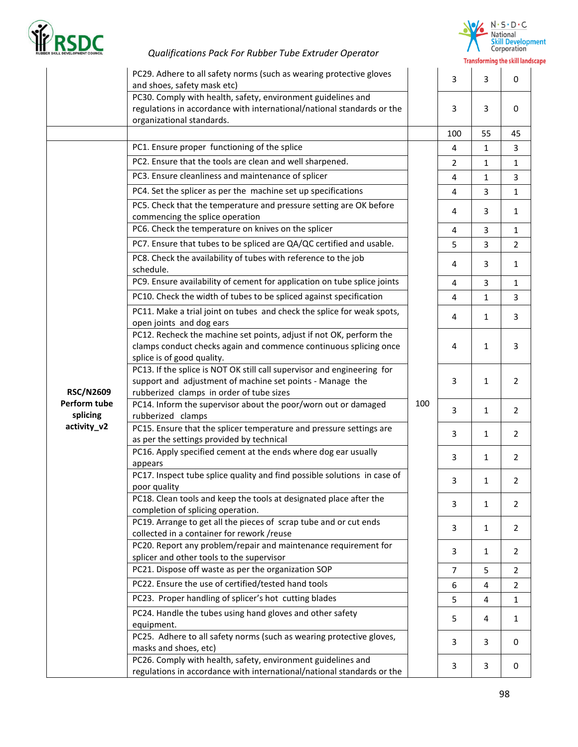| | | | | | |
|---|---|---|---|---|---|
| | PC29. Adhere to all safety norms (such as wearing protective gloves and shoes, safety mask etc) | | 3 | 3 | 0 |
| | PC30. Comply with health, safety, environment guidelines and regulations in accordance with international/national standards or the organizational standards. | | 3 | 3 | 0 |
| | | | 100 | 55 | 45 |
| **RSC/N2609 Perform tube splicing activity_v2** | PC1. Ensure proper functioning of the splice | 100 | 4 | 1 | 3 |
| | PC2. Ensure that the tools are clean and well sharpened. | | 2 | 1 | 1 |
| | PC3. Ensure cleanliness and maintenance of splicer | | 4 | 1 | 3 |
| | PC4. Set the splicer as per the machine set up specifications | | 4 | 3 | 1 |
| | PC5. Check that the temperature and pressure setting are OK before commencing the splice operation | | 4 | 3 | 1 |
| | PC6. Check the temperature on knives on the splicer | | 4 | 3 | 1 |
| | PC7. Ensure that tubes to be spliced are QA/QC certified and usable. | | 5 | 3 | 2 |
| | PC8. Check the availability of tubes with reference to the job schedule. | | 4 | 3 | 1 |
| | PC9. Ensure availability of cement for application on tube splice joints | | 4 | 3 | 1 |
| | PC10. Check the width of tubes to be spliced against specification | | 4 | 1 | 3 |
| | PC11. Make a trial joint on tubes and check the splice for weak spots, open joints and dog ears | | 4 | 1 | 3 |
| | PC12. Recheck the machine set points, adjust if not OK, perform the clamps conduct checks again and commence continuous splicing once splice is of good quality. | | 4 | 1 | 3 |
| | PC13. If the splice is NOT OK still call supervisor and engineering for support and adjustment of machine set points - Manage the rubberized clamps in order of tube sizes | | 3 | 1 | 2 |
| | PC14. Inform the supervisor about the poor/worn out or damaged rubberized clamps | | 3 | 1 | 2 |
| | PC15. Ensure that the splicer temperature and pressure settings are as per the settings provided by technical | | 3 | 1 | 2 |
| | PC16. Apply specified cement at the ends where dog ear usually appears | | 3 | 1 | 2 |
| | PC17. Inspect tube splice quality and find possible solutions in case of poor quality | | 3 | 1 | 2 |
| | PC18. Clean tools and keep the tools at designated place after the completion of splicing operation. | | 3 | 1 | 2 |
| | PC19. Arrange to get all the pieces of scrap tube and or cut ends collected in a container for rework /reuse | | 3 | 1 | 2 |
| | PC20. Report any problem/repair and maintenance requirement for splicer and other tools to the supervisor | | 3 | 1 | 2 |
| | PC21. Dispose off waste as per the organization SOP | | 7 | 5 | 2 |
| | PC22. Ensure the use of certified/tested hand tools | | 6 | 4 | 2 |
| | PC23. Proper handling of splicer's hot cutting blades | | 5 | 4 | 1 |
| | PC24. Handle the tubes using hand gloves and other safety equipment. | | 5 | 4 | 1 |
| | PC25. Adhere to all safety norms (such as wearing protective gloves, masks and shoes, etc) | | 3 | 3 | 0 |
| | PC26. Comply with health, safety, environment guidelines and regulations in accordance with international/national standards or the | | 3 | 3 | 0 |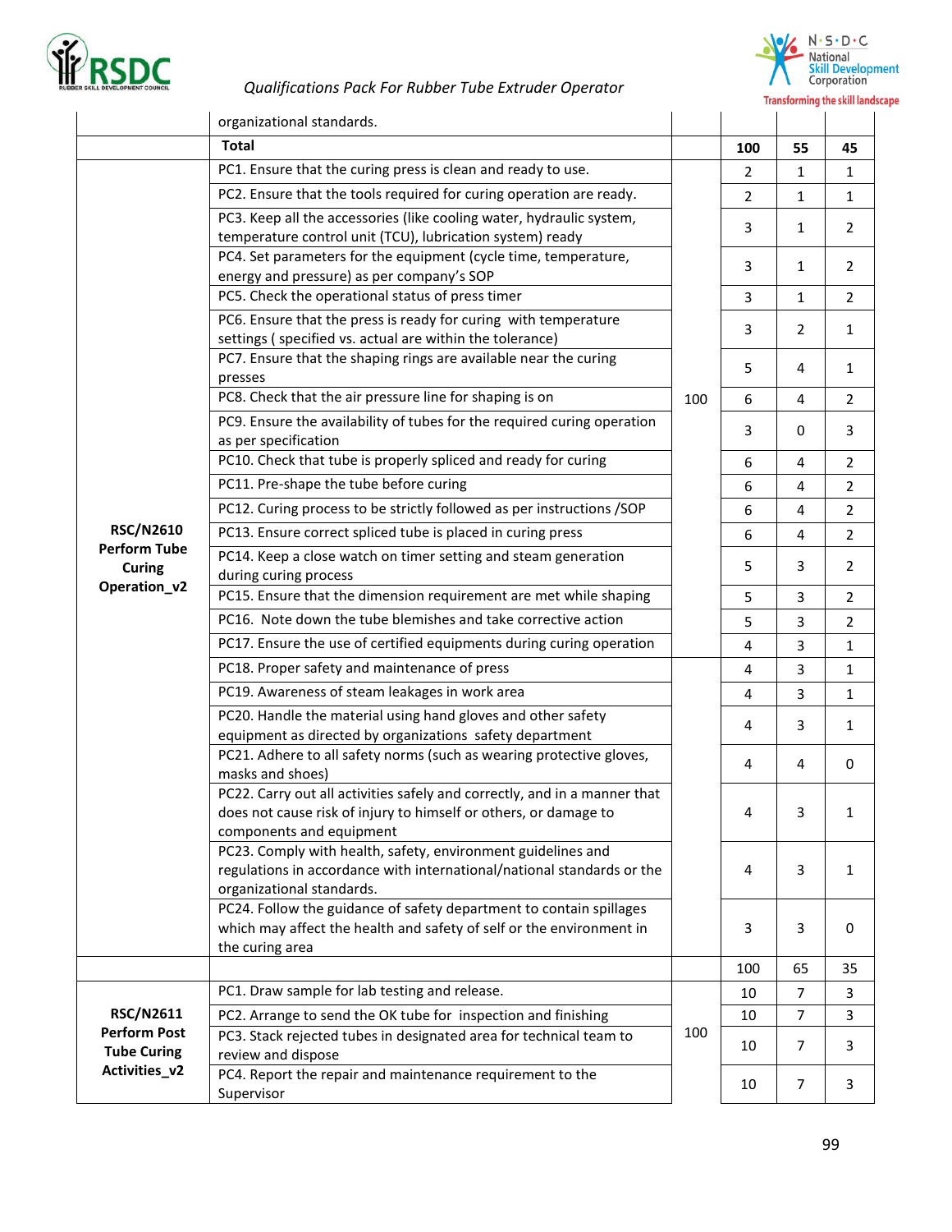| | | | | | |
|---|---|---|---|---|---|
| | organizational standards. | | | | |
| | **Total** | | **100** | **55** | **45** |
| **RSC/N2610 Perform Tube Curing Operation_v2** | PC1. Ensure that the curing press is clean and ready to use. | 100 | 2 | 1 | 1 |
| | PC2. Ensure that the tools required for curing operation are ready. | | 2 | 1 | 1 |
| | PC3. Keep all the accessories (like cooling water, hydraulic system, temperature control unit (TCU), lubrication system) ready | | 3 | 1 | 2 |
| | PC4. Set parameters for the equipment (cycle time, temperature, energy and pressure) as per company's SOP | | 3 | 1 | 2 |
| | PC5. Check the operational status of press timer | | 3 | 1 | 2 |
| | PC6. Ensure that the press is ready for curing with temperature settings ( specified vs. actual are within the tolerance) | | 3 | 2 | 1 |
| | PC7. Ensure that the shaping rings are available near the curing presses | | 5 | 4 | 1 |
| | PC8. Check that the air pressure line for shaping is on | | 6 | 4 | 2 |
| | PC9. Ensure the availability of tubes for the required curing operation as per specification | | 3 | 0 | 3 |
| | PC10. Check that tube is properly spliced and ready for curing | | 6 | 4 | 2 |
| | PC11. Pre-shape the tube before curing | | 6 | 4 | 2 |
| | PC12. Curing process to be strictly followed as per instructions /SOP | | 6 | 4 | 2 |
| | PC13. Ensure correct spliced tube is placed in curing press | | 6 | 4 | 2 |
| | PC14. Keep a close watch on timer setting and steam generation during curing process | | 5 | 3 | 2 |
| | PC15. Ensure that the dimension requirement are met while shaping | | 5 | 3 | 2 |
| | PC16. Note down the tube blemishes and take corrective action | | 5 | 3 | 2 |
| | PC17. Ensure the use of certified equipments during curing operation | | 4 | 3 | 1 |
| | PC18. Proper safety and maintenance of press | | 4 | 3 | 1 |
| | PC19. Awareness of steam leakages in work area | | 4 | 3 | 1 |
| | PC20. Handle the material using hand gloves and other safety equipment as directed by organizations safety department | | 4 | 3 | 1 |
| | PC21. Adhere to all safety norms (such as wearing protective gloves, masks and shoes) | | 4 | 4 | 0 |
| | PC22. Carry out all activities safely and correctly, and in a manner that does not cause risk of injury to himself or others, or damage to components and equipment | | 4 | 3 | 1 |
| | PC23. Comply with health, safety, environment guidelines and regulations in accordance with international/national standards or the organizational standards. | | 4 | 3 | 1 |
| | PC24. Follow the guidance of safety department to contain spillages which may affect the health and safety of self or the environment in the curing area | | 3 | 3 | 0 |
| | | | 100 | 65 | 35 |
| **RSC/N2611 Perform Post Tube Curing Activities_v2** | PC1. Draw sample for lab testing and release. | 100 | 10 | 7 | 3 |
| | PC2. Arrange to send the OK tube for inspection and finishing | | 10 | 7 | 3 |
| | PC3. Stack rejected tubes in designated area for technical team to review and dispose | | 10 | 7 | 3 |
| | PC4. Report the repair and maintenance requirement to the Supervisor | | 10 | 7 | 3 |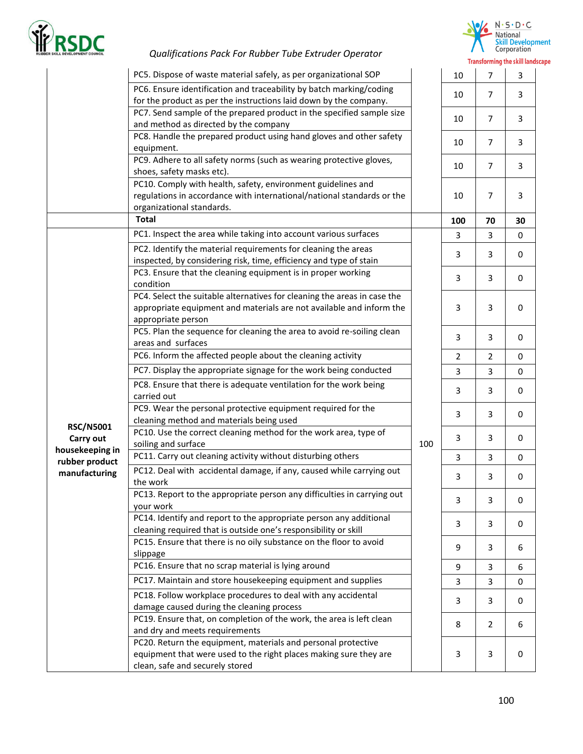| | | | | | |
|---|---|---|---|---|---|
| | PC5. Dispose of waste material safely, as per organizational SOP | | 10 | 7 | 3 |
| | PC6. Ensure identification and traceability by batch marking/coding for the product as per the instructions laid down by the company. | | 10 | 7 | 3 |
| | PC7. Send sample of the prepared product in the specified sample size and method as directed by the company | | 10 | 7 | 3 |
| | PC8. Handle the prepared product using hand gloves and other safety equipment. | | 10 | 7 | 3 |
| | PC9. Adhere to all safety norms (such as wearing protective gloves, shoes, safety masks etc). | | 10 | 7 | 3 |
| | PC10. Comply with health, safety, environment guidelines and regulations in accordance with international/national standards or the organizational standards. | | 10 | 7 | 3 |
| | **Total** | | **100** | **70** | **30** |
| **RSC/N5001 Carry out housekeeping in rubber product manufacturing** | PC1. Inspect the area while taking into account various surfaces | 100 | 3 | 3 | 0 |
| | PC2. Identify the material requirements for cleaning the areas inspected, by considering risk, time, efficiency and type of stain | | 3 | 3 | 0 |
| | PC3. Ensure that the cleaning equipment is in proper working condition | | 3 | 3 | 0 |
| | PC4. Select the suitable alternatives for cleaning the areas in case the appropriate equipment and materials are not available and inform the appropriate person | | 3 | 3 | 0 |
| | PC5. Plan the sequence for cleaning the area to avoid re-soiling clean areas and surfaces | | 3 | 3 | 0 |
| | PC6. Inform the affected people about the cleaning activity | | 2 | 2 | 0 |
| | PC7. Display the appropriate signage for the work being conducted | | 3 | 3 | 0 |
| | PC8. Ensure that there is adequate ventilation for the work being carried out | | 3 | 3 | 0 |
| | PC9. Wear the personal protective equipment required for the cleaning method and materials being used | | 3 | 3 | 0 |
| | PC10. Use the correct cleaning method for the work area, type of soiling and surface | | 3 | 3 | 0 |
| | PC11. Carry out cleaning activity without disturbing others | | 3 | 3 | 0 |
| | PC12. Deal with accidental damage, if any, caused while carrying out the work | | 3 | 3 | 0 |
| | PC13. Report to the appropriate person any difficulties in carrying out your work | | 3 | 3 | 0 |
| | PC14. Identify and report to the appropriate person any additional cleaning required that is outside one's responsibility or skill | | 3 | 3 | 0 |
| | PC15. Ensure that there is no oily substance on the floor to avoid slippage | | 9 | 3 | 6 |
| | PC16. Ensure that no scrap material is lying around | | 9 | 3 | 6 |
| | PC17. Maintain and store housekeeping equipment and supplies | | 3 | 3 | 0 |
| | PC18. Follow workplace procedures to deal with any accidental damage caused during the cleaning process | | 3 | 3 | 0 |
| | PC19. Ensure that, on completion of the work, the area is left clean and dry and meets requirements | | 8 | 2 | 6 |
| | PC20. Return the equipment, materials and personal protective equipment that were used to the right places making sure they are clean, safe and securely stored | | 3 | 3 | 0 |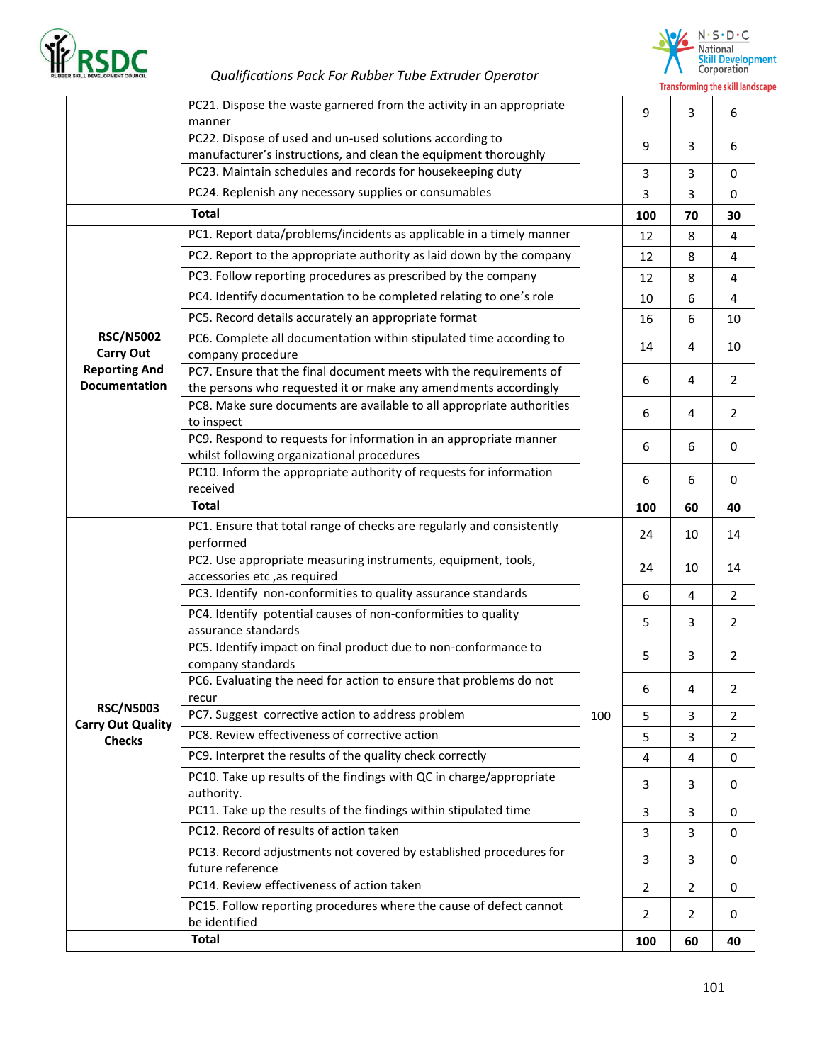| | | | | | |
|---|---|---|---|---|---|
| | PC21. Dispose the waste garnered from the activity in an appropriate manner | | 9 | 3 | 6 |
| | PC22. Dispose of used and un-used solutions according to manufacturer's instructions, and clean the equipment thoroughly | | 9 | 3 | 6 |
| | PC23. Maintain schedules and records for housekeeping duty | | 3 | 3 | 0 |
| | PC24. Replenish any necessary supplies or consumables | | 3 | 3 | 0 |
| | **Total** | | **100** | **70** | **30** |
| **RSC/N5002 Carry Out Reporting And Documentation** | PC1. Report data/problems/incidents as applicable in a timely manner | | 12 | 8 | 4 |
| | PC2. Report to the appropriate authority as laid down by the company | | 12 | 8 | 4 |
| | PC3. Follow reporting procedures as prescribed by the company | | 12 | 8 | 4 |
| | PC4. Identify documentation to be completed relating to one's role | | 10 | 6 | 4 |
| | PC5. Record details accurately an appropriate format | | 16 | 6 | 10 |
| | PC6. Complete all documentation within stipulated time according to company procedure | | 14 | 4 | 10 |
| | PC7. Ensure that the final document meets with the requirements of the persons who requested it or make any amendments accordingly | | 6 | 4 | 2 |
| | PC8. Make sure documents are available to all appropriate authorities to inspect | | 6 | 4 | 2 |
| | PC9. Respond to requests for information in an appropriate manner whilst following organizational procedures | | 6 | 6 | 0 |
| | PC10. Inform the appropriate authority of requests for information received | | 6 | 6 | 0 |
| | **Total** | | **100** | **60** | **40** |
| **RSC/N5003 Carry Out Quality Checks** | PC1. Ensure that total range of checks are regularly and consistently performed | 100 | 24 | 10 | 14 |
| | PC2. Use appropriate measuring instruments, equipment, tools, accessories etc ,as required | | 24 | 10 | 14 |
| | PC3. Identify non-conformities to quality assurance standards | | 6 | 4 | 2 |
| | PC4. Identify potential causes of non-conformities to quality assurance standards | | 5 | 3 | 2 |
| | PC5. Identify impact on final product due to non-conformance to company standards | | 5 | 3 | 2 |
| | PC6. Evaluating the need for action to ensure that problems do not recur | | 6 | 4 | 2 |
| | PC7. Suggest corrective action to address problem | | 5 | 3 | 2 |
| | PC8. Review effectiveness of corrective action | | 5 | 3 | 2 |
| | PC9. Interpret the results of the quality check correctly | | 4 | 4 | 0 |
| | PC10. Take up results of the findings with QC in charge/appropriate authority. | | 3 | 3 | 0 |
| | PC11. Take up the results of the findings within stipulated time | | 3 | 3 | 0 |
| | PC12. Record of results of action taken | | 3 | 3 | 0 |
| | PC13. Record adjustments not covered by established procedures for future reference | | 3 | 3 | 0 |
| | PC14. Review effectiveness of action taken | | 2 | 2 | 0 |
| | PC15. Follow reporting procedures where the cause of defect cannot be identified | | 2 | 2 | 0 |
| | **Total** | | **100** | **60** | **40** |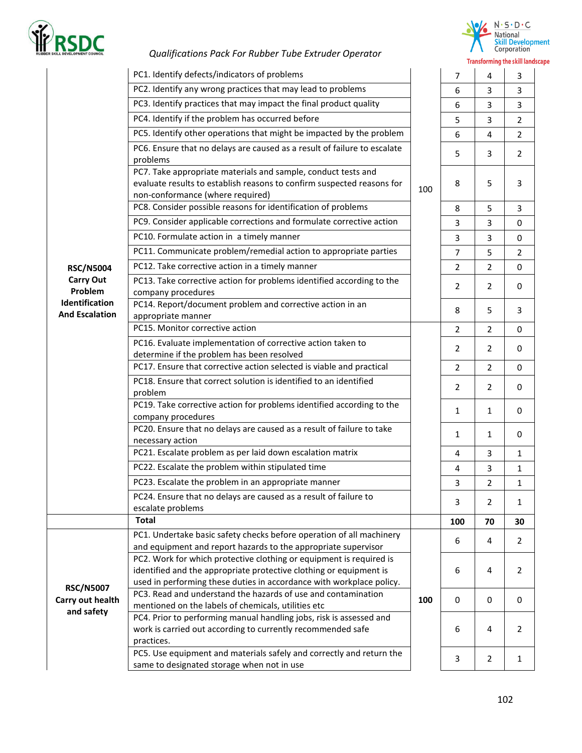| | | | | | |
|---|---|---|---|---|---|
| RSC/N5004 Carry Out Problem Identification And Escalation | PC1. Identify defects/indicators of problems | 100 | 7 | 4 | 3 |
| | PC2. Identify any wrong practices that may lead to problems | | 6 | 3 | 3 |
| | PC3. Identify practices that may impact the final product quality | | 6 | 3 | 3 |
| | PC4. Identify if the problem has occurred before | | 5 | 3 | 2 |
| | PC5. Identify other operations that might be impacted by the problem | | 6 | 4 | 2 |
| | PC6. Ensure that no delays are caused as a result of failure to escalate problems | | 5 | 3 | 2 |
| | PC7. Take appropriate materials and sample, conduct tests and evaluate results to establish reasons to confirm suspected reasons for non-conformance (where required) | | 8 | 5 | 3 |
| | PC8. Consider possible reasons for identification of problems | | 8 | 5 | 3 |
| | PC9. Consider applicable corrections and formulate corrective action | | 3 | 3 | 0 |
| | PC10. Formulate action in a timely manner | | 3 | 3 | 0 |
| | PC11. Communicate problem/remedial action to appropriate parties | | 7 | 5 | 2 |
| | PC12. Take corrective action in a timely manner | | 2 | 2 | 0 |
| | PC13. Take corrective action for problems identified according to the company procedures | | 2 | 2 | 0 |
| | PC14. Report/document problem and corrective action in an appropriate manner | | 8 | 5 | 3 |
| | PC15. Monitor corrective action | | 2 | 2 | 0 |
| | PC16. Evaluate implementation of corrective action taken to determine if the problem has been resolved | | 2 | 2 | 0 |
| | PC17. Ensure that corrective action selected is viable and practical | | 2 | 2 | 0 |
| | PC18. Ensure that correct solution is identified to an identified problem | | 2 | 2 | 0 |
| | PC19. Take corrective action for problems identified according to the company procedures | | 1 | 1 | 0 |
| | PC20. Ensure that no delays are caused as a result of failure to take necessary action | | 1 | 1 | 0 |
| | PC21. Escalate problem as per laid down escalation matrix | | 4 | 3 | 1 |
| | PC22. Escalate the problem within stipulated time | | 4 | 3 | 1 |
| | PC23. Escalate the problem in an appropriate manner | | 3 | 2 | 1 |
| | PC24. Ensure that no delays are caused as a result of failure to escalate problems | | 3 | 2 | 1 |
| | **Total** | | **100** | **70** | **30** |
| RSC/N5007 Carry out health and safety | PC1. Undertake basic safety checks before operation of all machinery and equipment and report hazards to the appropriate supervisor | **100** | 6 | 4 | 2 |
| | PC2. Work for which protective clothing or equipment is required is identified and the appropriate protective clothing or equipment is used in performing these duties in accordance with workplace policy. | | 6 | 4 | 2 |
| | PC3. Read and understand the hazards of use and contamination mentioned on the labels of chemicals, utilities etc | | 0 | 0 | 0 |
| | PC4. Prior to performing manual handling jobs, risk is assessed and work is carried out according to currently recommended safe practices. | | 6 | 4 | 2 |
| | PC5. Use equipment and materials safely and correctly and return the same to designated storage when not in use | | 3 | 2 | 1 |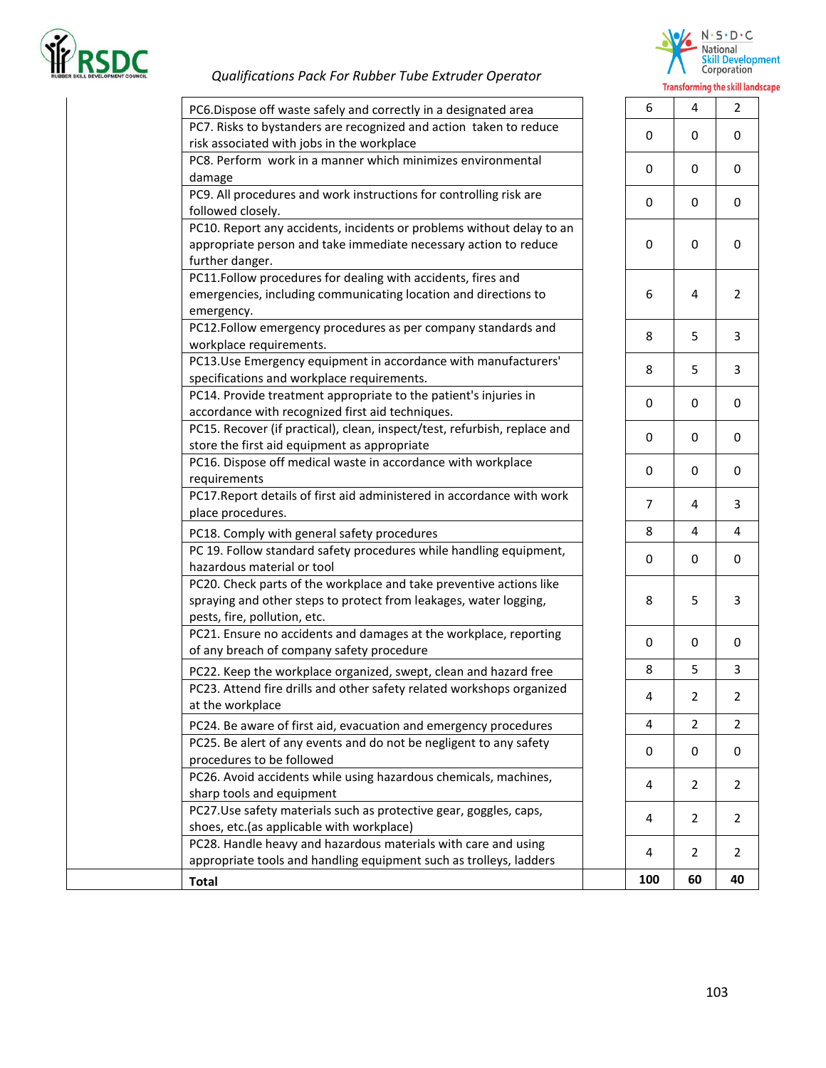| | | | | | |
|---|---|---|---|---|---|
| | PC6.Dispose off waste safely and correctly in a designated area | | 6 | 4 | 2 |
| | PC7. Risks to bystanders are recognized and action taken to reduce risk associated with jobs in the workplace | | 0 | 0 | 0 |
| | PC8. Perform work in a manner which minimizes environmental damage | | 0 | 0 | 0 |
| | PC9. All procedures and work instructions for controlling risk are followed closely. | | 0 | 0 | 0 |
| | PC10. Report any accidents, incidents or problems without delay to an appropriate person and take immediate necessary action to reduce further danger. | | 0 | 0 | 0 |
| | PC11.Follow procedures for dealing with accidents, fires and emergencies, including communicating location and directions to emergency. | | 6 | 4 | 2 |
| | PC12.Follow emergency procedures as per company standards and workplace requirements. | | 8 | 5 | 3 |
| | PC13.Use Emergency equipment in accordance with manufacturers' specifications and workplace requirements. | | 8 | 5 | 3 |
| | PC14. Provide treatment appropriate to the patient's injuries in accordance with recognized first aid techniques. | | 0 | 0 | 0 |
| | PC15. Recover (if practical), clean, inspect/test, refurbish, replace and store the first aid equipment as appropriate | | 0 | 0 | 0 |
| | PC16. Dispose off medical waste in accordance with workplace requirements | | 0 | 0 | 0 |
| | PC17.Report details of first aid administered in accordance with work place procedures. | | 7 | 4 | 3 |
| | PC18. Comply with general safety procedures | | 8 | 4 | 4 |
| | PC 19. Follow standard safety procedures while handling equipment, hazardous material or tool | | 0 | 0 | 0 |
| | PC20. Check parts of the workplace and take preventive actions like spraying and other steps to protect from leakages, water logging, pests, fire, pollution, etc. | | 8 | 5 | 3 |
| | PC21. Ensure no accidents and damages at the workplace, reporting of any breach of company safety procedure | | 0 | 0 | 0 |
| | PC22. Keep the workplace organized, swept, clean and hazard free | | 8 | 5 | 3 |
| | PC23. Attend fire drills and other safety related workshops organized at the workplace | | 4 | 2 | 2 |
| | PC24. Be aware of first aid, evacuation and emergency procedures | | 4 | 2 | 2 |
| | PC25. Be alert of any events and do not be negligent to any safety procedures to be followed | | 0 | 0 | 0 |
| | PC26. Avoid accidents while using hazardous chemicals, machines, sharp tools and equipment | | 4 | 2 | 2 |
| | PC27.Use safety materials such as protective gear, goggles, caps, shoes, etc.(as applicable with workplace) | | 4 | 2 | 2 |
| | PC28. Handle heavy and hazardous materials with care and using appropriate tools and handling equipment such as trolleys, ladders | | 4 | 2 | 2 |
| | **Total** | | **100** | **60** | **40** |